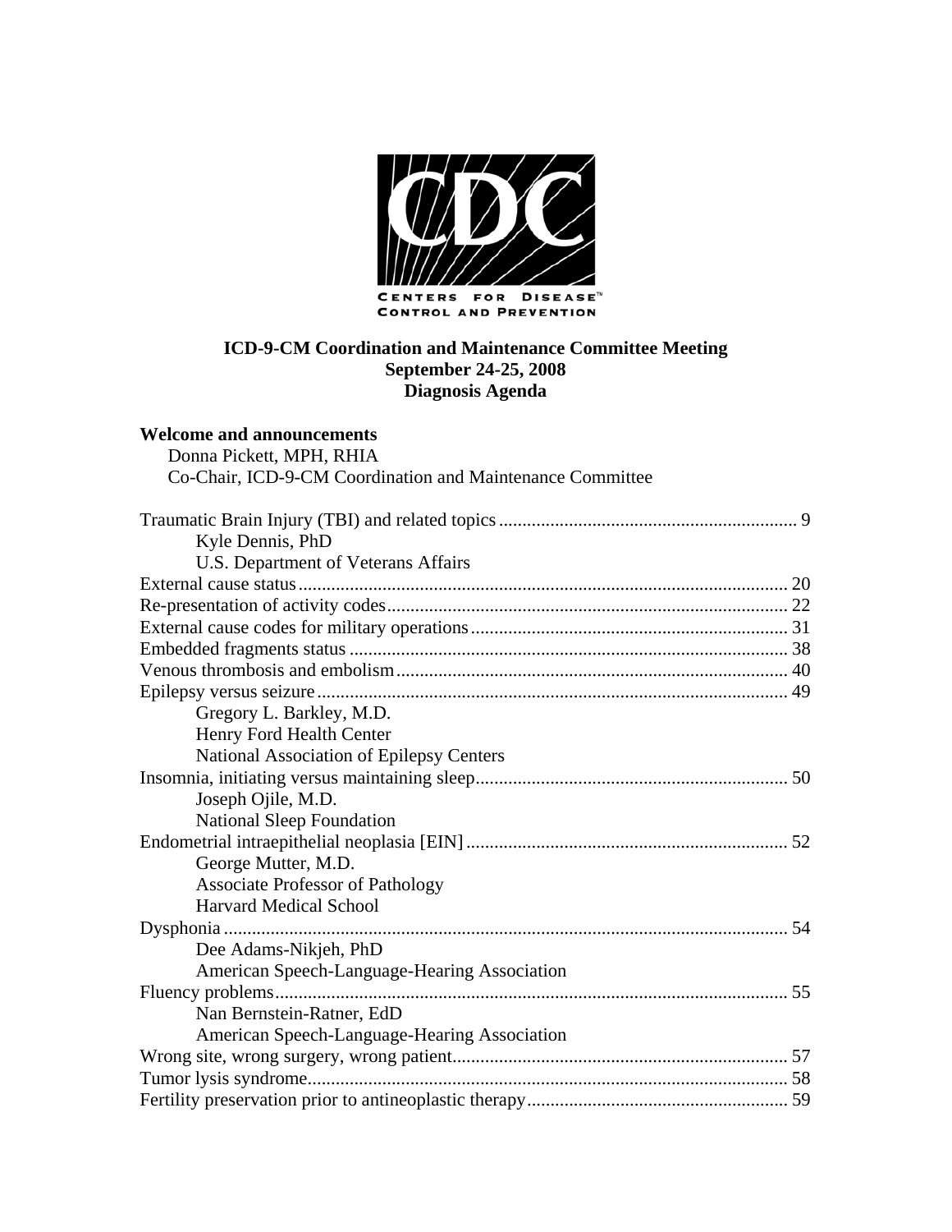CENTERS FOR DISEASE CONTROL AND PREVENTION

# ICD-9-CM Coordination and Maintenance Committee Meeting
## September 24-25, 2008
## Diagnosis Agenda

**Welcome and announcements**
Donna Pickett, MPH, RHIA
Co-Chair, ICD-9-CM Coordination and Maintenance Committee

Traumatic Brain Injury (TBI) and related topics ........ 9
Kyle Dennis, PhD
U.S. Department of Veterans Affairs

External cause status ........ 20

Re-presentation of activity codes ........ 22

External cause codes for military operations ........ 31

Embedded fragments status ........ 38

Venous thrombosis and embolism ........ 40

Epilepsy versus seizure ........ 49
Gregory L. Barkley, M.D.
Henry Ford Health Center
National Association of Epilepsy Centers

Insomnia, initiating versus maintaining sleep ........ 50
Joseph Ojile, M.D.
National Sleep Foundation

Endometrial intraepithelial neoplasia [EIN] ........ 52
George Mutter, M.D.
Associate Professor of Pathology
Harvard Medical School

Dysphonia ........ 54
Dee Adams-Nikjeh, PhD
American Speech-Language-Hearing Association

Fluency problems ........ 55
Nan Bernstein-Ratner, EdD
American Speech-Language-Hearing Association

Wrong site, wrong surgery, wrong patient ........ 57

Tumor lysis syndrome ........ 58

Fertility preservation prior to antineoplastic therapy ........ 59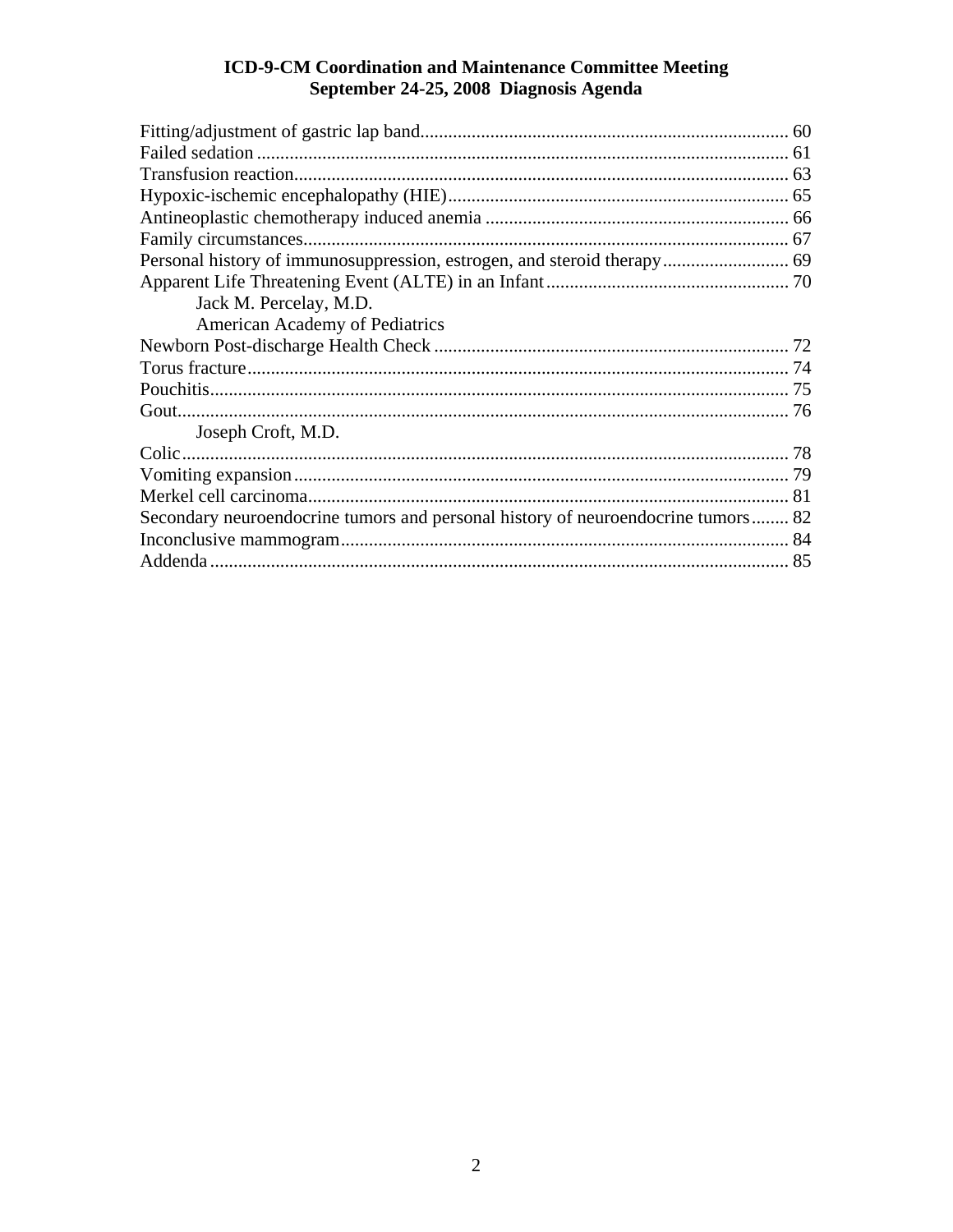# ICD-9-CM Coordination and Maintenance Committee Meeting
# September 24-25, 2008 Diagnosis Agenda

Fitting/adjustment of gastric lap band............................................................................ 60
Failed sedation ............................................................................................................... 61
Transfusion reaction....................................................................................................... 63
Hypoxic-ischemic encephalopathy (HIE)....................................................................... 65
Antineoplastic chemotherapy induced anemia ............................................................... 66
Family circumstances..................................................................................................... 67
Personal history of immunosuppression, estrogen, and steroid therapy.......................... 69
Apparent Life Threatening Event (ALTE) in an Infant................................................... 70

Jack M. Percelay, M.D.
American Academy of Pediatrics

Newborn Post-discharge Health Check .......................................................................... 72
Torus fracture.................................................................................................................. 74
Pouchitis.......................................................................................................................... 75
Gout................................................................................................................................. 76

Joseph Croft, M.D.

Colic................................................................................................................................ 78
Vomiting expansion........................................................................................................ 79
Merkel cell carcinoma..................................................................................................... 81
Secondary neuroendocrine tumors and personal history of neuroendocrine tumors........ 82
Inconclusive mammogram.............................................................................................. 84
Addenda.......................................................................................................................... 85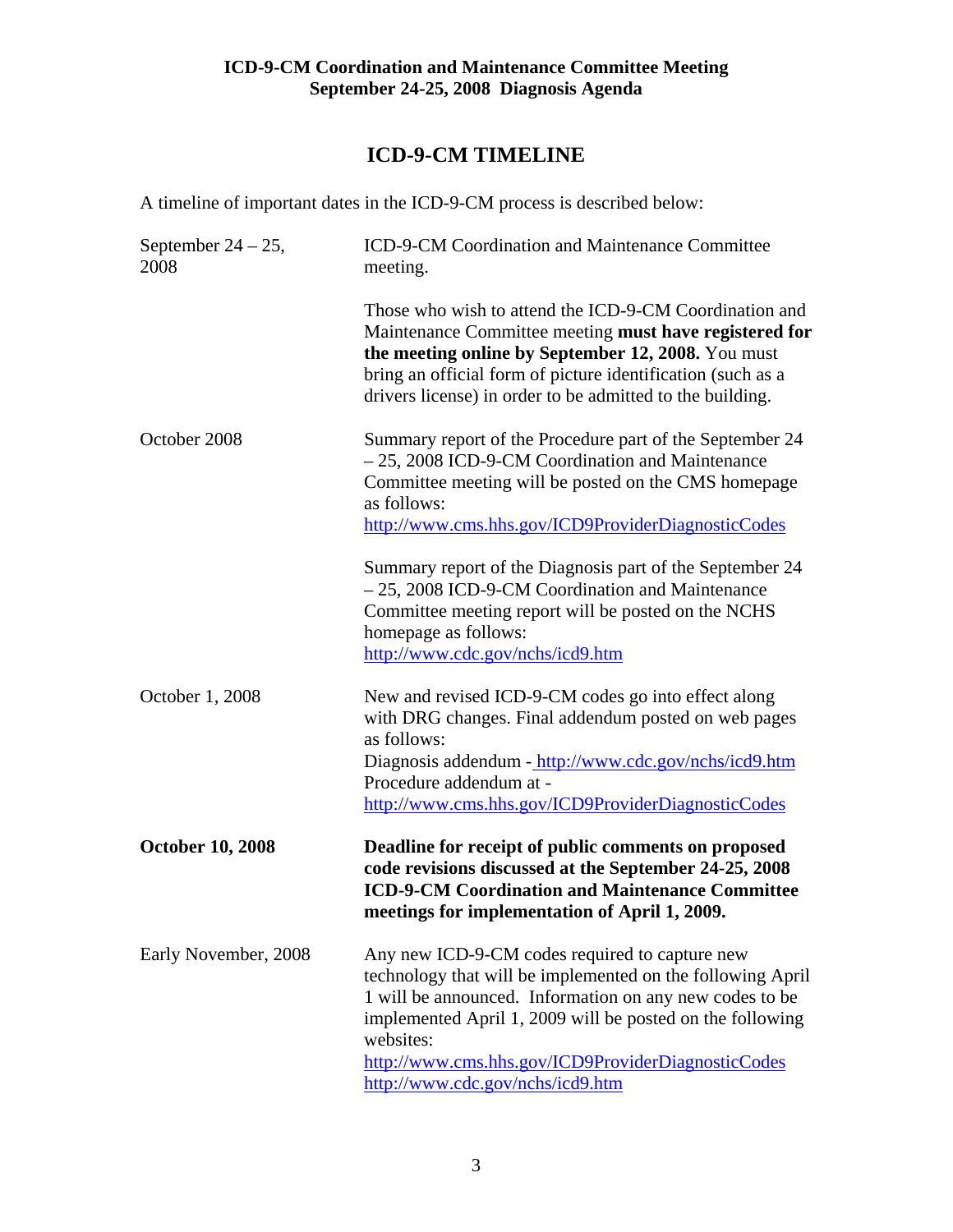# ICD-9-CM TIMELINE

A timeline of important dates in the ICD-9-CM process is described below:

| | |
|---|---|
| September 24 – 25, 2008 | ICD-9-CM Coordination and Maintenance Committee meeting.<br><br>Those who wish to attend the ICD-9-CM Coordination and Maintenance Committee meeting **must have registered for the meeting online by September 12, 2008.** You must bring an official form of picture identification (such as a drivers license) in order to be admitted to the building. |
| October 2008 | Summary report of the Procedure part of the September 24 – 25, 2008 ICD-9-CM Coordination and Maintenance Committee meeting will be posted on the CMS homepage as follows:<br>http://www.cms.hhs.gov/ICD9ProviderDiagnosticCodes<br><br>Summary report of the Diagnosis part of the September 24 – 25, 2008 ICD-9-CM Coordination and Maintenance Committee meeting report will be posted on the NCHS homepage as follows:<br>http://www.cdc.gov/nchs/icd9.htm |
| October 1, 2008 | New and revised ICD-9-CM codes go into effect along with DRG changes. Final addendum posted on web pages as follows:<br>Diagnosis addendum - http://www.cdc.gov/nchs/icd9.htm<br>Procedure addendum at -<br>http://www.cms.hhs.gov/ICD9ProviderDiagnosticCodes |
| **October 10, 2008** | **Deadline for receipt of public comments on proposed code revisions discussed at the September 24-25, 2008 ICD-9-CM Coordination and Maintenance Committee meetings for implementation of April 1, 2009.** |
| Early November, 2008 | Any new ICD-9-CM codes required to capture new technology that will be implemented on the following April 1 will be announced. Information on any new codes to be implemented April 1, 2009 will be posted on the following websites:<br>http://www.cms.hhs.gov/ICD9ProviderDiagnosticCodes<br>http://www.cdc.gov/nchs/icd9.htm |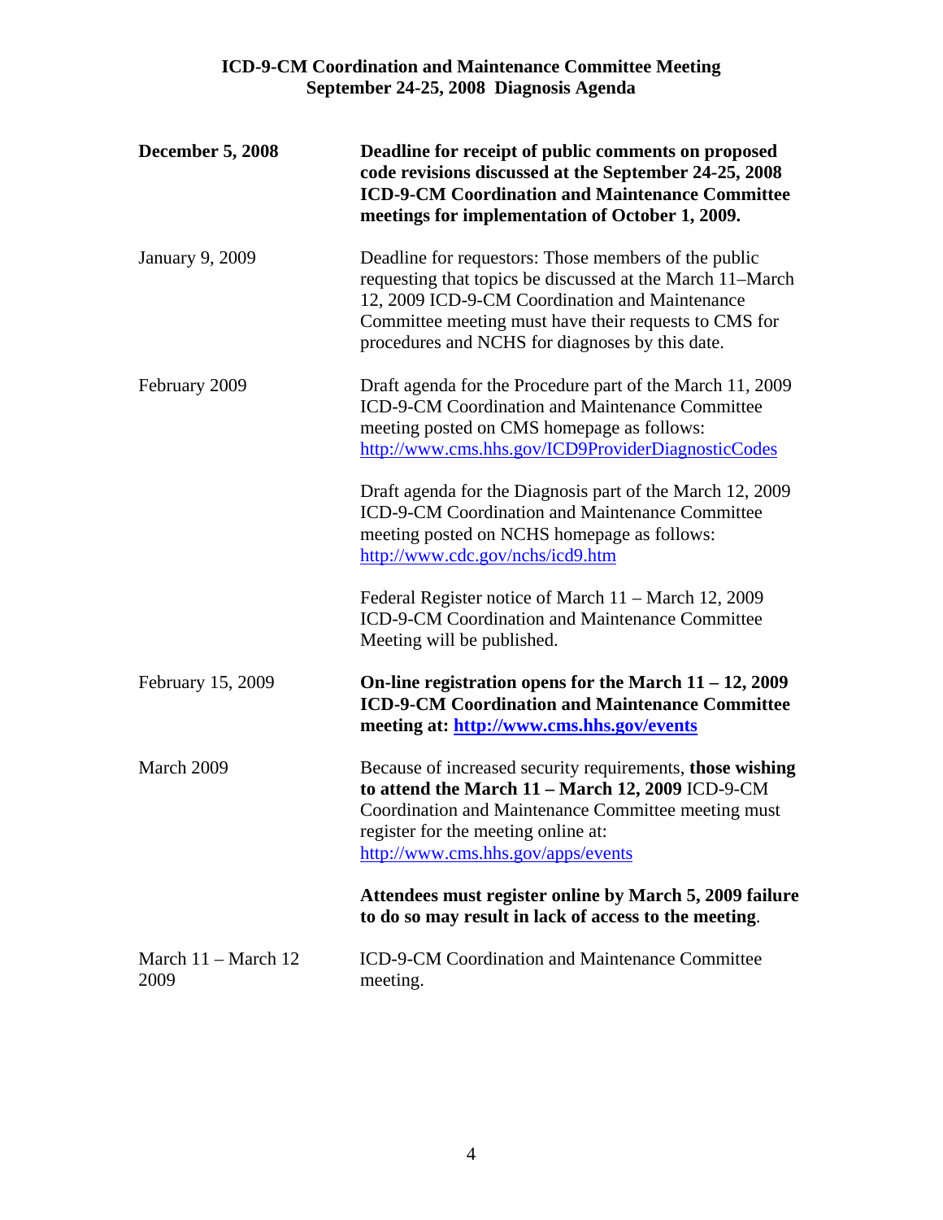| | |
|---|---|
| **December 5, 2008** | **Deadline for receipt of public comments on proposed code revisions discussed at the September 24-25, 2008 ICD-9-CM Coordination and Maintenance Committee meetings for implementation of October 1, 2009.** |
| January 9, 2009 | Deadline for requestors: Those members of the public requesting that topics be discussed at the March 11–March 12, 2009 ICD-9-CM Coordination and Maintenance Committee meeting must have their requests to CMS for procedures and NCHS for diagnoses by this date. |
| February 2009 | Draft agenda for the Procedure part of the March 11, 2009 ICD-9-CM Coordination and Maintenance Committee meeting posted on CMS homepage as follows: http://www.cms.hhs.gov/ICD9ProviderDiagnosticCodes<br><br>Draft agenda for the Diagnosis part of the March 12, 2009 ICD-9-CM Coordination and Maintenance Committee meeting posted on NCHS homepage as follows: http://www.cdc.gov/nchs/icd9.htm<br><br>Federal Register notice of March 11 – March 12, 2009 ICD-9-CM Coordination and Maintenance Committee Meeting will be published. |
| February 15, 2009 | **On-line registration opens for the March 11 – 12, 2009 ICD-9-CM Coordination and Maintenance Committee meeting at: http://www.cms.hhs.gov/events** |
| March 2009 | Because of increased security requirements, **those wishing to attend the March 11 – March 12, 2009** ICD-9-CM Coordination and Maintenance Committee meeting must register for the meeting online at: http://www.cms.hhs.gov/apps/events<br><br>**Attendees must register online by March 5, 2009 failure to do so may result in lack of access to the meeting**. |
| March 11 – March 12 2009 | ICD-9-CM Coordination and Maintenance Committee meeting. |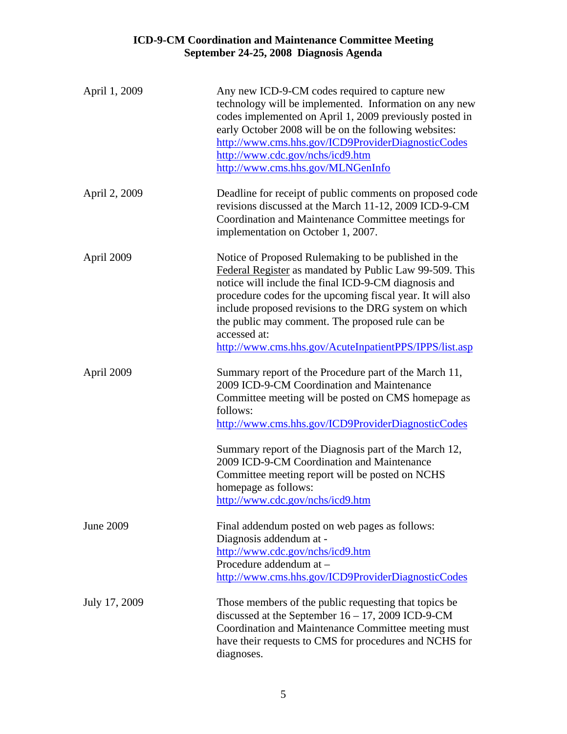| | |
|---|---|
| April 1, 2009 | Any new ICD-9-CM codes required to capture new technology will be implemented. Information on any new codes implemented on April 1, 2009 previously posted in early October 2008 will be on the following websites: http://www.cms.hhs.gov/ICD9ProviderDiagnosticCodes http://www.cdc.gov/nchs/icd9.htm http://www.cms.hhs.gov/MLNGenInfo |
| April 2, 2009 | Deadline for receipt of public comments on proposed code revisions discussed at the March 11-12, 2009 ICD-9-CM Coordination and Maintenance Committee meetings for implementation on October 1, 2007. |
| April 2009 | Notice of Proposed Rulemaking to be published in the Federal Register as mandated by Public Law 99-509. This notice will include the final ICD-9-CM diagnosis and procedure codes for the upcoming fiscal year. It will also include proposed revisions to the DRG system on which the public may comment. The proposed rule can be accessed at: http://www.cms.hhs.gov/AcuteInpatientPPS/IPPS/list.asp |
| April 2009 | Summary report of the Procedure part of the March 11, 2009 ICD-9-CM Coordination and Maintenance Committee meeting will be posted on CMS homepage as follows: http://www.cms.hhs.gov/ICD9ProviderDiagnosticCodes<br><br>Summary report of the Diagnosis part of the March 12, 2009 ICD-9-CM Coordination and Maintenance Committee meeting report will be posted on NCHS homepage as follows: http://www.cdc.gov/nchs/icd9.htm |
| June 2009 | Final addendum posted on web pages as follows: Diagnosis addendum at - http://www.cdc.gov/nchs/icd9.htm Procedure addendum at – http://www.cms.hhs.gov/ICD9ProviderDiagnosticCodes |
| July 17, 2009 | Those members of the public requesting that topics be discussed at the September 16 – 17, 2009 ICD-9-CM Coordination and Maintenance Committee meeting must have their requests to CMS for procedures and NCHS for diagnoses. |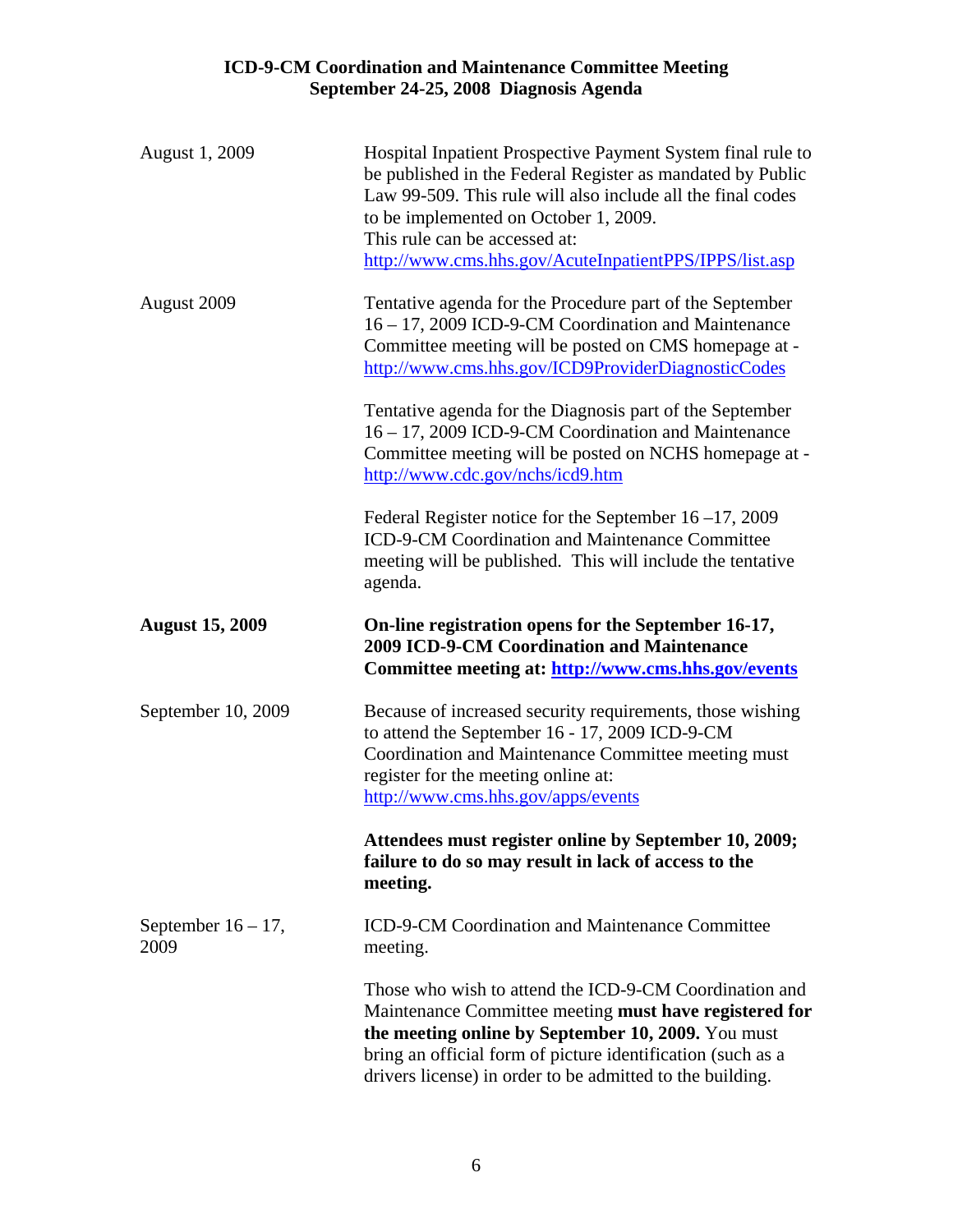| | |
|---|---|
| August 1, 2009 | Hospital Inpatient Prospective Payment System final rule to be published in the Federal Register as mandated by Public Law 99-509. This rule will also include all the final codes to be implemented on October 1, 2009.<br>This rule can be accessed at:<br>http://www.cms.hhs.gov/AcuteInpatientPPS/IPPS/list.asp |
| August 2009 | Tentative agenda for the Procedure part of the September 16 – 17, 2009 ICD-9-CM Coordination and Maintenance Committee meeting will be posted on CMS homepage at - http://www.cms.hhs.gov/ICD9ProviderDiagnosticCodes<br><br>Tentative agenda for the Diagnosis part of the September 16 – 17, 2009 ICD-9-CM Coordination and Maintenance Committee meeting will be posted on NCHS homepage at - http://www.cdc.gov/nchs/icd9.htm<br><br>Federal Register notice for the September 16 –17, 2009 ICD-9-CM Coordination and Maintenance Committee meeting will be published. This will include the tentative agenda. |
| **August 15, 2009** | **On-line registration opens for the September 16-17, 2009 ICD-9-CM Coordination and Maintenance Committee meeting at: http://www.cms.hhs.gov/events** |
| September 10, 2009 | Because of increased security requirements, those wishing to attend the September 16 - 17, 2009 ICD-9-CM Coordination and Maintenance Committee meeting must register for the meeting online at: http://www.cms.hhs.gov/apps/events<br><br>**Attendees must register online by September 10, 2009; failure to do so may result in lack of access to the meeting.** |
| September 16 – 17, 2009 | ICD-9-CM Coordination and Maintenance Committee meeting.<br><br>Those who wish to attend the ICD-9-CM Coordination and Maintenance Committee meeting **must have registered for the meeting online by September 10, 2009.** You must bring an official form of picture identification (such as a drivers license) in order to be admitted to the building. |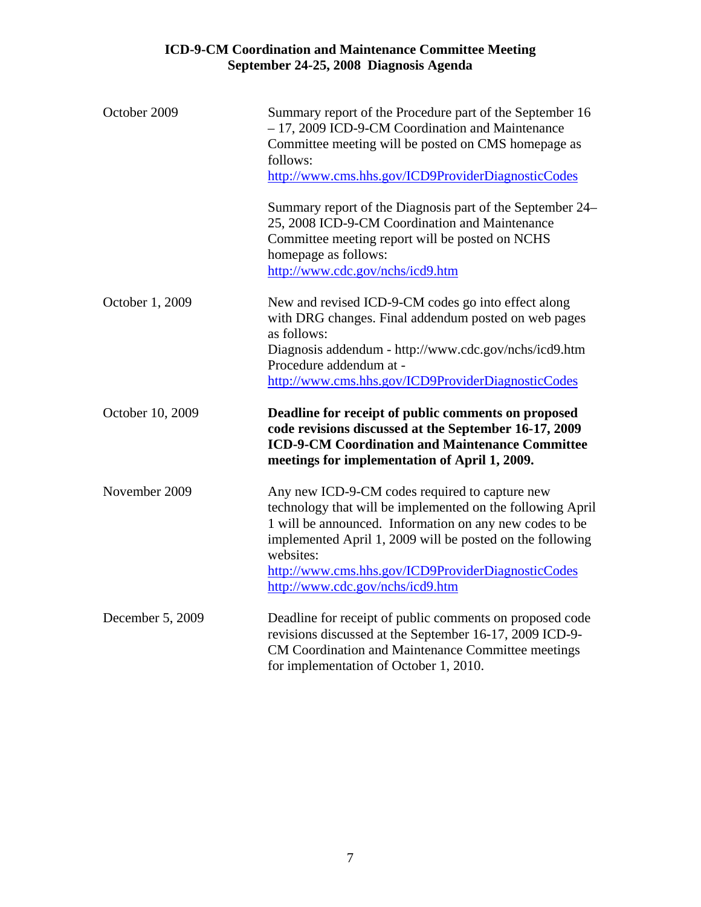| | |
|---|---|
| October 2009 | Summary report of the Procedure part of the September 16 – 17, 2009 ICD-9-CM Coordination and Maintenance Committee meeting will be posted on CMS homepage as follows: http://www.cms.hhs.gov/ICD9ProviderDiagnosticCodes<br><br>Summary report of the Diagnosis part of the September 24–25, 2008 ICD-9-CM Coordination and Maintenance Committee meeting report will be posted on NCHS homepage as follows: http://www.cdc.gov/nchs/icd9.htm |
| October 1, 2009 | New and revised ICD-9-CM codes go into effect along with DRG changes. Final addendum posted on web pages as follows:<br>Diagnosis addendum - http://www.cdc.gov/nchs/icd9.htm<br>Procedure addendum at - http://www.cms.hhs.gov/ICD9ProviderDiagnosticCodes |
| October 10, 2009 | **Deadline for receipt of public comments on proposed code revisions discussed at the September 16-17, 2009 ICD-9-CM Coordination and Maintenance Committee meetings for implementation of April 1, 2009.** |
| November 2009 | Any new ICD-9-CM codes required to capture new technology that will be implemented on the following April 1 will be announced. Information on any new codes to be implemented April 1, 2009 will be posted on the following websites:<br>http://www.cms.hhs.gov/ICD9ProviderDiagnosticCodes<br>http://www.cdc.gov/nchs/icd9.htm |
| December 5, 2009 | Deadline for receipt of public comments on proposed code revisions discussed at the September 16-17, 2009 ICD-9-CM Coordination and Maintenance Committee meetings for implementation of October 1, 2010. |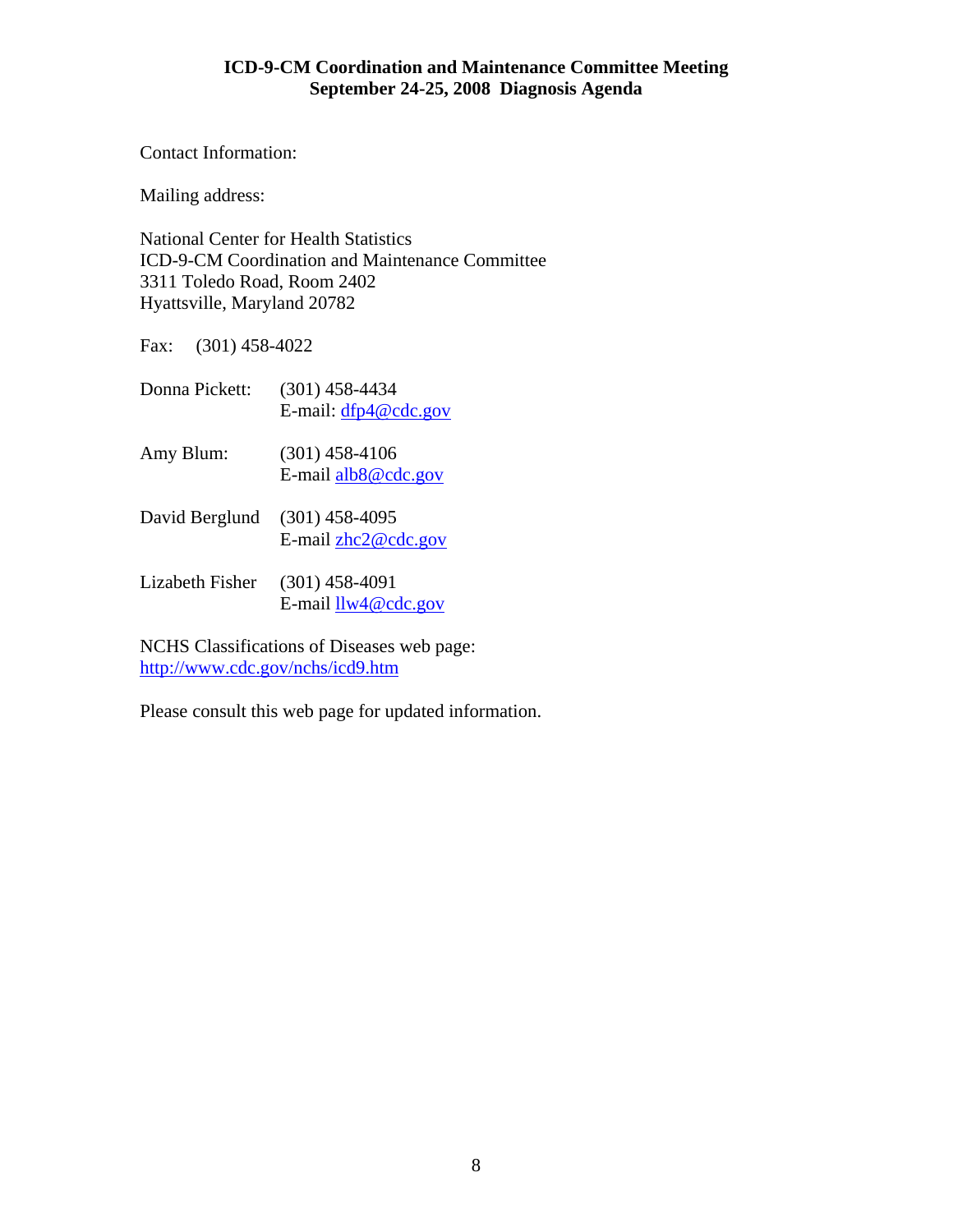**ICD-9-CM Coordination and Maintenance Committee Meeting**
**September 24-25, 2008 Diagnosis Agenda**

Contact Information:

Mailing address:

National Center for Health Statistics
ICD-9-CM Coordination and Maintenance Committee
3311 Toledo Road, Room 2402
Hyattsville, Maryland 20782

Fax: (301) 458-4022

Donna Pickett: (301) 458-4434
E-mail: dfp4@cdc.gov

Amy Blum: (301) 458-4106
E-mail alb8@cdc.gov

David Berglund (301) 458-4095
E-mail zhc2@cdc.gov

Lizabeth Fisher (301) 458-4091
E-mail llw4@cdc.gov

NCHS Classifications of Diseases web page:
http://www.cdc.gov/nchs/icd9.htm

Please consult this web page for updated information.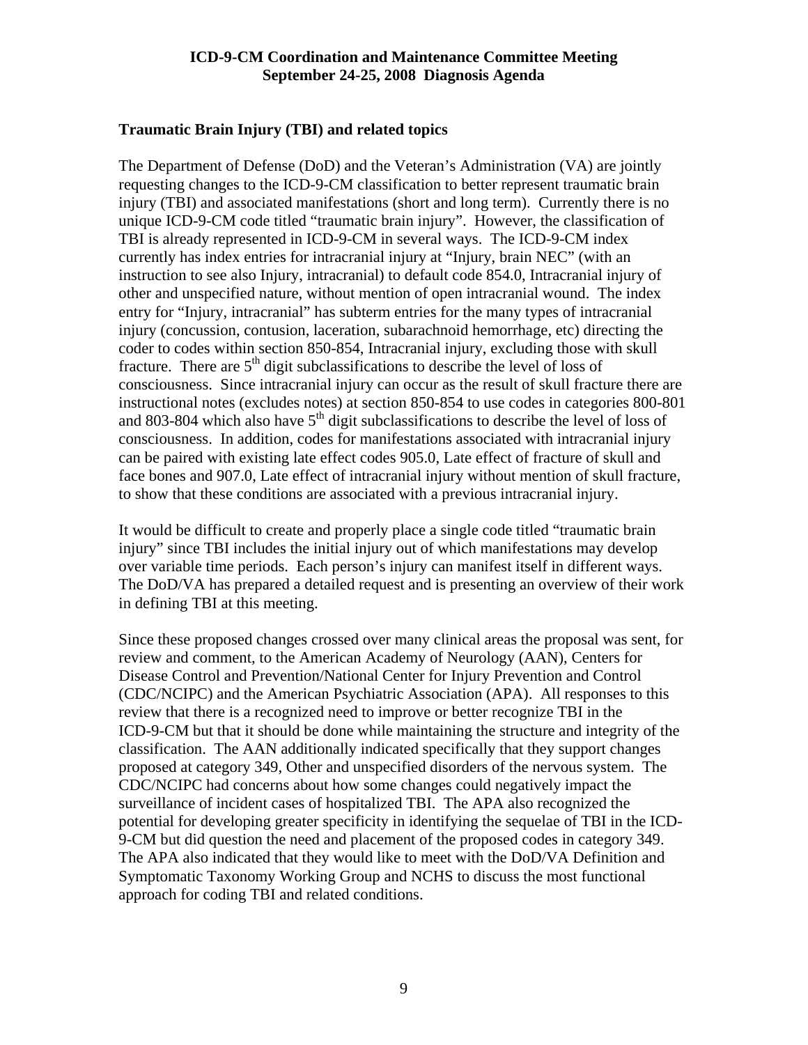## Traumatic Brain Injury (TBI) and related topics

The Department of Defense (DoD) and the Veteran's Administration (VA) are jointly requesting changes to the ICD-9-CM classification to better represent traumatic brain injury (TBI) and associated manifestations (short and long term). Currently there is no unique ICD-9-CM code titled "traumatic brain injury". However, the classification of TBI is already represented in ICD-9-CM in several ways. The ICD-9-CM index currently has index entries for intracranial injury at "Injury, brain NEC" (with an instruction to see also Injury, intracranial) to default code 854.0, Intracranial injury of other and unspecified nature, without mention of open intracranial wound. The index entry for "Injury, intracranial" has subterm entries for the many types of intracranial injury (concussion, contusion, laceration, subarachnoid hemorrhage, etc) directing the coder to codes within section 850-854, Intracranial injury, excluding those with skull fracture. There are 5th digit subclassifications to describe the level of loss of consciousness. Since intracranial injury can occur as the result of skull fracture there are instructional notes (excludes notes) at section 850-854 to use codes in categories 800-801 and 803-804 which also have 5th digit subclassifications to describe the level of loss of consciousness. In addition, codes for manifestations associated with intracranial injury can be paired with existing late effect codes 905.0, Late effect of fracture of skull and face bones and 907.0, Late effect of intracranial injury without mention of skull fracture, to show that these conditions are associated with a previous intracranial injury.

It would be difficult to create and properly place a single code titled "traumatic brain injury" since TBI includes the initial injury out of which manifestations may develop over variable time periods. Each person's injury can manifest itself in different ways. The DoD/VA has prepared a detailed request and is presenting an overview of their work in defining TBI at this meeting.

Since these proposed changes crossed over many clinical areas the proposal was sent, for review and comment, to the American Academy of Neurology (AAN), Centers for Disease Control and Prevention/National Center for Injury Prevention and Control (CDC/NCIPC) and the American Psychiatric Association (APA). All responses to this review that there is a recognized need to improve or better recognize TBI in the ICD-9-CM but that it should be done while maintaining the structure and integrity of the classification. The AAN additionally indicated specifically that they support changes proposed at category 349, Other and unspecified disorders of the nervous system. The CDC/NCIPC had concerns about how some changes could negatively impact the surveillance of incident cases of hospitalized TBI. The APA also recognized the potential for developing greater specificity in identifying the sequelae of TBI in the ICD-9-CM but did question the need and placement of the proposed codes in category 349. The APA also indicated that they would like to meet with the DoD/VA Definition and Symptomatic Taxonomy Working Group and NCHS to discuss the most functional approach for coding TBI and related conditions.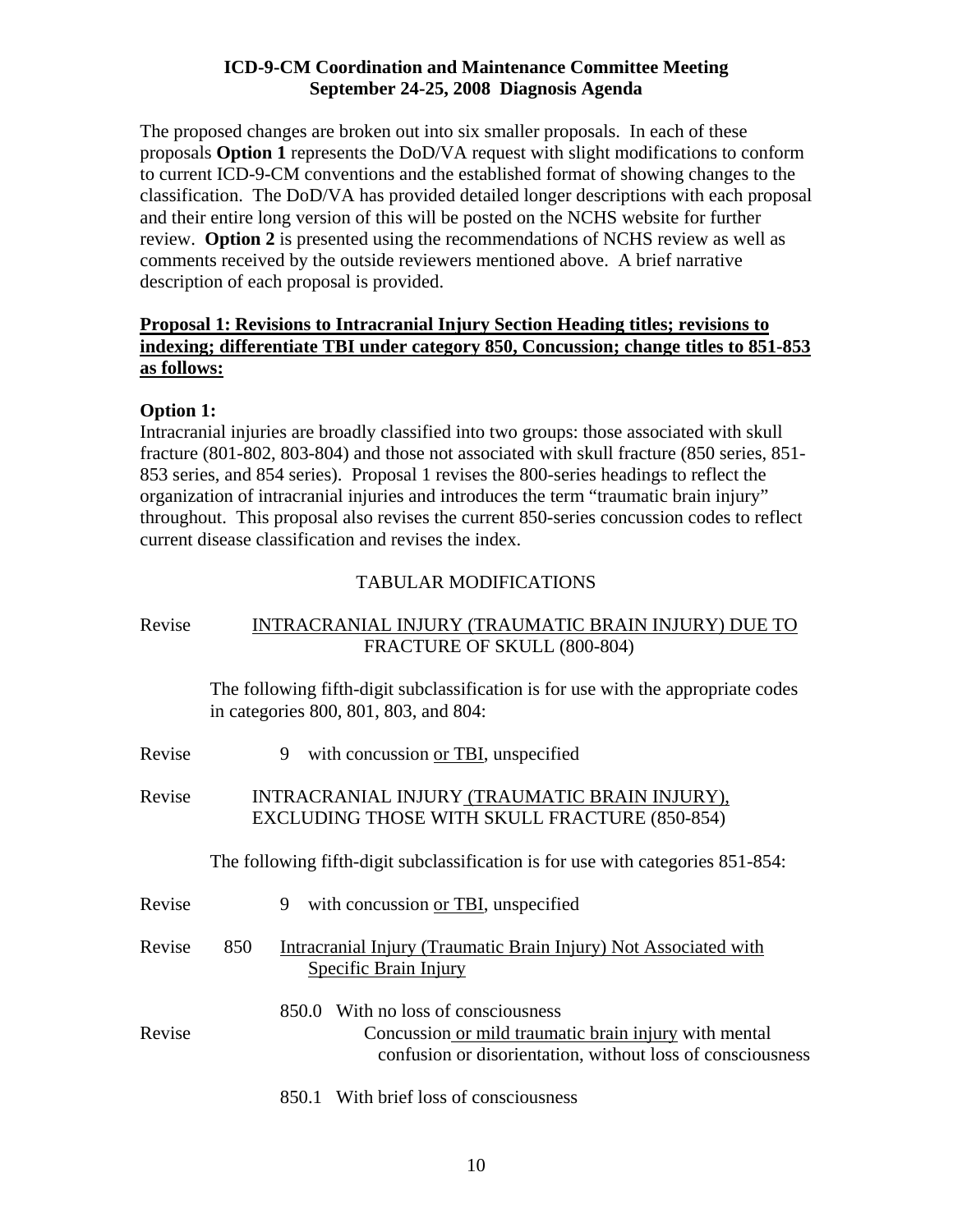**ICD-9-CM Coordination and Maintenance Committee Meeting**
**September 24-25, 2008 Diagnosis Agenda**

The proposed changes are broken out into six smaller proposals. In each of these proposals **Option 1** represents the DoD/VA request with slight modifications to conform to current ICD-9-CM conventions and the established format of showing changes to the classification. The DoD/VA has provided detailed longer descriptions with each proposal and their entire long version of this will be posted on the NCHS website for further review. **Option 2** is presented using the recommendations of NCHS review as well as comments received by the outside reviewers mentioned above. A brief narrative description of each proposal is provided.

**<u>Proposal 1: Revisions to Intracranial Injury Section Heading titles; revisions to indexing; differentiate TBI under category 850, Concussion; change titles to 851-853 as follows:</u>**

**Option 1:**

Intracranial injuries are broadly classified into two groups: those associated with skull fracture (801-802, 803-804) and those not associated with skull fracture (850 series, 851-853 series, and 854 series). Proposal 1 revises the 800-series headings to reflect the organization of intracranial injuries and introduces the term "traumatic brain injury" throughout. This proposal also revises the current 850-series concussion codes to reflect current disease classification and revises the index.

TABULAR MODIFICATIONS

Revise — <u>INTRACRANIAL INJURY (TRAUMATIC BRAIN INJURY) DUE TO FRACTURE OF SKULL (800-804)</u>

The following fifth-digit subclassification is for use with the appropriate codes in categories 800, 801, 803, and 804:

Revise — 9 with concussion <u>or TBI</u>, unspecified

Revise — INTRACRANIAL INJURY <u>(TRAUMATIC BRAIN INJURY),</u> EXCLUDING THOSE WITH SKULL FRACTURE (850-854)

The following fifth-digit subclassification is for use with categories 851-854:

Revise — 9 with concussion <u>or TBI</u>, unspecified

Revise — 850 <u>Intracranial Injury (Traumatic Brain Injury) Not Associated with Specific Brain Injury</u>

850.0 With no loss of consciousness

Revise — Concussion<u> or mild traumatic brain injury</u> with mental confusion or disorientation, without loss of consciousness

850.1 With brief loss of consciousness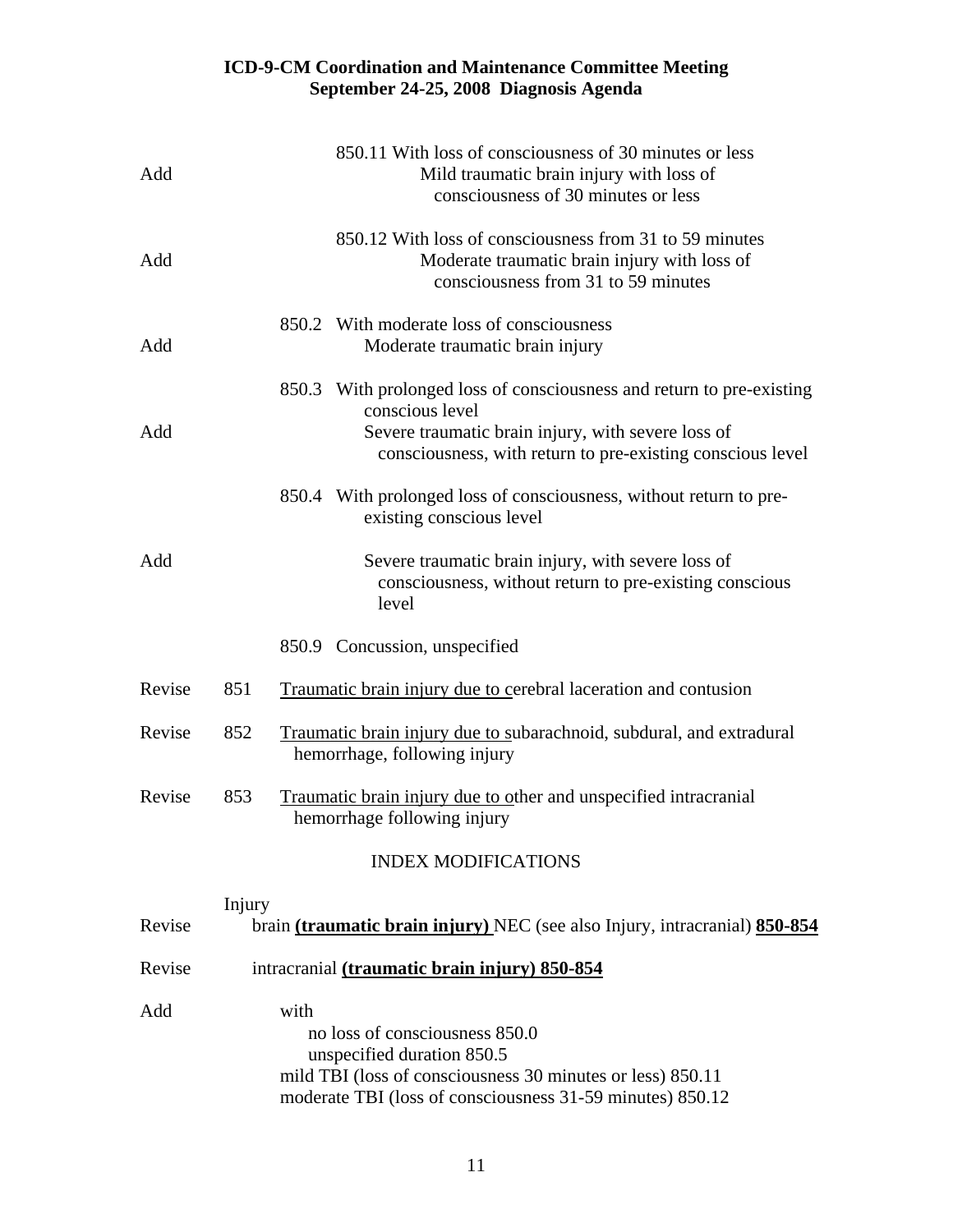Add — 850.11 With loss of consciousness of 30 minutes or less
Mild traumatic brain injury with loss of consciousness of 30 minutes or less

Add — 850.12 With loss of consciousness from 31 to 59 minutes
Moderate traumatic brain injury with loss of consciousness from 31 to 59 minutes

Add — 850.2 With moderate loss of consciousness
Moderate traumatic brain injury

Add — 850.3 With prolonged loss of consciousness and return to pre-existing conscious level
Severe traumatic brain injury, with severe loss of consciousness, with return to pre-existing conscious level

850.4 With prolonged loss of consciousness, without return to pre-existing conscious level

Add — Severe traumatic brain injury, with severe loss of consciousness, without return to pre-existing conscious level

850.9 Concussion, unspecified

Revise — 851 Traumatic brain injury due to cerebral laceration and contusion

Revise — 852 Traumatic brain injury due to subarachnoid, subdural, and extradural hemorrhage, following injury

Revise — 853 Traumatic brain injury due to other and unspecified intracranial hemorrhage following injury

INDEX MODIFICATIONS

Injury

Revise — brain **(traumatic brain injury)** NEC (see also Injury, intracranial) **850-854**

Revise — intracranial **(traumatic brain injury) 850-854**

Add — with
- no loss of consciousness 850.0
- unspecified duration 850.5
- mild TBI (loss of consciousness 30 minutes or less) 850.11
- moderate TBI (loss of consciousness 31-59 minutes) 850.12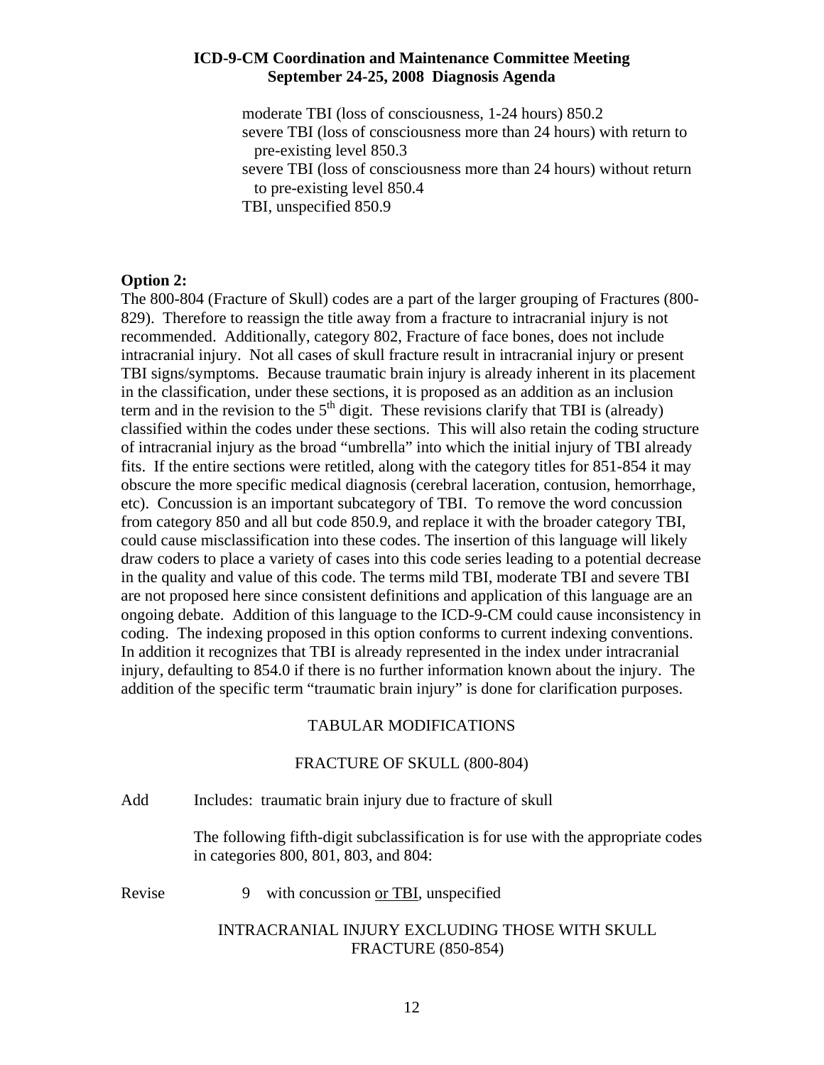moderate TBI (loss of consciousness, 1-24 hours) 850.2
severe TBI (loss of consciousness more than 24 hours) with return to pre-existing level 850.3
severe TBI (loss of consciousness more than 24 hours) without return to pre-existing level 850.4
TBI, unspecified 850.9

**Option 2:**

The 800-804 (Fracture of Skull) codes are a part of the larger grouping of Fractures (800-829). Therefore to reassign the title away from a fracture to intracranial injury is not recommended. Additionally, category 802, Fracture of face bones, does not include intracranial injury. Not all cases of skull fracture result in intracranial injury or present TBI signs/symptoms. Because traumatic brain injury is already inherent in its placement in the classification, under these sections, it is proposed as an addition as an inclusion term and in the revision to the 5th digit. These revisions clarify that TBI is (already) classified within the codes under these sections. This will also retain the coding structure of intracranial injury as the broad "umbrella" into which the initial injury of TBI already fits. If the entire sections were retitled, along with the category titles for 851-854 it may obscure the more specific medical diagnosis (cerebral laceration, contusion, hemorrhage, etc). Concussion is an important subcategory of TBI. To remove the word concussion from category 850 and all but code 850.9, and replace it with the broader category TBI, could cause misclassification into these codes. The insertion of this language will likely draw coders to place a variety of cases into this code series leading to a potential decrease in the quality and value of this code. The terms mild TBI, moderate TBI and severe TBI are not proposed here since consistent definitions and application of this language are an ongoing debate. Addition of this language to the ICD-9-CM could cause inconsistency in coding. The indexing proposed in this option conforms to current indexing conventions. In addition it recognizes that TBI is already represented in the index under intracranial injury, defaulting to 854.0 if there is no further information known about the injury. The addition of the specific term "traumatic brain injury" is done for clarification purposes.

TABULAR MODIFICATIONS

FRACTURE OF SKULL (800-804)

Add Includes: traumatic brain injury due to fracture of skull

The following fifth-digit subclassification is for use with the appropriate codes in categories 800, 801, 803, and 804:

Revise 9 with concussion <u>or TBI</u>, unspecified

INTRACRANIAL INJURY EXCLUDING THOSE WITH SKULL FRACTURE (850-854)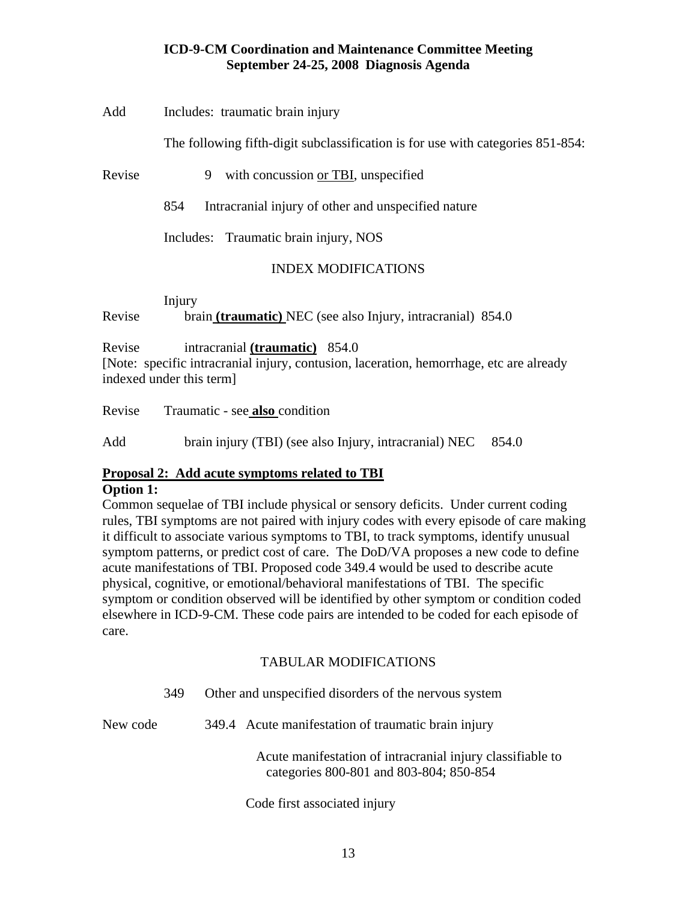Add Includes: traumatic brain injury

The following fifth-digit subclassification is for use with categories 851-854:

Revise 9 with concussion <u>or TBI</u>, unspecified

854 Intracranial injury of other and unspecified nature

Includes: Traumatic brain injury, NOS

INDEX MODIFICATIONS

Injury

Revise brain **<u>(traumatic)</u>** NEC (see also Injury, intracranial) 854.0

Revise intracranial **<u>(traumatic)</u>** 854.0

[Note: specific intracranial injury, contusion, laceration, hemorrhage, etc are already indexed under this term]

Revise Traumatic - see **<u>also</u>** condition

Add brain injury (TBI) (see also Injury, intracranial) NEC 854.0

**<u>Proposal 2: Add acute symptoms related to TBI</u>**

**Option 1:**

Common sequelae of TBI include physical or sensory deficits. Under current coding rules, TBI symptoms are not paired with injury codes with every episode of care making it difficult to associate various symptoms to TBI, to track symptoms, identify unusual symptom patterns, or predict cost of care. The DoD/VA proposes a new code to define acute manifestations of TBI. Proposed code 349.4 would be used to describe acute physical, cognitive, or emotional/behavioral manifestations of TBI. The specific symptom or condition observed will be identified by other symptom or condition coded elsewhere in ICD-9-CM. These code pairs are intended to be coded for each episode of care.

TABULAR MODIFICATIONS

349 Other and unspecified disorders of the nervous system

New code 349.4 Acute manifestation of traumatic brain injury

Acute manifestation of intracranial injury classifiable to categories 800-801 and 803-804; 850-854

Code first associated injury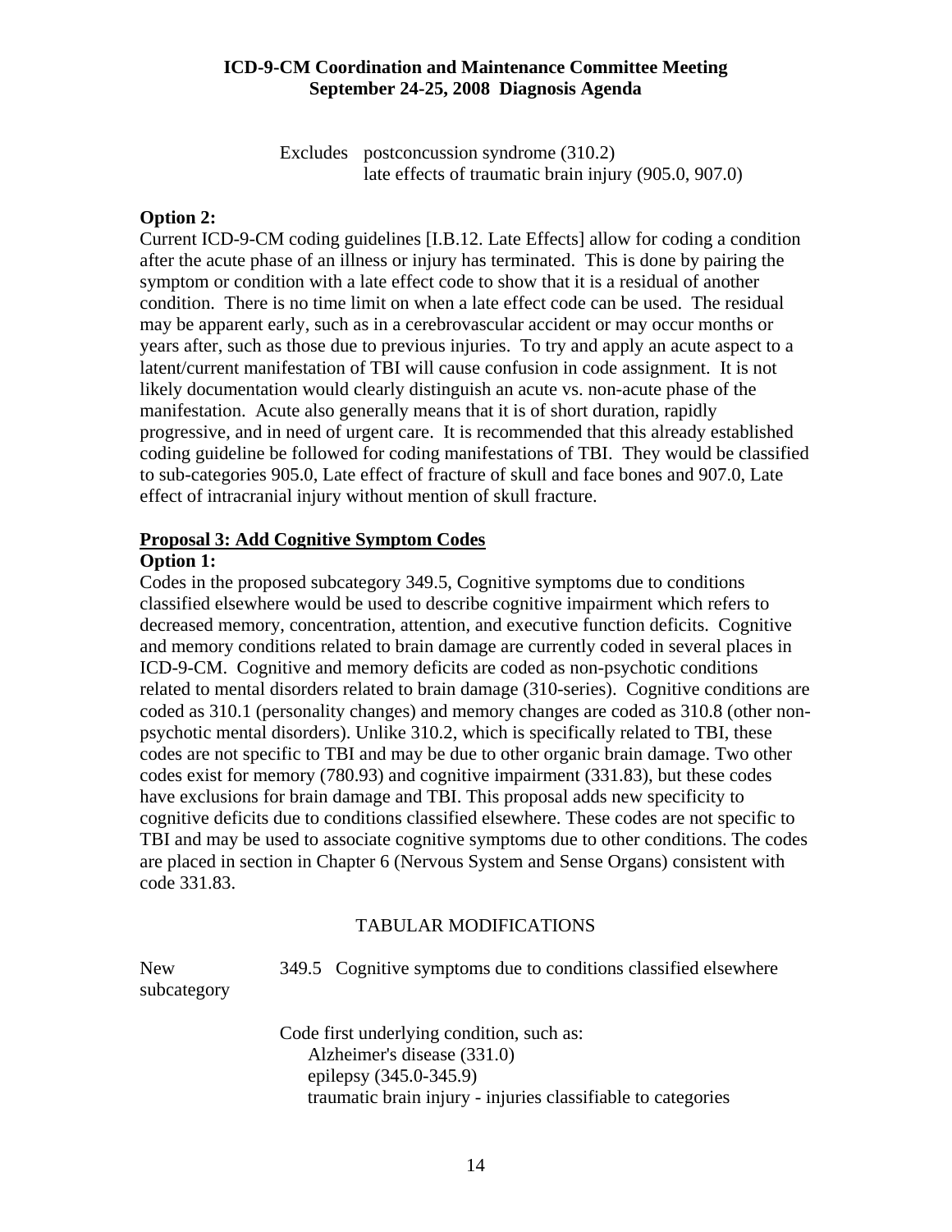Excludes postconcussion syndrome (310.2)
late effects of traumatic brain injury (905.0, 907.0)

**Option 2:**

Current ICD-9-CM coding guidelines [I.B.12. Late Effects] allow for coding a condition after the acute phase of an illness or injury has terminated. This is done by pairing the symptom or condition with a late effect code to show that it is a residual of another condition. There is no time limit on when a late effect code can be used. The residual may be apparent early, such as in a cerebrovascular accident or may occur months or years after, such as those due to previous injuries. To try and apply an acute aspect to a latent/current manifestation of TBI will cause confusion in code assignment. It is not likely documentation would clearly distinguish an acute vs. non-acute phase of the manifestation. Acute also generally means that it is of short duration, rapidly progressive, and in need of urgent care. It is recommended that this already established coding guideline be followed for coding manifestations of TBI. They would be classified to sub-categories 905.0, Late effect of fracture of skull and face bones and 907.0, Late effect of intracranial injury without mention of skull fracture.

**Proposal 3: Add Cognitive Symptom Codes**

**Option 1:**

Codes in the proposed subcategory 349.5, Cognitive symptoms due to conditions classified elsewhere would be used to describe cognitive impairment which refers to decreased memory, concentration, attention, and executive function deficits. Cognitive and memory conditions related to brain damage are currently coded in several places in ICD-9-CM. Cognitive and memory deficits are coded as non-psychotic conditions related to mental disorders related to brain damage (310-series). Cognitive conditions are coded as 310.1 (personality changes) and memory changes are coded as 310.8 (other non-psychotic mental disorders). Unlike 310.2, which is specifically related to TBI, these codes are not specific to TBI and may be due to other organic brain damage. Two other codes exist for memory (780.93) and cognitive impairment (331.83), but these codes have exclusions for brain damage and TBI. This proposal adds new specificity to cognitive deficits due to conditions classified elsewhere. These codes are not specific to TBI and may be used to associate cognitive symptoms due to other conditions. The codes are placed in section in Chapter 6 (Nervous System and Sense Organs) consistent with code 331.83.

TABULAR MODIFICATIONS

New subcategory 349.5 Cognitive symptoms due to conditions classified elsewhere

Code first underlying condition, such as:
- Alzheimer's disease (331.0)
- epilepsy (345.0-345.9)
- traumatic brain injury - injuries classifiable to categories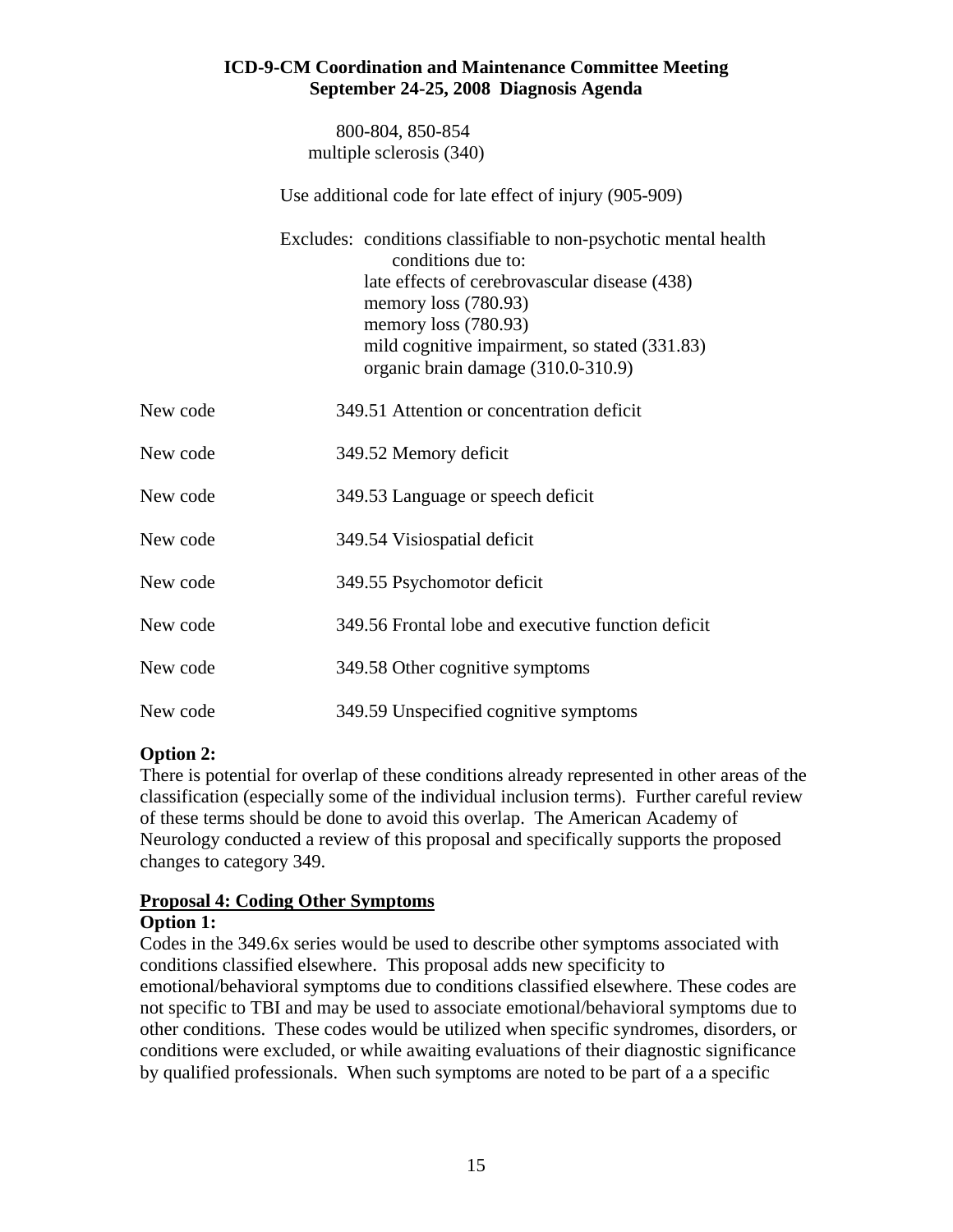800-804, 850-854
multiple sclerosis (340)

Use additional code for late effect of injury (905-909)

Excludes: conditions classifiable to non-psychotic mental health conditions due to:
late effects of cerebrovascular disease (438)
memory loss (780.93)
memory loss (780.93)
mild cognitive impairment, so stated (331.83)
organic brain damage (310.0-310.9)

New code 349.51 Attention or concentration deficit

New code 349.52 Memory deficit

New code 349.53 Language or speech deficit

New code 349.54 Visiospatial deficit

New code 349.55 Psychomotor deficit

New code 349.56 Frontal lobe and executive function deficit

New code 349.58 Other cognitive symptoms

New code 349.59 Unspecified cognitive symptoms

**Option 2:**

There is potential for overlap of these conditions already represented in other areas of the classification (especially some of the individual inclusion terms). Further careful review of these terms should be done to avoid this overlap. The American Academy of Neurology conducted a review of this proposal and specifically supports the proposed changes to category 349.

**Proposal 4: Coding Other Symptoms**

**Option 1:**

Codes in the 349.6x series would be used to describe other symptoms associated with conditions classified elsewhere. This proposal adds new specificity to emotional/behavioral symptoms due to conditions classified elsewhere. These codes are not specific to TBI and may be used to associate emotional/behavioral symptoms due to other conditions. These codes would be utilized when specific syndromes, disorders, or conditions were excluded, or while awaiting evaluations of their diagnostic significance by qualified professionals. When such symptoms are noted to be part of a a specific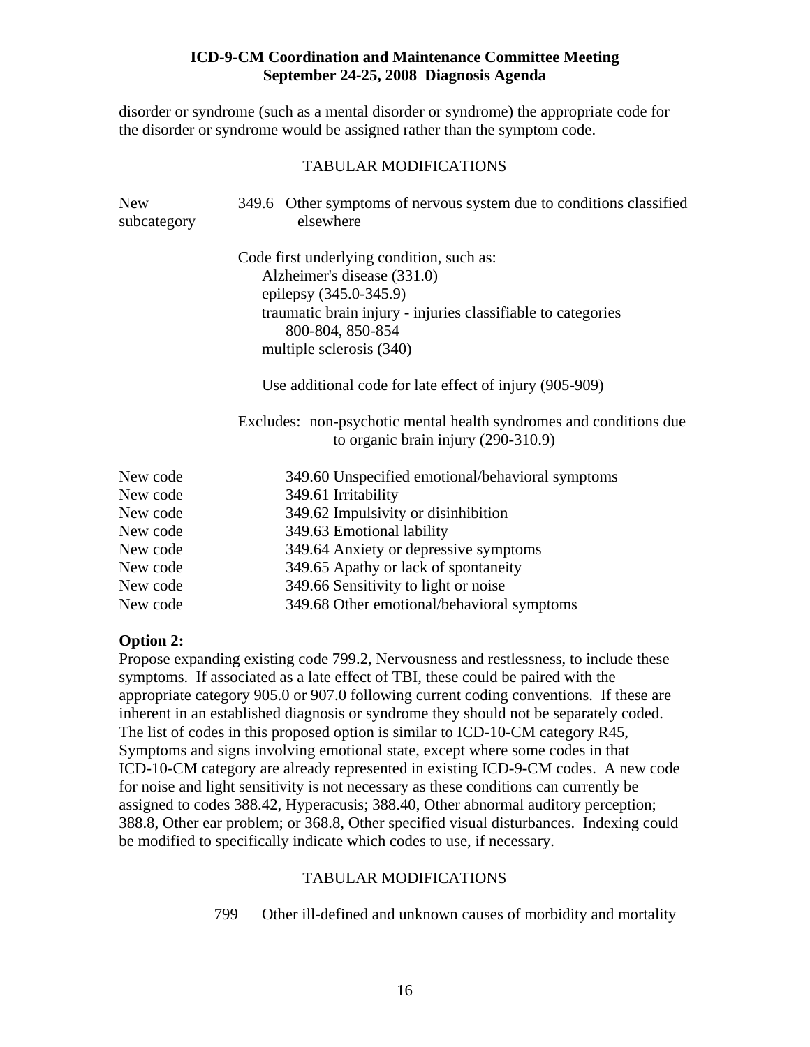disorder or syndrome (such as a mental disorder or syndrome) the appropriate code for the disorder or syndrome would be assigned rather than the symptom code.

TABULAR MODIFICATIONS

| | |
|---|---|
| New subcategory | 349.6 Other symptoms of nervous system due to conditions classified elsewhere |

Code first underlying condition, such as:
- Alzheimer's disease (331.0)
- epilepsy (345.0-345.9)
- traumatic brain injury - injuries classifiable to categories 800-804, 850-854
- multiple sclerosis (340)

Use additional code for late effect of injury (905-909)

Excludes: non-psychotic mental health syndromes and conditions due to organic brain injury (290-310.9)

| | |
|---|---|
| New code | 349.60 Unspecified emotional/behavioral symptoms |
| New code | 349.61 Irritability |
| New code | 349.62 Impulsivity or disinhibition |
| New code | 349.63 Emotional lability |
| New code | 349.64 Anxiety or depressive symptoms |
| New code | 349.65 Apathy or lack of spontaneity |
| New code | 349.66 Sensitivity to light or noise |
| New code | 349.68 Other emotional/behavioral symptoms |

**Option 2:**
Propose expanding existing code 799.2, Nervousness and restlessness, to include these symptoms. If associated as a late effect of TBI, these could be paired with the appropriate category 905.0 or 907.0 following current coding conventions. If these are inherent in an established diagnosis or syndrome they should not be separately coded. The list of codes in this proposed option is similar to ICD-10-CM category R45, Symptoms and signs involving emotional state, except where some codes in that ICD-10-CM category are already represented in existing ICD-9-CM codes. A new code for noise and light sensitivity is not necessary as these conditions can currently be assigned to codes 388.42, Hyperacusis; 388.40, Other abnormal auditory perception; 388.8, Other ear problem; or 368.8, Other specified visual disturbances. Indexing could be modified to specifically indicate which codes to use, if necessary.

TABULAR MODIFICATIONS

799 Other ill-defined and unknown causes of morbidity and mortality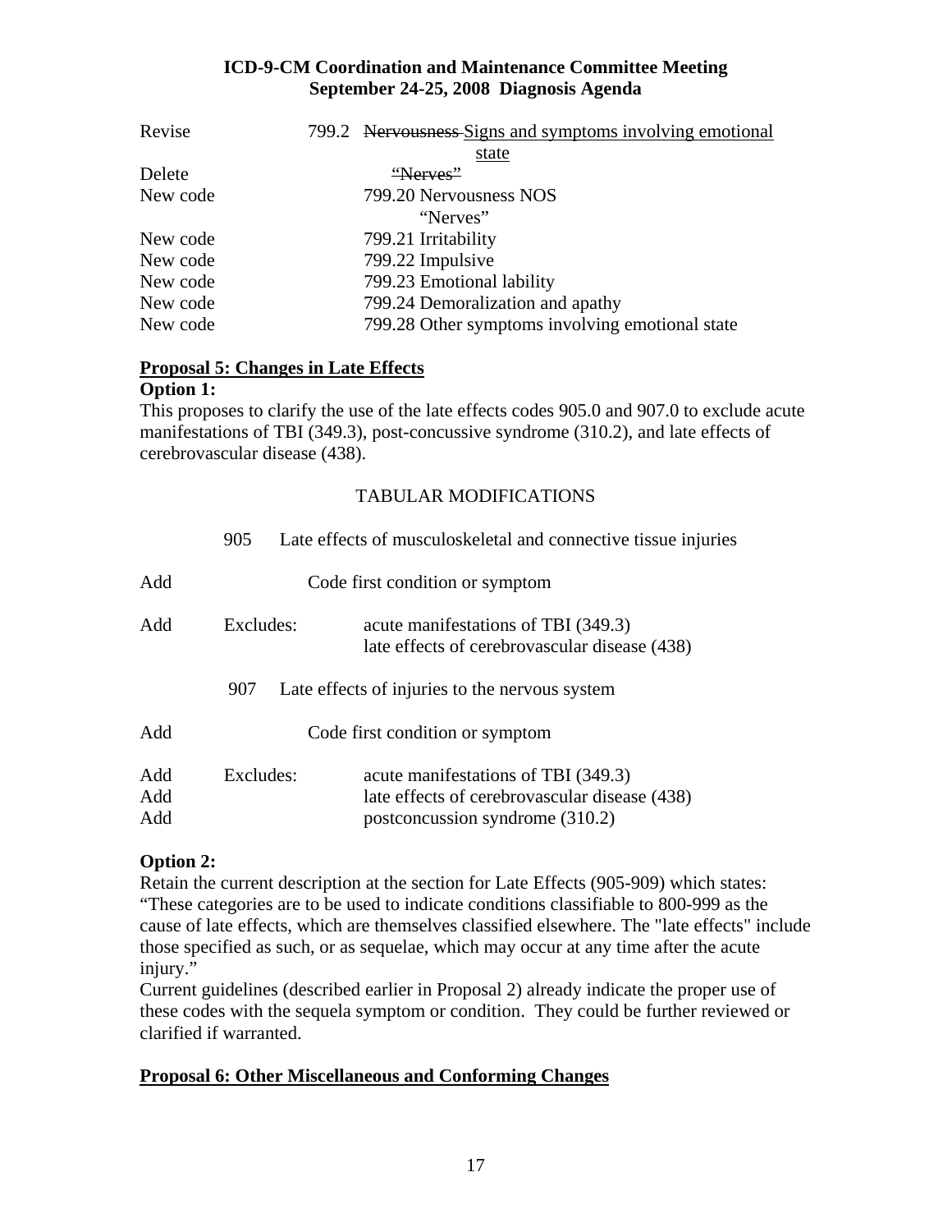| | |
|---|---|
| Revise | 799.2 ~~Nervousness~~ Signs and symptoms involving emotional state |
| Delete | ~~"Nerves"~~ |
| New code | 799.20 Nervousness NOS<br>"Nerves" |
| New code | 799.21 Irritability |
| New code | 799.22 Impulsive |
| New code | 799.23 Emotional lability |
| New code | 799.24 Demoralization and apathy |
| New code | 799.28 Other symptoms involving emotional state |

## Proposal 5: Changes in Late Effects

**Option 1:**

This proposes to clarify the use of the late effects codes 905.0 and 907.0 to exclude acute manifestations of TBI (349.3), post-concussive syndrome (310.2), and late effects of cerebrovascular disease (438).

TABULAR MODIFICATIONS

| | | |
|---|---|---|
| | 905 | Late effects of musculoskeletal and connective tissue injuries |
| Add | | Code first condition or symptom |
| Add | Excludes: | acute manifestations of TBI (349.3)<br>late effects of cerebrovascular disease (438) |
| | 907 | Late effects of injuries to the nervous system |
| Add | | Code first condition or symptom |
| Add | Excludes: | acute manifestations of TBI (349.3) |
| Add | | late effects of cerebrovascular disease (438) |
| Add | | postconcussion syndrome (310.2) |

**Option 2:**

Retain the current description at the section for Late Effects (905-909) which states: "These categories are to be used to indicate conditions classifiable to 800-999 as the cause of late effects, which are themselves classified elsewhere. The "late effects" include those specified as such, or as sequelae, which may occur at any time after the acute injury."

Current guidelines (described earlier in Proposal 2) already indicate the proper use of these codes with the sequela symptom or condition. They could be further reviewed or clarified if warranted.

## Proposal 6: Other Miscellaneous and Conforming Changes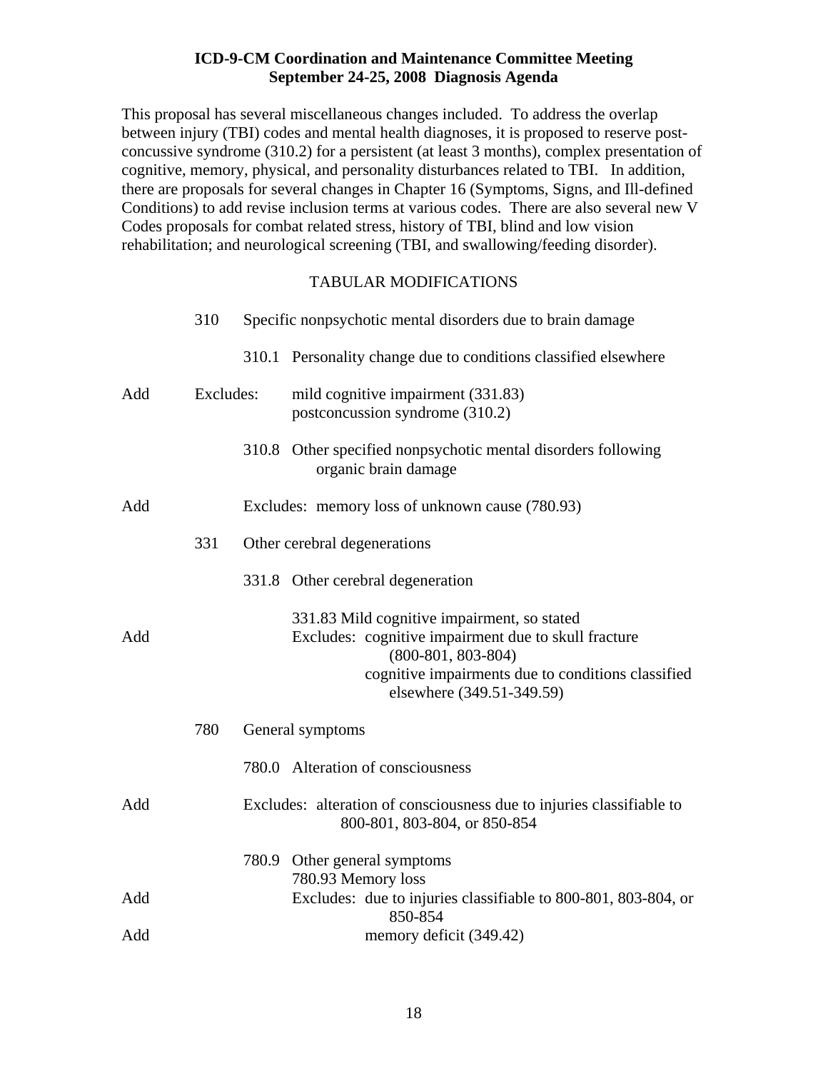**ICD-9-CM Coordination and Maintenance Committee Meeting**
**September 24-25, 2008 Diagnosis Agenda**

This proposal has several miscellaneous changes included. To address the overlap between injury (TBI) codes and mental health diagnoses, it is proposed to reserve post-concussive syndrome (310.2) for a persistent (at least 3 months), complex presentation of cognitive, memory, physical, and personality disturbances related to TBI. In addition, there are proposals for several changes in Chapter 16 (Symptoms, Signs, and Ill-defined Conditions) to add revise inclusion terms at various codes. There are also several new V Codes proposals for combat related stress, history of TBI, blind and low vision rehabilitation; and neurological screening (TBI, and swallowing/feeding disorder).

TABULAR MODIFICATIONS

310 Specific nonpsychotic mental disorders due to brain damage

310.1 Personality change due to conditions classified elsewhere

Add Excludes: mild cognitive impairment (331.83)
postconcussion syndrome (310.2)

310.8 Other specified nonpsychotic mental disorders following organic brain damage

Add Excludes: memory loss of unknown cause (780.93)

331 Other cerebral degenerations

331.8 Other cerebral degeneration

331.83 Mild cognitive impairment, so stated

Add Excludes: cognitive impairment due to skull fracture (800-801, 803-804)
cognitive impairments due to conditions classified elsewhere (349.51-349.59)

780 General symptoms

780.0 Alteration of consciousness

Add Excludes: alteration of consciousness due to injuries classifiable to 800-801, 803-804, or 850-854

780.9 Other general symptoms

780.93 Memory loss

Add Excludes: due to injuries classifiable to 800-801, 803-804, or 850-854

Add memory deficit (349.42)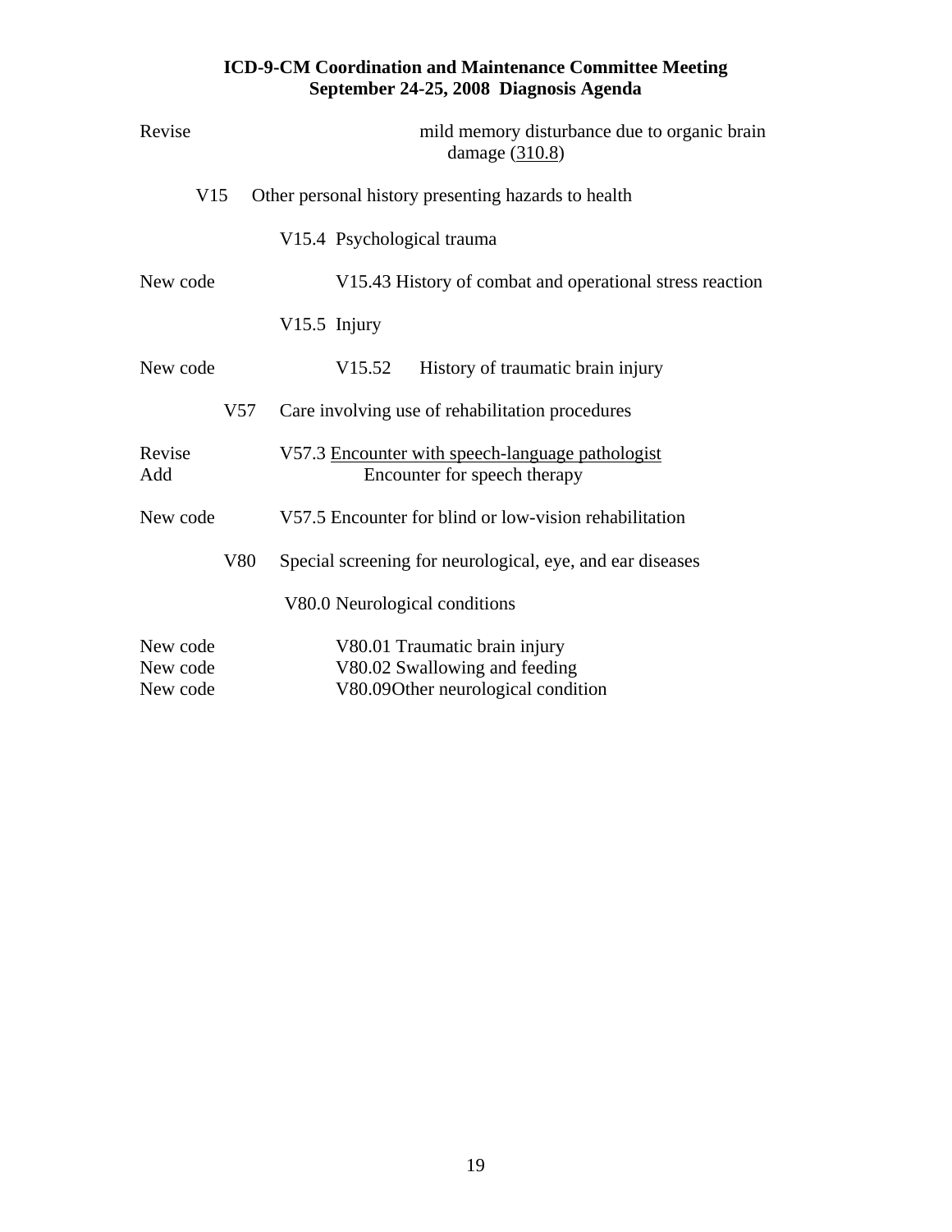Revise mild memory disturbance due to organic brain damage (<u>310.8</u>)

V15 Other personal history presenting hazards to health

V15.4 Psychological trauma

New code V15.43 History of combat and operational stress reaction

V15.5 Injury

New code V15.52 History of traumatic brain injury

V57 Care involving use of rehabilitation procedures

Revise V57.3 <u>Encounter with speech-language pathologist</u>
Add Encounter for speech therapy

New code V57.5 Encounter for blind or low-vision rehabilitation

V80 Special screening for neurological, eye, and ear diseases

V80.0 Neurological conditions

New code V80.01 Traumatic brain injury
New code V80.02 Swallowing and feeding
New code V80.09Other neurological condition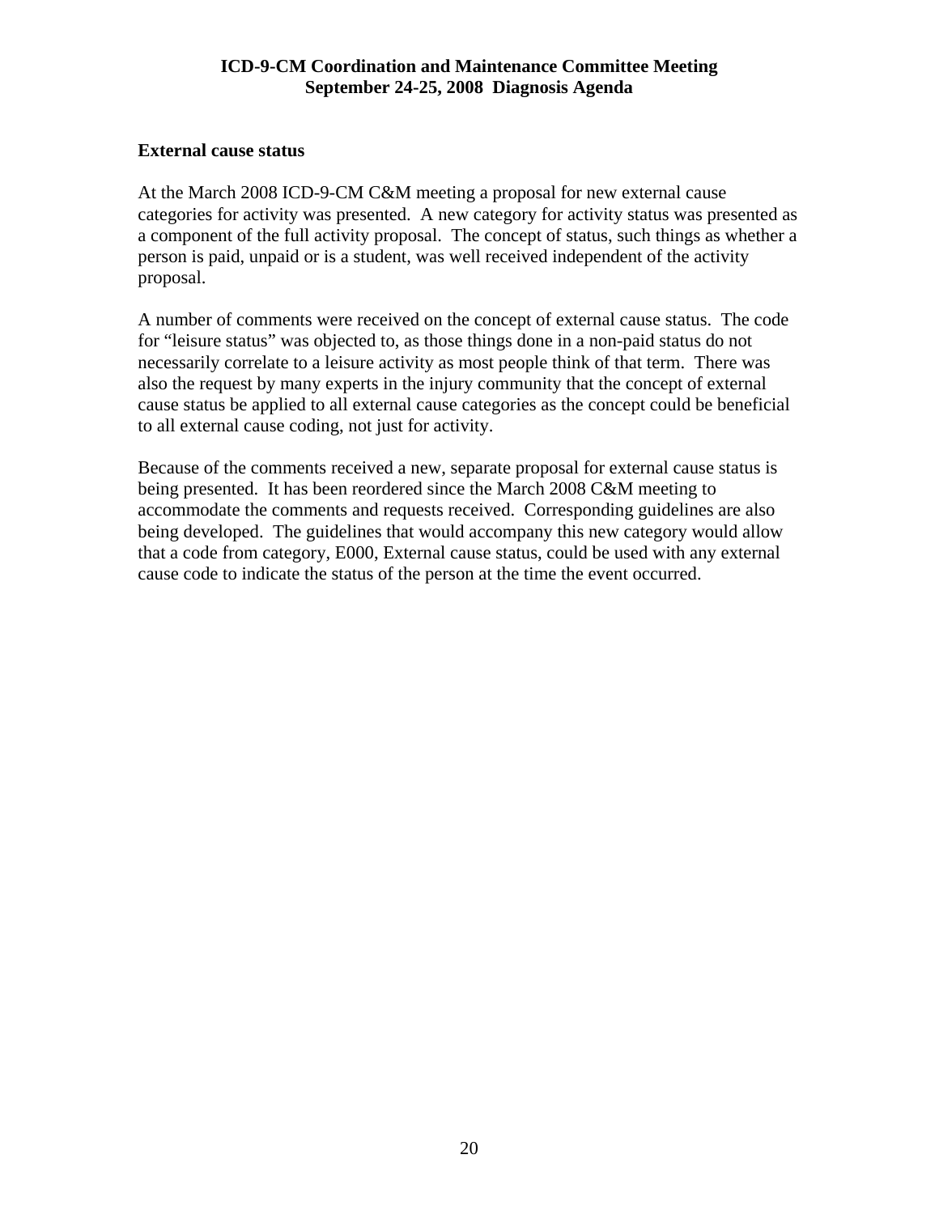## External cause status

At the March 2008 ICD-9-CM C&M meeting a proposal for new external cause categories for activity was presented. A new category for activity status was presented as a component of the full activity proposal. The concept of status, such things as whether a person is paid, unpaid or is a student, was well received independent of the activity proposal.

A number of comments were received on the concept of external cause status. The code for "leisure status" was objected to, as those things done in a non-paid status do not necessarily correlate to a leisure activity as most people think of that term. There was also the request by many experts in the injury community that the concept of external cause status be applied to all external cause categories as the concept could be beneficial to all external cause coding, not just for activity.

Because of the comments received a new, separate proposal for external cause status is being presented. It has been reordered since the March 2008 C&M meeting to accommodate the comments and requests received. Corresponding guidelines are also being developed. The guidelines that would accompany this new category would allow that a code from category, E000, External cause status, could be used with any external cause code to indicate the status of the person at the time the event occurred.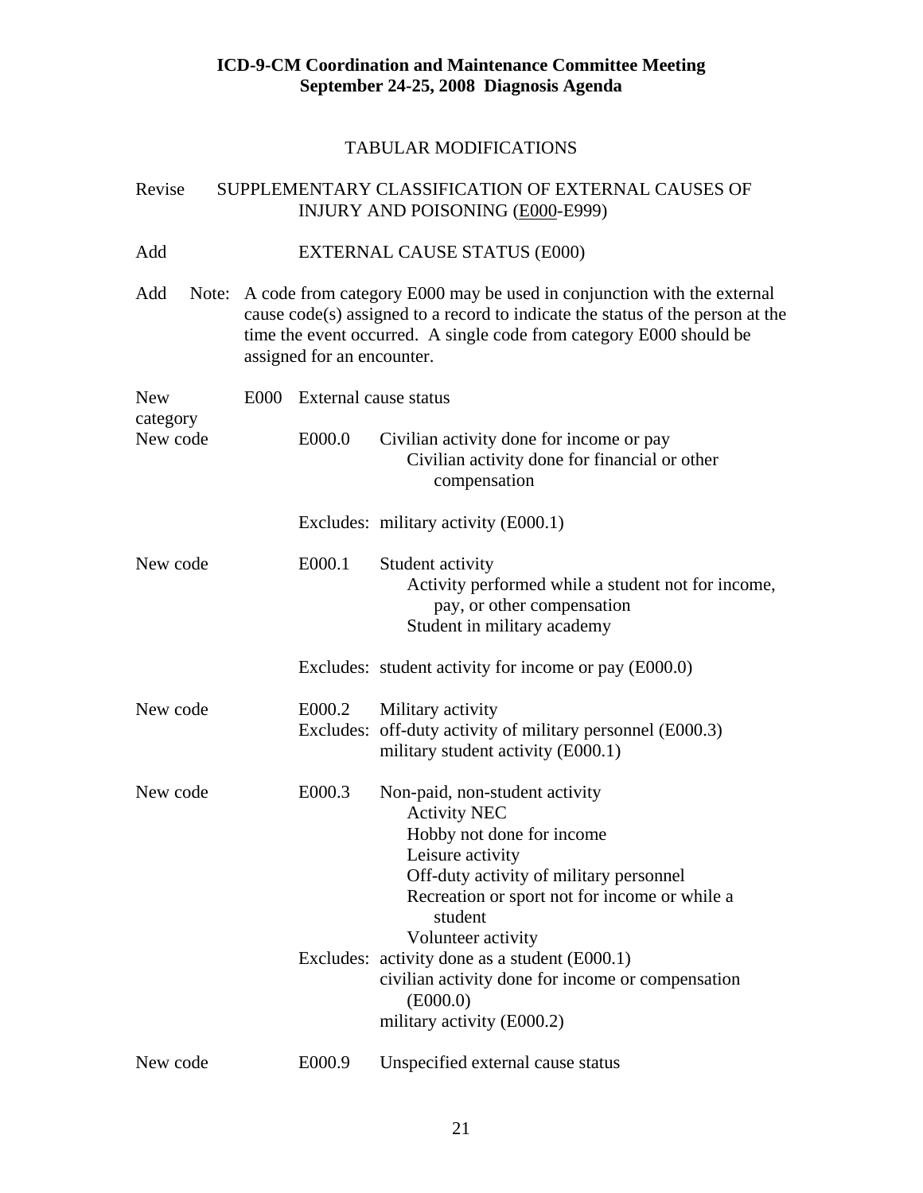**ICD-9-CM Coordination and Maintenance Committee Meeting**
**September 24-25, 2008 Diagnosis Agenda**

TABULAR MODIFICATIONS

Revise SUPPLEMENTARY CLASSIFICATION OF EXTERNAL CAUSES OF INJURY AND POISONING (<u>E000</u>-E999)

Add EXTERNAL CAUSE STATUS (E000)

Add Note: A code from category E000 may be used in conjunction with the external cause code(s) assigned to a record to indicate the status of the person at the time the event occurred. A single code from category E000 should be assigned for an encounter.

New category E000 External cause status

New code E000.0 Civilian activity done for income or pay
Civilian activity done for financial or other compensation

Excludes: military activity (E000.1)

New code E000.1 Student activity
Activity performed while a student not for income, pay, or other compensation
Student in military academy

Excludes: student activity for income or pay (E000.0)

New code E000.2 Military activity
Excludes: off-duty activity of military personnel (E000.3)
military student activity (E000.1)

New code E000.3 Non-paid, non-student activity
Activity NEC
Hobby not done for income
Leisure activity
Off-duty activity of military personnel
Recreation or sport not for income or while a student
Volunteer activity
Excludes: activity done as a student (E000.1)
civilian activity done for income or compensation (E000.0)
military activity (E000.2)

New code E000.9 Unspecified external cause status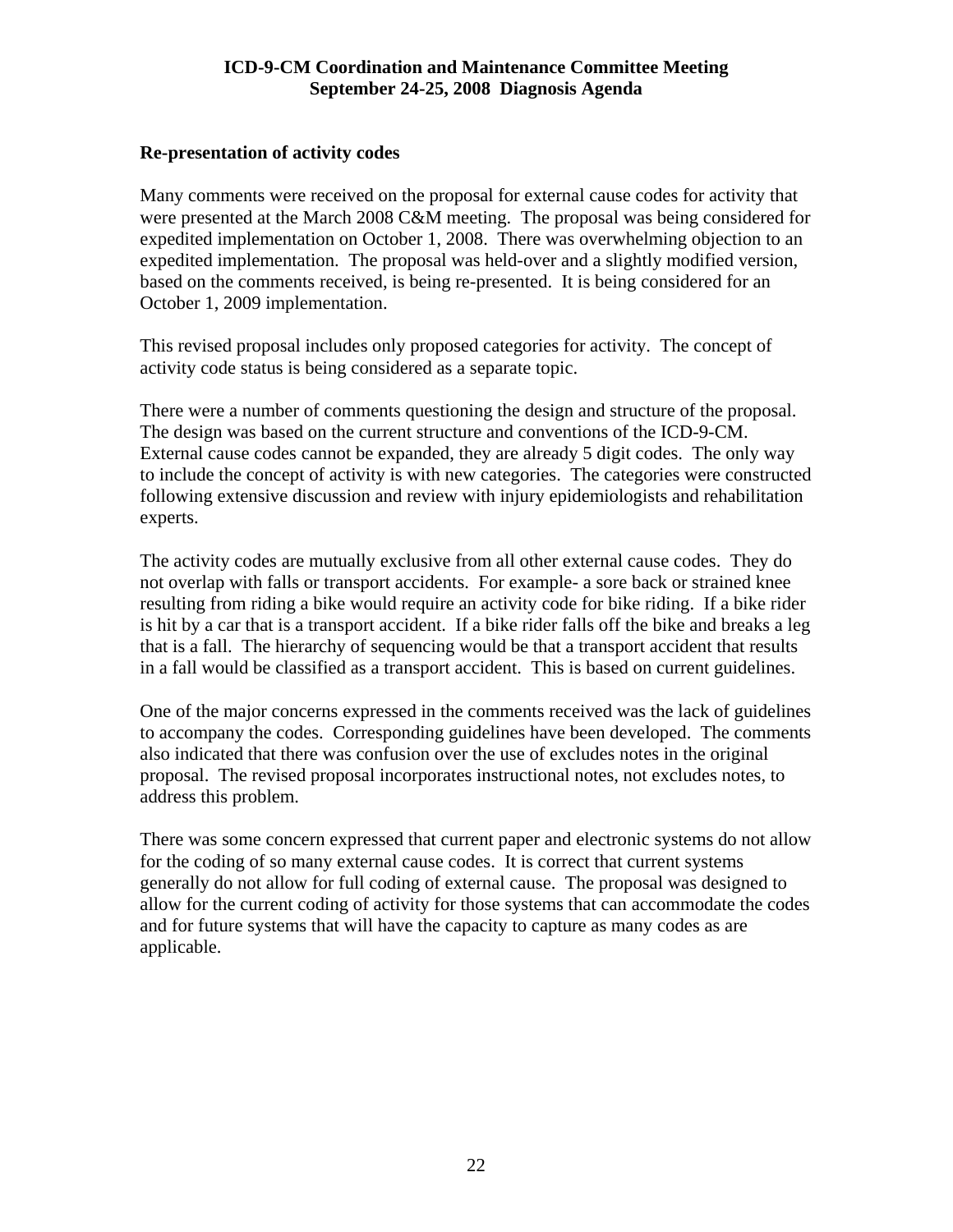**Re-presentation of activity codes**

Many comments were received on the proposal for external cause codes for activity that were presented at the March 2008 C&M meeting. The proposal was being considered for expedited implementation on October 1, 2008. There was overwhelming objection to an expedited implementation. The proposal was held-over and a slightly modified version, based on the comments received, is being re-presented. It is being considered for an October 1, 2009 implementation.

This revised proposal includes only proposed categories for activity. The concept of activity code status is being considered as a separate topic.

There were a number of comments questioning the design and structure of the proposal. The design was based on the current structure and conventions of the ICD-9-CM. External cause codes cannot be expanded, they are already 5 digit codes. The only way to include the concept of activity is with new categories. The categories were constructed following extensive discussion and review with injury epidemiologists and rehabilitation experts.

The activity codes are mutually exclusive from all other external cause codes. They do not overlap with falls or transport accidents. For example- a sore back or strained knee resulting from riding a bike would require an activity code for bike riding. If a bike rider is hit by a car that is a transport accident. If a bike rider falls off the bike and breaks a leg that is a fall. The hierarchy of sequencing would be that a transport accident that results in a fall would be classified as a transport accident. This is based on current guidelines.

One of the major concerns expressed in the comments received was the lack of guidelines to accompany the codes. Corresponding guidelines have been developed. The comments also indicated that there was confusion over the use of excludes notes in the original proposal. The revised proposal incorporates instructional notes, not excludes notes, to address this problem.

There was some concern expressed that current paper and electronic systems do not allow for the coding of so many external cause codes. It is correct that current systems generally do not allow for full coding of external cause. The proposal was designed to allow for the current coding of activity for those systems that can accommodate the codes and for future systems that will have the capacity to capture as many codes as are applicable.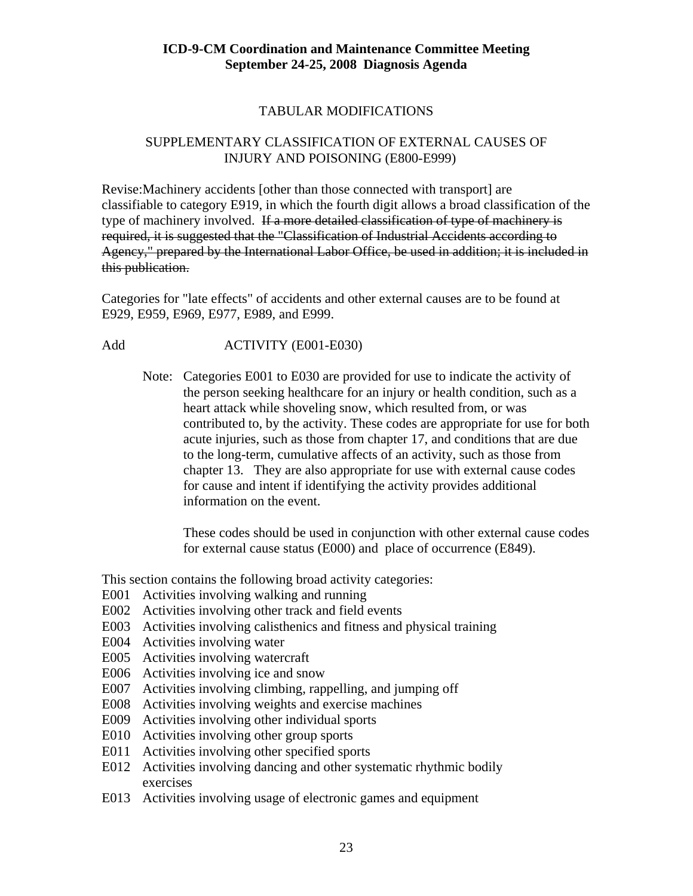**ICD-9-CM Coordination and Maintenance Committee Meeting**
**September 24-25, 2008 Diagnosis Agenda**

TABULAR MODIFICATIONS

SUPPLEMENTARY CLASSIFICATION OF EXTERNAL CAUSES OF INJURY AND POISONING (E800-E999)

Revise:Machinery accidents [other than those connected with transport] are classifiable to category E919, in which the fourth digit allows a broad classification of the type of machinery involved. ~~If a more detailed classification of type of machinery is required, it is suggested that the "Classification of Industrial Accidents according to Agency," prepared by the International Labor Office, be used in addition; it is included in this publication.~~

Categories for "late effects" of accidents and other external causes are to be found at E929, E959, E969, E977, E989, and E999.

Add ACTIVITY (E001-E030)

Note: Categories E001 to E030 are provided for use to indicate the activity of the person seeking healthcare for an injury or health condition, such as a heart attack while shoveling snow, which resulted from, or was contributed to, by the activity. These codes are appropriate for use for both acute injuries, such as those from chapter 17, and conditions that are due to the long-term, cumulative affects of an activity, such as those from chapter 13. They are also appropriate for use with external cause codes for cause and intent if identifying the activity provides additional information on the event.

These codes should be used in conjunction with other external cause codes for external cause status (E000) and place of occurrence (E849).

This section contains the following broad activity categories:

E001 Activities involving walking and running
E002 Activities involving other track and field events
E003 Activities involving calisthenics and fitness and physical training
E004 Activities involving water
E005 Activities involving watercraft
E006 Activities involving ice and snow
E007 Activities involving climbing, rappelling, and jumping off
E008 Activities involving weights and exercise machines
E009 Activities involving other individual sports
E010 Activities involving other group sports
E011 Activities involving other specified sports
E012 Activities involving dancing and other systematic rhythmic bodily exercises
E013 Activities involving usage of electronic games and equipment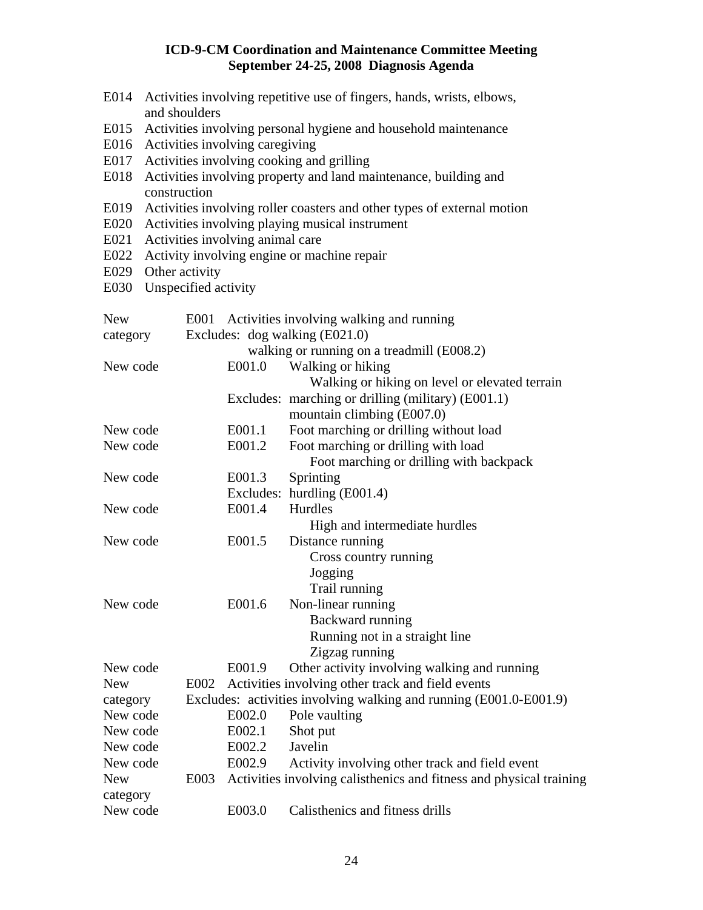E014 Activities involving repetitive use of fingers, hands, wrists, elbows, and shoulders
E015 Activities involving personal hygiene and household maintenance
E016 Activities involving caregiving
E017 Activities involving cooking and grilling
E018 Activities involving property and land maintenance, building and construction
E019 Activities involving roller coasters and other types of external motion
E020 Activities involving playing musical instrument
E021 Activities involving animal care
E022 Activity involving engine or machine repair
E029 Other activity
E030 Unspecified activity

| | | |
|---|---|---|
| New category | E001 | Activities involving walking and running<br>Excludes: dog walking (E021.0)<br>walking or running on a treadmill (E008.2) |
| New code | E001.0 | Walking or hiking<br>Walking or hiking on level or elevated terrain<br>Excludes: marching or drilling (military) (E001.1)<br>mountain climbing (E007.0) |
| New code | E001.1 | Foot marching or drilling without load |
| New code | E001.2 | Foot marching or drilling with load<br>Foot marching or drilling with backpack |
| New code | E001.3 | Sprinting<br>Excludes: hurdling (E001.4) |
| New code | E001.4 | Hurdles<br>High and intermediate hurdles |
| New code | E001.5 | Distance running<br>Cross country running<br>Jogging<br>Trail running |
| New code | E001.6 | Non-linear running<br>Backward running<br>Running not in a straight line<br>Zigzag running |
| New code | E001.9 | Other activity involving walking and running |
| New category | E002 | Activities involving other track and field events<br>Excludes: activities involving walking and running (E001.0-E001.9) |
| New code | E002.0 | Pole vaulting |
| New code | E002.1 | Shot put |
| New code | E002.2 | Javelin |
| New code | E002.9 | Activity involving other track and field event |
| New category | E003 | Activities involving calisthenics and fitness and physical training |
| New code | E003.0 | Calisthenics and fitness drills |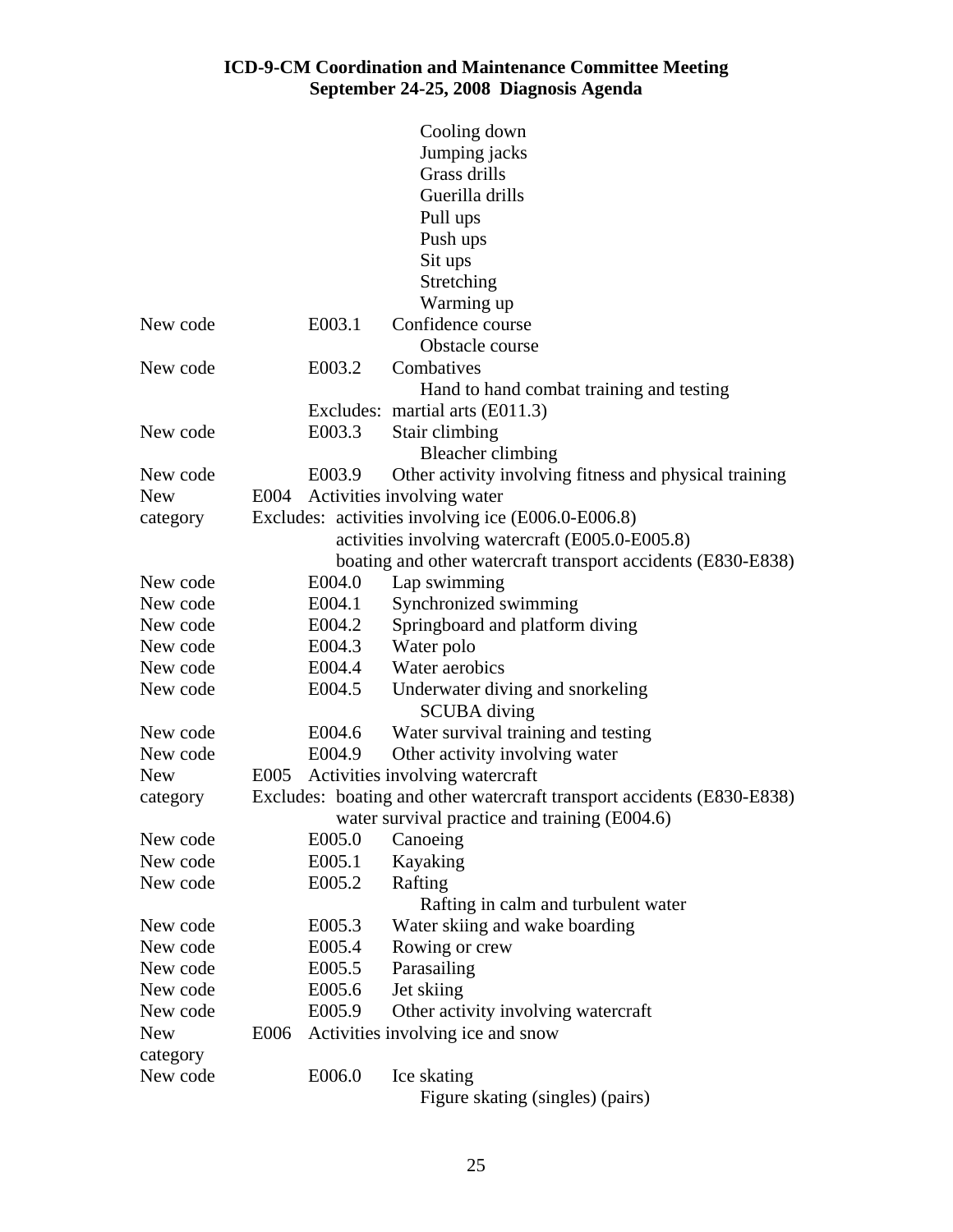| | | | |
|---|---|---|---|
| | | | Cooling down |
| | | | Jumping jacks |
| | | | Grass drills |
| | | | Guerilla drills |
| | | | Pull ups |
| | | | Push ups |
| | | | Sit ups |
| | | | Stretching |
| | | | Warming up |
| New code | | E003.1 | Confidence course |
| | | | Obstacle course |
| New code | | E003.2 | Combatives |
| | | | Hand to hand combat training and testing |
| | | Excludes: | martial arts (E011.3) |
| New code | | E003.3 | Stair climbing |
| | | | Bleacher climbing |
| New code | | E003.9 | Other activity involving fitness and physical training |
| New category | E004 | Activities involving water | |
| | Excludes: | activities involving ice (E006.0-E006.8) | |
| | | activities involving watercraft (E005.0-E005.8) | |
| | | boating and other watercraft transport accidents (E830-E838) | |
| New code | | E004.0 | Lap swimming |
| New code | | E004.1 | Synchronized swimming |
| New code | | E004.2 | Springboard and platform diving |
| New code | | E004.3 | Water polo |
| New code | | E004.4 | Water aerobics |
| New code | | E004.5 | Underwater diving and snorkeling |
| | | | SCUBA diving |
| New code | | E004.6 | Water survival training and testing |
| New code | | E004.9 | Other activity involving water |
| New category | E005 | Activities involving watercraft | |
| | Excludes: | boating and other watercraft transport accidents (E830-E838) | |
| | | water survival practice and training (E004.6) | |
| New code | | E005.0 | Canoeing |
| New code | | E005.1 | Kayaking |
| New code | | E005.2 | Rafting |
| | | | Rafting in calm and turbulent water |
| New code | | E005.3 | Water skiing and wake boarding |
| New code | | E005.4 | Rowing or crew |
| New code | | E005.5 | Parasailing |
| New code | | E005.6 | Jet skiing |
| New code | | E005.9 | Other activity involving watercraft |
| New category | E006 | Activities involving ice and snow | |
| New code | | E006.0 | Ice skating |
| | | | Figure skating (singles) (pairs) |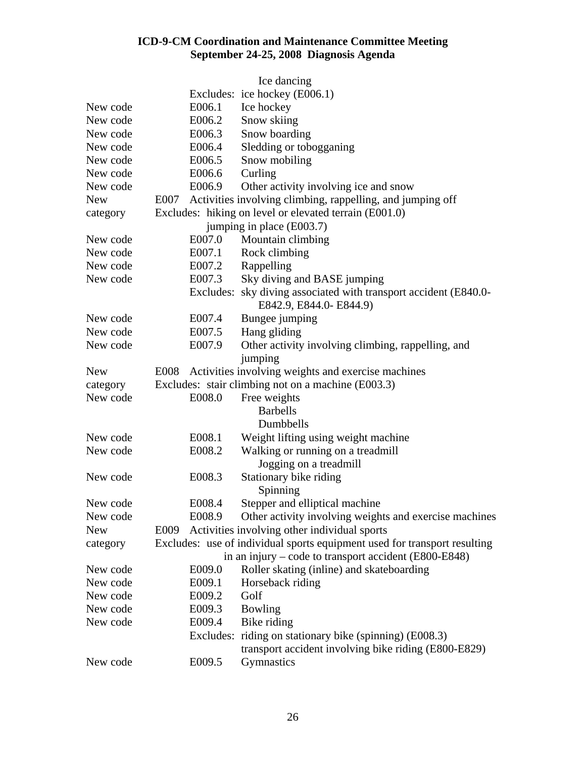Ice dancing

Excludes: ice hockey (E006.1)

| | | |
|---|---|---|
| New code | E006.1 | Ice hockey |
| New code | E006.2 | Snow skiing |
| New code | E006.3 | Snow boarding |
| New code | E006.4 | Sledding or tobogganing |
| New code | E006.5 | Snow mobiling |
| New code | E006.6 | Curling |
| New code | E006.9 | Other activity involving ice and snow |
| New category | E007 | Activities involving climbing, rappelling, and jumping off<br>Excludes: hiking on level or elevated terrain (E001.0)<br>jumping in place (E003.7) |
| New code | E007.0 | Mountain climbing |
| New code | E007.1 | Rock climbing |
| New code | E007.2 | Rappelling |
| New code | E007.3 | Sky diving and BASE jumping<br>Excludes: sky diving associated with transport accident (E840.0-E842.9, E844.0- E844.9) |
| New code | E007.4 | Bungee jumping |
| New code | E007.5 | Hang gliding |
| New code | E007.9 | Other activity involving climbing, rappelling, and jumping |
| New category | E008 | Activities involving weights and exercise machines<br>Excludes: stair climbing not on a machine (E003.3) |
| New code | E008.0 | Free weights<br>Barbells<br>Dumbbells |
| New code | E008.1 | Weight lifting using weight machine |
| New code | E008.2 | Walking or running on a treadmill<br>Jogging on a treadmill |
| New code | E008.3 | Stationary bike riding<br>Spinning |
| New code | E008.4 | Stepper and elliptical machine |
| New code | E008.9 | Other activity involving weights and exercise machines |
| New category | E009 | Activities involving other individual sports<br>Excludes: use of individual sports equipment used for transport resulting in an injury – code to transport accident (E800-E848) |
| New code | E009.0 | Roller skating (inline) and skateboarding |
| New code | E009.1 | Horseback riding |
| New code | E009.2 | Golf |
| New code | E009.3 | Bowling |
| New code | E009.4 | Bike riding<br>Excludes: riding on stationary bike (spinning) (E008.3)<br>transport accident involving bike riding (E800-E829) |
| New code | E009.5 | Gymnastics |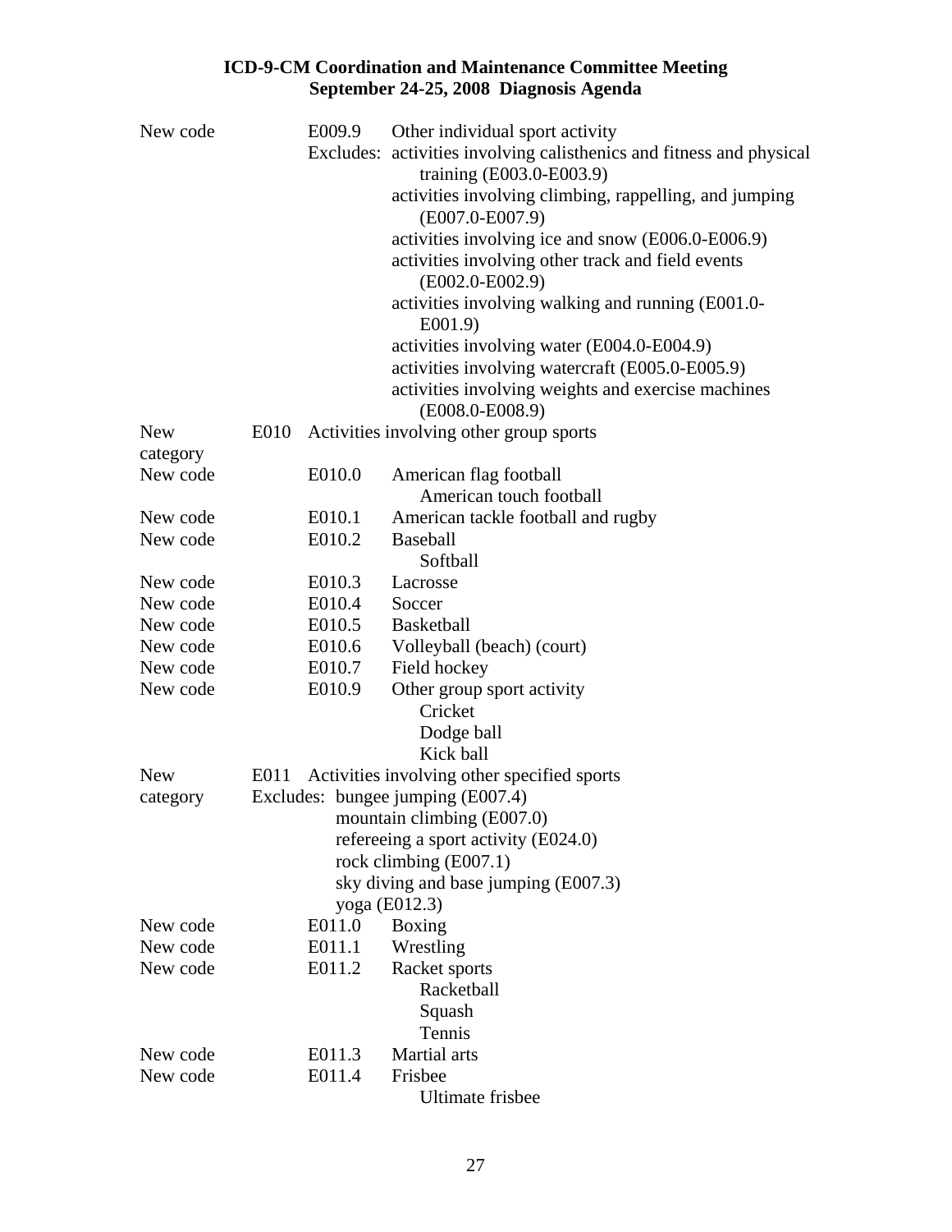| | | | |
|---|---|---|---|
| New code | | E009.9 | Other individual sport activity |
| | | Excludes: | activities involving calisthenics and fitness and physical training (E003.0-E003.9) |
| | | | activities involving climbing, rappelling, and jumping (E007.0-E007.9) |
| | | | activities involving ice and snow (E006.0-E006.9) |
| | | | activities involving other track and field events (E002.0-E002.9) |
| | | | activities involving walking and running (E001.0-E001.9) |
| | | | activities involving water (E004.0-E004.9) |
| | | | activities involving watercraft (E005.0-E005.9) |
| | | | activities involving weights and exercise machines (E008.0-E008.9) |
| New category | E010 | Activities involving other group sports | |
| New code | | E010.0 | American flag football |
| | | | American touch football |
| New code | | E010.1 | American tackle football and rugby |
| New code | | E010.2 | Baseball |
| | | | Softball |
| New code | | E010.3 | Lacrosse |
| New code | | E010.4 | Soccer |
| New code | | E010.5 | Basketball |
| New code | | E010.6 | Volleyball (beach) (court) |
| New code | | E010.7 | Field hockey |
| New code | | E010.9 | Other group sport activity |
| | | | Cricket |
| | | | Dodge ball |
| | | | Kick ball |
| New category | E011 | Activities involving other specified sports | |
| | Excludes: | bungee jumping (E007.4) | |
| | | mountain climbing (E007.0) | |
| | | refereeing a sport activity (E024.0) | |
| | | rock climbing (E007.1) | |
| | | sky diving and base jumping (E007.3) | |
| | | yoga (E012.3) | |
| New code | | E011.0 | Boxing |
| New code | | E011.1 | Wrestling |
| New code | | E011.2 | Racket sports |
| | | | Racketball |
| | | | Squash |
| | | | Tennis |
| New code | | E011.3 | Martial arts |
| New code | | E011.4 | Frisbee |
| | | | Ultimate frisbee |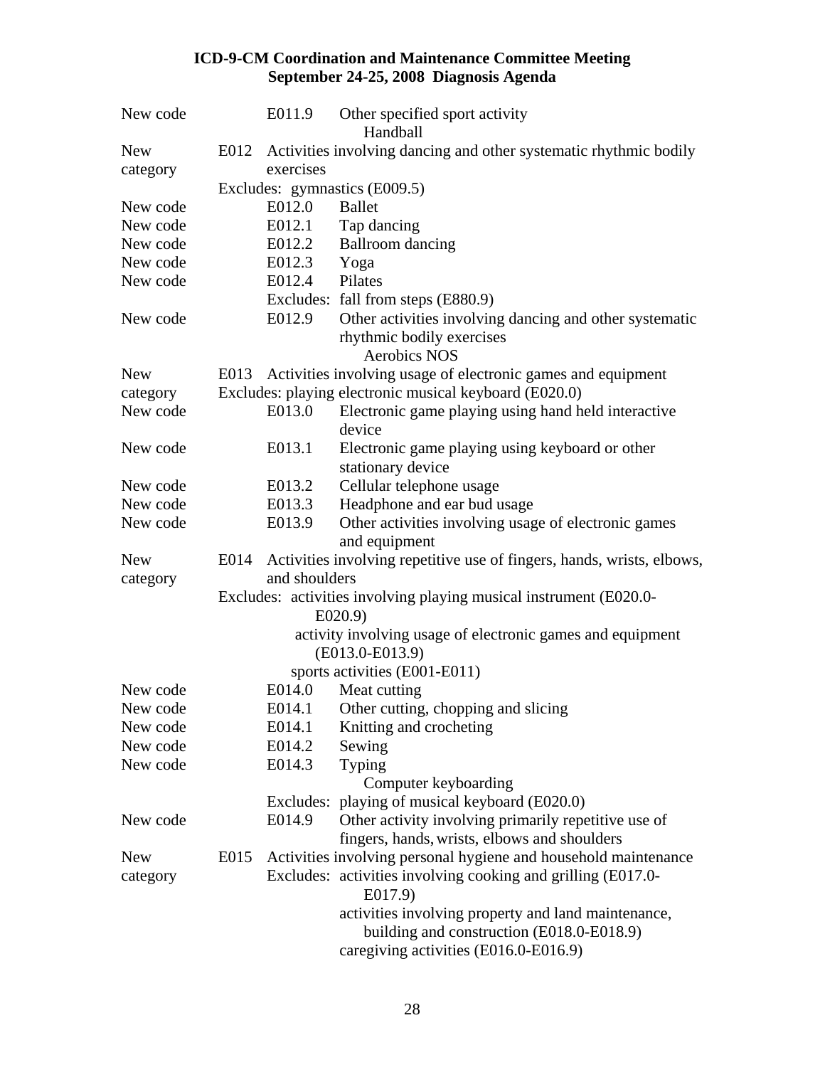| | | | |
|---|---|---|---|
| New code | | E011.9 | Other specified sport activity<br>Handball |
| New category | E012 | Activities involving dancing and other systematic rhythmic bodily exercises | |
| | | Excludes: gymnastics (E009.5) | |
| New code | | E012.0 | Ballet |
| New code | | E012.1 | Tap dancing |
| New code | | E012.2 | Ballroom dancing |
| New code | | E012.3 | Yoga |
| New code | | E012.4 | Pilates |
| | | Excludes: | fall from steps (E880.9) |
| New code | | E012.9 | Other activities involving dancing and other systematic rhythmic bodily exercises<br>Aerobics NOS |
| New category | E013 | Activities involving usage of electronic games and equipment | |
| | | Excludes: playing electronic musical keyboard (E020.0) | |
| New code | | E013.0 | Electronic game playing using hand held interactive device |
| New code | | E013.1 | Electronic game playing using keyboard or other stationary device |
| New code | | E013.2 | Cellular telephone usage |
| New code | | E013.3 | Headphone and ear bud usage |
| New code | | E013.9 | Other activities involving usage of electronic games and equipment |
| New category | E014 | Activities involving repetitive use of fingers, hands, wrists, elbows, and shoulders | |
| | | Excludes: activities involving playing musical instrument (E020.0-E020.9)<br>activity involving usage of electronic games and equipment (E013.0-E013.9)<br>sports activities (E001-E011) | |
| New code | | E014.0 | Meat cutting |
| New code | | E014.1 | Other cutting, chopping and slicing |
| New code | | E014.1 | Knitting and crocheting |
| New code | | E014.2 | Sewing |
| New code | | E014.3 | Typing<br>Computer keyboarding |
| | | Excludes: | playing of musical keyboard (E020.0) |
| New code | | E014.9 | Other activity involving primarily repetitive use of fingers, hands, wrists, elbows and shoulders |
| New category | E015 | Activities involving personal hygiene and household maintenance | |
| | | Excludes: | activities involving cooking and grilling (E017.0-E017.9)<br>activities involving property and land maintenance, building and construction (E018.0-E018.9)<br>caregiving activities (E016.0-E016.9) |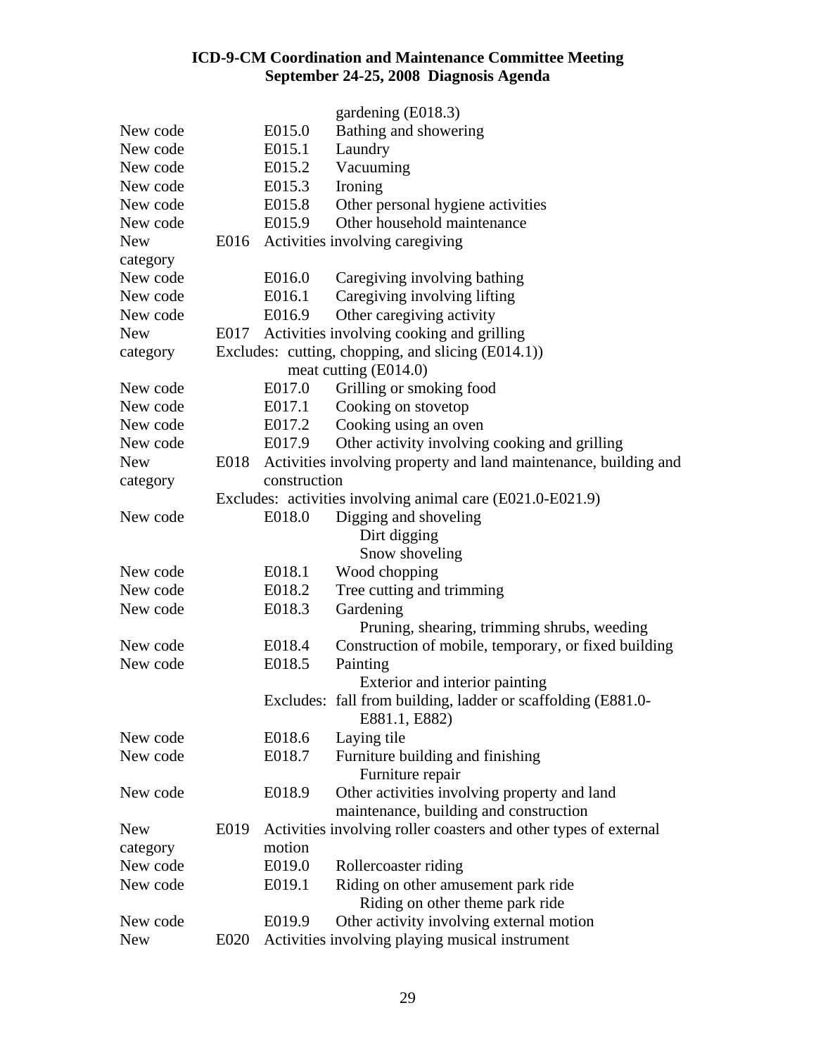gardening (E018.3)

| | | | |
|---|---|---|---|
| New code | | E015.0 | Bathing and showering |
| New code | | E015.1 | Laundry |
| New code | | E015.2 | Vacuuming |
| New code | | E015.3 | Ironing |
| New code | | E015.8 | Other personal hygiene activities |
| New code | | E015.9 | Other household maintenance |
| New category | E016 | Activities involving caregiving | |
| New code | | E016.0 | Caregiving involving bathing |
| New code | | E016.1 | Caregiving involving lifting |
| New code | | E016.9 | Other caregiving activity |
| New category | E017 | Activities involving cooking and grilling<br>Excludes: cutting, chopping, and slicing (E014.1))<br>meat cutting (E014.0) | |
| New code | | E017.0 | Grilling or smoking food |
| New code | | E017.1 | Cooking on stovetop |
| New code | | E017.2 | Cooking using an oven |
| New code | | E017.9 | Other activity involving cooking and grilling |
| New category | E018 | Activities involving property and land maintenance, building and construction<br>Excludes: activities involving animal care (E021.0-E021.9) | |
| New code | | E018.0 | Digging and shoveling<br>Dirt digging<br>Snow shoveling |
| New code | | E018.1 | Wood chopping |
| New code | | E018.2 | Tree cutting and trimming |
| New code | | E018.3 | Gardening<br>Pruning, shearing, trimming shrubs, weeding |
| New code | | E018.4 | Construction of mobile, temporary, or fixed building |
| New code | | E018.5 | Painting<br>Exterior and interior painting<br>Excludes: fall from building, ladder or scaffolding (E881.0-E881.1, E882) |
| New code | | E018.6 | Laying tile |
| New code | | E018.7 | Furniture building and finishing<br>Furniture repair |
| New code | | E018.9 | Other activities involving property and land maintenance, building and construction |
| New category | E019 | Activities involving roller coasters and other types of external motion | |
| New code | | E019.0 | Rollercoaster riding |
| New code | | E019.1 | Riding on other amusement park ride<br>Riding on other theme park ride |
| New code | | E019.9 | Other activity involving external motion |
| New | E020 | Activities involving playing musical instrument | |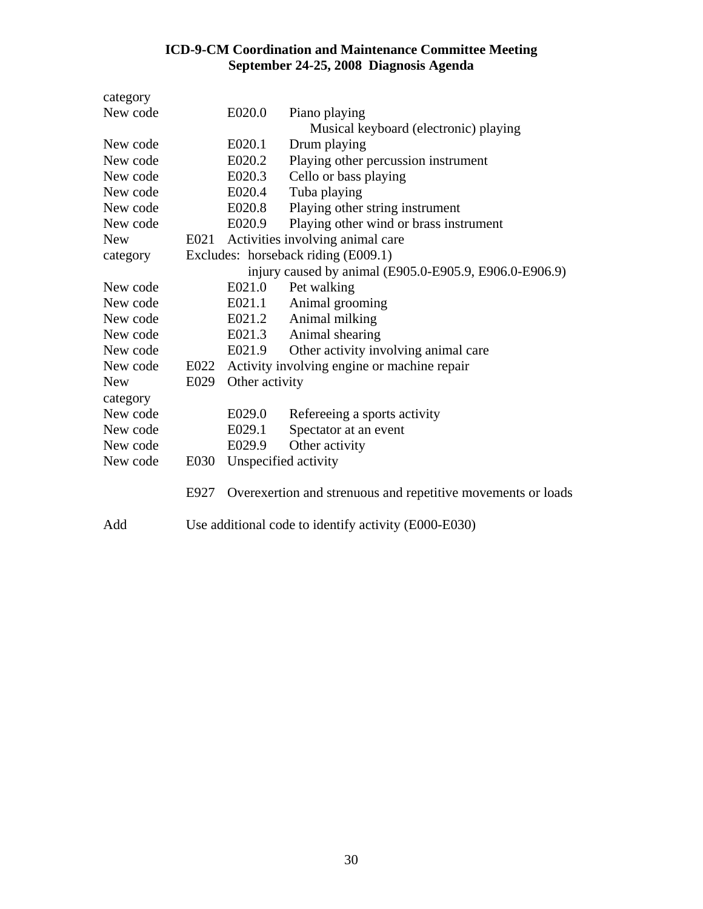category

| | | | |
|---|---|---|---|
| New code | | E020.0 | Piano playing |
| | | | Musical keyboard (electronic) playing |
| New code | | E020.1 | Drum playing |
| New code | | E020.2 | Playing other percussion instrument |
| New code | | E020.3 | Cello or bass playing |
| New code | | E020.4 | Tuba playing |
| New code | | E020.8 | Playing other string instrument |
| New code | | E020.9 | Playing other wind or brass instrument |
| New category | E021 | Activities involving animal care | |
| | Excludes: horseback riding (E009.1) | | |
| | injury caused by animal (E905.0-E905.9, E906.0-E906.9) | | |
| New code | | E021.0 | Pet walking |
| New code | | E021.1 | Animal grooming |
| New code | | E021.2 | Animal milking |
| New code | | E021.3 | Animal shearing |
| New code | | E021.9 | Other activity involving animal care |
| New code | E022 | Activity involving engine or machine repair | |
| New category | E029 | Other activity | |
| New code | | E029.0 | Refereeing a sports activity |
| New code | | E029.1 | Spectator at an event |
| New code | | E029.9 | Other activity |
| New code | E030 | Unspecified activity | |

E927 Overexertion and strenuous and repetitive movements or loads

Add    Use additional code to identify activity (E000-E030)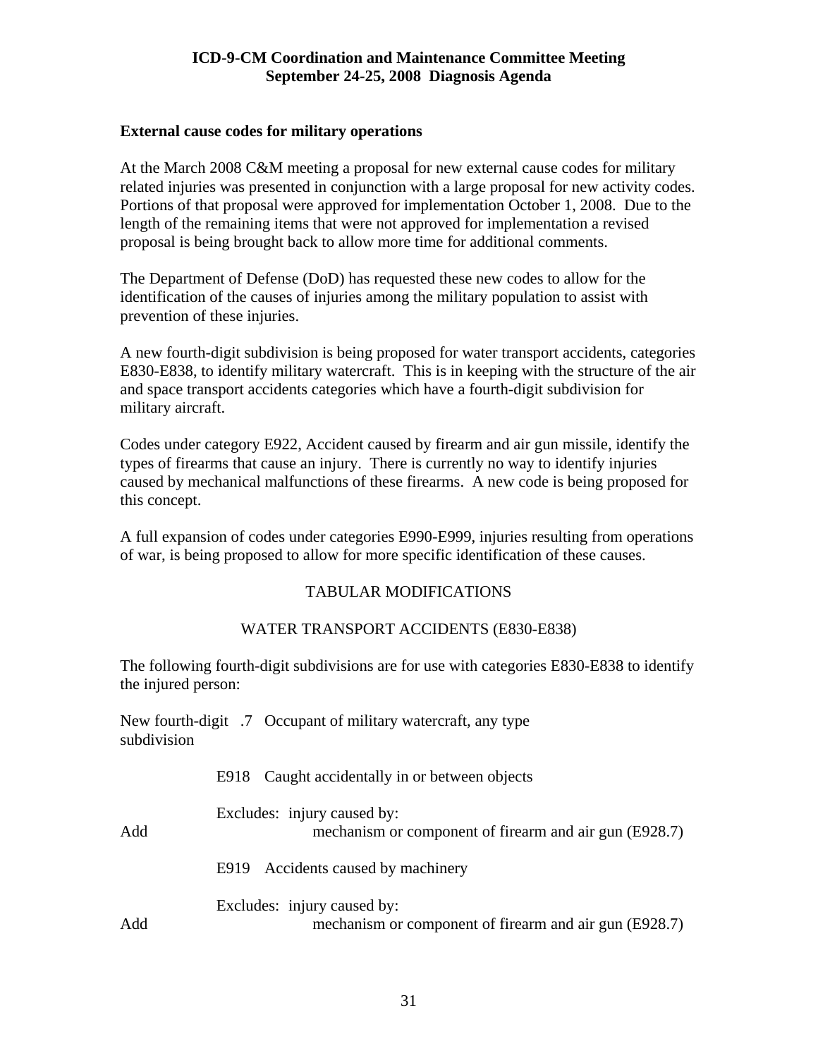**External cause codes for military operations**

At the March 2008 C&M meeting a proposal for new external cause codes for military related injuries was presented in conjunction with a large proposal for new activity codes. Portions of that proposal were approved for implementation October 1, 2008. Due to the length of the remaining items that were not approved for implementation a revised proposal is being brought back to allow more time for additional comments.

The Department of Defense (DoD) has requested these new codes to allow for the identification of the causes of injuries among the military population to assist with prevention of these injuries.

A new fourth-digit subdivision is being proposed for water transport accidents, categories E830-E838, to identify military watercraft. This is in keeping with the structure of the air and space transport accidents categories which have a fourth-digit subdivision for military aircraft.

Codes under category E922, Accident caused by firearm and air gun missile, identify the types of firearms that cause an injury. There is currently no way to identify injuries caused by mechanical malfunctions of these firearms. A new code is being proposed for this concept.

A full expansion of codes under categories E990-E999, injuries resulting from operations of war, is being proposed to allow for more specific identification of these causes.

TABULAR MODIFICATIONS

WATER TRANSPORT ACCIDENTS (E830-E838)

The following fourth-digit subdivisions are for use with categories E830-E838 to identify the injured person:

New fourth-digit subdivision .7 Occupant of military watercraft, any type

E918 Caught accidentally in or between objects

Excludes: injury caused by:

Add mechanism or component of firearm and air gun (E928.7)

E919 Accidents caused by machinery

Excludes: injury caused by:

Add mechanism or component of firearm and air gun (E928.7)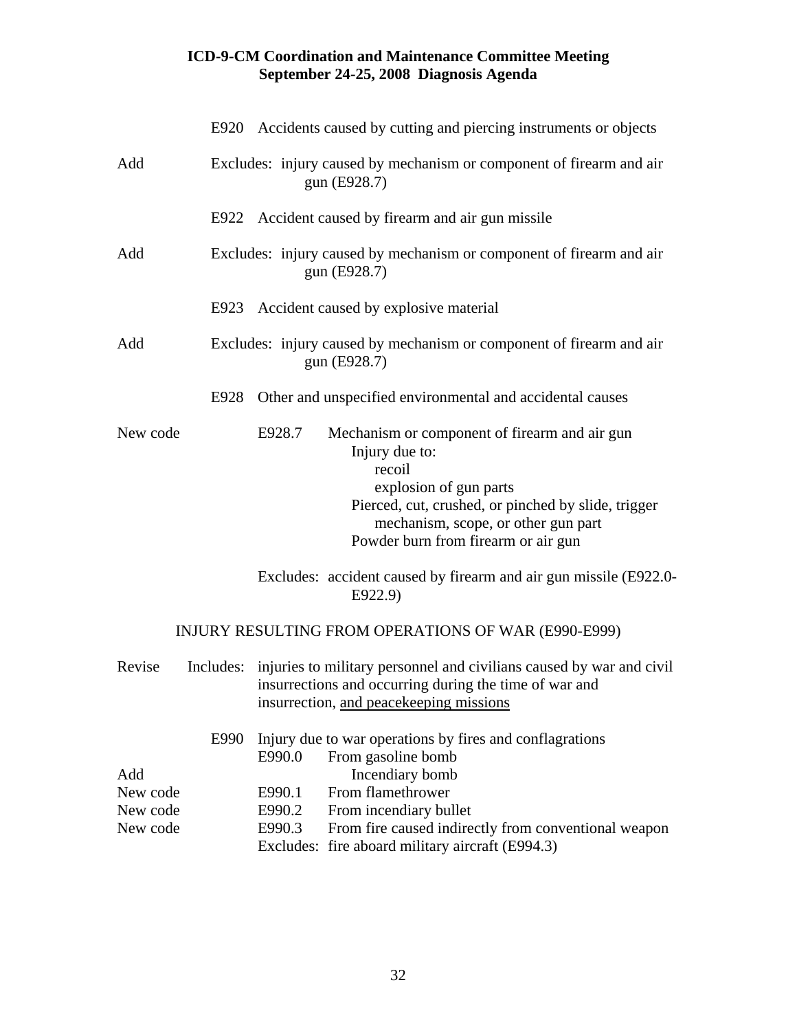E920 Accidents caused by cutting and piercing instruments or objects

Add Excludes: injury caused by mechanism or component of firearm and air gun (E928.7)

E922 Accident caused by firearm and air gun missile

Add Excludes: injury caused by mechanism or component of firearm and air gun (E928.7)

E923 Accident caused by explosive material

Add Excludes: injury caused by mechanism or component of firearm and air gun (E928.7)

E928 Other and unspecified environmental and accidental causes

New code E928.7 Mechanism or component of firearm and air gun
- Injury due to:
  - recoil
  - explosion of gun parts
- Pierced, cut, crushed, or pinched by slide, trigger mechanism, scope, or other gun part
- Powder burn from firearm or air gun

Excludes: accident caused by firearm and air gun missile (E922.0-E922.9)

INJURY RESULTING FROM OPERATIONS OF WAR (E990-E999)

Revise Includes: injuries to military personnel and civilians caused by war and civil insurrections and occurring during the time of war and insurrection, <u>and peacekeeping missions</u>

E990 Injury due to war operations by fires and conflagrations

E990.0 From gasoline bomb

Add Incendiary bomb

New code E990.1 From flamethrower

New code E990.2 From incendiary bullet

New code E990.3 From fire caused indirectly from conventional weapon

Excludes: fire aboard military aircraft (E994.3)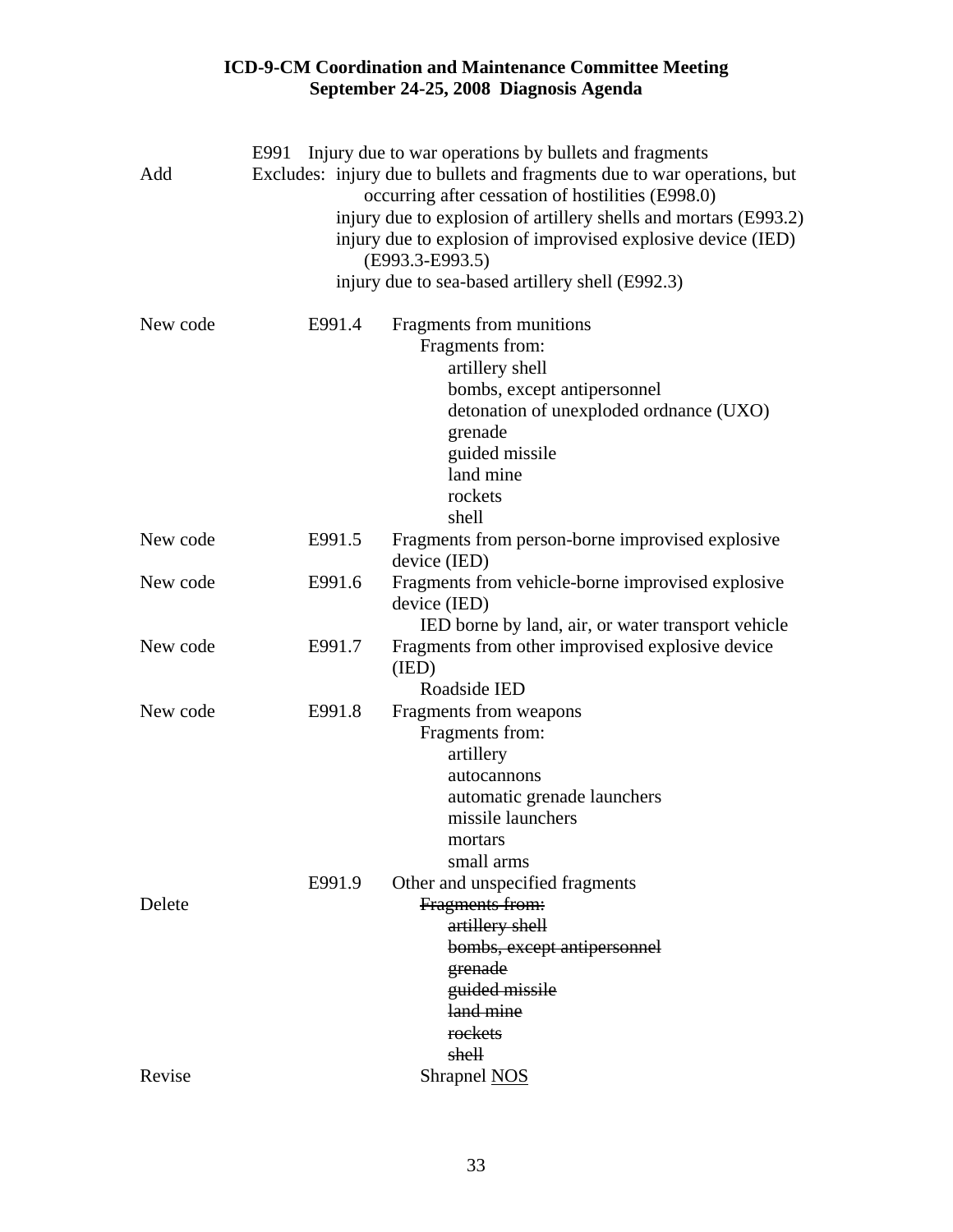E991 Injury due to war operations by bullets and fragments

Add — Excludes: injury due to bullets and fragments due to war operations, but occurring after cessation of hostilities (E998.0)
injury due to explosion of artillery shells and mortars (E993.2)
injury due to explosion of improvised explosive device (IED) (E993.3-E993.5)
injury due to sea-based artillery shell (E992.3)

New code — E991.4 Fragments from munitions
Fragments from:
- artillery shell
- bombs, except antipersonnel
- detonation of unexploded ordnance (UXO)
- grenade
- guided missile
- land mine
- rockets
- shell

New code — E991.5 Fragments from person-borne improvised explosive device (IED)

New code — E991.6 Fragments from vehicle-borne improvised explosive device (IED)
IED borne by land, air, or water transport vehicle

New code — E991.7 Fragments from other improvised explosive device (IED)
Roadside IED

New code — E991.8 Fragments from weapons
Fragments from:
- artillery
- autocannons
- automatic grenade launchers
- missile launchers
- mortars
- small arms

E991.9 Other and unspecified fragments

Delete — ~~Fragments from:~~
- ~~artillery shell~~
- ~~bombs, except antipersonnel~~
- ~~grenade~~
- ~~guided missile~~
- ~~land mine~~
- ~~rockets~~
- ~~shell~~

Revise — Shrapnel <u>NOS</u>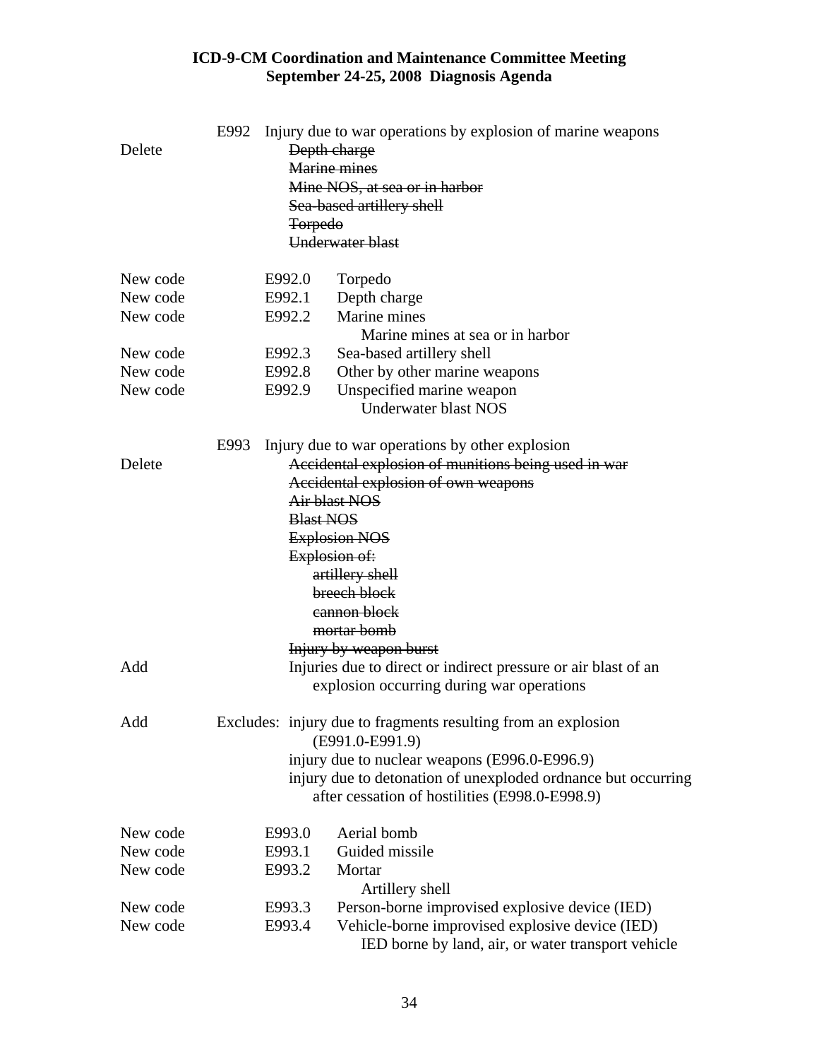|  | E992 | Injury due to war operations by explosion of marine weapons |
|---|---|---|
| Delete |  | ~~Depth charge~~ |
|  |  | ~~Marine mines~~ |
|  |  | ~~Mine NOS, at sea or in harbor~~ |
|  |  | ~~Sea-based artillery shell~~ |
|  |  | ~~Torpedo~~ |
|  |  | ~~Underwater blast~~ |

| | | |
|---|---|---|
| New code | E992.0 | Torpedo |
| New code | E992.1 | Depth charge |
| New code | E992.2 | Marine mines<br>Marine mines at sea or in harbor |
| New code | E992.3 | Sea-based artillery shell |
| New code | E992.8 | Other by other marine weapons |
| New code | E992.9 | Unspecified marine weapon<br>Underwater blast NOS |

|  | E993 | Injury due to war operations by other explosion |
|---|---|---|
| Delete |  | ~~Accidental explosion of munitions being used in war~~ |
|  |  | ~~Accidental explosion of own weapons~~ |
|  |  | ~~Air blast NOS~~ |
|  |  | ~~Blast NOS~~ |
|  |  | ~~Explosion NOS~~ |
|  |  | ~~Explosion of:~~ |
|  |  | ~~artillery shell~~ |
|  |  | ~~breech block~~ |
|  |  | ~~cannon block~~ |
|  |  | ~~mortar bomb~~ |
|  |  | ~~Injury by weapon burst~~ |
| Add |  | Injuries due to direct or indirect pressure or air blast of an explosion occurring during war operations |

Add Excludes: injury due to fragments resulting from an explosion (E991.0-E991.9)
injury due to nuclear weapons (E996.0-E996.9)
injury due to detonation of unexploded ordnance but occurring after cessation of hostilities (E998.0-E998.9)

| | | |
|---|---|---|
| New code | E993.0 | Aerial bomb |
| New code | E993.1 | Guided missile |
| New code | E993.2 | Mortar<br>Artillery shell |
| New code | E993.3 | Person-borne improvised explosive device (IED) |
| New code | E993.4 | Vehicle-borne improvised explosive device (IED)<br>IED borne by land, air, or water transport vehicle |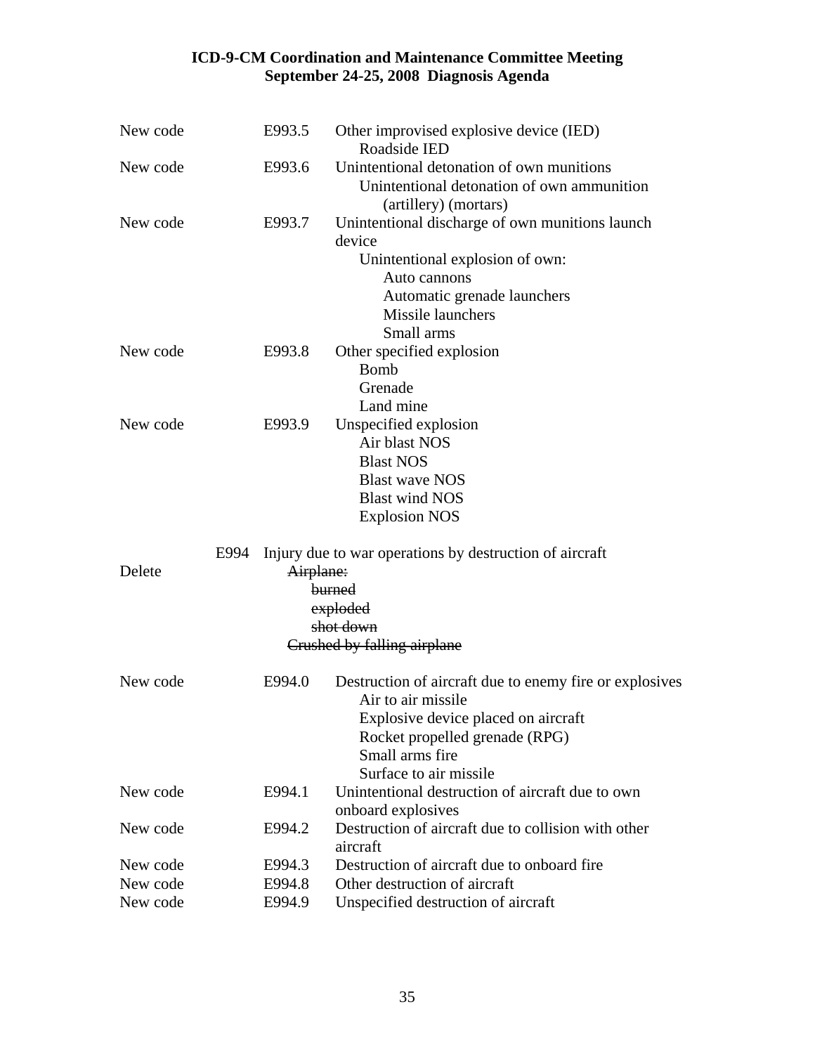| | | |
|---|---|---|
| New code | E993.5 | Other improvised explosive device (IED)<br>    Roadside IED |
| New code | E993.6 | Unintentional detonation of own munitions<br>    Unintentional detonation of own ammunition<br>        (artillery) (mortars) |
| New code | E993.7 | Unintentional discharge of own munitions launch device<br>    Unintentional explosion of own:<br>        Auto cannons<br>        Automatic grenade launchers<br>        Missile launchers<br>        Small arms |
| New code | E993.8 | Other specified explosion<br>    Bomb<br>    Grenade<br>    Land mine |
| New code | E993.9 | Unspecified explosion<br>    Air blast NOS<br>    Blast NOS<br>    Blast wave NOS<br>    Blast wind NOS<br>    Explosion NOS |

E994 Injury due to war operations by destruction of aircraft

Delete ~~Airplane:~~
~~burned~~
~~exploded~~
~~shot down~~
~~Crushed by falling airplane~~

| | | |
|---|---|---|
| New code | E994.0 | Destruction of aircraft due to enemy fire or explosives<br>    Air to air missile<br>    Explosive device placed on aircraft<br>    Rocket propelled grenade (RPG)<br>    Small arms fire<br>    Surface to air missile |
| New code | E994.1 | Unintentional destruction of aircraft due to own onboard explosives |
| New code | E994.2 | Destruction of aircraft due to collision with other aircraft |
| New code | E994.3 | Destruction of aircraft due to onboard fire |
| New code | E994.8 | Other destruction of aircraft |
| New code | E994.9 | Unspecified destruction of aircraft |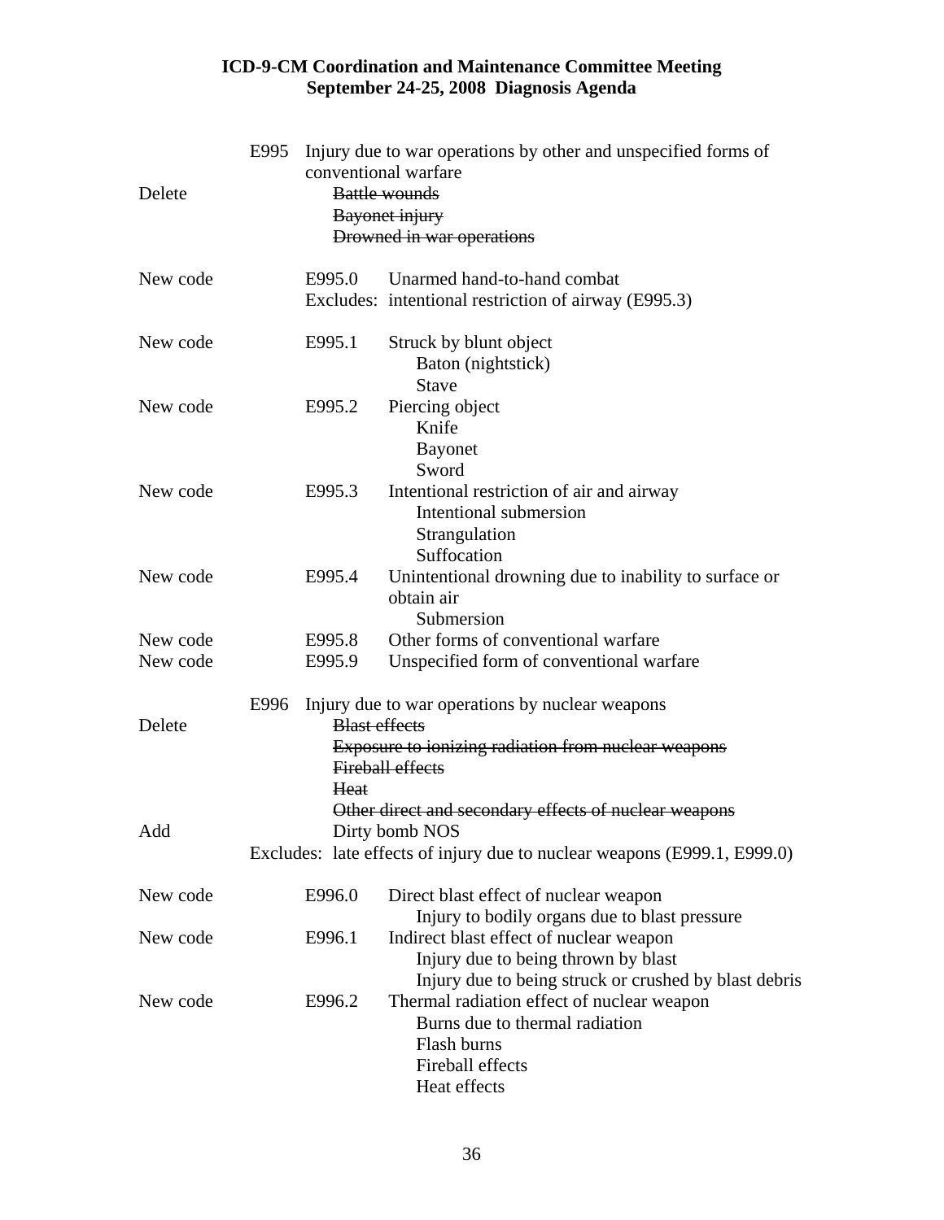| | | | |
|---|---|---|---|
| | E995 | Injury due to war operations by other and unspecified forms of conventional warfare | |
| Delete | | ~~Battle wounds~~ | |
| | | ~~Bayonet injury~~ | |
| | | ~~Drowned in war operations~~ | |
| | | | |
| New code | | E995.0 | Unarmed hand-to-hand combat |
| | | Excludes: | intentional restriction of airway (E995.3) |
| | | | |
| New code | | E995.1 | Struck by blunt object |
| | | | Baton (nightstick) |
| | | | Stave |
| New code | | E995.2 | Piercing object |
| | | | Knife |
| | | | Bayonet |
| | | | Sword |
| New code | | E995.3 | Intentional restriction of air and airway |
| | | | Intentional submersion |
| | | | Strangulation |
| | | | Suffocation |
| New code | | E995.4 | Unintentional drowning due to inability to surface or obtain air |
| | | | Submersion |
| New code | | E995.8 | Other forms of conventional warfare |
| New code | | E995.9 | Unspecified form of conventional warfare |
| | | | |
| | E996 | Injury due to war operations by nuclear weapons | |
| Delete | | ~~Blast effects~~ | |
| | | ~~Exposure to ionizing radiation from nuclear weapons~~ | |
| | | ~~Fireball effects~~ | |
| | | ~~Heat~~ | |
| | | ~~Other direct and secondary effects of nuclear weapons~~ | |
| Add | | Dirty bomb NOS | |
| | Excludes: | late effects of injury due to nuclear weapons (E999.1, E999.0) | |
| | | | |
| New code | | E996.0 | Direct blast effect of nuclear weapon |
| | | | Injury to bodily organs due to blast pressure |
| New code | | E996.1 | Indirect blast effect of nuclear weapon |
| | | | Injury due to being thrown by blast |
| | | | Injury due to being struck or crushed by blast debris |
| New code | | E996.2 | Thermal radiation effect of nuclear weapon |
| | | | Burns due to thermal radiation |
| | | | Flash burns |
| | | | Fireball effects |
| | | | Heat effects |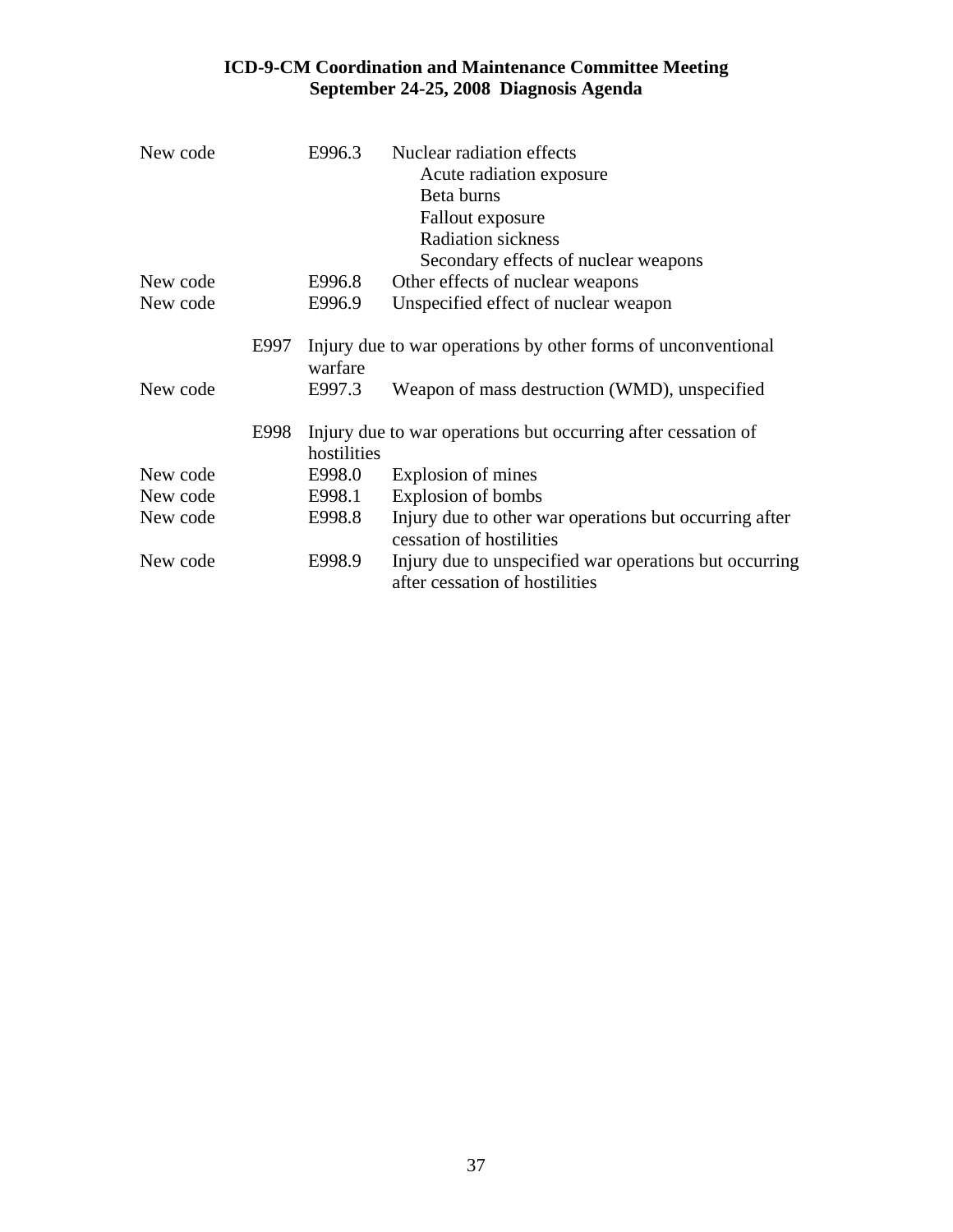| | | | |
|---|---|---|---|
| New code | | E996.3 | Nuclear radiation effects<br>Acute radiation exposure<br>Beta burns<br>Fallout exposure<br>Radiation sickness<br>Secondary effects of nuclear weapons |
| New code | | E996.8 | Other effects of nuclear weapons |
| New code | | E996.9 | Unspecified effect of nuclear weapon |
| | E997 | Injury due to war operations by other forms of unconventional warfare | |
| New code | | E997.3 | Weapon of mass destruction (WMD), unspecified |
| | E998 | Injury due to war operations but occurring after cessation of hostilities | |
| New code | | E998.0 | Explosion of mines |
| New code | | E998.1 | Explosion of bombs |
| New code | | E998.8 | Injury due to other war operations but occurring after cessation of hostilities |
| New code | | E998.9 | Injury due to unspecified war operations but occurring after cessation of hostilities |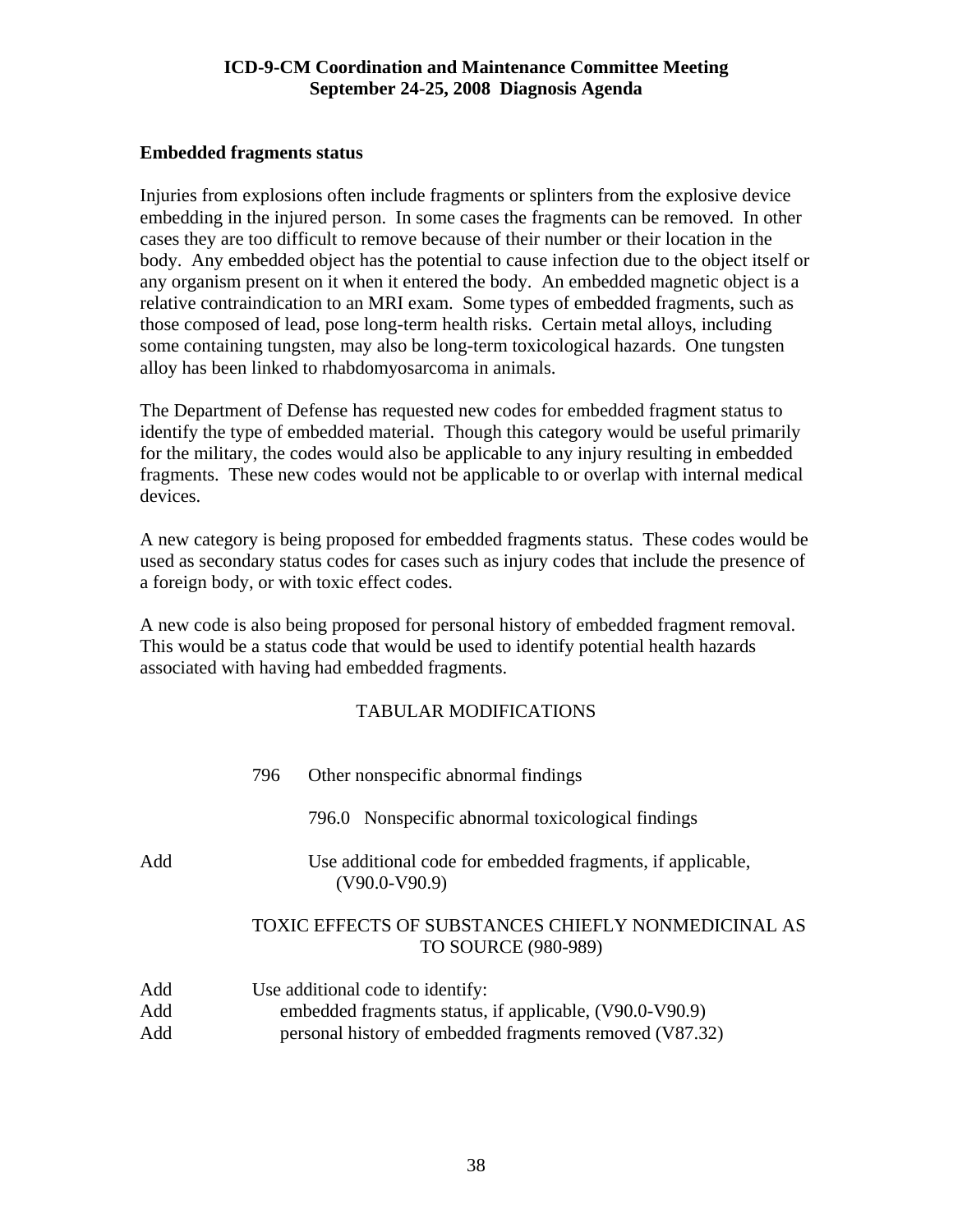**Embedded fragments status**

Injuries from explosions often include fragments or splinters from the explosive device embedding in the injured person. In some cases the fragments can be removed. In other cases they are too difficult to remove because of their number or their location in the body. Any embedded object has the potential to cause infection due to the object itself or any organism present on it when it entered the body. An embedded magnetic object is a relative contraindication to an MRI exam. Some types of embedded fragments, such as those composed of lead, pose long-term health risks. Certain metal alloys, including some containing tungsten, may also be long-term toxicological hazards. One tungsten alloy has been linked to rhabdomyosarcoma in animals.

The Department of Defense has requested new codes for embedded fragment status to identify the type of embedded material. Though this category would be useful primarily for the military, the codes would also be applicable to any injury resulting in embedded fragments. These new codes would not be applicable to or overlap with internal medical devices.

A new category is being proposed for embedded fragments status. These codes would be used as secondary status codes for cases such as injury codes that include the presence of a foreign body, or with toxic effect codes.

A new code is also being proposed for personal history of embedded fragment removal. This would be a status code that would be used to identify potential health hazards associated with having had embedded fragments.

TABULAR MODIFICATIONS

796 Other nonspecific abnormal findings

796.0 Nonspecific abnormal toxicological findings

Add Use additional code for embedded fragments, if applicable, (V90.0-V90.9)

TOXIC EFFECTS OF SUBSTANCES CHIEFLY NONMEDICINAL AS TO SOURCE (980-989)

Add Use additional code to identify:
Add embedded fragments status, if applicable, (V90.0-V90.9)
Add personal history of embedded fragments removed (V87.32)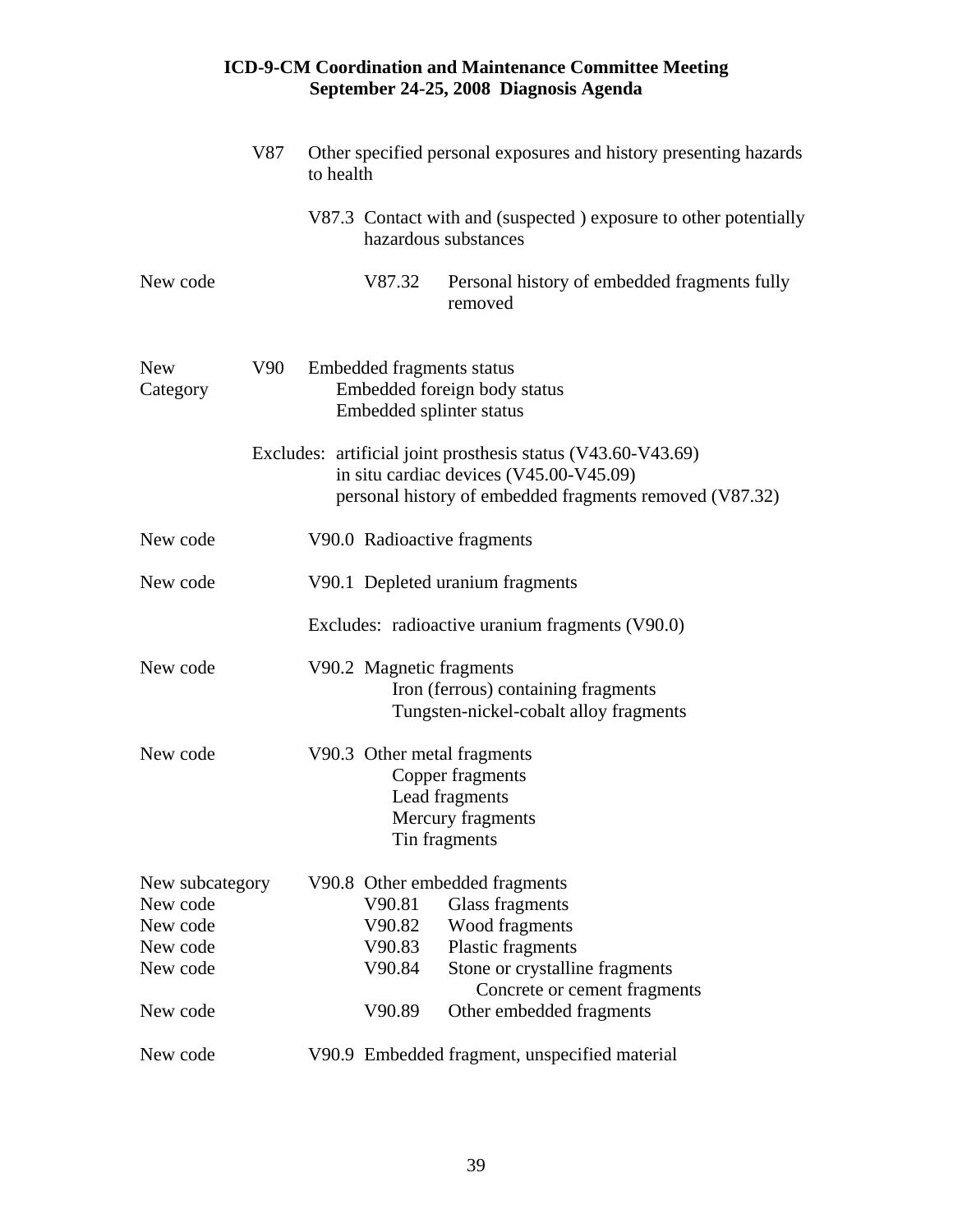| | | |
|---|---|---|
| | V87 | Other specified personal exposures and history presenting hazards to health |
| | | V87.3 Contact with and (suspected ) exposure to other potentially hazardous substances |
| New code | | V87.32 Personal history of embedded fragments fully removed |
| New Category | V90 | Embedded fragments status<br>Embedded foreign body status<br>Embedded splinter status |
| | | Excludes: artificial joint prosthesis status (V43.60-V43.69)<br>in situ cardiac devices (V45.00-V45.09)<br>personal history of embedded fragments removed (V87.32) |
| New code | | V90.0 Radioactive fragments |
| New code | | V90.1 Depleted uranium fragments |
| | | Excludes: radioactive uranium fragments (V90.0) |
| New code | | V90.2 Magnetic fragments<br>Iron (ferrous) containing fragments<br>Tungsten-nickel-cobalt alloy fragments |
| New code | | V90.3 Other metal fragments<br>Copper fragments<br>Lead fragments<br>Mercury fragments<br>Tin fragments |
| New subcategory | | V90.8 Other embedded fragments |
| New code | | V90.81 Glass fragments |
| New code | | V90.82 Wood fragments |
| New code | | V90.83 Plastic fragments |
| New code | | V90.84 Stone or crystalline fragments<br>Concrete or cement fragments |
| New code | | V90.89 Other embedded fragments |
| New code | | V90.9 Embedded fragment, unspecified material |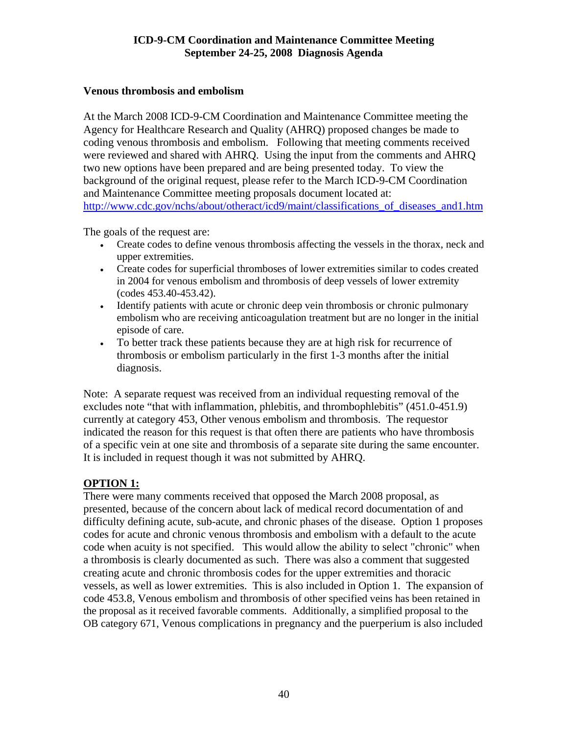## Venous thrombosis and embolism

At the March 2008 ICD-9-CM Coordination and Maintenance Committee meeting the Agency for Healthcare Research and Quality (AHRQ) proposed changes be made to coding venous thrombosis and embolism. Following that meeting comments received were reviewed and shared with AHRQ. Using the input from the comments and AHRQ two new options have been prepared and are being presented today. To view the background of the original request, please refer to the March ICD-9-CM Coordination and Maintenance Committee meeting proposals document located at: http://www.cdc.gov/nchs/about/otheract/icd9/maint/classifications_of_diseases_and1.htm

The goals of the request are:

- Create codes to define venous thrombosis affecting the vessels in the thorax, neck and upper extremities.
- Create codes for superficial thromboses of lower extremities similar to codes created in 2004 for venous embolism and thrombosis of deep vessels of lower extremity (codes 453.40-453.42).
- Identify patients with acute or chronic deep vein thrombosis or chronic pulmonary embolism who are receiving anticoagulation treatment but are no longer in the initial episode of care.
- To better track these patients because they are at high risk for recurrence of thrombosis or embolism particularly in the first 1-3 months after the initial diagnosis.

Note: A separate request was received from an individual requesting removal of the excludes note "that with inflammation, phlebitis, and thrombophlebitis" (451.0-451.9) currently at category 453, Other venous embolism and thrombosis. The requestor indicated the reason for this request is that often there are patients who have thrombosis of a specific vein at one site and thrombosis of a separate site during the same encounter. It is included in request though it was not submitted by AHRQ.

**OPTION 1:**

There were many comments received that opposed the March 2008 proposal, as presented, because of the concern about lack of medical record documentation of and difficulty defining acute, sub-acute, and chronic phases of the disease. Option 1 proposes codes for acute and chronic venous thrombosis and embolism with a default to the acute code when acuity is not specified. This would allow the ability to select "chronic" when a thrombosis is clearly documented as such. There was also a comment that suggested creating acute and chronic thrombosis codes for the upper extremities and thoracic vessels, as well as lower extremities. This is also included in Option 1. The expansion of code 453.8, Venous embolism and thrombosis of other specified veins has been retained in the proposal as it received favorable comments. Additionally, a simplified proposal to the OB category 671, Venous complications in pregnancy and the puerperium is also included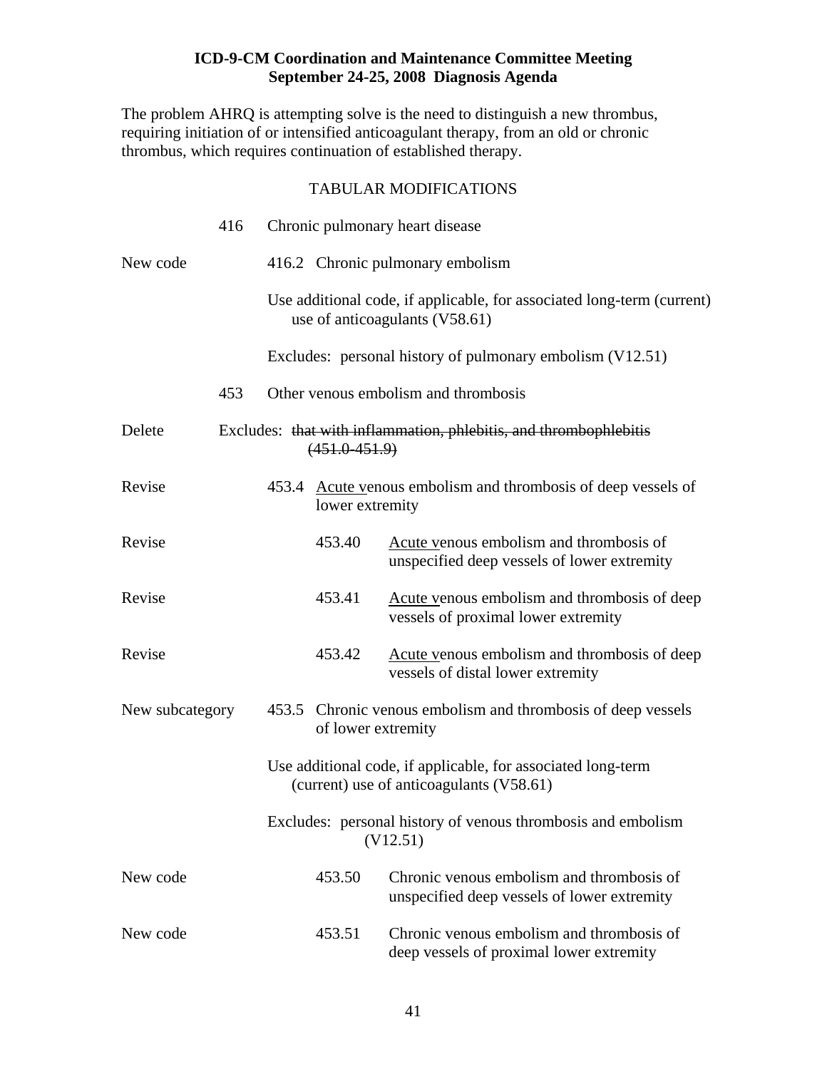**ICD-9-CM Coordination and Maintenance Committee Meeting**
**September 24-25, 2008 Diagnosis Agenda**

The problem AHRQ is attempting solve is the need to distinguish a new thrombus, requiring initiation of or intensified anticoagulant therapy, from an old or chronic thrombus, which requires continuation of established therapy.

TABULAR MODIFICATIONS

| | | |
|---|---|---|
| | 416 | Chronic pulmonary heart disease |
| New code | 416.2 | Chronic pulmonary embolism |
| | | Use additional code, if applicable, for associated long-term (current) use of anticoagulants (V58.61) |
| | | Excludes: personal history of pulmonary embolism (V12.51) |
| | 453 | Other venous embolism and thrombosis |
| Delete | | Excludes: ~~that with inflammation, phlebitis, and thrombophlebitis (451.0-451.9)~~ |
| Revise | 453.4 | <u>Acute v</u>enous embolism and thrombosis of deep vessels of lower extremity |
| Revise | 453.40 | <u>Acute v</u>enous embolism and thrombosis of unspecified deep vessels of lower extremity |
| Revise | 453.41 | <u>Acute v</u>enous embolism and thrombosis of deep vessels of proximal lower extremity |
| Revise | 453.42 | <u>Acute v</u>enous embolism and thrombosis of deep vessels of distal lower extremity |
| New subcategory | 453.5 | Chronic venous embolism and thrombosis of deep vessels of lower extremity |
| | | Use additional code, if applicable, for associated long-term (current) use of anticoagulants (V58.61) |
| | | Excludes: personal history of venous thrombosis and embolism (V12.51) |
| New code | 453.50 | Chronic venous embolism and thrombosis of unspecified deep vessels of lower extremity |
| New code | 453.51 | Chronic venous embolism and thrombosis of deep vessels of proximal lower extremity |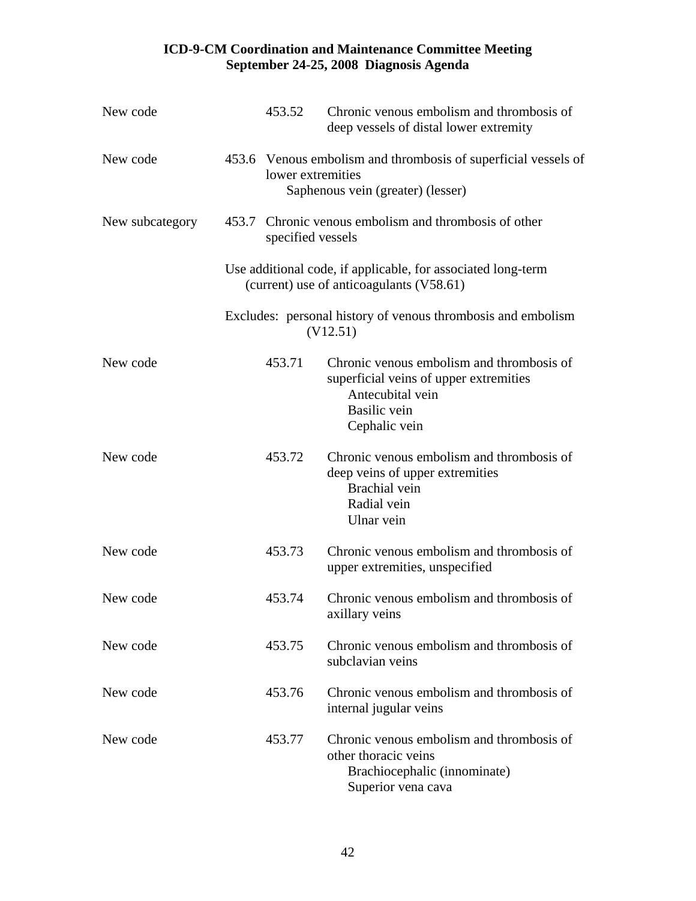# ICD-9-CM Coordination and Maintenance Committee Meeting
## September 24-25, 2008 Diagnosis Agenda

| | | |
|---|---|---|
| New code | 453.52 | Chronic venous embolism and thrombosis of deep vessels of distal lower extremity |
| New code | 453.6 | Venous embolism and thrombosis of superficial vessels of lower extremities<br>Saphenous vein (greater) (lesser) |
| New subcategory | 453.7 | Chronic venous embolism and thrombosis of other specified vessels<br><br>Use additional code, if applicable, for associated long-term (current) use of anticoagulants (V58.61)<br><br>Excludes: personal history of venous thrombosis and embolism (V12.51) |
| New code | 453.71 | Chronic venous embolism and thrombosis of superficial veins of upper extremities<br>Antecubital vein<br>Basilic vein<br>Cephalic vein |
| New code | 453.72 | Chronic venous embolism and thrombosis of deep veins of upper extremities<br>Brachial vein<br>Radial vein<br>Ulnar vein |
| New code | 453.73 | Chronic venous embolism and thrombosis of upper extremities, unspecified |
| New code | 453.74 | Chronic venous embolism and thrombosis of axillary veins |
| New code | 453.75 | Chronic venous embolism and thrombosis of subclavian veins |
| New code | 453.76 | Chronic venous embolism and thrombosis of internal jugular veins |
| New code | 453.77 | Chronic venous embolism and thrombosis of other thoracic veins<br>Brachiocephalic (innominate)<br>Superior vena cava |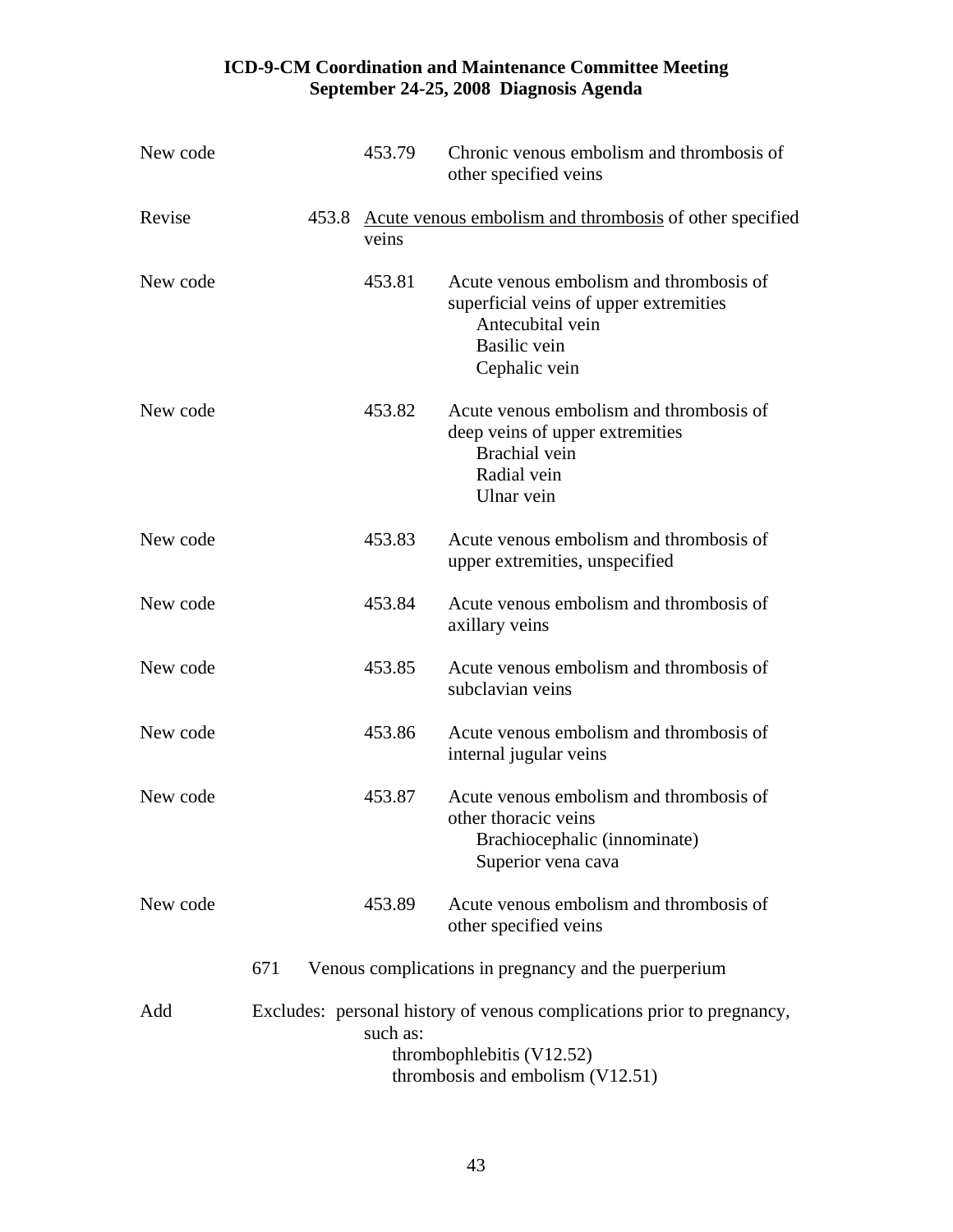New code 453.79 Chronic venous embolism and thrombosis of other specified veins

Revise 453.8 <u>Acute venous embolism and thrombosis</u> of other specified veins

New code 453.81 Acute venous embolism and thrombosis of superficial veins of upper extremities
- Antecubital vein
- Basilic vein
- Cephalic vein

New code 453.82 Acute venous embolism and thrombosis of deep veins of upper extremities
- Brachial vein
- Radial vein
- Ulnar vein

New code 453.83 Acute venous embolism and thrombosis of upper extremities, unspecified

New code 453.84 Acute venous embolism and thrombosis of axillary veins

New code 453.85 Acute venous embolism and thrombosis of subclavian veins

New code 453.86 Acute venous embolism and thrombosis of internal jugular veins

New code 453.87 Acute venous embolism and thrombosis of other thoracic veins
- Brachiocephalic (innominate)
- Superior vena cava

New code 453.89 Acute venous embolism and thrombosis of other specified veins

671 Venous complications in pregnancy and the puerperium

Add Excludes: personal history of venous complications prior to pregnancy, such as:
- thrombophlebitis (V12.52)
- thrombosis and embolism (V12.51)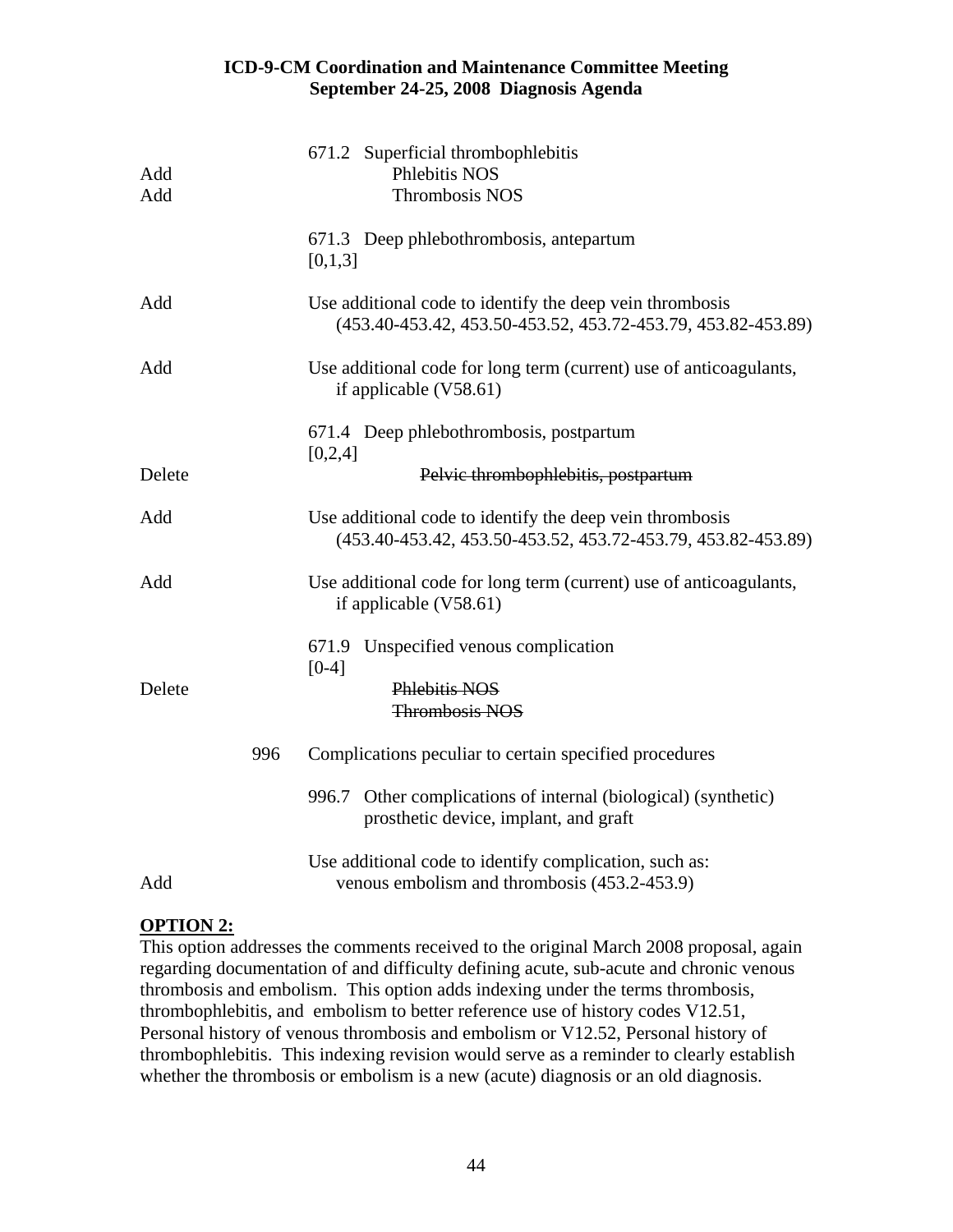| | | |
|---|---|---|
| | | 671.2 Superficial thrombophlebitis |
| Add | | Phlebitis NOS |
| Add | | Thrombosis NOS |
| | | 671.3 Deep phlebothrombosis, antepartum [0,1,3] |
| Add | | Use additional code to identify the deep vein thrombosis (453.40-453.42, 453.50-453.52, 453.72-453.79, 453.82-453.89) |
| Add | | Use additional code for long term (current) use of anticoagulants, if applicable (V58.61) |
| | | 671.4 Deep phlebothrombosis, postpartum [0,2,4] |
| Delete | | ~~Pelvic thrombophlebitis, postpartum~~ |
| Add | | Use additional code to identify the deep vein thrombosis (453.40-453.42, 453.50-453.52, 453.72-453.79, 453.82-453.89) |
| Add | | Use additional code for long term (current) use of anticoagulants, if applicable (V58.61) |
| | | 671.9 Unspecified venous complication [0-4] |
| Delete | | ~~Phlebitis NOS~~ ~~Thrombosis NOS~~ |
| | 996 | Complications peculiar to certain specified procedures |
| | | 996.7 Other complications of internal (biological) (synthetic) prosthetic device, implant, and graft |
| | | Use additional code to identify complication, such as: |
| Add | | venous embolism and thrombosis (453.2-453.9) |

**OPTION 2:**

This option addresses the comments received to the original March 2008 proposal, again regarding documentation of and difficulty defining acute, sub-acute and chronic venous thrombosis and embolism. This option adds indexing under the terms thrombosis, thrombophlebitis, and embolism to better reference use of history codes V12.51, Personal history of venous thrombosis and embolism or V12.52, Personal history of thrombophlebitis. This indexing revision would serve as a reminder to clearly establish whether the thrombosis or embolism is a new (acute) diagnosis or an old diagnosis.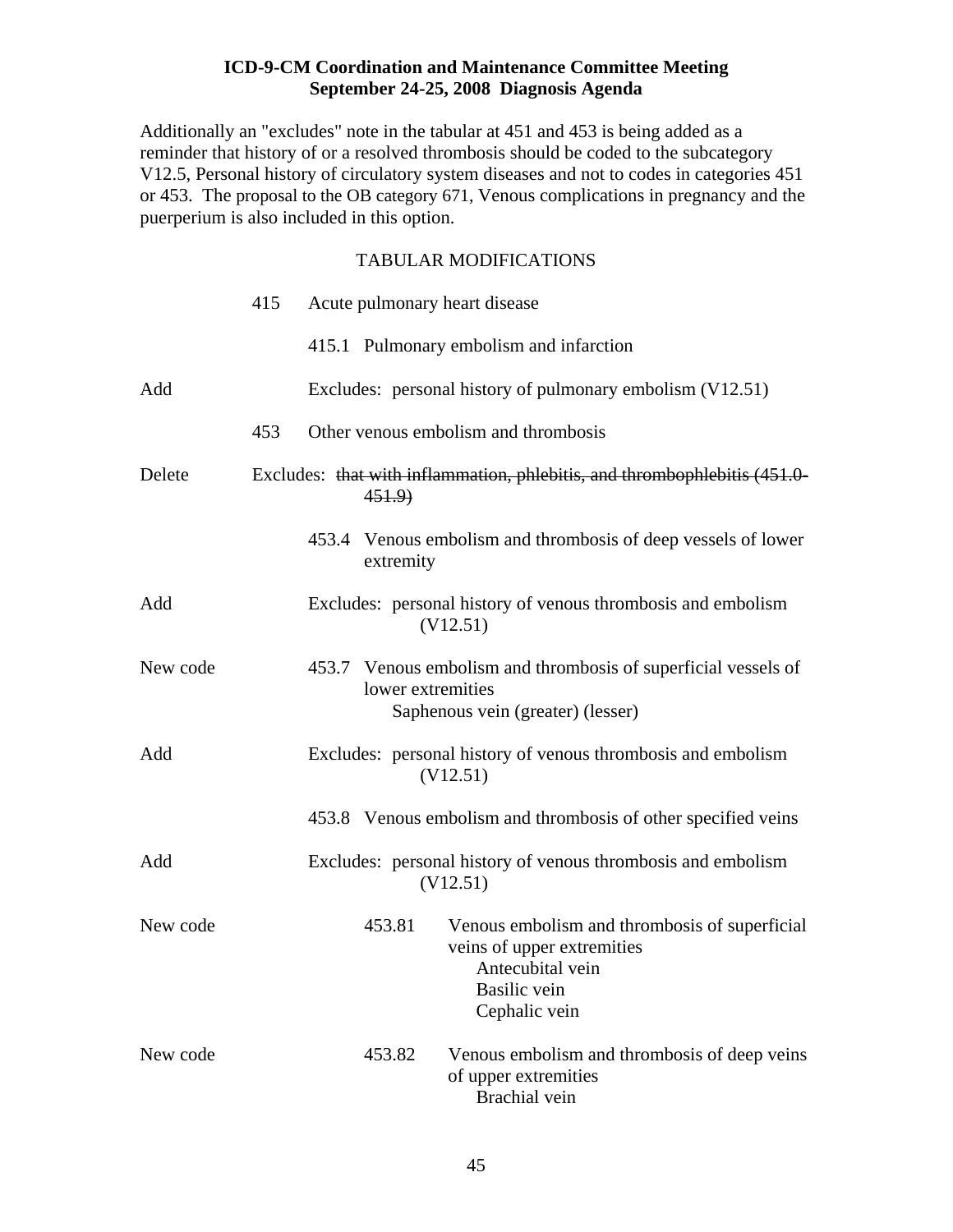**ICD-9-CM Coordination and Maintenance Committee Meeting**
**September 24-25, 2008 Diagnosis Agenda**

Additionally an "excludes" note in the tabular at 451 and 453 is being added as a reminder that history of or a resolved thrombosis should be coded to the subcategory V12.5, Personal history of circulatory system diseases and not to codes in categories 451 or 453. The proposal to the OB category 671, Venous complications in pregnancy and the puerperium is also included in this option.

TABULAR MODIFICATIONS

| | | |
|---|---|---|
| | 415 | Acute pulmonary heart disease |
| | | 415.1 Pulmonary embolism and infarction |
| Add | | Excludes: personal history of pulmonary embolism (V12.51) |
| | 453 | Other venous embolism and thrombosis |
| Delete | | Excludes: ~~that with inflammation, phlebitis, and thrombophlebitis (451.0-451.9)~~ |
| | | 453.4 Venous embolism and thrombosis of deep vessels of lower extremity |
| Add | | Excludes: personal history of venous thrombosis and embolism (V12.51) |
| New code | | 453.7 Venous embolism and thrombosis of superficial vessels of lower extremities<br>Saphenous vein (greater) (lesser) |
| Add | | Excludes: personal history of venous thrombosis and embolism (V12.51) |
| | | 453.8 Venous embolism and thrombosis of other specified veins |
| Add | | Excludes: personal history of venous thrombosis and embolism (V12.51) |
| New code | | 453.81 Venous embolism and thrombosis of superficial veins of upper extremities<br>Antecubital vein<br>Basilic vein<br>Cephalic vein |
| New code | | 453.82 Venous embolism and thrombosis of deep veins of upper extremities<br>Brachial vein |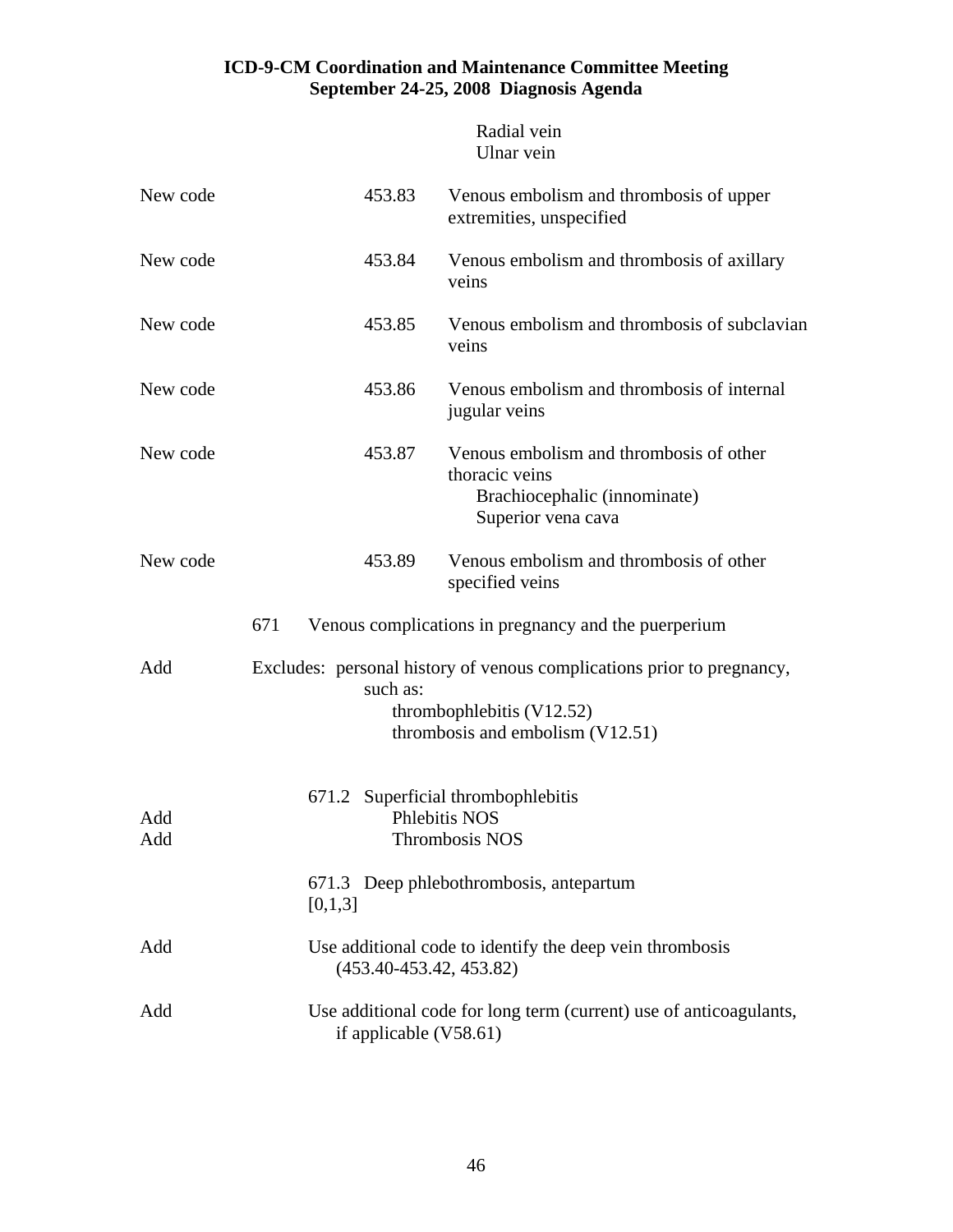Radial vein
Ulnar vein

| | | |
|---|---|---|
| New code | 453.83 | Venous embolism and thrombosis of upper extremities, unspecified |
| New code | 453.84 | Venous embolism and thrombosis of axillary veins |
| New code | 453.85 | Venous embolism and thrombosis of subclavian veins |
| New code | 453.86 | Venous embolism and thrombosis of internal jugular veins |
| New code | 453.87 | Venous embolism and thrombosis of other thoracic veins<br>Brachiocephalic (innominate)<br>Superior vena cava |
| New code | 453.89 | Venous embolism and thrombosis of other specified veins |

671 Venous complications in pregnancy and the puerperium

Add — Excludes: personal history of venous complications prior to pregnancy, such as:
thrombophlebitis (V12.52)
thrombosis and embolism (V12.51)

671.2 Superficial thrombophlebitis

Add — Phlebitis NOS
Add — Thrombosis NOS

671.3 Deep phlebothrombosis, antepartum
[0,1,3]

Add — Use additional code to identify the deep vein thrombosis (453.40-453.42, 453.82)

Add — Use additional code for long term (current) use of anticoagulants, if applicable (V58.61)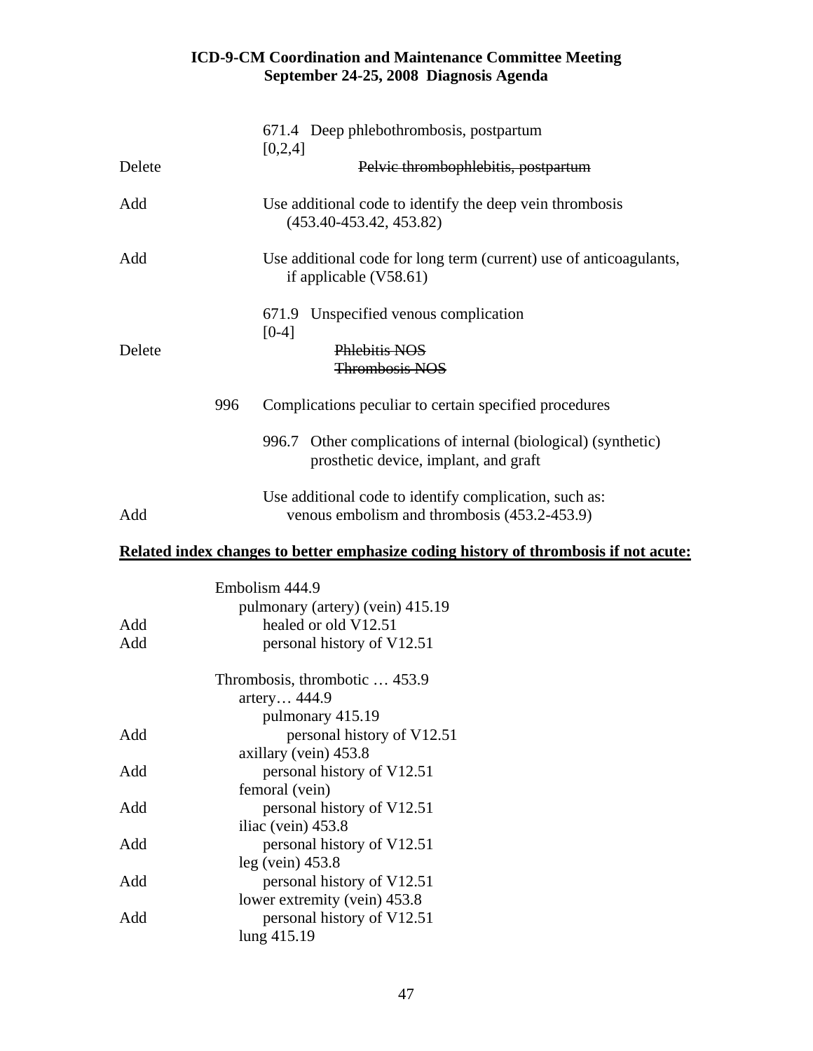| | | |
|---|---|---|
| | | 671.4 Deep phlebothrombosis, postpartum |
| | | [0,2,4] |
| Delete | | ~~Pelvic thrombophlebitis, postpartum~~ |
| Add | | Use additional code to identify the deep vein thrombosis (453.40-453.42, 453.82) |
| Add | | Use additional code for long term (current) use of anticoagulants, if applicable (V58.61) |
| | | 671.9 Unspecified venous complication |
| | | [0-4] |
| Delete | | ~~Phlebitis NOS~~ ~~Thrombosis NOS~~ |
| | 996 | Complications peculiar to certain specified procedures |
| | | 996.7 Other complications of internal (biological) (synthetic) prosthetic device, implant, and graft |
| | | Use additional code to identify complication, such as: |
| Add | | venous embolism and thrombosis (453.2-453.9) |

**Related index changes to better emphasize coding history of thrombosis if not acute:**

| | |
|---|---|
| | Embolism 444.9 |
| | pulmonary (artery) (vein) 415.19 |
| Add | healed or old V12.51 |
| Add | personal history of V12.51 |
| | Thrombosis, thrombotic … 453.9 |
| | artery… 444.9 |
| | pulmonary 415.19 |
| Add | personal history of V12.51 |
| | axillary (vein) 453.8 |
| Add | personal history of V12.51 |
| | femoral (vein) |
| Add | personal history of V12.51 |
| | iliac (vein) 453.8 |
| Add | personal history of V12.51 |
| | leg (vein) 453.8 |
| Add | personal history of V12.51 |
| | lower extremity (vein) 453.8 |
| Add | personal history of V12.51 |
| | lung 415.19 |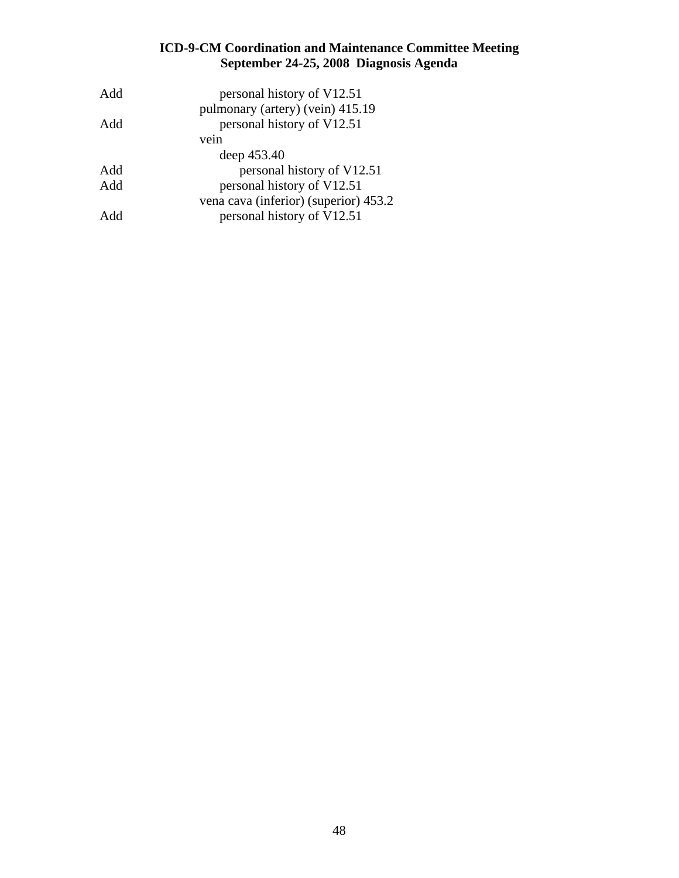Add personal history of V12.51

pulmonary (artery) (vein) 415.19

Add personal history of V12.51

vein

deep 453.40

Add personal history of V12.51

Add personal history of V12.51

vena cava (inferior) (superior) 453.2

Add personal history of V12.51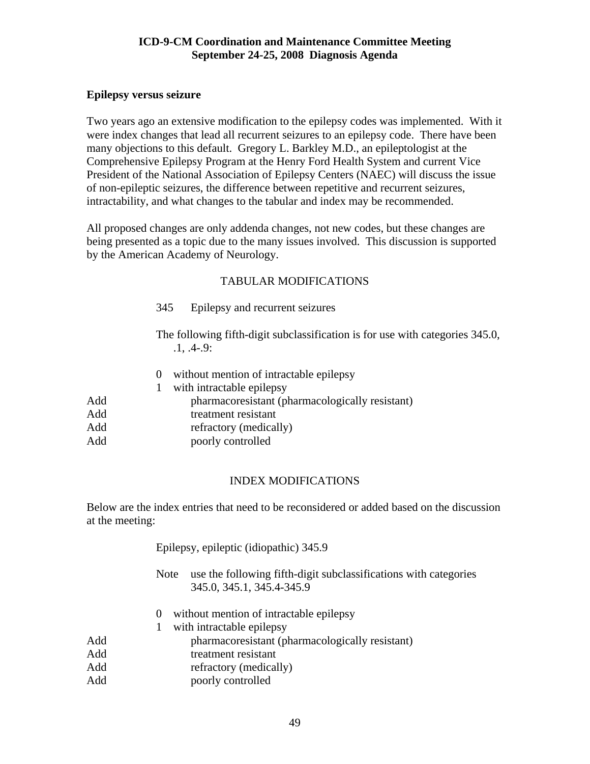**ICD-9-CM Coordination and Maintenance Committee Meeting**
**September 24-25, 2008 Diagnosis Agenda**

**Epilepsy versus seizure**

Two years ago an extensive modification to the epilepsy codes was implemented. With it were index changes that lead all recurrent seizures to an epilepsy code. There have been many objections to this default. Gregory L. Barkley M.D., an epileptologist at the Comprehensive Epilepsy Program at the Henry Ford Health System and current Vice President of the National Association of Epilepsy Centers (NAEC) will discuss the issue of non-epileptic seizures, the difference between repetitive and recurrent seizures, intractability, and what changes to the tabular and index may be recommended.

All proposed changes are only addenda changes, not new codes, but these changes are being presented as a topic due to the many issues involved. This discussion is supported by the American Academy of Neurology.

TABULAR MODIFICATIONS

345 Epilepsy and recurrent seizures

The following fifth-digit subclassification is for use with categories 345.0, .1, .4-.9:

0 without mention of intractable epilepsy
1 with intractable epilepsy
Add pharmacoresistant (pharmacologically resistant)
Add treatment resistant
Add refractory (medically)
Add poorly controlled

INDEX MODIFICATIONS

Below are the index entries that need to be reconsidered or added based on the discussion at the meeting:

Epilepsy, epileptic (idiopathic) 345.9

Note use the following fifth-digit subclassifications with categories 345.0, 345.1, 345.4-345.9

0 without mention of intractable epilepsy
1 with intractable epilepsy
Add pharmacoresistant (pharmacologically resistant)
Add treatment resistant
Add refractory (medically)
Add poorly controlled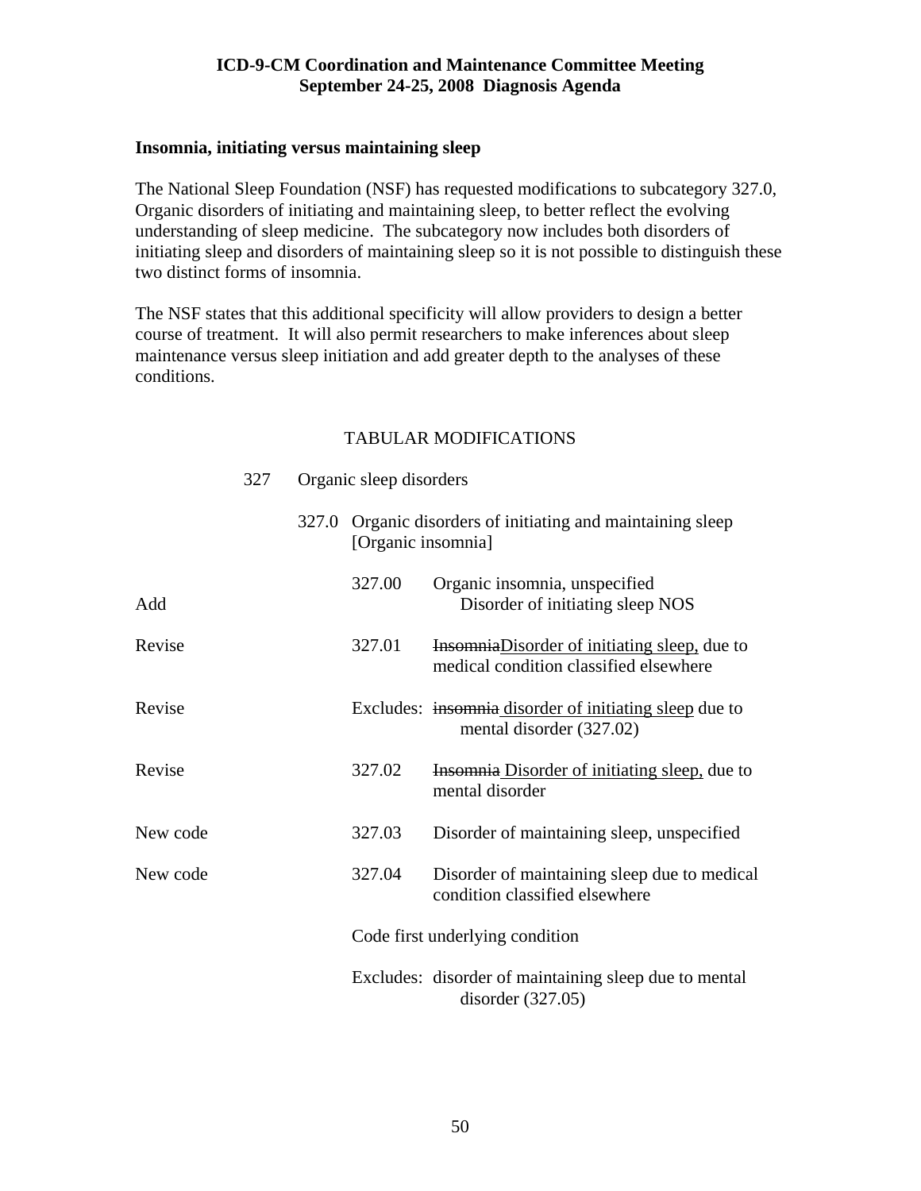**ICD-9-CM Coordination and Maintenance Committee Meeting**
**September 24-25, 2008 Diagnosis Agenda**

### Insomnia, initiating versus maintaining sleep

The National Sleep Foundation (NSF) has requested modifications to subcategory 327.0, Organic disorders of initiating and maintaining sleep, to better reflect the evolving understanding of sleep medicine. The subcategory now includes both disorders of initiating sleep and disorders of maintaining sleep so it is not possible to distinguish these two distinct forms of insomnia.

The NSF states that this additional specificity will allow providers to design a better course of treatment. It will also permit researchers to make inferences about sleep maintenance versus sleep initiation and add greater depth to the analyses of these conditions.

TABULAR MODIFICATIONS

327 Organic sleep disorders

327.0 Organic disorders of initiating and maintaining sleep [Organic insomnia]

327.00 Organic insomnia, unspecified

Add — Disorder of initiating sleep NOS

Revise — 327.01 ~~Insomnia~~Disorder of initiating sleep, due to medical condition classified elsewhere

Revise — Excludes: ~~insomnia~~ disorder of initiating sleep due to mental disorder (327.02)

Revise — 327.02 ~~Insomnia~~ Disorder of initiating sleep, due to mental disorder

New code — 327.03 Disorder of maintaining sleep, unspecified

New code — 327.04 Disorder of maintaining sleep due to medical condition classified elsewhere

Code first underlying condition

Excludes: disorder of maintaining sleep due to mental disorder (327.05)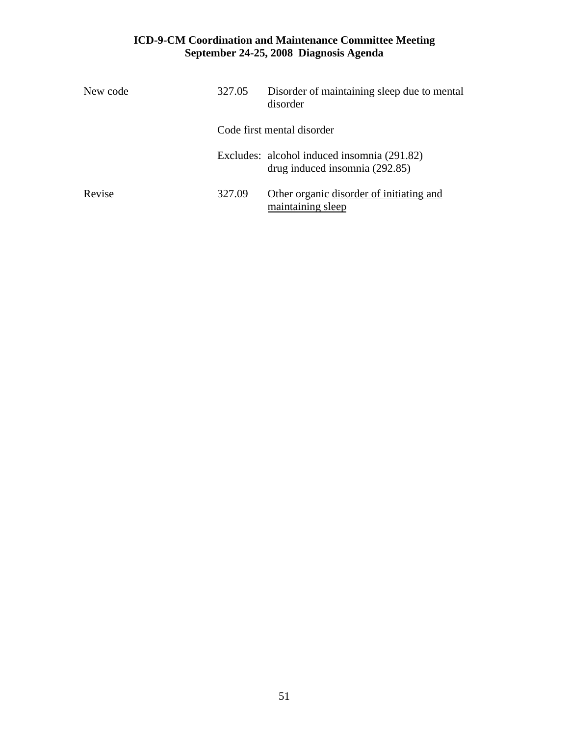| | | |
|---|---|---|
| New code | 327.05 | Disorder of maintaining sleep due to mental disorder |
| | Code first mental disorder | |
| | Excludes: | alcohol induced insomnia (291.82)<br>drug induced insomnia (292.85) |
| Revise | 327.09 | Other organic <u>disorder of initiating and maintaining sleep</u> |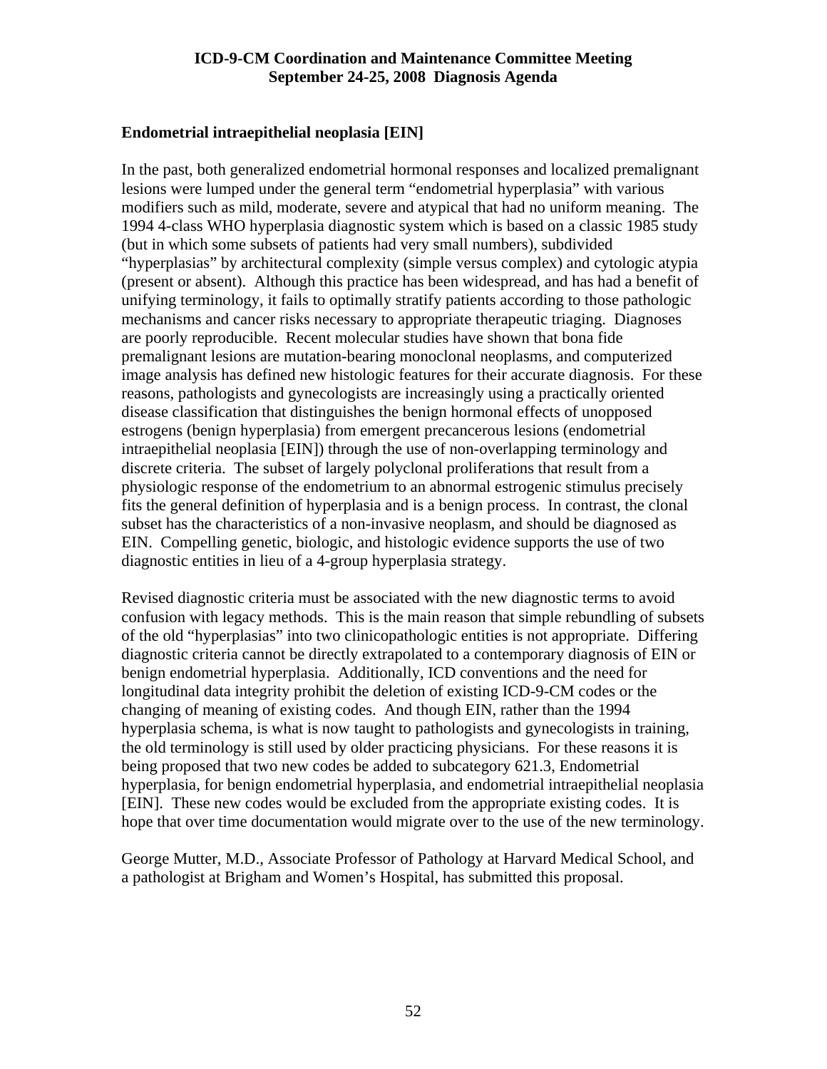**ICD-9-CM Coordination and Maintenance Committee Meeting**
**September 24-25, 2008 Diagnosis Agenda**

**Endometrial intraepithelial neoplasia [EIN]**

In the past, both generalized endometrial hormonal responses and localized premalignant lesions were lumped under the general term "endometrial hyperplasia" with various modifiers such as mild, moderate, severe and atypical that had no uniform meaning. The 1994 4-class WHO hyperplasia diagnostic system which is based on a classic 1985 study (but in which some subsets of patients had very small numbers), subdivided "hyperplasias" by architectural complexity (simple versus complex) and cytologic atypia (present or absent). Although this practice has been widespread, and has had a benefit of unifying terminology, it fails to optimally stratify patients according to those pathologic mechanisms and cancer risks necessary to appropriate therapeutic triaging. Diagnoses are poorly reproducible. Recent molecular studies have shown that bona fide premalignant lesions are mutation-bearing monoclonal neoplasms, and computerized image analysis has defined new histologic features for their accurate diagnosis. For these reasons, pathologists and gynecologists are increasingly using a practically oriented disease classification that distinguishes the benign hormonal effects of unopposed estrogens (benign hyperplasia) from emergent precancerous lesions (endometrial intraepithelial neoplasia [EIN]) through the use of non-overlapping terminology and discrete criteria. The subset of largely polyclonal proliferations that result from a physiologic response of the endometrium to an abnormal estrogenic stimulus precisely fits the general definition of hyperplasia and is a benign process. In contrast, the clonal subset has the characteristics of a non-invasive neoplasm, and should be diagnosed as EIN. Compelling genetic, biologic, and histologic evidence supports the use of two diagnostic entities in lieu of a 4-group hyperplasia strategy.

Revised diagnostic criteria must be associated with the new diagnostic terms to avoid confusion with legacy methods. This is the main reason that simple rebundling of subsets of the old "hyperplasias" into two clinicopathologic entities is not appropriate. Differing diagnostic criteria cannot be directly extrapolated to a contemporary diagnosis of EIN or benign endometrial hyperplasia. Additionally, ICD conventions and the need for longitudinal data integrity prohibit the deletion of existing ICD-9-CM codes or the changing of meaning of existing codes. And though EIN, rather than the 1994 hyperplasia schema, is what is now taught to pathologists and gynecologists in training, the old terminology is still used by older practicing physicians. For these reasons it is being proposed that two new codes be added to subcategory 621.3, Endometrial hyperplasia, for benign endometrial hyperplasia, and endometrial intraepithelial neoplasia [EIN]. These new codes would be excluded from the appropriate existing codes. It is hope that over time documentation would migrate over to the use of the new terminology.

George Mutter, M.D., Associate Professor of Pathology at Harvard Medical School, and a pathologist at Brigham and Women's Hospital, has submitted this proposal.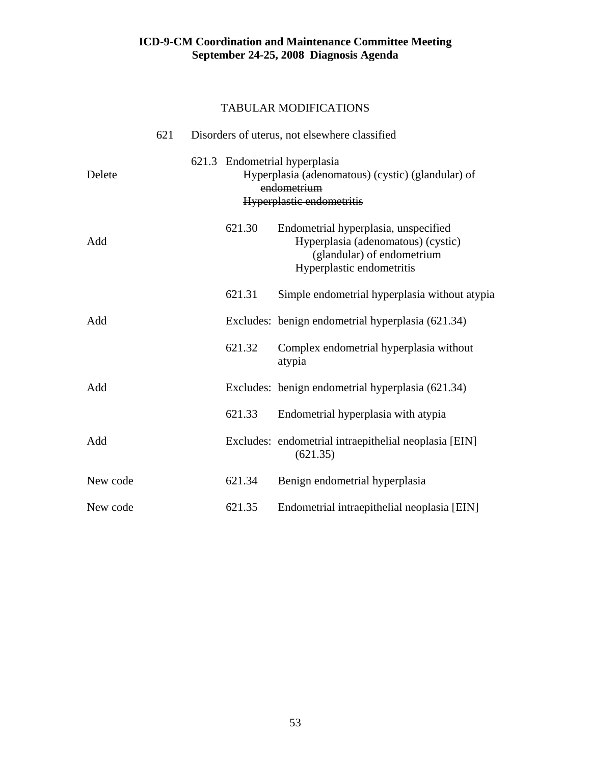**ICD-9-CM Coordination and Maintenance Committee Meeting**
**September 24-25, 2008 Diagnosis Agenda**

TABULAR MODIFICATIONS

621 Disorders of uterus, not elsewhere classified

621.3 Endometrial hyperplasia

Delete ~~Hyperplasia (adenomatous) (cystic) (glandular) of endometrium~~
~~Hyperplastic endometritis~~

621.30 Endometrial hyperplasia, unspecified

Add Hyperplasia (adenomatous) (cystic) (glandular) of endometrium
Hyperplastic endometritis

621.31 Simple endometrial hyperplasia without atypia

Add Excludes: benign endometrial hyperplasia (621.34)

621.32 Complex endometrial hyperplasia without atypia

Add Excludes: benign endometrial hyperplasia (621.34)

621.33 Endometrial hyperplasia with atypia

Add Excludes: endometrial intraepithelial neoplasia [EIN] (621.35)

New code 621.34 Benign endometrial hyperplasia

New code 621.35 Endometrial intraepithelial neoplasia [EIN]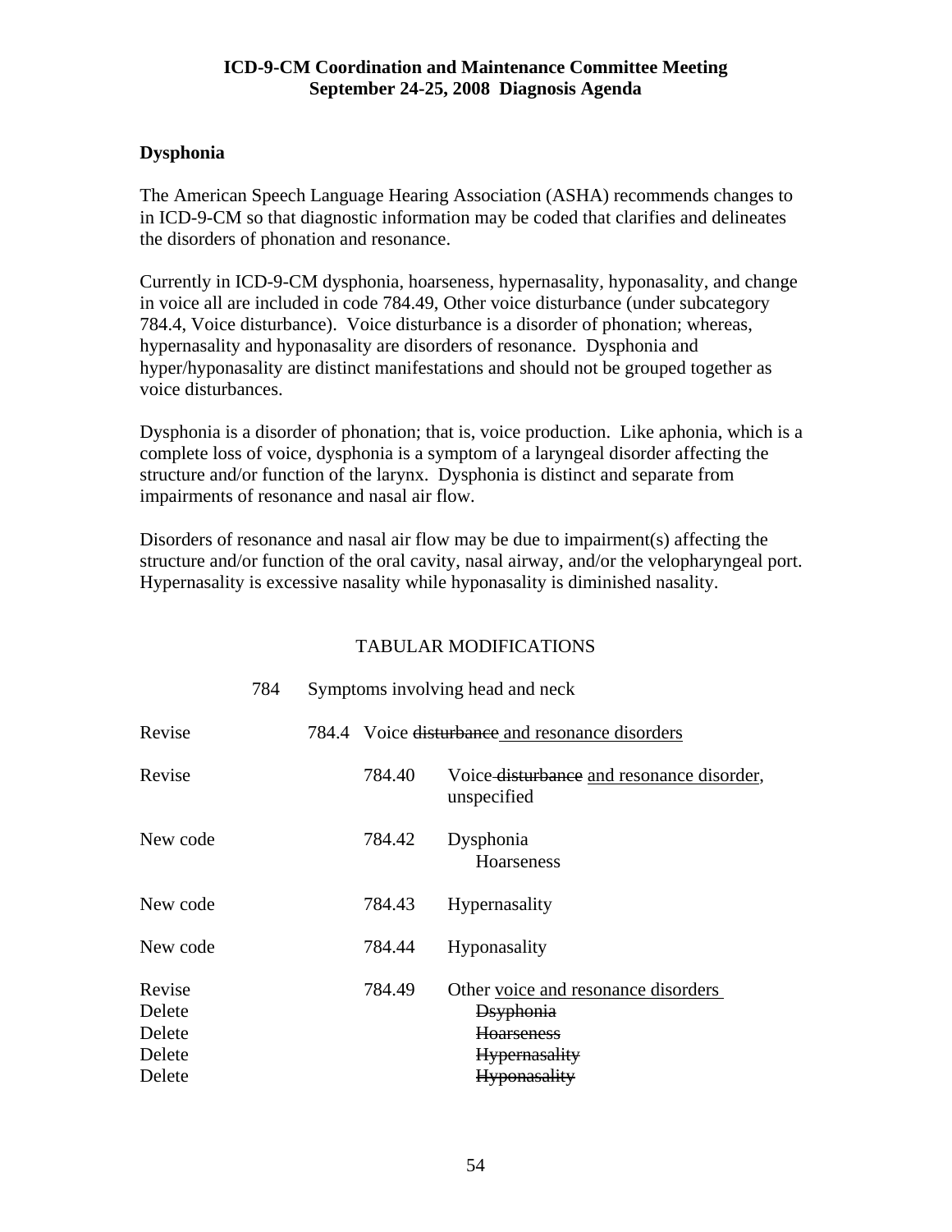**ICD-9-CM Coordination and Maintenance Committee Meeting**
**September 24-25, 2008 Diagnosis Agenda**

## Dysphonia

The American Speech Language Hearing Association (ASHA) recommends changes to in ICD-9-CM so that diagnostic information may be coded that clarifies and delineates the disorders of phonation and resonance.

Currently in ICD-9-CM dysphonia, hoarseness, hypernasality, hyponasality, and change in voice all are included in code 784.49, Other voice disturbance (under subcategory 784.4, Voice disturbance). Voice disturbance is a disorder of phonation; whereas, hypernasality and hyponasality are disorders of resonance. Dysphonia and hyper/hyponasality are distinct manifestations and should not be grouped together as voice disturbances.

Dysphonia is a disorder of phonation; that is, voice production. Like aphonia, which is a complete loss of voice, dysphonia is a symptom of a laryngeal disorder affecting the structure and/or function of the larynx. Dysphonia is distinct and separate from impairments of resonance and nasal air flow.

Disorders of resonance and nasal air flow may be due to impairment(s) affecting the structure and/or function of the oral cavity, nasal airway, and/or the velopharyngeal port. Hypernasality is excessive nasality while hyponasality is diminished nasality.

TABULAR MODIFICATIONS

| | | |
|---|---|---|
| | 784 | Symptoms involving head and neck |
| Revise | 784.4 | Voice ~~disturbance~~ <u>and resonance disorders</u> |
| Revise | 784.40 | Voice ~~disturbance~~ <u>and resonance disorder</u>, unspecified |
| New code | 784.42 | Dysphonia<br>Hoarseness |
| New code | 784.43 | Hypernasality |
| New code | 784.44 | Hyponasality |
| Revise | 784.49 | Other <u>voice and resonance disorders</u> |
| Delete | | ~~Dsyphonia~~ |
| Delete | | ~~Hoarseness~~ |
| Delete | | ~~Hypernasality~~ |
| Delete | | ~~Hyponasality~~ |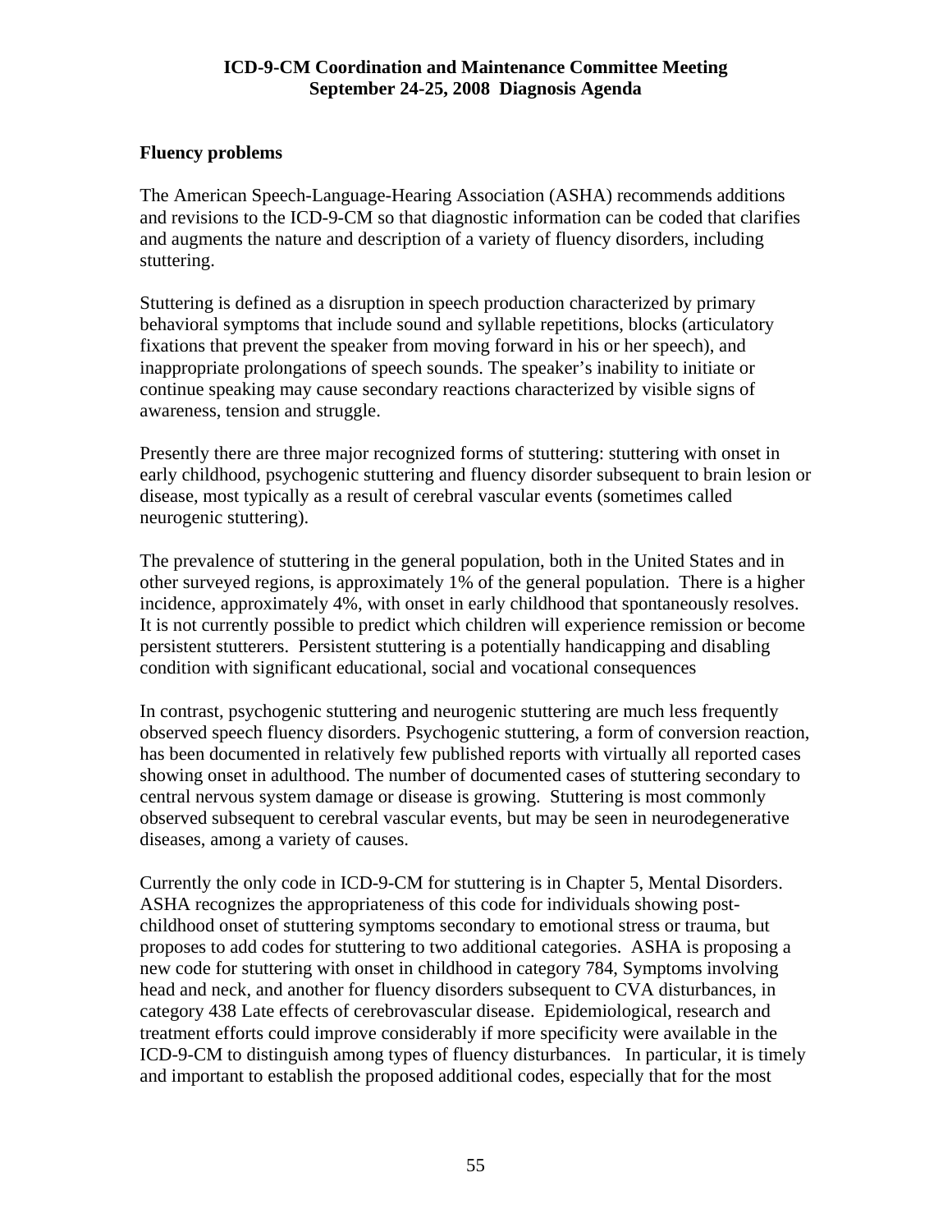## Fluency problems

The American Speech-Language-Hearing Association (ASHA) recommends additions and revisions to the ICD-9-CM so that diagnostic information can be coded that clarifies and augments the nature and description of a variety of fluency disorders, including stuttering.

Stuttering is defined as a disruption in speech production characterized by primary behavioral symptoms that include sound and syllable repetitions, blocks (articulatory fixations that prevent the speaker from moving forward in his or her speech), and inappropriate prolongations of speech sounds. The speaker's inability to initiate or continue speaking may cause secondary reactions characterized by visible signs of awareness, tension and struggle.

Presently there are three major recognized forms of stuttering: stuttering with onset in early childhood, psychogenic stuttering and fluency disorder subsequent to brain lesion or disease, most typically as a result of cerebral vascular events (sometimes called neurogenic stuttering).

The prevalence of stuttering in the general population, both in the United States and in other surveyed regions, is approximately 1% of the general population. There is a higher incidence, approximately 4%, with onset in early childhood that spontaneously resolves. It is not currently possible to predict which children will experience remission or become persistent stutterers. Persistent stuttering is a potentially handicapping and disabling condition with significant educational, social and vocational consequences

In contrast, psychogenic stuttering and neurogenic stuttering are much less frequently observed speech fluency disorders. Psychogenic stuttering, a form of conversion reaction, has been documented in relatively few published reports with virtually all reported cases showing onset in adulthood. The number of documented cases of stuttering secondary to central nervous system damage or disease is growing. Stuttering is most commonly observed subsequent to cerebral vascular events, but may be seen in neurodegenerative diseases, among a variety of causes.

Currently the only code in ICD-9-CM for stuttering is in Chapter 5, Mental Disorders. ASHA recognizes the appropriateness of this code for individuals showing post-childhood onset of stuttering symptoms secondary to emotional stress or trauma, but proposes to add codes for stuttering to two additional categories. ASHA is proposing a new code for stuttering with onset in childhood in category 784, Symptoms involving head and neck, and another for fluency disorders subsequent to CVA disturbances, in category 438 Late effects of cerebrovascular disease. Epidemiological, research and treatment efforts could improve considerably if more specificity were available in the ICD-9-CM to distinguish among types of fluency disturbances. In particular, it is timely and important to establish the proposed additional codes, especially that for the most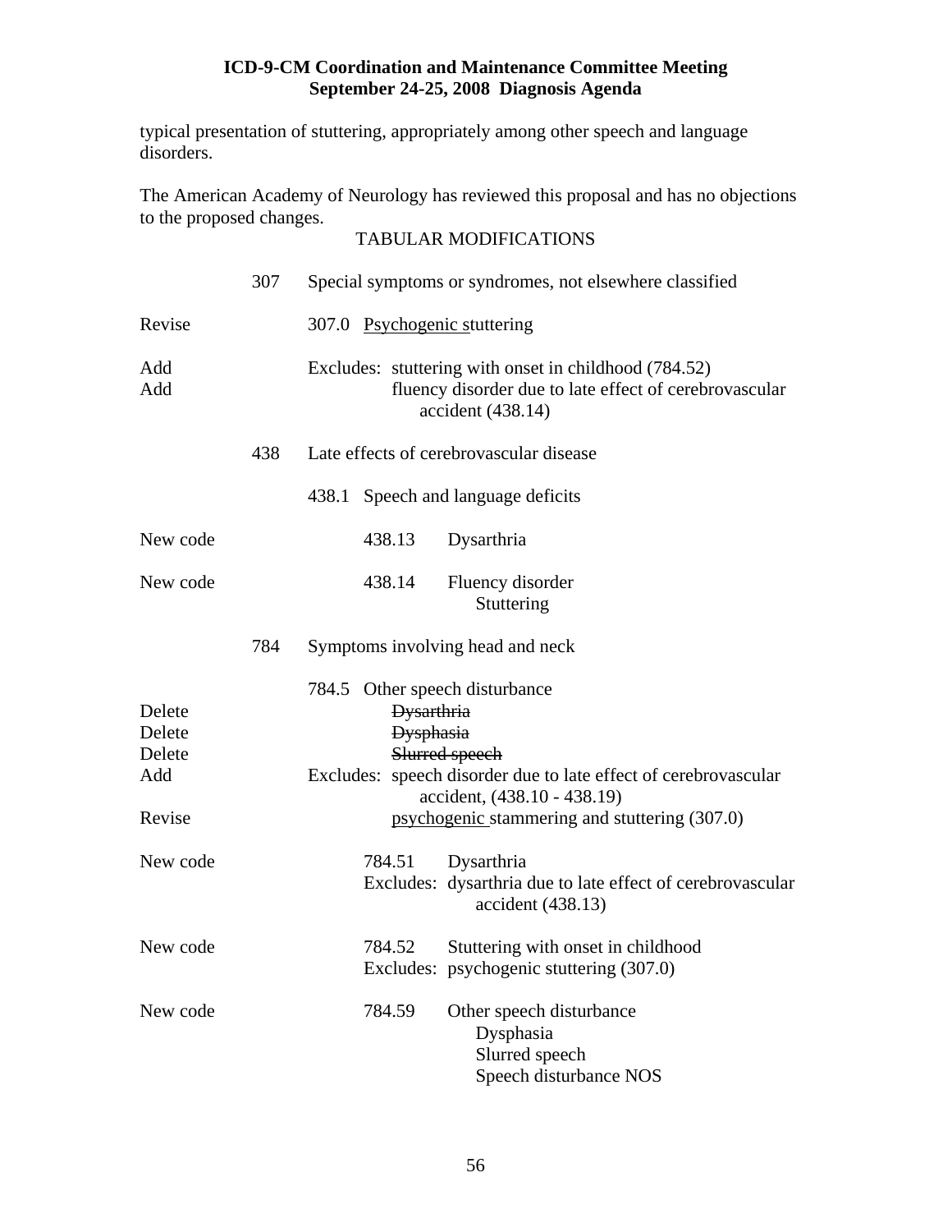typical presentation of stuttering, appropriately among other speech and language disorders.

The American Academy of Neurology has reviewed this proposal and has no objections to the proposed changes.

TABULAR MODIFICATIONS

| | | |
|---|---|---|
| | 307 | Special symptoms or syndromes, not elsewhere classified |
| Revise | | 307.0 <u>Psychogenic </u>stuttering |
| Add | | Excludes: stuttering with onset in childhood (784.52) |
| Add | | fluency disorder due to late effect of cerebrovascular accident (438.14) |
| | 438 | Late effects of cerebrovascular disease |
| | | 438.1 Speech and language deficits |
| New code | | 438.13 Dysarthria |
| New code | | 438.14 Fluency disorder<br>Stuttering |
| | 784 | Symptoms involving head and neck |
| | | 784.5 Other speech disturbance |
| Delete | | ~~Dysarthria~~ |
| Delete | | ~~Dysphasia~~ |
| Delete | | ~~Slurred speech~~ |
| Add | | Excludes: speech disorder due to late effect of cerebrovascular accident, (438.10 - 438.19) |
| Revise | | <u>psychogenic </u>stammering and stuttering (307.0) |
| New code | | 784.51 Dysarthria<br>Excludes: dysarthria due to late effect of cerebrovascular accident (438.13) |
| New code | | 784.52 Stuttering with onset in childhood<br>Excludes: psychogenic stuttering (307.0) |
| New code | | 784.59 Other speech disturbance<br>Dysphasia<br>Slurred speech<br>Speech disturbance NOS |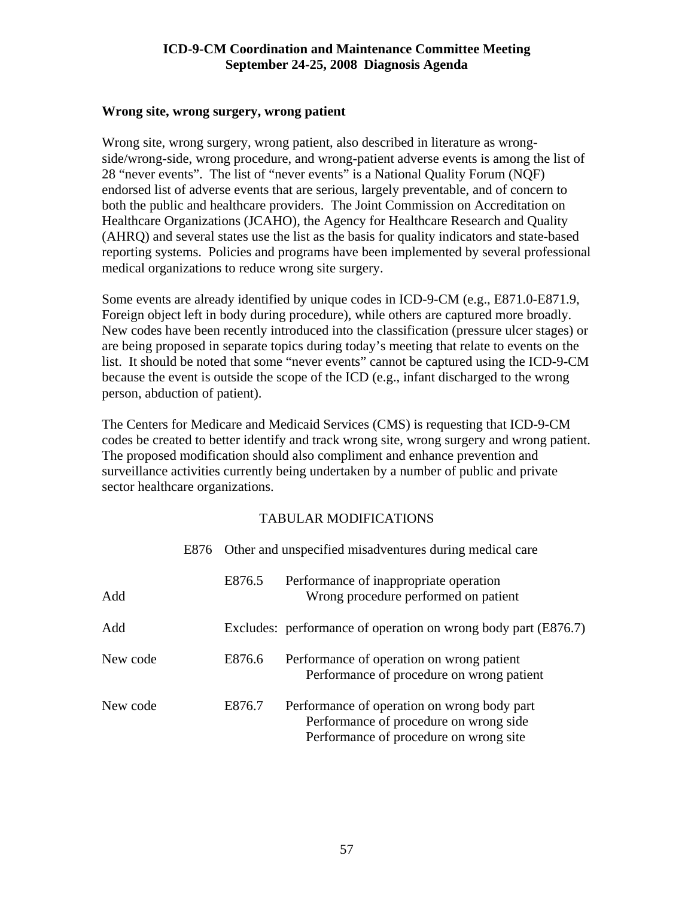**Wrong site, wrong surgery, wrong patient**

Wrong site, wrong surgery, wrong patient, also described in literature as wrong-side/wrong-side, wrong procedure, and wrong-patient adverse events is among the list of 28 "never events". The list of "never events" is a National Quality Forum (NQF) endorsed list of adverse events that are serious, largely preventable, and of concern to both the public and healthcare providers. The Joint Commission on Accreditation on Healthcare Organizations (JCAHO), the Agency for Healthcare Research and Quality (AHRQ) and several states use the list as the basis for quality indicators and state-based reporting systems. Policies and programs have been implemented by several professional medical organizations to reduce wrong site surgery.

Some events are already identified by unique codes in ICD-9-CM (e.g., E871.0-E871.9, Foreign object left in body during procedure), while others are captured more broadly. New codes have been recently introduced into the classification (pressure ulcer stages) or are being proposed in separate topics during today's meeting that relate to events on the list. It should be noted that some "never events" cannot be captured using the ICD-9-CM because the event is outside the scope of the ICD (e.g., infant discharged to the wrong person, abduction of patient).

The Centers for Medicare and Medicaid Services (CMS) is requesting that ICD-9-CM codes be created to better identify and track wrong site, wrong surgery and wrong patient. The proposed modification should also compliment and enhance prevention and surveillance activities currently being undertaken by a number of public and private sector healthcare organizations.

TABULAR MODIFICATIONS

E876 Other and unspecified misadventures during medical care

| | | |
|---|---|---|
| | E876.5 | Performance of inappropriate operation |
| Add | | Wrong procedure performed on patient |
| Add | Excludes: | performance of operation on wrong body part (E876.7) |
| New code | E876.6 | Performance of operation on wrong patient |
| | | Performance of procedure on wrong patient |
| New code | E876.7 | Performance of operation on wrong body part |
| | | Performance of procedure on wrong side |
| | | Performance of procedure on wrong site |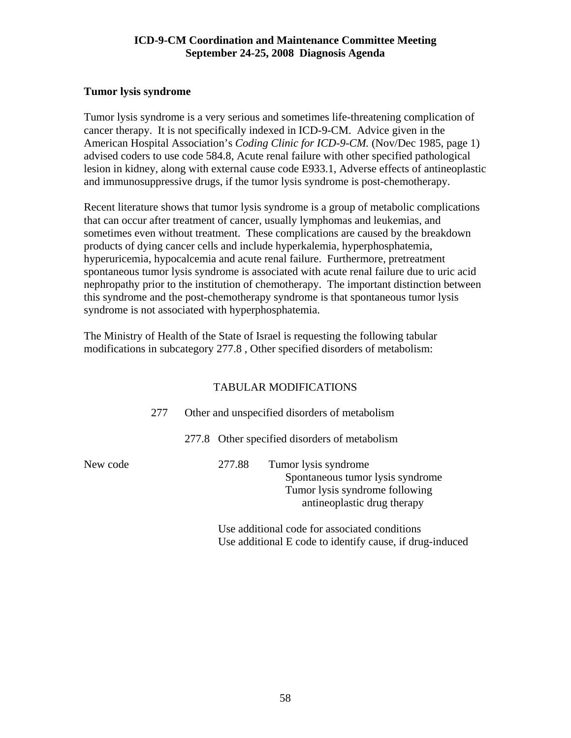## Tumor lysis syndrome

Tumor lysis syndrome is a very serious and sometimes life-threatening complication of cancer therapy. It is not specifically indexed in ICD-9-CM. Advice given in the American Hospital Association's *Coding Clinic for ICD-9-CM.* (Nov/Dec 1985, page 1) advised coders to use code 584.8, Acute renal failure with other specified pathological lesion in kidney, along with external cause code E933.1, Adverse effects of antineoplastic and immunosuppressive drugs, if the tumor lysis syndrome is post-chemotherapy.

Recent literature shows that tumor lysis syndrome is a group of metabolic complications that can occur after treatment of cancer, usually lymphomas and leukemias, and sometimes even without treatment. These complications are caused by the breakdown products of dying cancer cells and include hyperkalemia, hyperphosphatemia, hyperuricemia, hypocalcemia and acute renal failure. Furthermore, pretreatment spontaneous tumor lysis syndrome is associated with acute renal failure due to uric acid nephropathy prior to the institution of chemotherapy. The important distinction between this syndrome and the post-chemotherapy syndrome is that spontaneous tumor lysis syndrome is not associated with hyperphosphatemia.

The Ministry of Health of the State of Israel is requesting the following tabular modifications in subcategory 277.8 , Other specified disorders of metabolism:

TABULAR MODIFICATIONS

277 Other and unspecified disorders of metabolism

277.8 Other specified disorders of metabolism

New code 277.88 Tumor lysis syndrome
- Spontaneous tumor lysis syndrome
- Tumor lysis syndrome following antineoplastic drug therapy

Use additional code for associated conditions
Use additional E code to identify cause, if drug-induced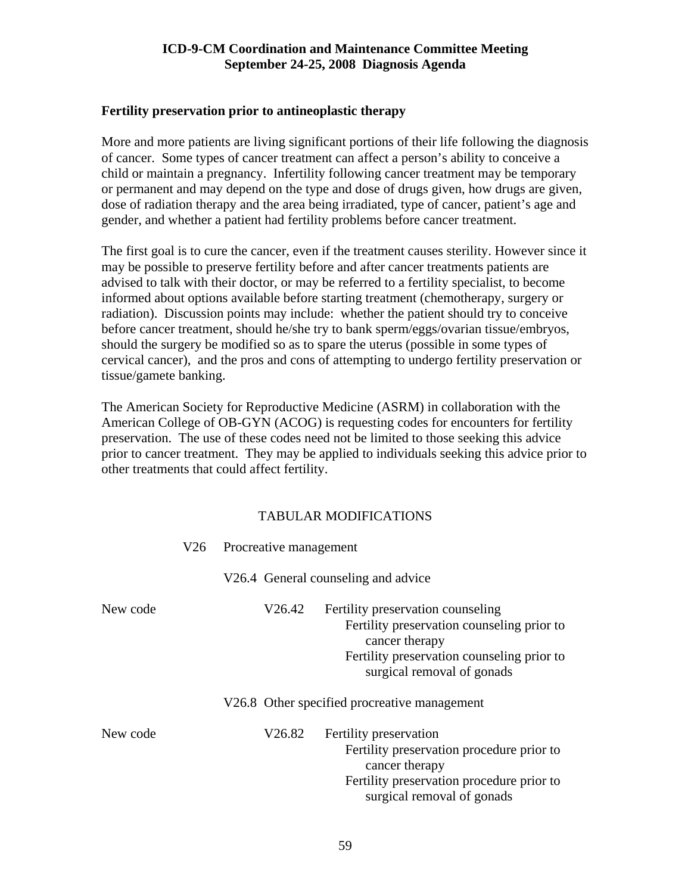**Fertility preservation prior to antineoplastic therapy**

More and more patients are living significant portions of their life following the diagnosis of cancer. Some types of cancer treatment can affect a person's ability to conceive a child or maintain a pregnancy. Infertility following cancer treatment may be temporary or permanent and may depend on the type and dose of drugs given, how drugs are given, dose of radiation therapy and the area being irradiated, type of cancer, patient's age and gender, and whether a patient had fertility problems before cancer treatment.

The first goal is to cure the cancer, even if the treatment causes sterility. However since it may be possible to preserve fertility before and after cancer treatments patients are advised to talk with their doctor, or may be referred to a fertility specialist, to become informed about options available before starting treatment (chemotherapy, surgery or radiation). Discussion points may include: whether the patient should try to conceive before cancer treatment, should he/she try to bank sperm/eggs/ovarian tissue/embryos, should the surgery be modified so as to spare the uterus (possible in some types of cervical cancer), and the pros and cons of attempting to undergo fertility preservation or tissue/gamete banking.

The American Society for Reproductive Medicine (ASRM) in collaboration with the American College of OB-GYN (ACOG) is requesting codes for encounters for fertility preservation. The use of these codes need not be limited to those seeking this advice prior to cancer treatment. They may be applied to individuals seeking this advice prior to other treatments that could affect fertility.

TABULAR MODIFICATIONS

V26 Procreative management

V26.4 General counseling and advice

New code — V26.42 Fertility preservation counseling
- Fertility preservation counseling prior to cancer therapy
- Fertility preservation counseling prior to surgical removal of gonads

V26.8 Other specified procreative management

New code — V26.82 Fertility preservation
- Fertility preservation procedure prior to cancer therapy
- Fertility preservation procedure prior to surgical removal of gonads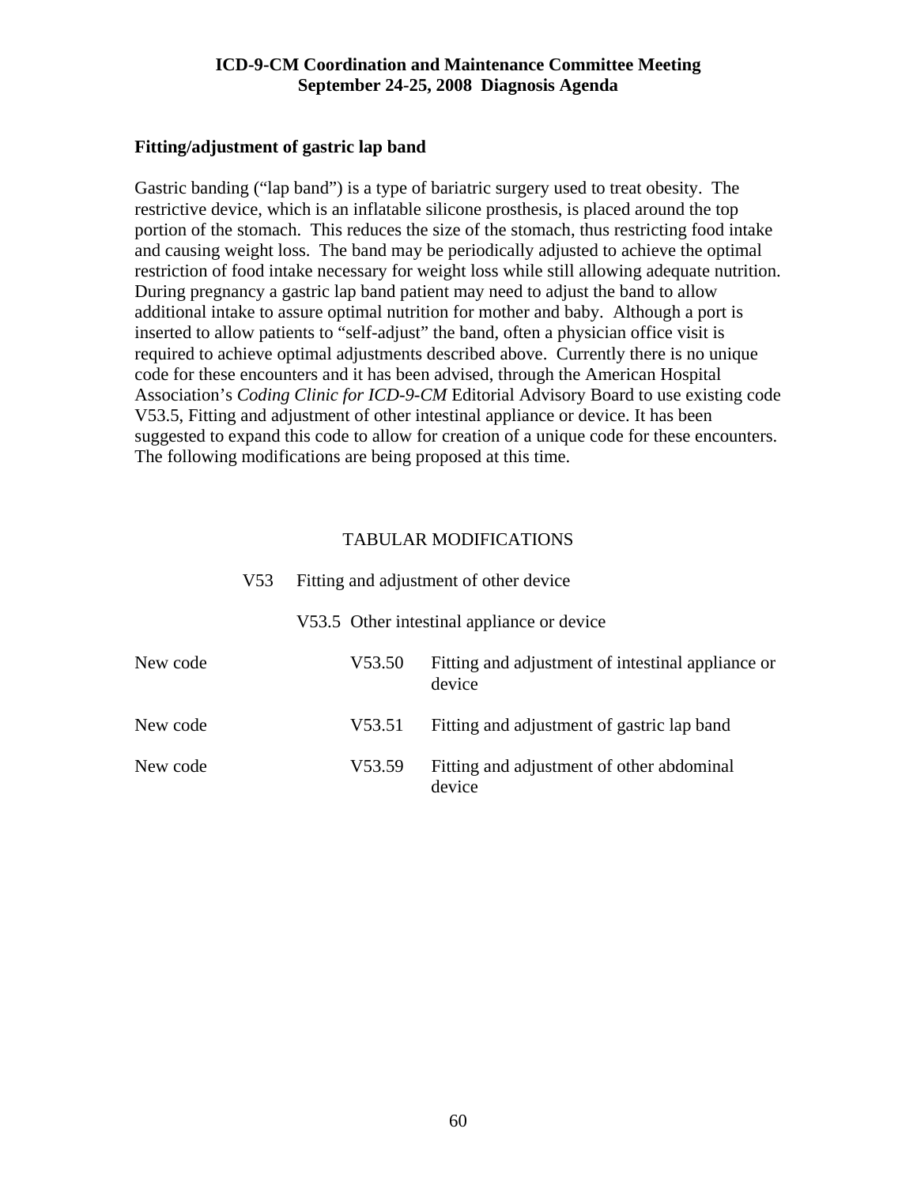## Fitting/adjustment of gastric lap band

Gastric banding ("lap band") is a type of bariatric surgery used to treat obesity. The restrictive device, which is an inflatable silicone prosthesis, is placed around the top portion of the stomach. This reduces the size of the stomach, thus restricting food intake and causing weight loss. The band may be periodically adjusted to achieve the optimal restriction of food intake necessary for weight loss while still allowing adequate nutrition. During pregnancy a gastric lap band patient may need to adjust the band to allow additional intake to assure optimal nutrition for mother and baby. Although a port is inserted to allow patients to "self-adjust" the band, often a physician office visit is required to achieve optimal adjustments described above. Currently there is no unique code for these encounters and it has been advised, through the American Hospital Association's *Coding Clinic for ICD-9-CM* Editorial Advisory Board to use existing code V53.5, Fitting and adjustment of other intestinal appliance or device. It has been suggested to expand this code to allow for creation of a unique code for these encounters. The following modifications are being proposed at this time.

TABULAR MODIFICATIONS

V53 Fitting and adjustment of other device

V53.5 Other intestinal appliance or device

| | | |
|---|---|---|
| New code | V53.50 | Fitting and adjustment of intestinal appliance or device |
| New code | V53.51 | Fitting and adjustment of gastric lap band |
| New code | V53.59 | Fitting and adjustment of other abdominal device |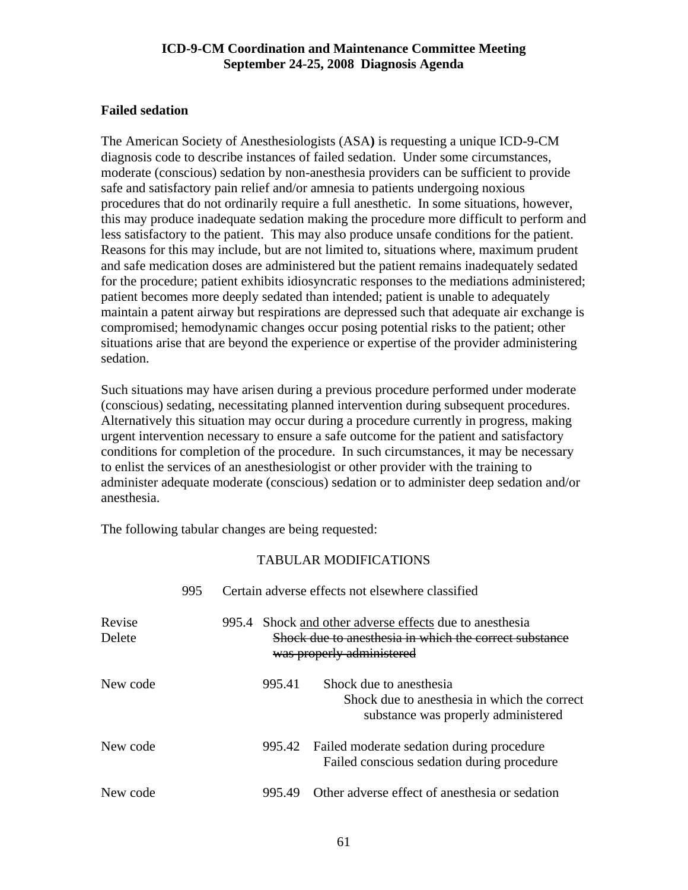**ICD-9-CM Coordination and Maintenance Committee Meeting**
**September 24-25, 2008 Diagnosis Agenda**

**Failed sedation**

The American Society of Anesthesiologists (ASA**)** is requesting a unique ICD-9-CM diagnosis code to describe instances of failed sedation. Under some circumstances, moderate (conscious) sedation by non-anesthesia providers can be sufficient to provide safe and satisfactory pain relief and/or amnesia to patients undergoing noxious procedures that do not ordinarily require a full anesthetic. In some situations, however, this may produce inadequate sedation making the procedure more difficult to perform and less satisfactory to the patient. This may also produce unsafe conditions for the patient. Reasons for this may include, but are not limited to, situations where, maximum prudent and safe medication doses are administered but the patient remains inadequately sedated for the procedure; patient exhibits idiosyncratic responses to the mediations administered; patient becomes more deeply sedated than intended; patient is unable to adequately maintain a patent airway but respirations are depressed such that adequate air exchange is compromised; hemodynamic changes occur posing potential risks to the patient; other situations arise that are beyond the experience or expertise of the provider administering sedation.

Such situations may have arisen during a previous procedure performed under moderate (conscious) sedating, necessitating planned intervention during subsequent procedures. Alternatively this situation may occur during a procedure currently in progress, making urgent intervention necessary to ensure a safe outcome for the patient and satisfactory conditions for completion of the procedure. In such circumstances, it may be necessary to enlist the services of an anesthesiologist or other provider with the training to administer adequate moderate (conscious) sedation or to administer deep sedation and/or anesthesia.

The following tabular changes are being requested:

TABULAR MODIFICATIONS

995 Certain adverse effects not elsewhere classified

| | | |
|---|---|---|
| Revise | 995.4 | Shock <u>and other adverse effects</u> due to anesthesia |
| Delete | | ~~Shock due to anesthesia in which the correct substance was properly administered~~ |
| New code | 995.41 | Shock due to anesthesia<br>Shock due to anesthesia in which the correct substance was properly administered |
| New code | 995.42 | Failed moderate sedation during procedure<br>Failed conscious sedation during procedure |
| New code | 995.49 | Other adverse effect of anesthesia or sedation |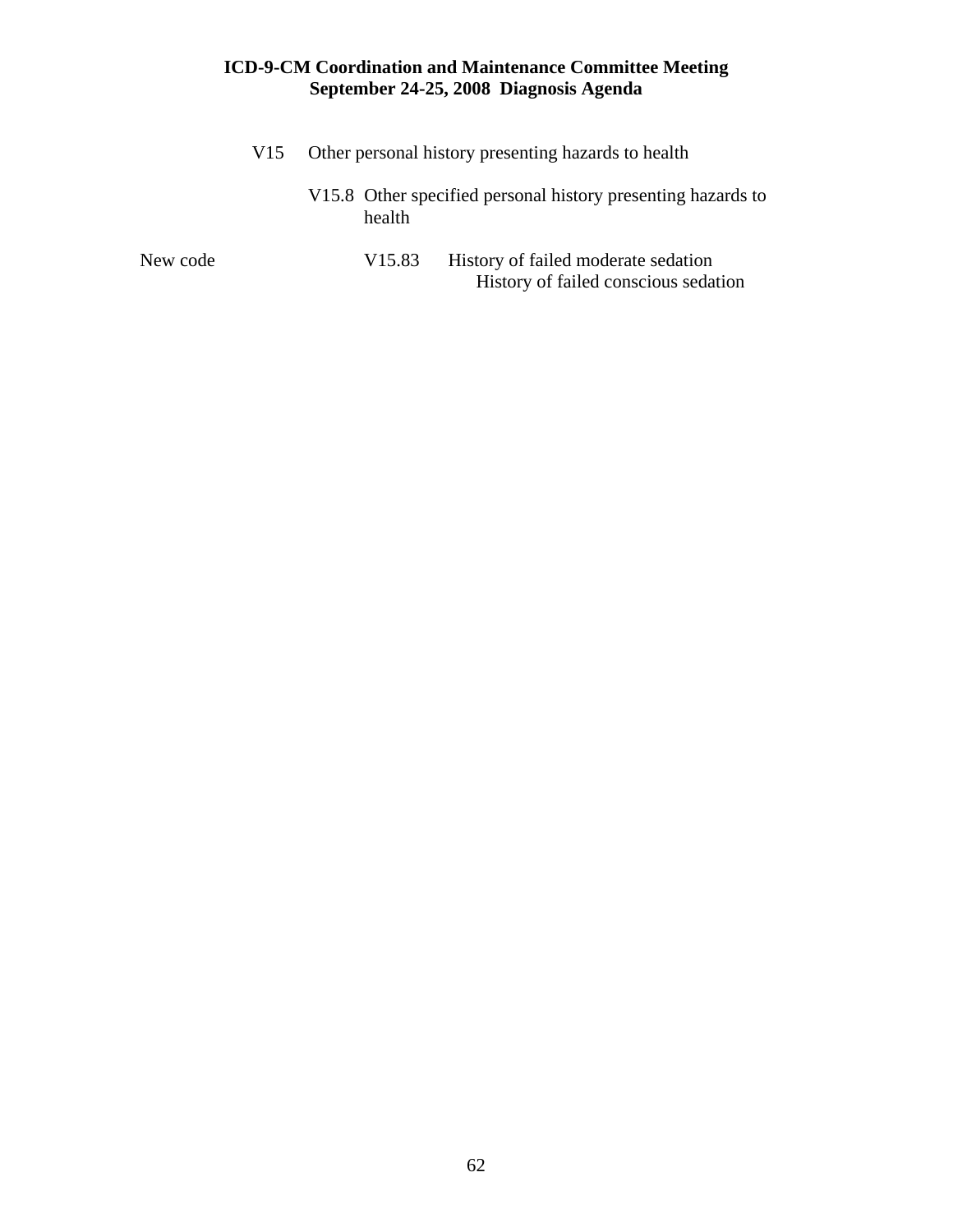V15 Other personal history presenting hazards to health

V15.8 Other specified personal history presenting hazards to health

New code V15.83 History of failed moderate sedation
History of failed conscious sedation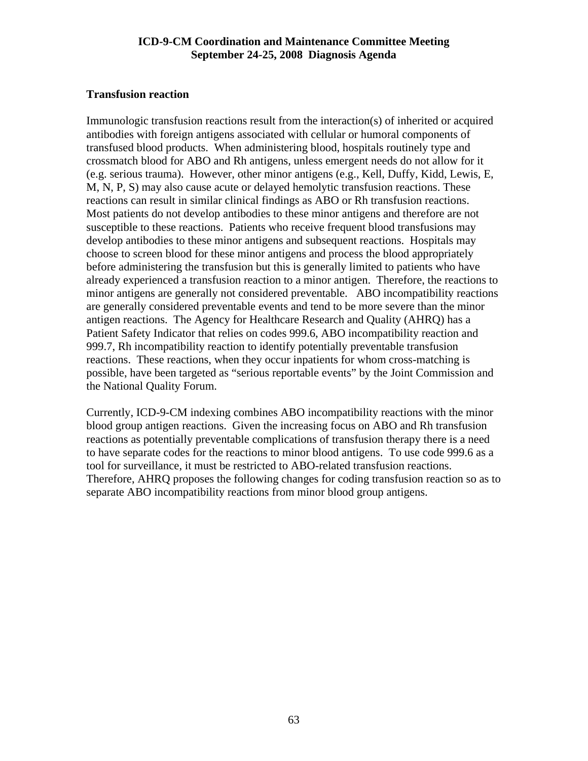### Transfusion reaction

Immunologic transfusion reactions result from the interaction(s) of inherited or acquired antibodies with foreign antigens associated with cellular or humoral components of transfused blood products. When administering blood, hospitals routinely type and crossmatch blood for ABO and Rh antigens, unless emergent needs do not allow for it (e.g. serious trauma). However, other minor antigens (e.g., Kell, Duffy, Kidd, Lewis, E, M, N, P, S) may also cause acute or delayed hemolytic transfusion reactions. These reactions can result in similar clinical findings as ABO or Rh transfusion reactions. Most patients do not develop antibodies to these minor antigens and therefore are not susceptible to these reactions. Patients who receive frequent blood transfusions may develop antibodies to these minor antigens and subsequent reactions. Hospitals may choose to screen blood for these minor antigens and process the blood appropriately before administering the transfusion but this is generally limited to patients who have already experienced a transfusion reaction to a minor antigen. Therefore, the reactions to minor antigens are generally not considered preventable. ABO incompatibility reactions are generally considered preventable events and tend to be more severe than the minor antigen reactions. The Agency for Healthcare Research and Quality (AHRQ) has a Patient Safety Indicator that relies on codes 999.6, ABO incompatibility reaction and 999.7, Rh incompatibility reaction to identify potentially preventable transfusion reactions. These reactions, when they occur inpatients for whom cross-matching is possible, have been targeted as "serious reportable events" by the Joint Commission and the National Quality Forum.

Currently, ICD-9-CM indexing combines ABO incompatibility reactions with the minor blood group antigen reactions. Given the increasing focus on ABO and Rh transfusion reactions as potentially preventable complications of transfusion therapy there is a need to have separate codes for the reactions to minor blood antigens. To use code 999.6 as a tool for surveillance, it must be restricted to ABO-related transfusion reactions. Therefore, AHRQ proposes the following changes for coding transfusion reaction so as to separate ABO incompatibility reactions from minor blood group antigens.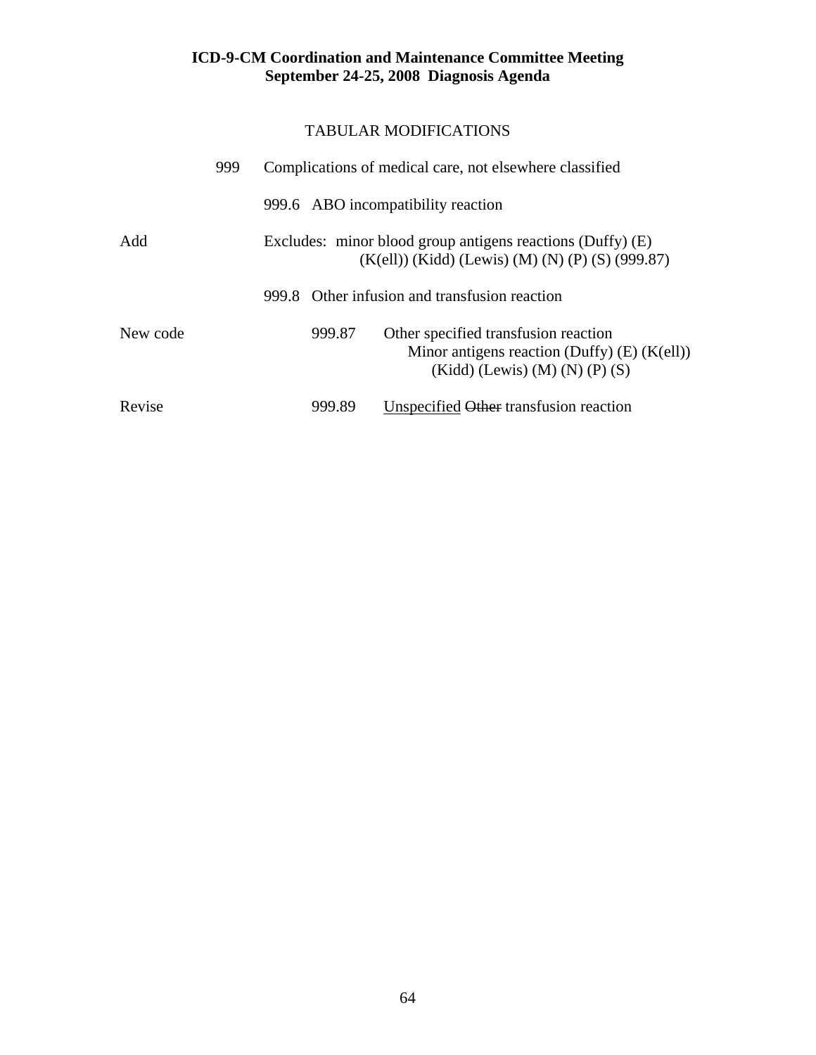# ICD-9-CM Coordination and Maintenance Committee Meeting
## September 24-25, 2008 Diagnosis Agenda

TABULAR MODIFICATIONS

| | | | |
|---|---|---|---|
| | 999 | Complications of medical care, not elsewhere classified | |
| | | 999.6 ABO incompatibility reaction | |
| Add | | Excludes: minor blood group antigens reactions (Duffy) (E) (K(ell)) (Kidd) (Lewis) (M) (N) (P) (S) (999.87) | |
| | | 999.8 Other infusion and transfusion reaction | |
| New code | | 999.87 | Other specified transfusion reaction<br>Minor antigens reaction (Duffy) (E) (K(ell)) (Kidd) (Lewis) (M) (N) (P) (S) |
| Revise | | 999.89 | <u>Unspecified</u> ~~Other~~ transfusion reaction |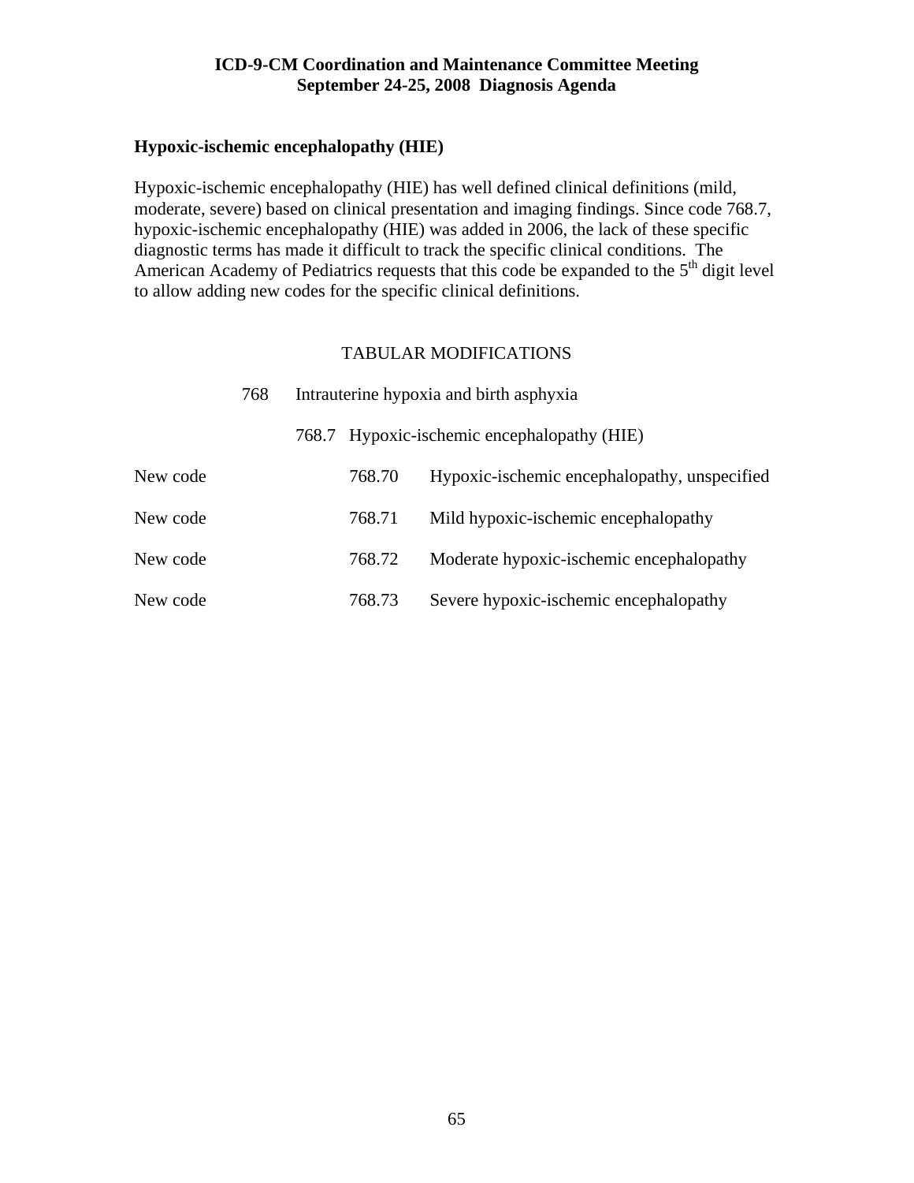## Hypoxic-ischemic encephalopathy (HIE)

Hypoxic-ischemic encephalopathy (HIE) has well defined clinical definitions (mild, moderate, severe) based on clinical presentation and imaging findings. Since code 768.7, hypoxic-ischemic encephalopathy (HIE) was added in 2006, the lack of these specific diagnostic terms has made it difficult to track the specific clinical conditions. The American Academy of Pediatrics requests that this code be expanded to the 5th digit level to allow adding new codes for the specific clinical definitions.

### TABULAR MODIFICATIONS

| | | | |
|---|---|---|---|
| | 768 | Intrauterine hypoxia and birth asphyxia | |
| | 768.7 | Hypoxic-ischemic encephalopathy (HIE) | |
| New code | | 768.70 | Hypoxic-ischemic encephalopathy, unspecified |
| New code | | 768.71 | Mild hypoxic-ischemic encephalopathy |
| New code | | 768.72 | Moderate hypoxic-ischemic encephalopathy |
| New code | | 768.73 | Severe hypoxic-ischemic encephalopathy |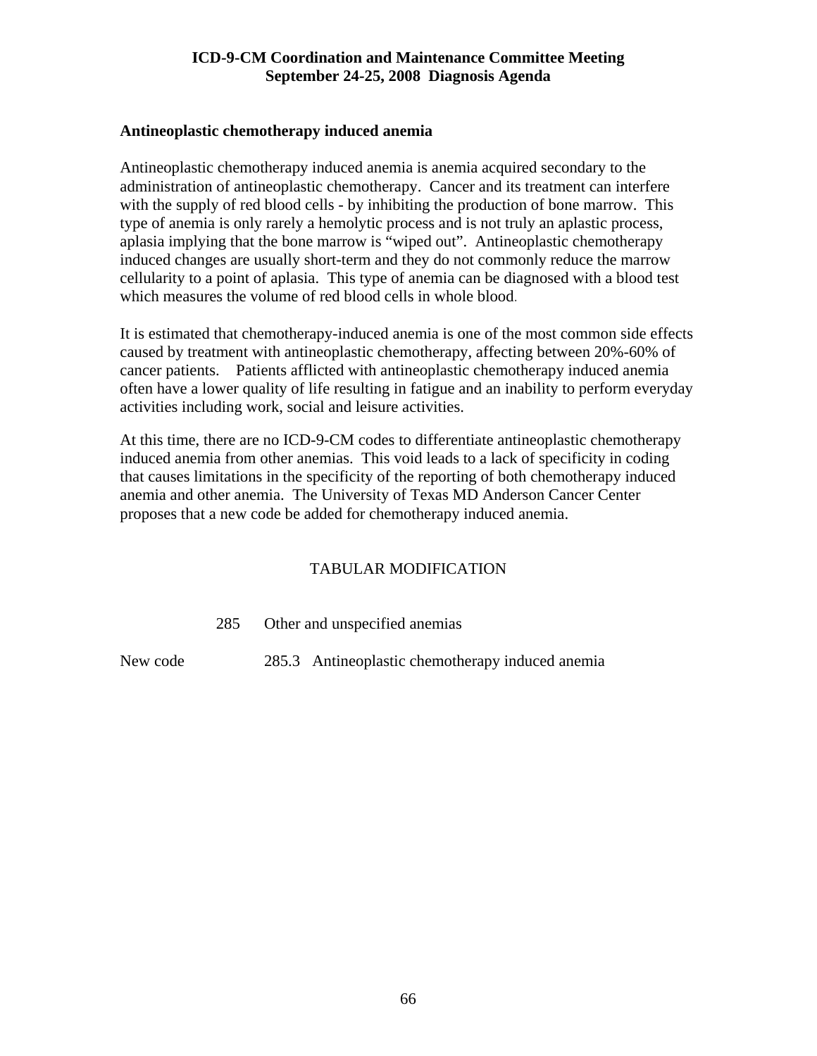## Antineoplastic chemotherapy induced anemia

Antineoplastic chemotherapy induced anemia is anemia acquired secondary to the administration of antineoplastic chemotherapy. Cancer and its treatment can interfere with the supply of red blood cells - by inhibiting the production of bone marrow. This type of anemia is only rarely a hemolytic process and is not truly an aplastic process, aplasia implying that the bone marrow is "wiped out". Antineoplastic chemotherapy induced changes are usually short-term and they do not commonly reduce the marrow cellularity to a point of aplasia. This type of anemia can be diagnosed with a blood test which measures the volume of red blood cells in whole blood.

It is estimated that chemotherapy-induced anemia is one of the most common side effects caused by treatment with antineoplastic chemotherapy, affecting between 20%-60% of cancer patients. Patients afflicted with antineoplastic chemotherapy induced anemia often have a lower quality of life resulting in fatigue and an inability to perform everyday activities including work, social and leisure activities.

At this time, there are no ICD-9-CM codes to differentiate antineoplastic chemotherapy induced anemia from other anemias. This void leads to a lack of specificity in coding that causes limitations in the specificity of the reporting of both chemotherapy induced anemia and other anemia. The University of Texas MD Anderson Cancer Center proposes that a new code be added for chemotherapy induced anemia.

TABULAR MODIFICATION

285 Other and unspecified anemias

New code 285.3 Antineoplastic chemotherapy induced anemia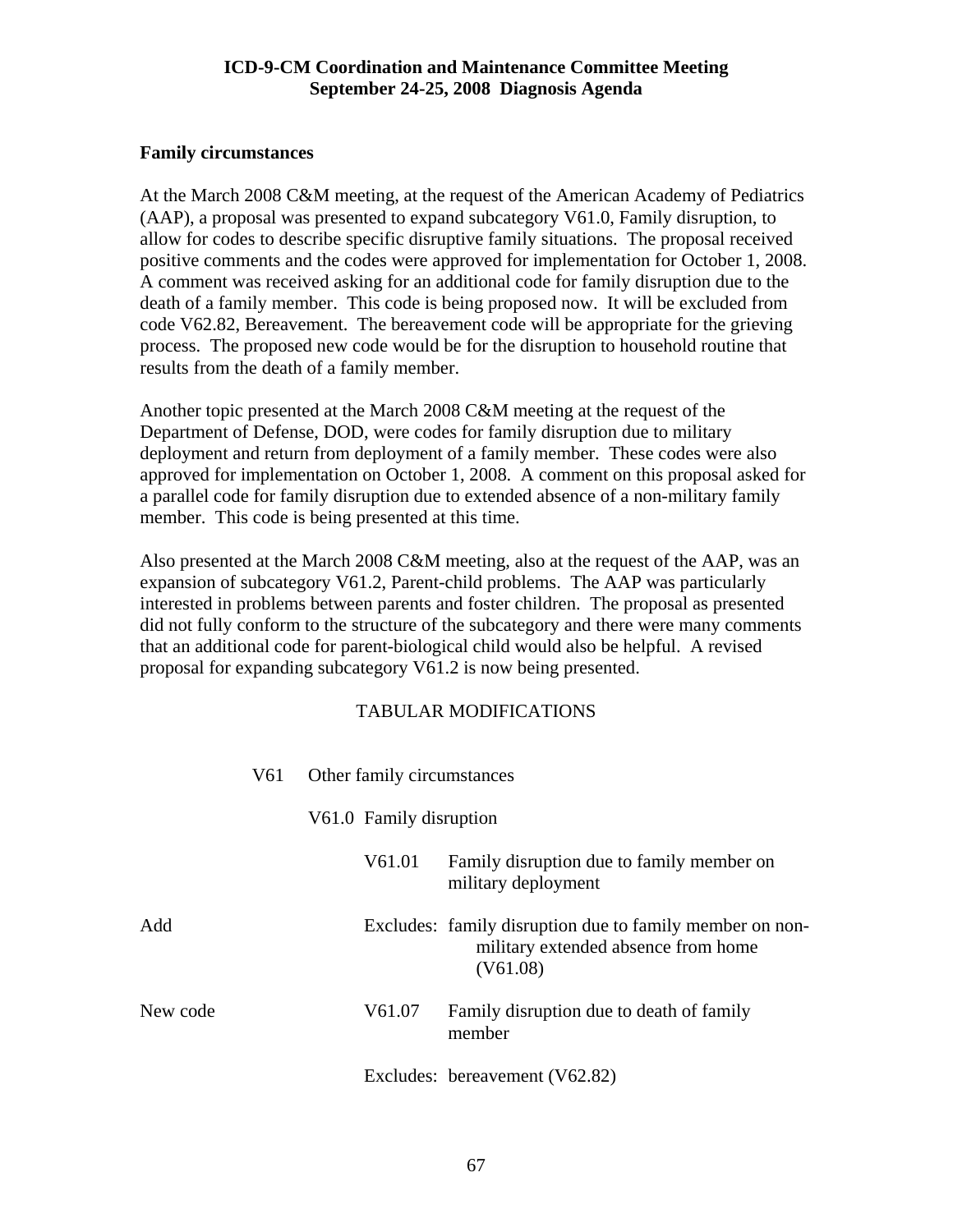**ICD-9-CM Coordination and Maintenance Committee Meeting**
**September 24-25, 2008 Diagnosis Agenda**

### Family circumstances

At the March 2008 C&M meeting, at the request of the American Academy of Pediatrics (AAP), a proposal was presented to expand subcategory V61.0, Family disruption, to allow for codes to describe specific disruptive family situations. The proposal received positive comments and the codes were approved for implementation for October 1, 2008. A comment was received asking for an additional code for family disruption due to the death of a family member. This code is being proposed now. It will be excluded from code V62.82, Bereavement. The bereavement code will be appropriate for the grieving process. The proposed new code would be for the disruption to household routine that results from the death of a family member.

Another topic presented at the March 2008 C&M meeting at the request of the Department of Defense, DOD, were codes for family disruption due to military deployment and return from deployment of a family member. These codes were also approved for implementation on October 1, 2008. A comment on this proposal asked for a parallel code for family disruption due to extended absence of a non-military family member. This code is being presented at this time.

Also presented at the March 2008 C&M meeting, also at the request of the AAP, was an expansion of subcategory V61.2, Parent-child problems. The AAP was particularly interested in problems between parents and foster children. The proposal as presented did not fully conform to the structure of the subcategory and there were many comments that an additional code for parent-biological child would also be helpful. A revised proposal for expanding subcategory V61.2 is now being presented.

TABULAR MODIFICATIONS

V61 Other family circumstances

V61.0 Family disruption

V61.01 Family disruption due to family member on military deployment

Add — Excludes: family disruption due to family member on non-military extended absence from home (V61.08)

New code — V61.07 Family disruption due to death of family member

Excludes: bereavement (V62.82)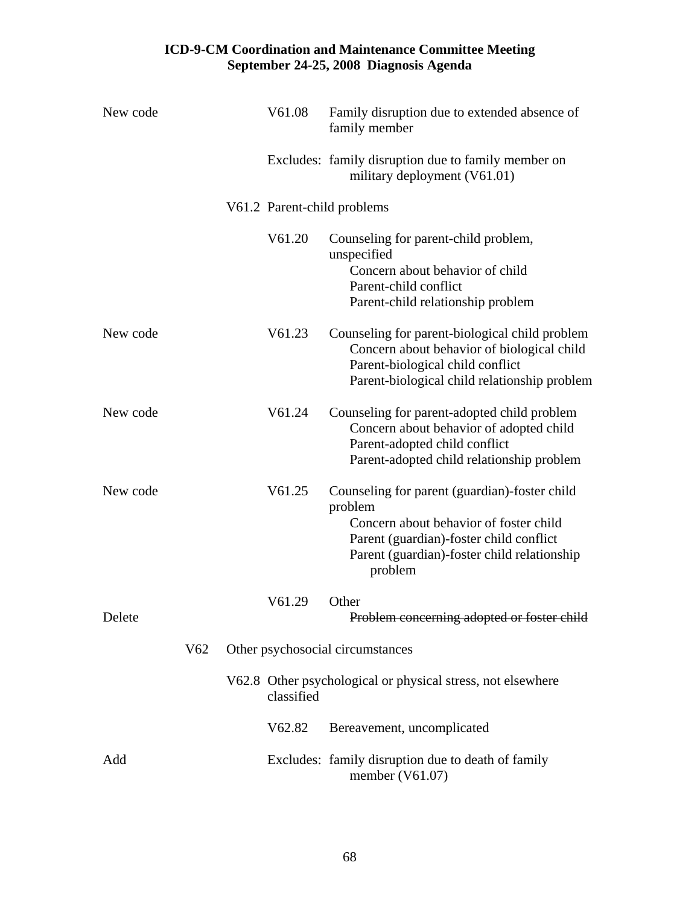| | | | |
|---|---|---|---|
| New code | | V61.08 | Family disruption due to extended absence of family member |
| | | | Excludes: family disruption due to family member on military deployment (V61.01) |
| | V61.2 | | Parent-child problems |
| | | V61.20 | Counseling for parent-child problem, unspecified<br>Concern about behavior of child<br>Parent-child conflict<br>Parent-child relationship problem |
| New code | | V61.23 | Counseling for parent-biological child problem<br>Concern about behavior of biological child<br>Parent-biological child conflict<br>Parent-biological child relationship problem |
| New code | | V61.24 | Counseling for parent-adopted child problem<br>Concern about behavior of adopted child<br>Parent-adopted child conflict<br>Parent-adopted child relationship problem |
| New code | | V61.25 | Counseling for parent (guardian)-foster child problem<br>Concern about behavior of foster child<br>Parent (guardian)-foster child conflict<br>Parent (guardian)-foster child relationship problem |
| | | V61.29 | Other |
| Delete | | | ~~Problem concerning adopted or foster child~~ |
| | V62 | | Other psychosocial circumstances |
| | V62.8 | | Other psychological or physical stress, not elsewhere classified |
| | | V62.82 | Bereavement, uncomplicated |
| Add | | | Excludes: family disruption due to death of family member (V61.07) |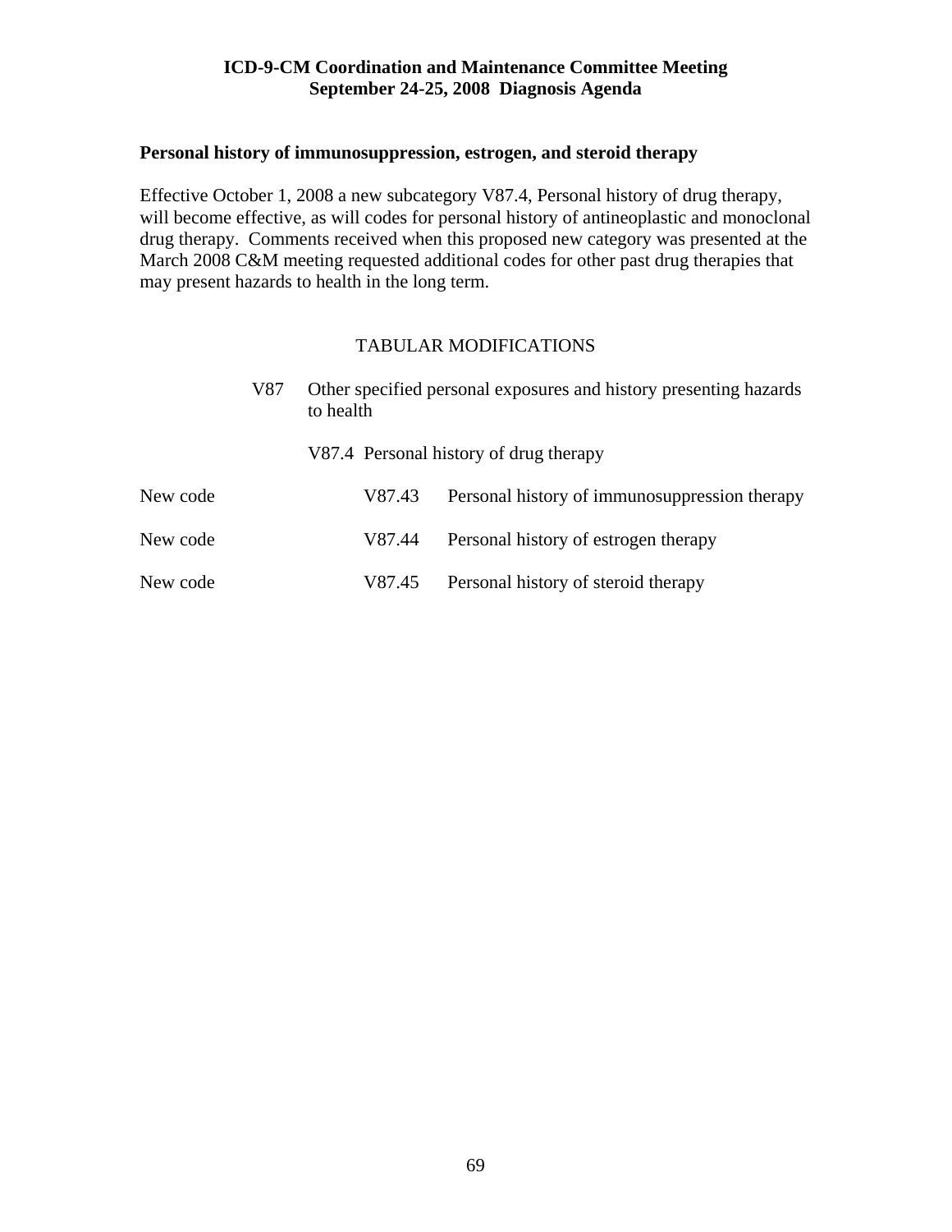**Personal history of immunosuppression, estrogen, and steroid therapy**

Effective October 1, 2008 a new subcategory V87.4, Personal history of drug therapy, will become effective, as will codes for personal history of antineoplastic and monoclonal drug therapy. Comments received when this proposed new category was presented at the March 2008 C&M meeting requested additional codes for other past drug therapies that may present hazards to health in the long term.

TABULAR MODIFICATIONS

V87 Other specified personal exposures and history presenting hazards to health

V87.4 Personal history of drug therapy

New code V87.43 Personal history of immunosuppression therapy

New code V87.44 Personal history of estrogen therapy

New code V87.45 Personal history of steroid therapy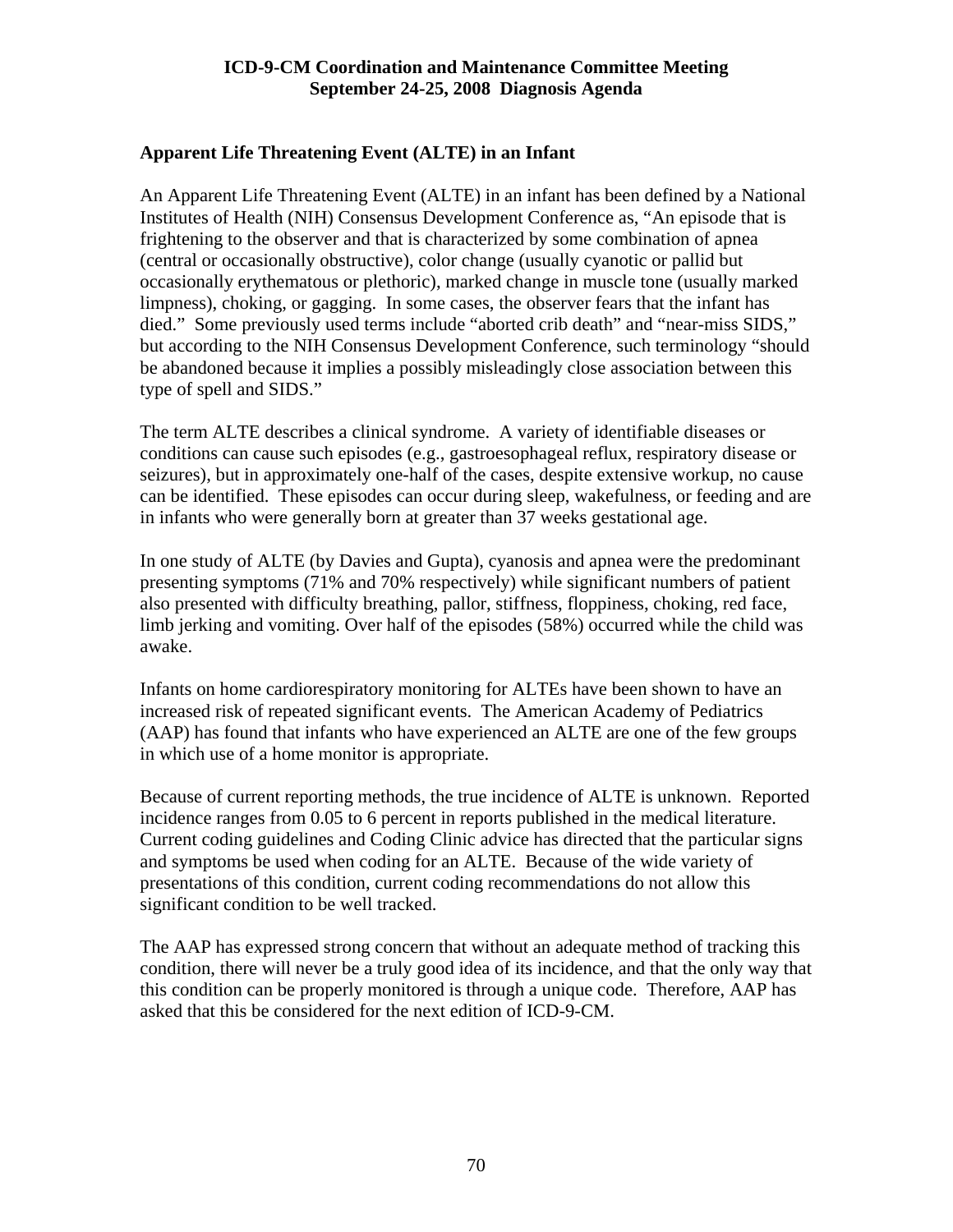## Apparent Life Threatening Event (ALTE) in an Infant

An Apparent Life Threatening Event (ALTE) in an infant has been defined by a National Institutes of Health (NIH) Consensus Development Conference as, "An episode that is frightening to the observer and that is characterized by some combination of apnea (central or occasionally obstructive), color change (usually cyanotic or pallid but occasionally erythematous or plethoric), marked change in muscle tone (usually marked limpness), choking, or gagging. In some cases, the observer fears that the infant has died." Some previously used terms include "aborted crib death" and "near-miss SIDS," but according to the NIH Consensus Development Conference, such terminology "should be abandoned because it implies a possibly misleadingly close association between this type of spell and SIDS."

The term ALTE describes a clinical syndrome. A variety of identifiable diseases or conditions can cause such episodes (e.g., gastroesophageal reflux, respiratory disease or seizures), but in approximately one-half of the cases, despite extensive workup, no cause can be identified. These episodes can occur during sleep, wakefulness, or feeding and are in infants who were generally born at greater than 37 weeks gestational age.

In one study of ALTE (by Davies and Gupta), cyanosis and apnea were the predominant presenting symptoms (71% and 70% respectively) while significant numbers of patient also presented with difficulty breathing, pallor, stiffness, floppiness, choking, red face, limb jerking and vomiting. Over half of the episodes (58%) occurred while the child was awake.

Infants on home cardiorespiratory monitoring for ALTEs have been shown to have an increased risk of repeated significant events. The American Academy of Pediatrics (AAP) has found that infants who have experienced an ALTE are one of the few groups in which use of a home monitor is appropriate.

Because of current reporting methods, the true incidence of ALTE is unknown. Reported incidence ranges from 0.05 to 6 percent in reports published in the medical literature. Current coding guidelines and Coding Clinic advice has directed that the particular signs and symptoms be used when coding for an ALTE. Because of the wide variety of presentations of this condition, current coding recommendations do not allow this significant condition to be well tracked.

The AAP has expressed strong concern that without an adequate method of tracking this condition, there will never be a truly good idea of its incidence, and that the only way that this condition can be properly monitored is through a unique code. Therefore, AAP has asked that this be considered for the next edition of ICD-9-CM.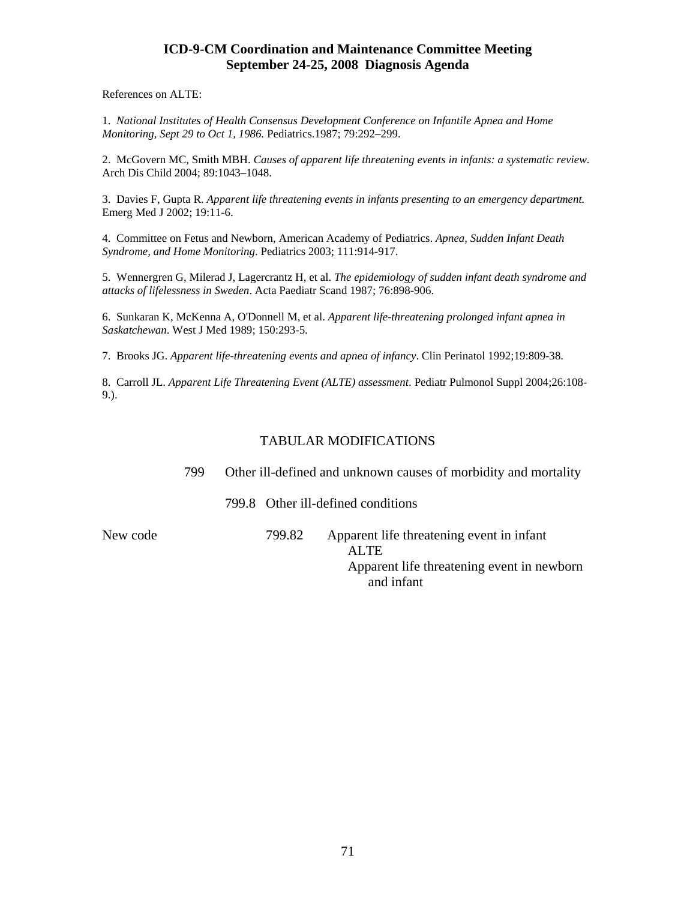References on ALTE:

1. *National Institutes of Health Consensus Development Conference on Infantile Apnea and Home Monitoring, Sept 29 to Oct 1, 1986.* Pediatrics.1987; 79:292–299.

2. McGovern MC, Smith MBH. *Causes of apparent life threatening events in infants: a systematic review*. Arch Dis Child 2004; 89:1043–1048.

3. Davies F, Gupta R. *Apparent life threatening events in infants presenting to an emergency department.* Emerg Med J 2002; 19:11-6.

4. Committee on Fetus and Newborn, American Academy of Pediatrics. *Apnea, Sudden Infant Death Syndrome, and Home Monitoring*. Pediatrics 2003; 111:914-917.

5. Wennergren G, Milerad J, Lagercrantz H, et al. *The epidemiology of sudden infant death syndrome and attacks of lifelessness in Sweden*. Acta Paediatr Scand 1987; 76:898-906.

6. Sunkaran K, McKenna A, O'Donnell M, et al. *Apparent life-threatening prolonged infant apnea in Saskatchewan*. West J Med 1989; 150:293-5.

7. Brooks JG. *Apparent life-threatening events and apnea of infancy*. Clin Perinatol 1992;19:809-38.

8. Carroll JL. *Apparent Life Threatening Event (ALTE) assessment*. Pediatr Pulmonol Suppl 2004;26:108-9.).

## TABULAR MODIFICATIONS

799 Other ill-defined and unknown causes of morbidity and mortality

799.8 Other ill-defined conditions

New code 799.82 Apparent life threatening event in infant
ALTE
Apparent life threatening event in newborn and infant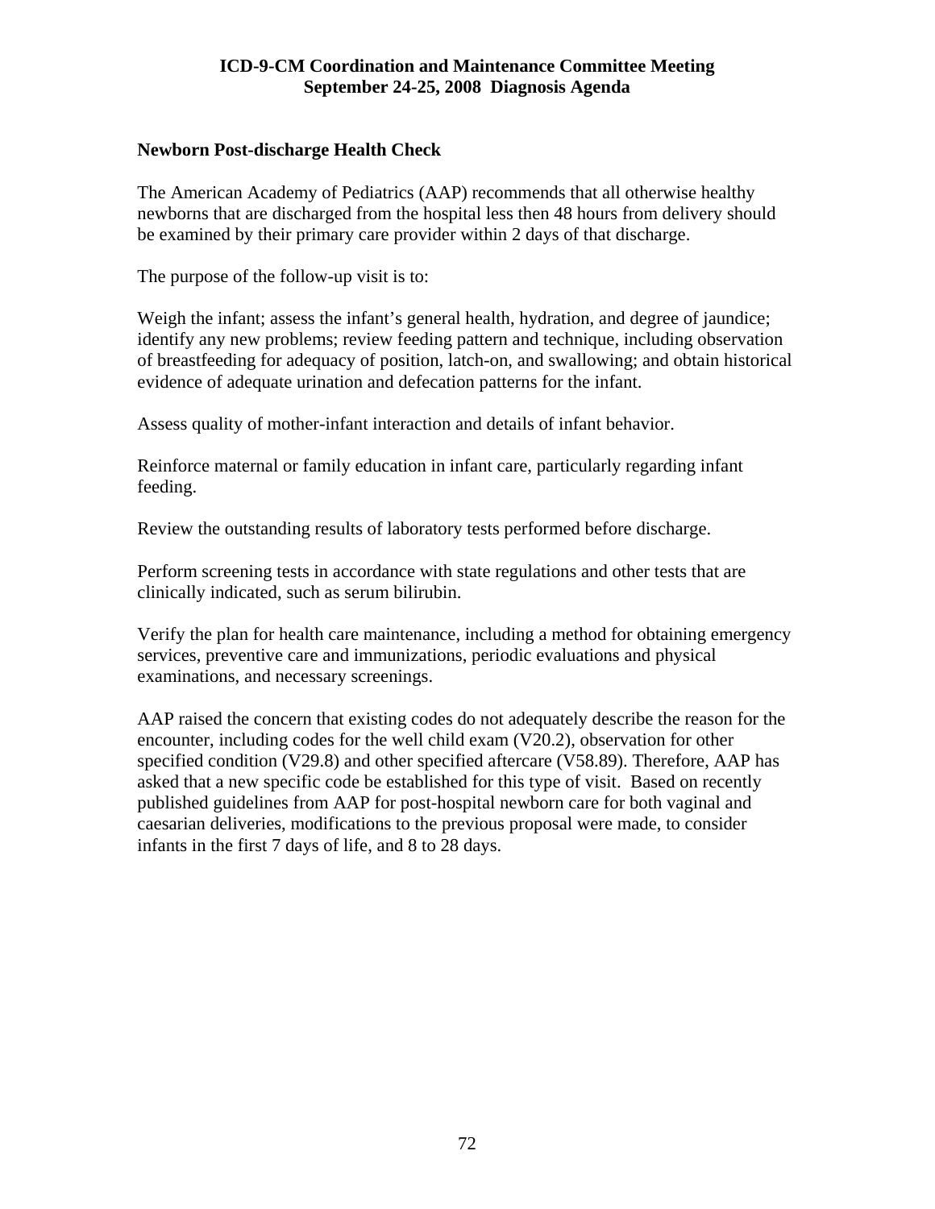**Newborn Post-discharge Health Check**

The American Academy of Pediatrics (AAP) recommends that all otherwise healthy newborns that are discharged from the hospital less then 48 hours from delivery should be examined by their primary care provider within 2 days of that discharge.

The purpose of the follow-up visit is to:

Weigh the infant; assess the infant's general health, hydration, and degree of jaundice; identify any new problems; review feeding pattern and technique, including observation of breastfeeding for adequacy of position, latch-on, and swallowing; and obtain historical evidence of adequate urination and defecation patterns for the infant.

Assess quality of mother-infant interaction and details of infant behavior.

Reinforce maternal or family education in infant care, particularly regarding infant feeding.

Review the outstanding results of laboratory tests performed before discharge.

Perform screening tests in accordance with state regulations and other tests that are clinically indicated, such as serum bilirubin.

Verify the plan for health care maintenance, including a method for obtaining emergency services, preventive care and immunizations, periodic evaluations and physical examinations, and necessary screenings.

AAP raised the concern that existing codes do not adequately describe the reason for the encounter, including codes for the well child exam (V20.2), observation for other specified condition (V29.8) and other specified aftercare (V58.89). Therefore, AAP has asked that a new specific code be established for this type of visit. Based on recently published guidelines from AAP for post-hospital newborn care for both vaginal and caesarian deliveries, modifications to the previous proposal were made, to consider infants in the first 7 days of life, and 8 to 28 days.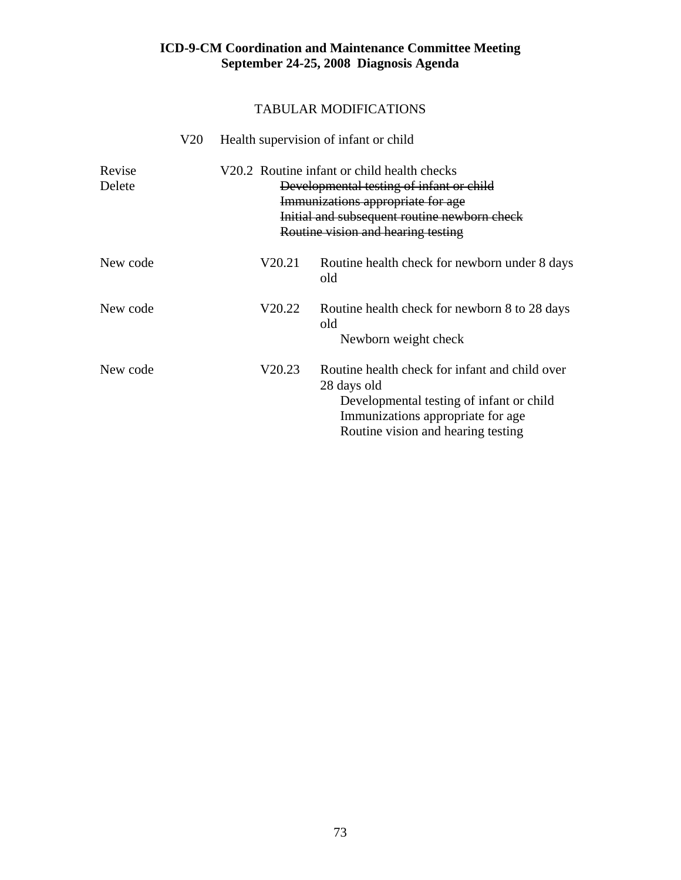**ICD-9-CM Coordination and Maintenance Committee Meeting**
**September 24-25, 2008 Diagnosis Agenda**

TABULAR MODIFICATIONS

V20 Health supervision of infant or child

Revise V20.2 Routine infant or child health checks
Delete ~~Developmental testing of infant or child~~
~~Immunizations appropriate for age~~
~~Initial and subsequent routine newborn check~~
~~Routine vision and hearing testing~~

New code V20.21 Routine health check for newborn under 8 days old

New code V20.22 Routine health check for newborn 8 to 28 days old
Newborn weight check

New code V20.23 Routine health check for infant and child over 28 days old
Developmental testing of infant or child
Immunizations appropriate for age
Routine vision and hearing testing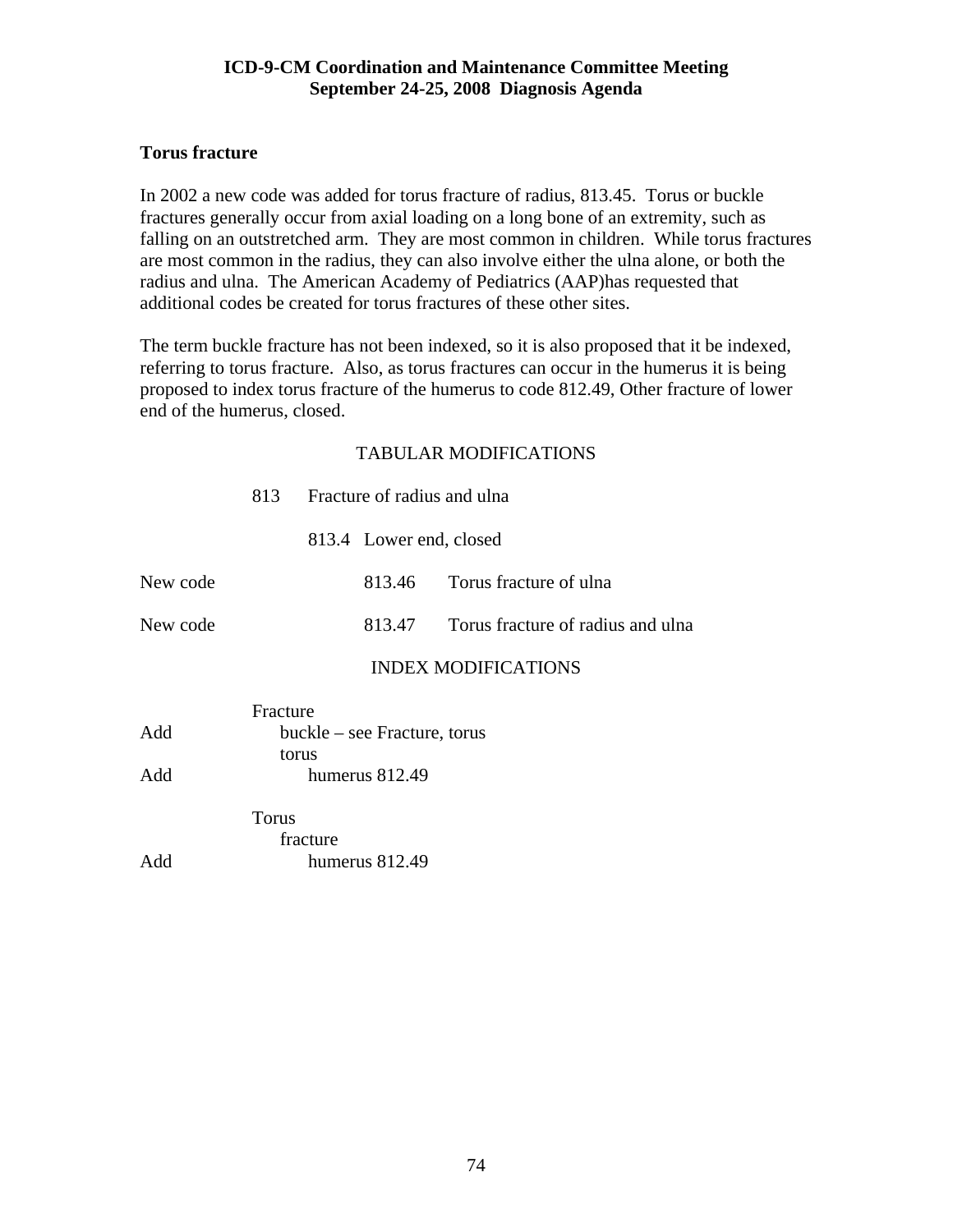## Torus fracture

In 2002 a new code was added for torus fracture of radius, 813.45. Torus or buckle fractures generally occur from axial loading on a long bone of an extremity, such as falling on an outstretched arm. They are most common in children. While torus fractures are most common in the radius, they can also involve either the ulna alone, or both the radius and ulna. The American Academy of Pediatrics (AAP)has requested that additional codes be created for torus fractures of these other sites.

The term buckle fracture has not been indexed, so it is also proposed that it be indexed, referring to torus fracture. Also, as torus fractures can occur in the humerus it is being proposed to index torus fracture of the humerus to code 812.49, Other fracture of lower end of the humerus, closed.

TABULAR MODIFICATIONS

813 Fracture of radius and ulna

813.4 Lower end, closed

New code 813.46 Torus fracture of ulna

New code 813.47 Torus fracture of radius and ulna

INDEX MODIFICATIONS

Fracture
- Add: buckle – see Fracture, torus
- torus
  - Add: humerus 812.49

Torus
- fracture
  - Add: humerus 812.49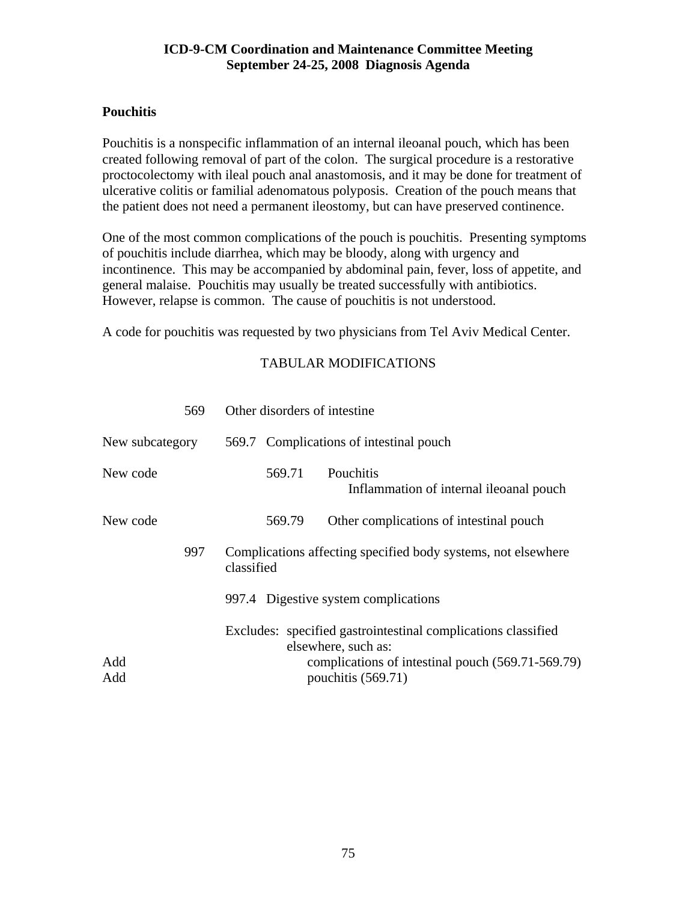## Pouchitis

Pouchitis is a nonspecific inflammation of an internal ileoanal pouch, which has been created following removal of part of the colon. The surgical procedure is a restorative proctocolectomy with ileal pouch anal anastomosis, and it may be done for treatment of ulcerative colitis or familial adenomatous polyposis. Creation of the pouch means that the patient does not need a permanent ileostomy, but can have preserved continence.

One of the most common complications of the pouch is pouchitis. Presenting symptoms of pouchitis include diarrhea, which may be bloody, along with urgency and incontinence. This may be accompanied by abdominal pain, fever, loss of appetite, and general malaise. Pouchitis may usually be treated successfully with antibiotics. However, relapse is common. The cause of pouchitis is not understood.

A code for pouchitis was requested by two physicians from Tel Aviv Medical Center.

TABULAR MODIFICATIONS

| | | |
|---|---|---|
| | 569 | Other disorders of intestine |
| New subcategory | 569.7 | Complications of intestinal pouch |
| New code | 569.71 | Pouchitis<br>Inflammation of internal ileoanal pouch |
| New code | 569.79 | Other complications of intestinal pouch |
| | 997 | Complications affecting specified body systems, not elsewhere classified |
| | 997.4 | Digestive system complications |
| | | Excludes: specified gastrointestinal complications classified elsewhere, such as: |
| Add | | complications of intestinal pouch (569.71-569.79) |
| Add | | pouchitis (569.71) |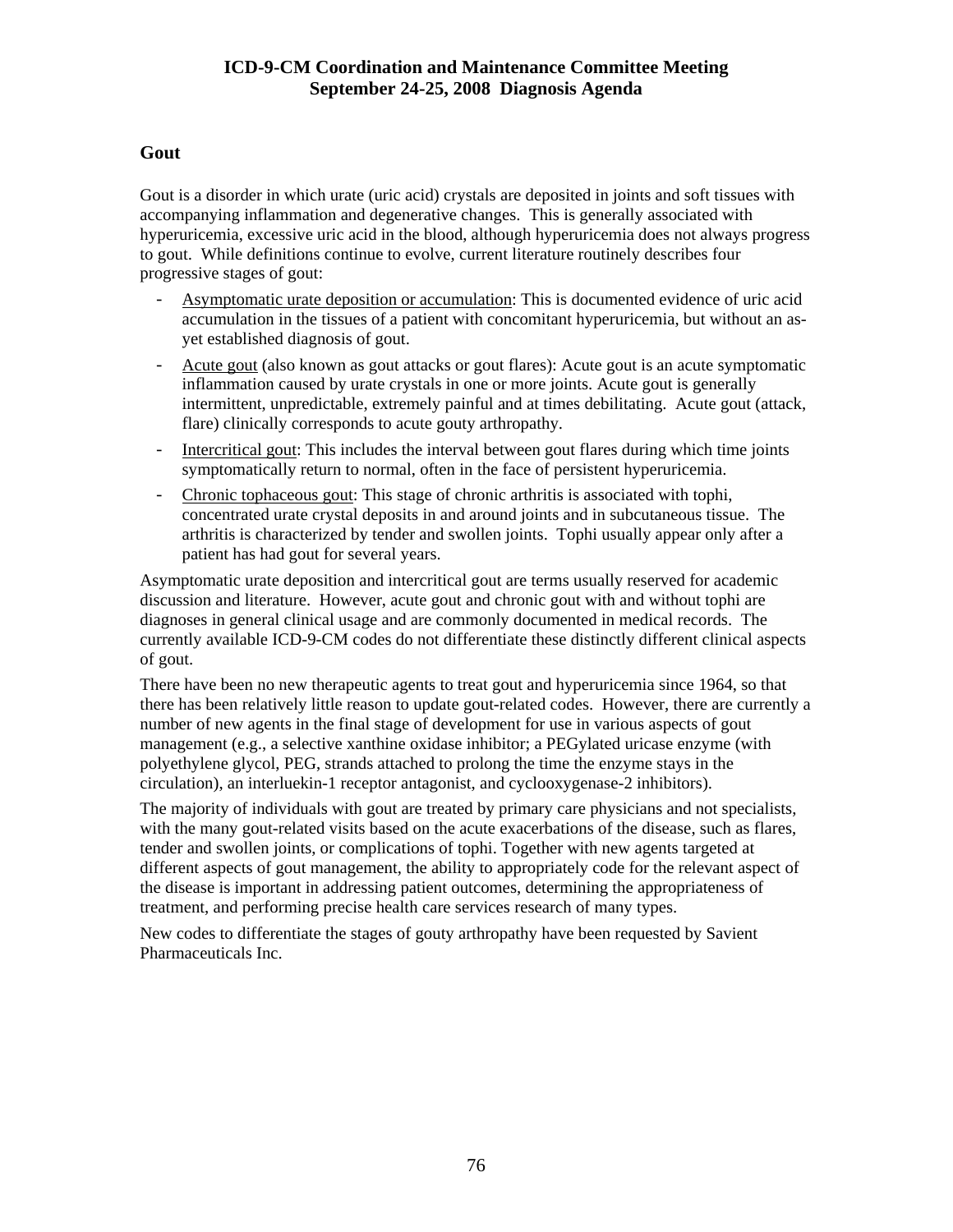## Gout

Gout is a disorder in which urate (uric acid) crystals are deposited in joints and soft tissues with accompanying inflammation and degenerative changes. This is generally associated with hyperuricemia, excessive uric acid in the blood, although hyperuricemia does not always progress to gout. While definitions continue to evolve, current literature routinely describes four progressive stages of gout:

- Asymptomatic urate deposition or accumulation: This is documented evidence of uric acid accumulation in the tissues of a patient with concomitant hyperuricemia, but without an as-yet established diagnosis of gout.
- Acute gout (also known as gout attacks or gout flares): Acute gout is an acute symptomatic inflammation caused by urate crystals in one or more joints. Acute gout is generally intermittent, unpredictable, extremely painful and at times debilitating. Acute gout (attack, flare) clinically corresponds to acute gouty arthropathy.
- Intercritical gout: This includes the interval between gout flares during which time joints symptomatically return to normal, often in the face of persistent hyperuricemia.
- Chronic tophaceous gout: This stage of chronic arthritis is associated with tophi, concentrated urate crystal deposits in and around joints and in subcutaneous tissue. The arthritis is characterized by tender and swollen joints. Tophi usually appear only after a patient has had gout for several years.

Asymptomatic urate deposition and intercritical gout are terms usually reserved for academic discussion and literature. However, acute gout and chronic gout with and without tophi are diagnoses in general clinical usage and are commonly documented in medical records. The currently available ICD-9-CM codes do not differentiate these distinctly different clinical aspects of gout.

There have been no new therapeutic agents to treat gout and hyperuricemia since 1964, so that there has been relatively little reason to update gout-related codes. However, there are currently a number of new agents in the final stage of development for use in various aspects of gout management (e.g., a selective xanthine oxidase inhibitor; a PEGylated uricase enzyme (with polyethylene glycol, PEG, strands attached to prolong the time the enzyme stays in the circulation), an interluekin-1 receptor antagonist, and cyclooxygenase-2 inhibitors).

The majority of individuals with gout are treated by primary care physicians and not specialists, with the many gout-related visits based on the acute exacerbations of the disease, such as flares, tender and swollen joints, or complications of tophi. Together with new agents targeted at different aspects of gout management, the ability to appropriately code for the relevant aspect of the disease is important in addressing patient outcomes, determining the appropriateness of treatment, and performing precise health care services research of many types.

New codes to differentiate the stages of gouty arthropathy have been requested by Savient Pharmaceuticals Inc.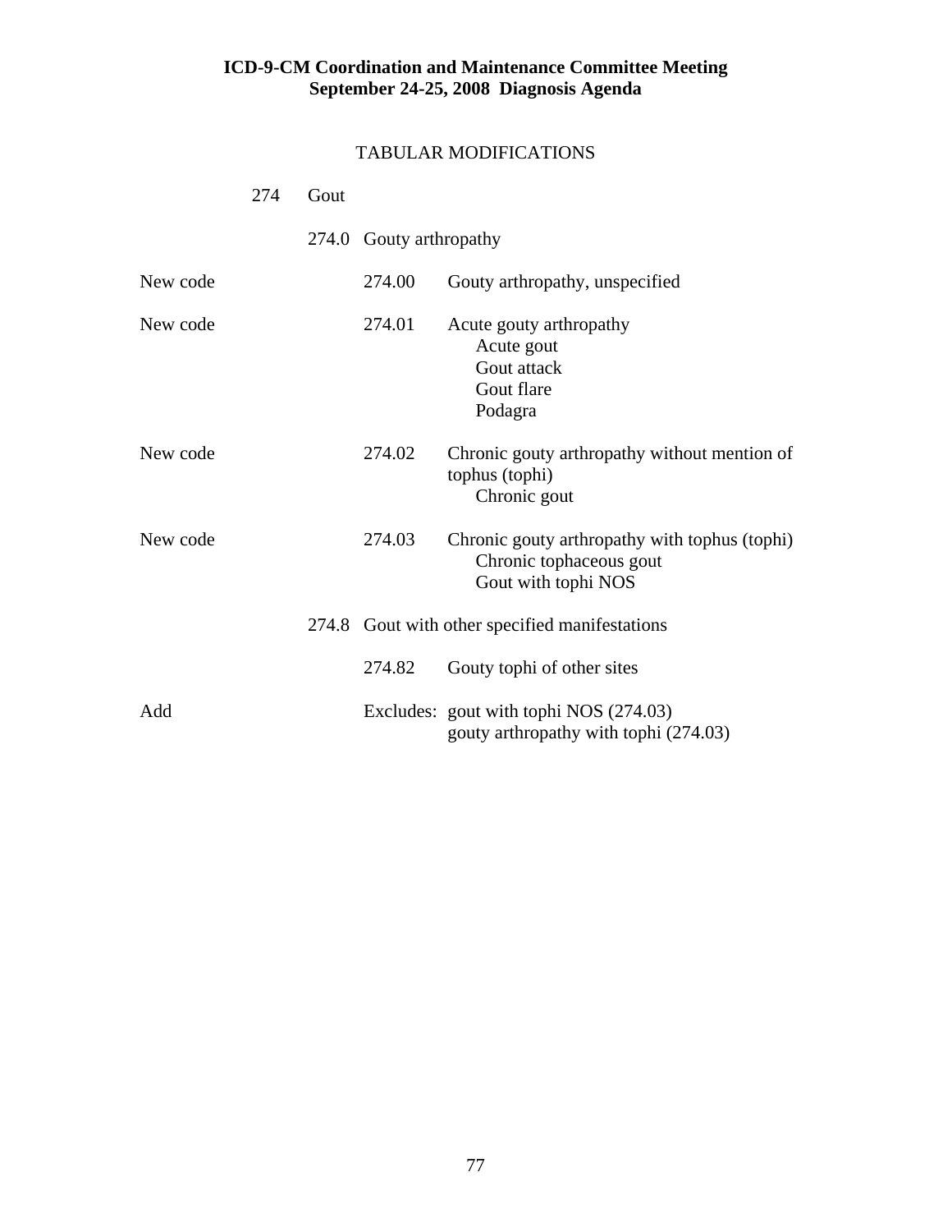## TABULAR MODIFICATIONS

274 Gout

274.0 Gouty arthropathy

| | | |
|---|---|---|
| New code | 274.00 | Gouty arthropathy, unspecified |
| New code | 274.01 | Acute gouty arthropathy<br>Acute gout<br>Gout attack<br>Gout flare<br>Podagra |
| New code | 274.02 | Chronic gouty arthropathy without mention of tophus (tophi)<br>Chronic gout |
| New code | 274.03 | Chronic gouty arthropathy with tophus (tophi)<br>Chronic tophaceous gout<br>Gout with tophi NOS |

274.8 Gout with other specified manifestations

| | | |
|---|---|---|
| | 274.82 | Gouty tophi of other sites |
| Add | Excludes: | gout with tophi NOS (274.03)<br>gouty arthropathy with tophi (274.03) |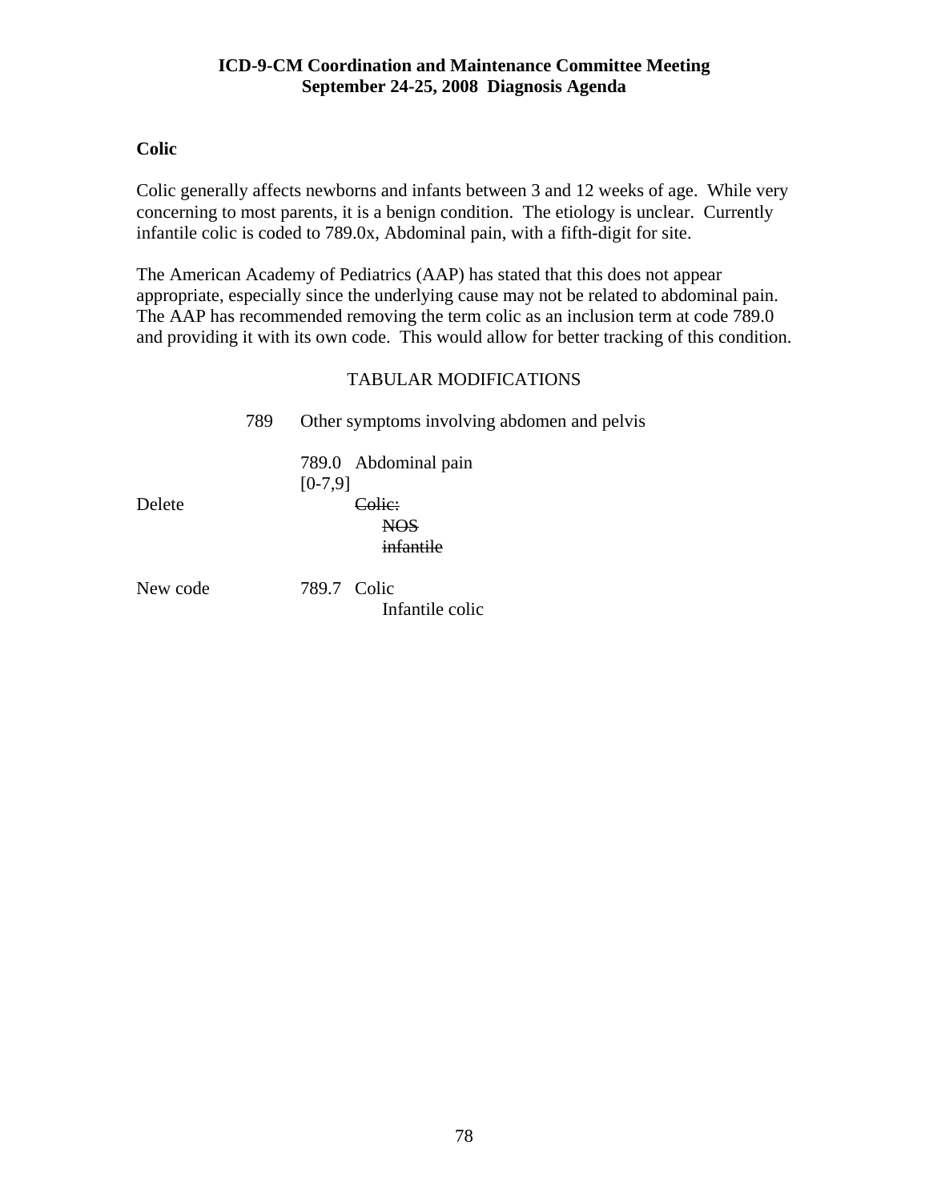**Colic**

Colic generally affects newborns and infants between 3 and 12 weeks of age. While very concerning to most parents, it is a benign condition. The etiology is unclear. Currently infantile colic is coded to 789.0x, Abdominal pain, with a fifth-digit for site.

The American Academy of Pediatrics (AAP) has stated that this does not appear appropriate, especially since the underlying cause may not be related to abdominal pain. The AAP has recommended removing the term colic as an inclusion term at code 789.0 and providing it with its own code. This would allow for better tracking of this condition.

TABULAR MODIFICATIONS

789 Other symptoms involving abdomen and pelvis

789.0 Abdominal pain
[0-7,9]

Delete ~~Colic:~~
~~NOS~~
~~infantile~~

New code 789.7 Colic
Infantile colic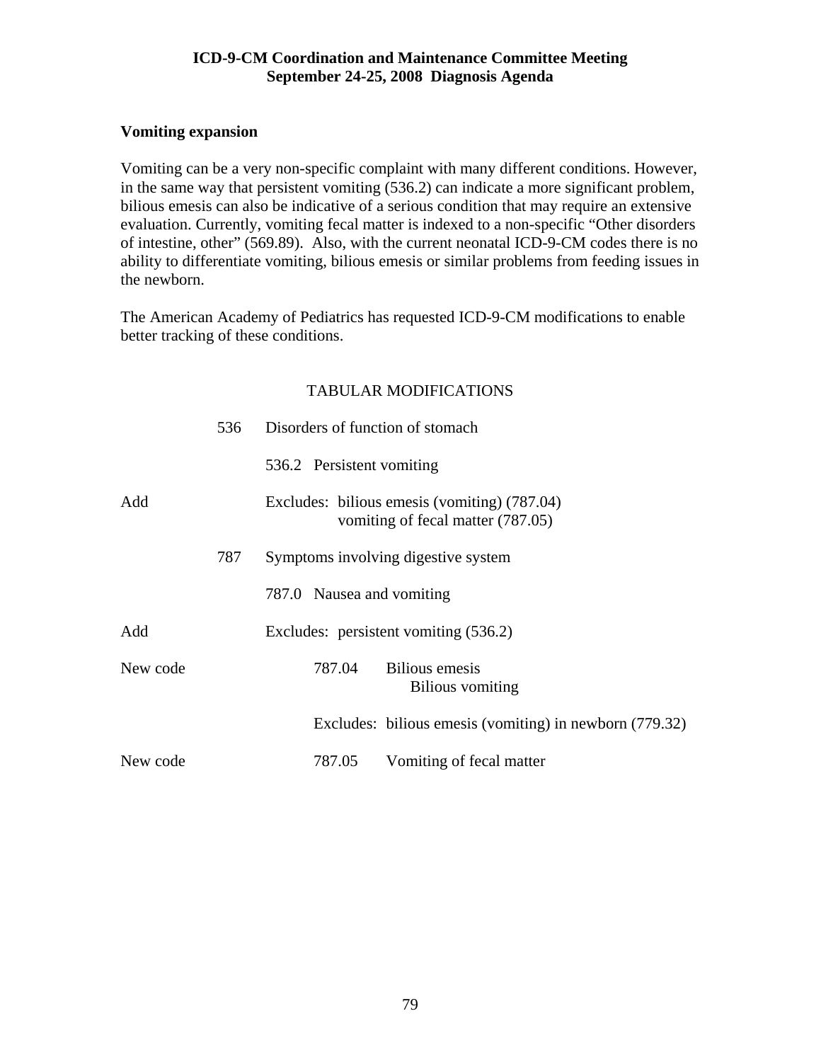## Vomiting expansion

Vomiting can be a very non-specific complaint with many different conditions. However, in the same way that persistent vomiting (536.2) can indicate a more significant problem, bilious emesis can also be indicative of a serious condition that may require an extensive evaluation. Currently, vomiting fecal matter is indexed to a non-specific "Other disorders of intestine, other" (569.89). Also, with the current neonatal ICD-9-CM codes there is no ability to differentiate vomiting, bilious emesis or similar problems from feeding issues in the newborn.

The American Academy of Pediatrics has requested ICD-9-CM modifications to enable better tracking of these conditions.

TABULAR MODIFICATIONS

536 Disorders of function of stomach

536.2 Persistent vomiting

Add — Excludes: bilious emesis (vomiting) (787.04)
vomiting of fecal matter (787.05)

787 Symptoms involving digestive system

787.0 Nausea and vomiting

Add — Excludes: persistent vomiting (536.2)

New code — 787.04 Bilious emesis
Bilious vomiting

Excludes: bilious emesis (vomiting) in newborn (779.32)

New code — 787.05 Vomiting of fecal matter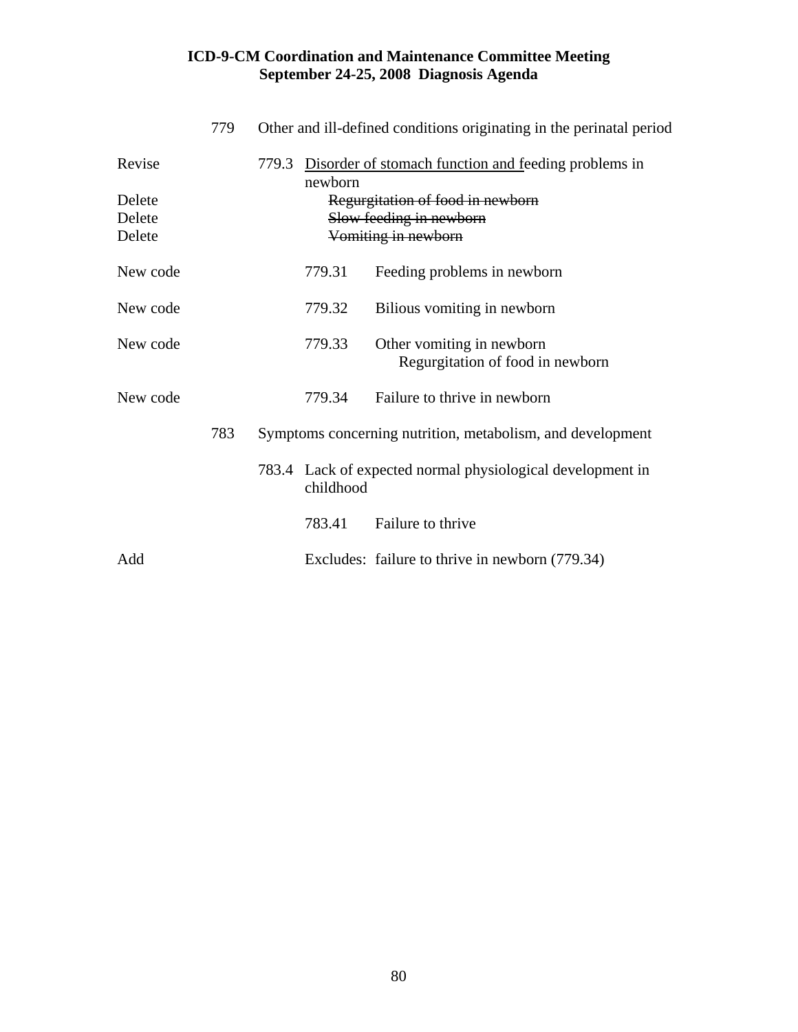| | | | |
|---|---|---|---|
| | 779 | Other and ill-defined conditions originating in the perinatal period | |
| Revise | | 779.3 <u>Disorder of stomach function and f</u>eeding problems in newborn | |
| Delete | | ~~Regurgitation of food in newborn~~ | |
| Delete | | ~~Slow feeding in newborn~~ | |
| Delete | | ~~Vomiting in newborn~~ | |
| New code | | 779.31 | Feeding problems in newborn |
| New code | | 779.32 | Bilious vomiting in newborn |
| New code | | 779.33 | Other vomiting in newborn<br>Regurgitation of food in newborn |
| New code | | 779.34 | Failure to thrive in newborn |
| | 783 | Symptoms concerning nutrition, metabolism, and development | |
| | | 783.4 Lack of expected normal physiological development in childhood | |
| | | 783.41 | Failure to thrive |
| Add | | Excludes: failure to thrive in newborn (779.34) | |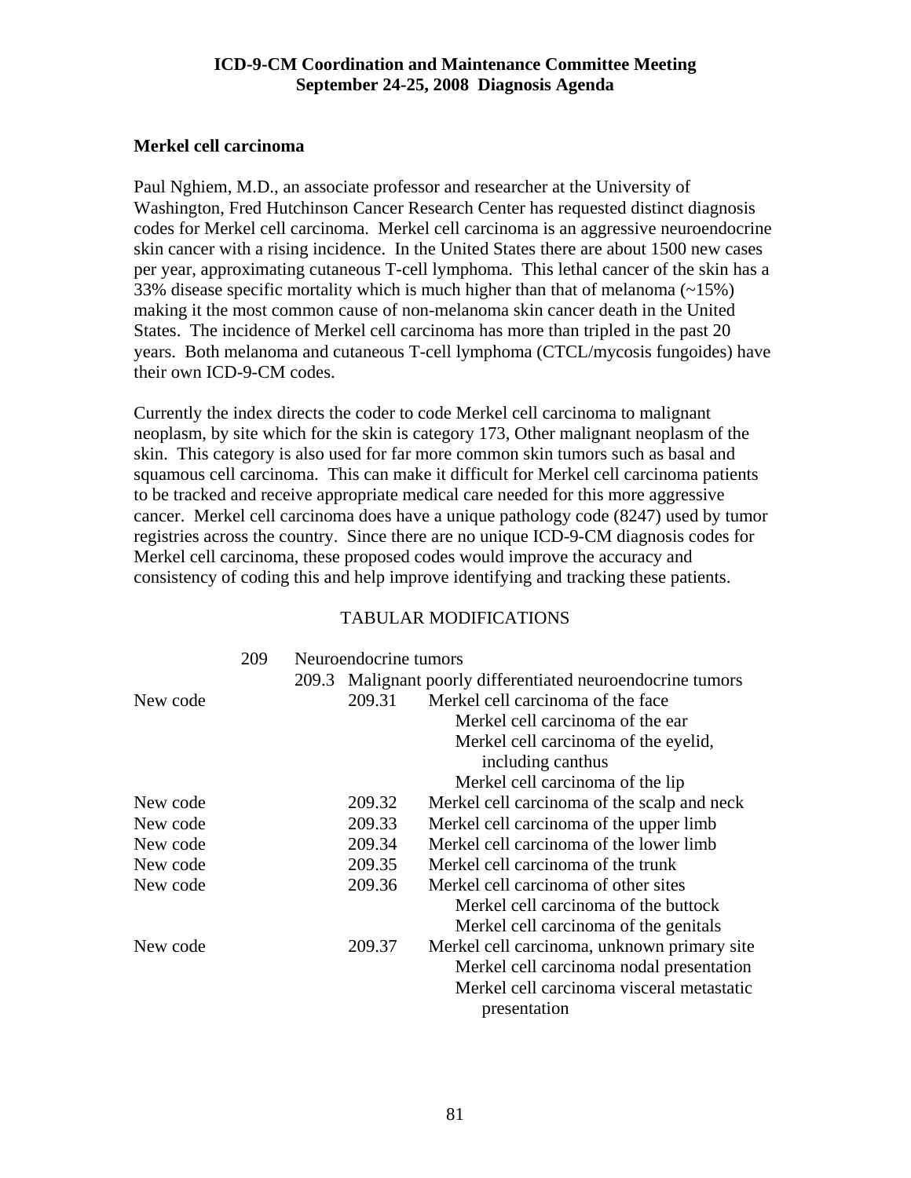**ICD-9-CM Coordination and Maintenance Committee Meeting**
**September 24-25, 2008 Diagnosis Agenda**

## Merkel cell carcinoma

Paul Nghiem, M.D., an associate professor and researcher at the University of Washington, Fred Hutchinson Cancer Research Center has requested distinct diagnosis codes for Merkel cell carcinoma. Merkel cell carcinoma is an aggressive neuroendocrine skin cancer with a rising incidence. In the United States there are about 1500 new cases per year, approximating cutaneous T-cell lymphoma. This lethal cancer of the skin has a 33% disease specific mortality which is much higher than that of melanoma (~15%) making it the most common cause of non-melanoma skin cancer death in the United States. The incidence of Merkel cell carcinoma has more than tripled in the past 20 years. Both melanoma and cutaneous T-cell lymphoma (CTCL/mycosis fungoides) have their own ICD-9-CM codes.

Currently the index directs the coder to code Merkel cell carcinoma to malignant neoplasm, by site which for the skin is category 173, Other malignant neoplasm of the skin. This category is also used for far more common skin tumors such as basal and squamous cell carcinoma. This can make it difficult for Merkel cell carcinoma patients to be tracked and receive appropriate medical care needed for this more aggressive cancer. Merkel cell carcinoma does have a unique pathology code (8247) used by tumor registries across the country. Since there are no unique ICD-9-CM diagnosis codes for Merkel cell carcinoma, these proposed codes would improve the accuracy and consistency of coding this and help improve identifying and tracking these patients.

TABULAR MODIFICATIONS

209 Neuroendocrine tumors

209.3 Malignant poorly differentiated neuroendocrine tumors

New code 209.31 Merkel cell carcinoma of the face
- Merkel cell carcinoma of the ear
- Merkel cell carcinoma of the eyelid, including canthus
- Merkel cell carcinoma of the lip

New code 209.32 Merkel cell carcinoma of the scalp and neck

New code 209.33 Merkel cell carcinoma of the upper limb

New code 209.34 Merkel cell carcinoma of the lower limb

New code 209.35 Merkel cell carcinoma of the trunk

New code 209.36 Merkel cell carcinoma of other sites
- Merkel cell carcinoma of the buttock
- Merkel cell carcinoma of the genitals

New code 209.37 Merkel cell carcinoma, unknown primary site
- Merkel cell carcinoma nodal presentation
- Merkel cell carcinoma visceral metastatic presentation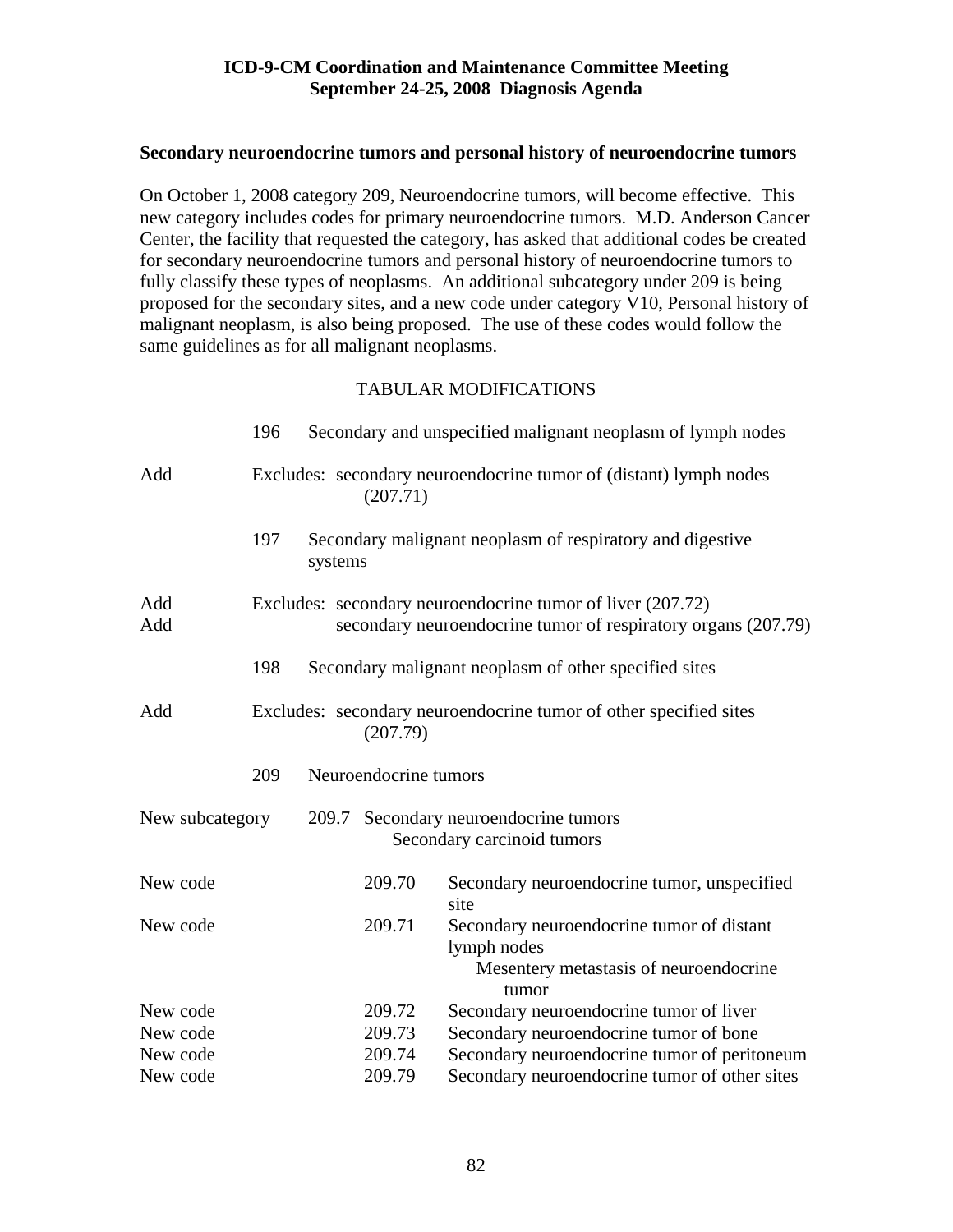**ICD-9-CM Coordination and Maintenance Committee Meeting**
**September 24-25, 2008 Diagnosis Agenda**

**Secondary neuroendocrine tumors and personal history of neuroendocrine tumors**

On October 1, 2008 category 209, Neuroendocrine tumors, will become effective. This new category includes codes for primary neuroendocrine tumors. M.D. Anderson Cancer Center, the facility that requested the category, has asked that additional codes be created for secondary neuroendocrine tumors and personal history of neuroendocrine tumors to fully classify these types of neoplasms. An additional subcategory under 209 is being proposed for the secondary sites, and a new code under category V10, Personal history of malignant neoplasm, is also being proposed. The use of these codes would follow the same guidelines as for all malignant neoplasms.

TABULAR MODIFICATIONS

| | | |
|---|---|---|
| | 196 | Secondary and unspecified malignant neoplasm of lymph nodes |
| Add | | Excludes: secondary neuroendocrine tumor of (distant) lymph nodes (207.71) |
| | 197 | Secondary malignant neoplasm of respiratory and digestive systems |
| Add | | Excludes: secondary neuroendocrine tumor of liver (207.72) |
| Add | | secondary neuroendocrine tumor of respiratory organs (207.79) |
| | 198 | Secondary malignant neoplasm of other specified sites |
| Add | | Excludes: secondary neuroendocrine tumor of other specified sites (207.79) |
| | 209 | Neuroendocrine tumors |
| New subcategory | 209.7 | Secondary neuroendocrine tumors<br>Secondary carcinoid tumors |
| New code | 209.70 | Secondary neuroendocrine tumor, unspecified site |
| New code | 209.71 | Secondary neuroendocrine tumor of distant lymph nodes<br>Mesentery metastasis of neuroendocrine tumor |
| New code | 209.72 | Secondary neuroendocrine tumor of liver |
| New code | 209.73 | Secondary neuroendocrine tumor of bone |
| New code | 209.74 | Secondary neuroendocrine tumor of peritoneum |
| New code | 209.79 | Secondary neuroendocrine tumor of other sites |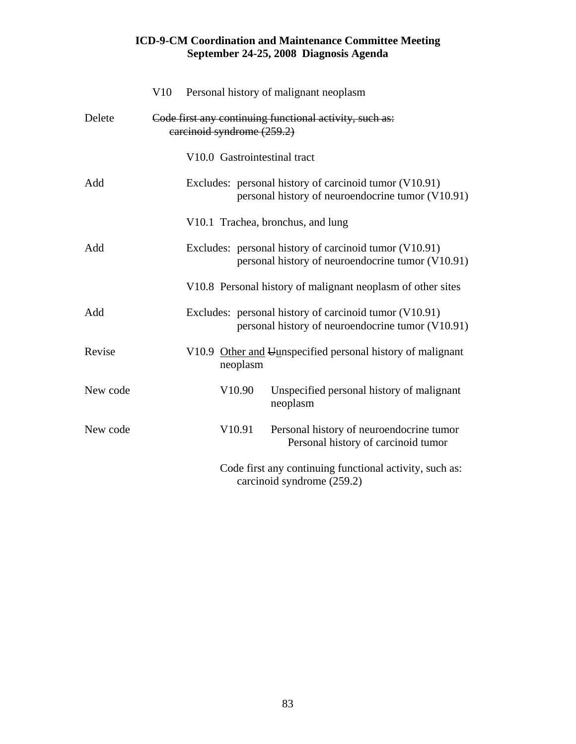V10 Personal history of malignant neoplasm

Delete ~~Code first any continuing functional activity, such as: carcinoid syndrome (259.2)~~

V10.0 Gastrointestinal tract

Add Excludes: personal history of carcinoid tumor (V10.91)
personal history of neuroendocrine tumor (V10.91)

V10.1 Trachea, bronchus, and lung

Add Excludes: personal history of carcinoid tumor (V10.91)
personal history of neuroendocrine tumor (V10.91)

V10.8 Personal history of malignant neoplasm of other sites

Add Excludes: personal history of carcinoid tumor (V10.91)
personal history of neuroendocrine tumor (V10.91)

Revise V10.9 <u>Other and</u> ~~U~~<u>u</u>nspecified personal history of malignant neoplasm

New code V10.90 Unspecified personal history of malignant neoplasm

New code V10.91 Personal history of neuroendocrine tumor
Personal history of carcinoid tumor

Code first any continuing functional activity, such as:
carcinoid syndrome (259.2)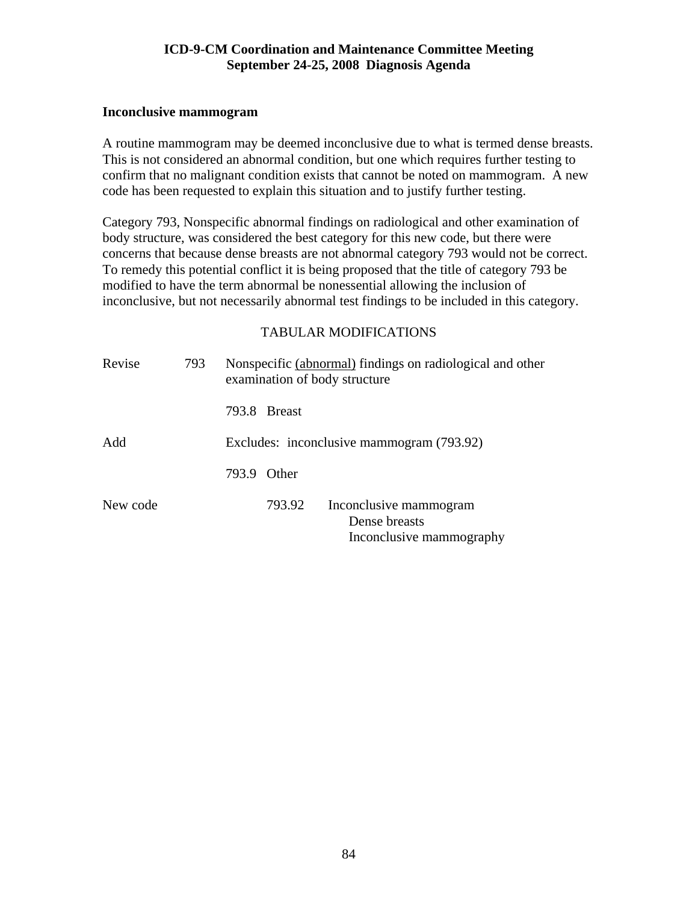## Inconclusive mammogram

A routine mammogram may be deemed inconclusive due to what is termed dense breasts. This is not considered an abnormal condition, but one which requires further testing to confirm that no malignant condition exists that cannot be noted on mammogram. A new code has been requested to explain this situation and to justify further testing.

Category 793, Nonspecific abnormal findings on radiological and other examination of body structure, was considered the best category for this new code, but there were concerns that because dense breasts are not abnormal category 793 would not be correct. To remedy this potential conflict it is being proposed that the title of category 793 be modified to have the term abnormal be nonessential allowing the inclusion of inconclusive, but not necessarily abnormal test findings to be included in this category.

TABULAR MODIFICATIONS

| | | |
|---|---|---|
| Revise | 793 | Nonspecific <u>(abnormal)</u> findings on radiological and other examination of body structure |
| | | 793.8 Breast |
| Add | | Excludes: inconclusive mammogram (793.92) |
| | | 793.9 Other |
| New code | | 793.92 Inconclusive mammogram<br>Dense breasts<br>Inconclusive mammography |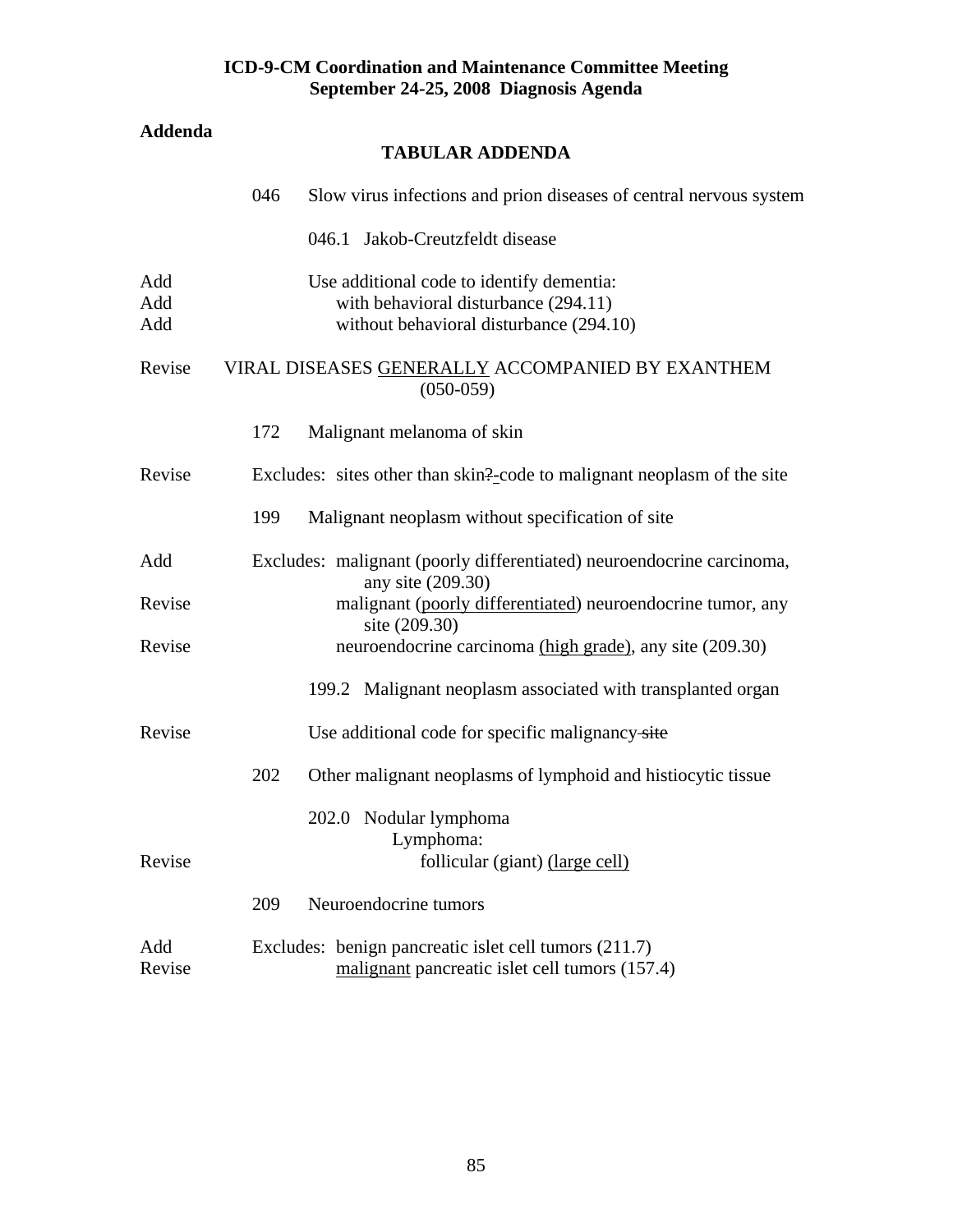**ICD-9-CM Coordination and Maintenance Committee Meeting**
**September 24-25, 2008 Diagnosis Agenda**

**Addenda**

## TABULAR ADDENDA

046 Slow virus infections and prion diseases of central nervous system

046.1 Jakob-Creutzfeldt disease

Add Use additional code to identify dementia:
Add with behavioral disturbance (294.11)
Add without behavioral disturbance (294.10)

Revise VIRAL DISEASES <u>GENERALLY</u> ACCOMPANIED BY EXANTHEM (050-059)

172 Malignant melanoma of skin

Revise Excludes: sites other than skin~~?~~-code to malignant neoplasm of the site

199 Malignant neoplasm without specification of site

Add Excludes: malignant (poorly differentiated) neuroendocrine carcinoma, any site (209.30)
Revise malignant (<u>poorly differentiated</u>) neuroendocrine tumor, any site (209.30)
Revise neuroendocrine carcinoma <u>(high grade)</u>, any site (209.30)

199.2 Malignant neoplasm associated with transplanted organ

Revise Use additional code for specific malignancy ~~site~~

202 Other malignant neoplasms of lymphoid and histiocytic tissue

202.0 Nodular lymphoma
Lymphoma:
Revise follicular (giant) <u>(large cell)</u>

209 Neuroendocrine tumors

Add Excludes: benign pancreatic islet cell tumors (211.7)
Revise <u>malignant</u> pancreatic islet cell tumors (157.4)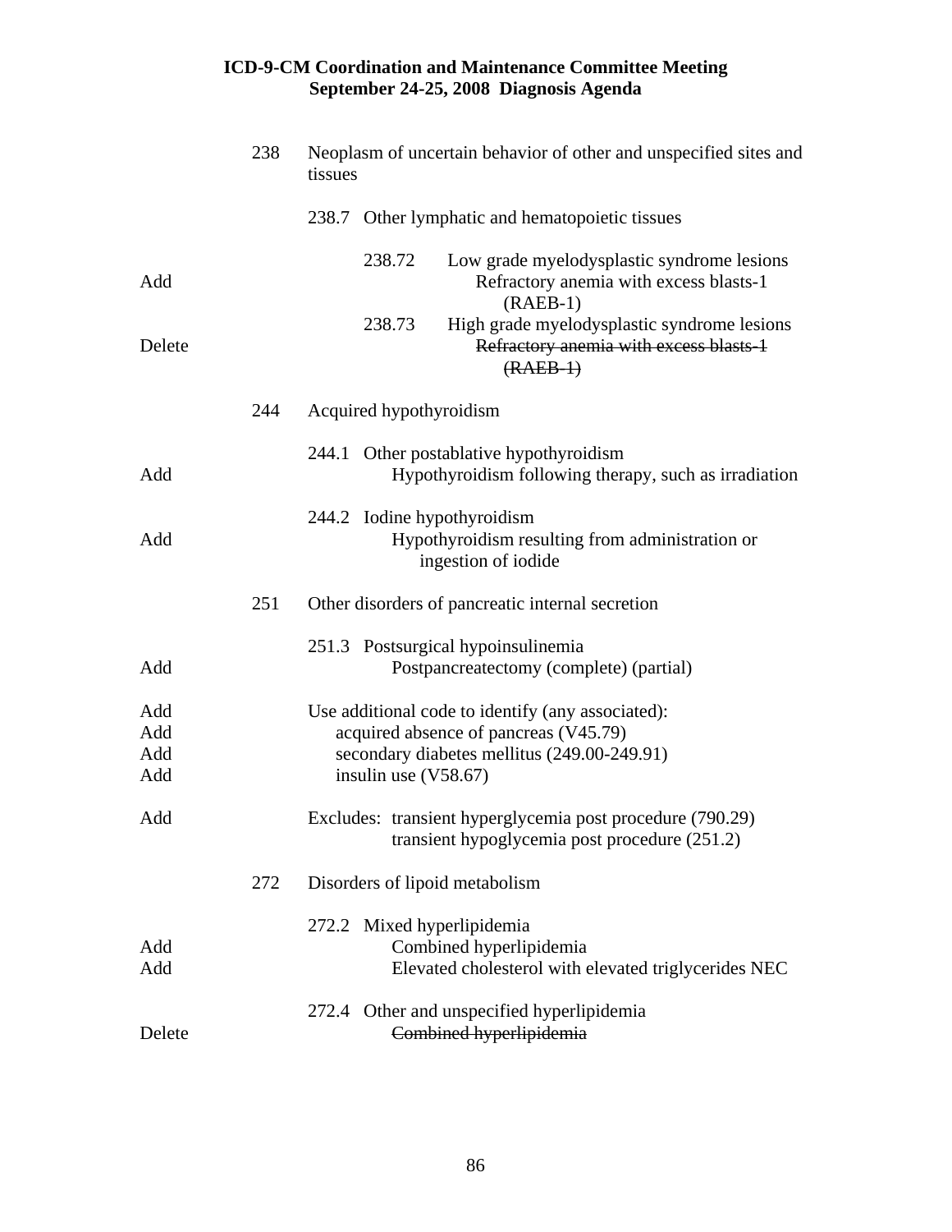| | | |
|---|---|---|
| | 238 | Neoplasm of uncertain behavior of other and unspecified sites and tissues |
| | | 238.7 Other lymphatic and hematopoietic tissues |
| | | 238.72 Low grade myelodysplastic syndrome lesions |
| Add | | Refractory anemia with excess blasts-1 (RAEB-1) |
| | | 238.73 High grade myelodysplastic syndrome lesions |
| Delete | | ~~Refractory anemia with excess blasts-1 (RAEB-1)~~ |
| | 244 | Acquired hypothyroidism |
| | | 244.1 Other postablative hypothyroidism |
| Add | | Hypothyroidism following therapy, such as irradiation |
| | | 244.2 Iodine hypothyroidism |
| Add | | Hypothyroidism resulting from administration or ingestion of iodide |
| | 251 | Other disorders of pancreatic internal secretion |
| | | 251.3 Postsurgical hypoinsulinemia |
| Add | | Postpancreatectomy (complete) (partial) |
| Add | | Use additional code to identify (any associated): |
| Add | | acquired absence of pancreas (V45.79) |
| Add | | secondary diabetes mellitus (249.00-249.91) |
| Add | | insulin use (V58.67) |
| Add | | Excludes: transient hyperglycemia post procedure (790.29) |
| | | transient hypoglycemia post procedure (251.2) |
| | 272 | Disorders of lipoid metabolism |
| | | 272.2 Mixed hyperlipidemia |
| Add | | Combined hyperlipidemia |
| Add | | Elevated cholesterol with elevated triglycerides NEC |
| | | 272.4 Other and unspecified hyperlipidemia |
| Delete | | ~~Combined hyperlipidemia~~ |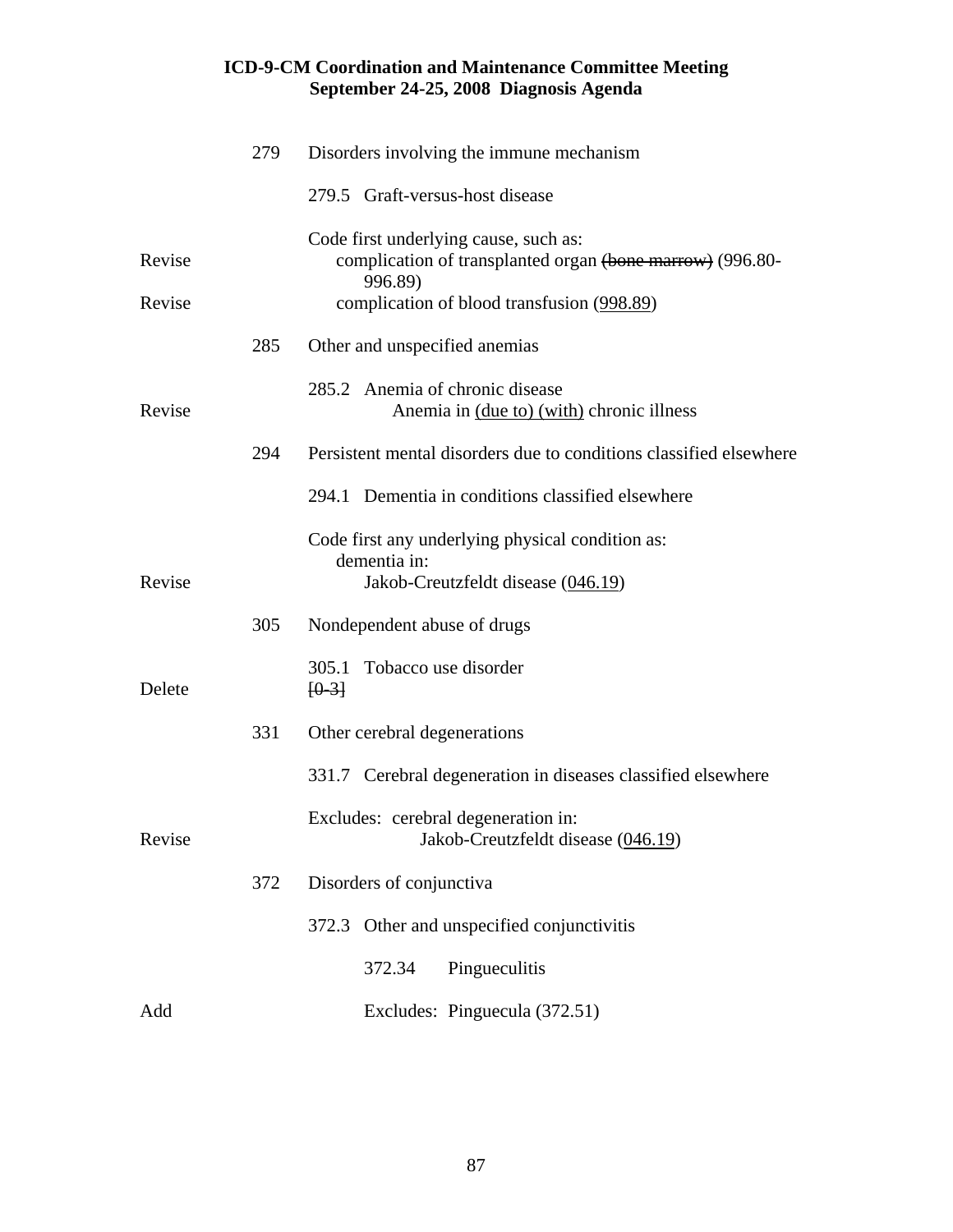| | | |
|---|---|---|
| | 279 | Disorders involving the immune mechanism |
| | | 279.5 Graft-versus-host disease |
| | | Code first underlying cause, such as: |
| Revise | | complication of transplanted organ ~~(bone marrow)~~ (996.80-996.89) |
| Revise | | complication of blood transfusion (<u>998.89</u>) |
| | 285 | Other and unspecified anemias |
| | | 285.2 Anemia of chronic disease |
| Revise | | Anemia in <u>(due to) (with)</u> chronic illness |
| | 294 | Persistent mental disorders due to conditions classified elsewhere |
| | | 294.1 Dementia in conditions classified elsewhere |
| | | Code first any underlying physical condition as: |
| | | dementia in: |
| Revise | | Jakob-Creutzfeldt disease (<u>046.19</u>) |
| | 305 | Nondependent abuse of drugs |
| | | 305.1 Tobacco use disorder |
| Delete | | ~~[0-3]~~ |
| | 331 | Other cerebral degenerations |
| | | 331.7 Cerebral degeneration in diseases classified elsewhere |
| | | Excludes: cerebral degeneration in: |
| Revise | | Jakob-Creutzfeldt disease (<u>046.19</u>) |
| | 372 | Disorders of conjunctiva |
| | | 372.3 Other and unspecified conjunctivitis |
| | | 372.34 Pingueculitis |
| Add | | Excludes: Pinguecula (372.51) |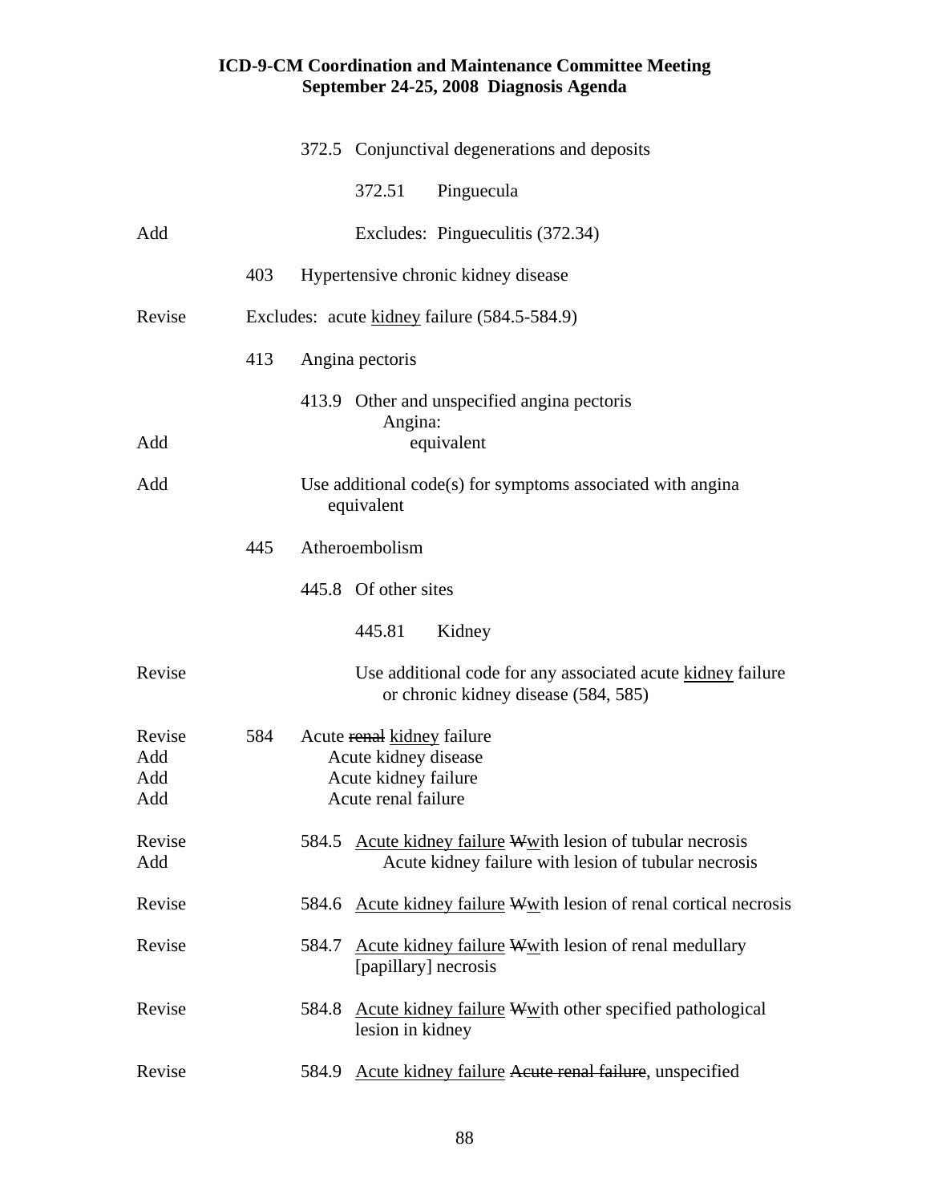372.5 Conjunctival degenerations and deposits

372.51 Pinguecula

Add — Excludes: Pingueculitis (372.34)

403 Hypertensive chronic kidney disease

Revise — Excludes: acute <u>kidney</u> failure (584.5-584.9)

413 Angina pectoris

413.9 Other and unspecified angina pectoris
Angina:
Add — equivalent

Add — Use additional code(s) for symptoms associated with angina equivalent

445 Atheroembolism

445.8 Of other sites

445.81 Kidney

Revise — Use additional code for any associated acute <u>kidney</u> failure or chronic kidney disease (584, 585)

Revise — 584 Acute ~~renal~~ <u>kidney</u> failure
Add — Acute kidney disease
Add — Acute kidney failure
Add — Acute renal failure

Revise — 584.5 <u>Acute kidney failure</u> ~~W~~<u>w</u>ith lesion of tubular necrosis
Add — Acute kidney failure with lesion of tubular necrosis

Revise — 584.6 <u>Acute kidney failure</u> ~~W~~<u>w</u>ith lesion of renal cortical necrosis

Revise — 584.7 <u>Acute kidney failure</u> ~~W~~<u>w</u>ith lesion of renal medullary [papillary] necrosis

Revise — 584.8 <u>Acute kidney failure</u> ~~W~~<u>w</u>ith other specified pathological lesion in kidney

Revise — 584.9 <u>Acute kidney failure</u> ~~Acute renal failure~~, unspecified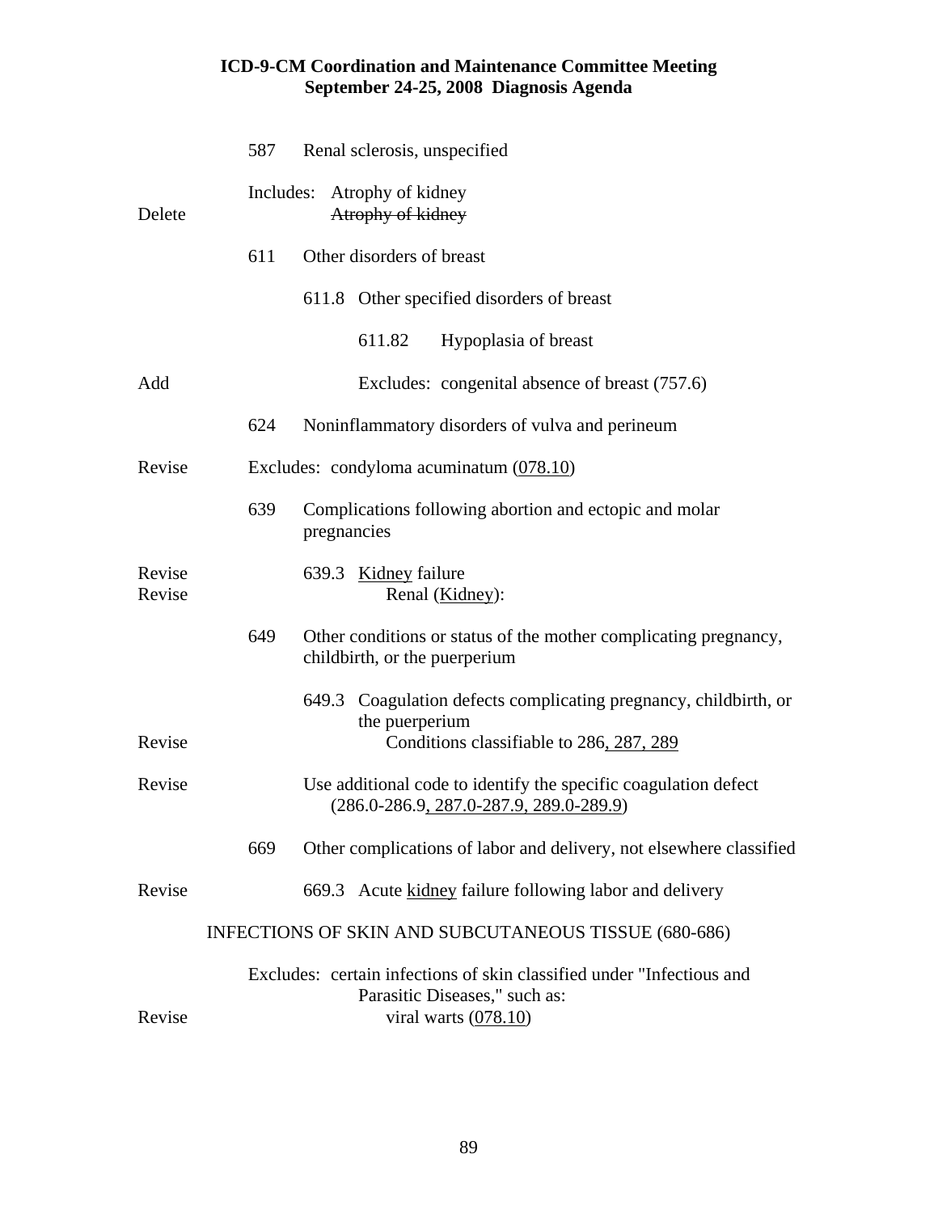| | | |
|---|---|---|
| | 587 | Renal sclerosis, unspecified |
| Delete | Includes: | Atrophy of kidney<br>~~Atrophy of kidney~~ |
| | 611 | Other disorders of breast |
| | | 611.8 Other specified disorders of breast |
| | | 611.82 Hypoplasia of breast |
| Add | | Excludes: congenital absence of breast (757.6) |
| | 624 | Noninflammatory disorders of vulva and perineum |
| Revise | | Excludes: condyloma acuminatum (<u>078.10</u>) |
| | 639 | Complications following abortion and ectopic and molar pregnancies |
| Revise | | 639.3 <u>Kidney</u> failure |
| Revise | | Renal (<u>Kidney</u>): |
| | 649 | Other conditions or status of the mother complicating pregnancy, childbirth, or the puerperium |
| | | 649.3 Coagulation defects complicating pregnancy, childbirth, or the puerperium |
| Revise | | Conditions classifiable to 286<u>, 287, 289</u> |
| Revise | | Use additional code to identify the specific coagulation defect (286.0-286.9<u>, 287.0-287.9, 289.0-289.9</u>) |
| | 669 | Other complications of labor and delivery, not elsewhere classified |
| Revise | | 669.3 Acute <u>kidney</u> failure following labor and delivery |

INFECTIONS OF SKIN AND SUBCUTANEOUS TISSUE (680-686)

| | |
|---|---|
| | Excludes: certain infections of skin classified under "Infectious and Parasitic Diseases," such as: |
| Revise | viral warts (<u>078.10</u>) |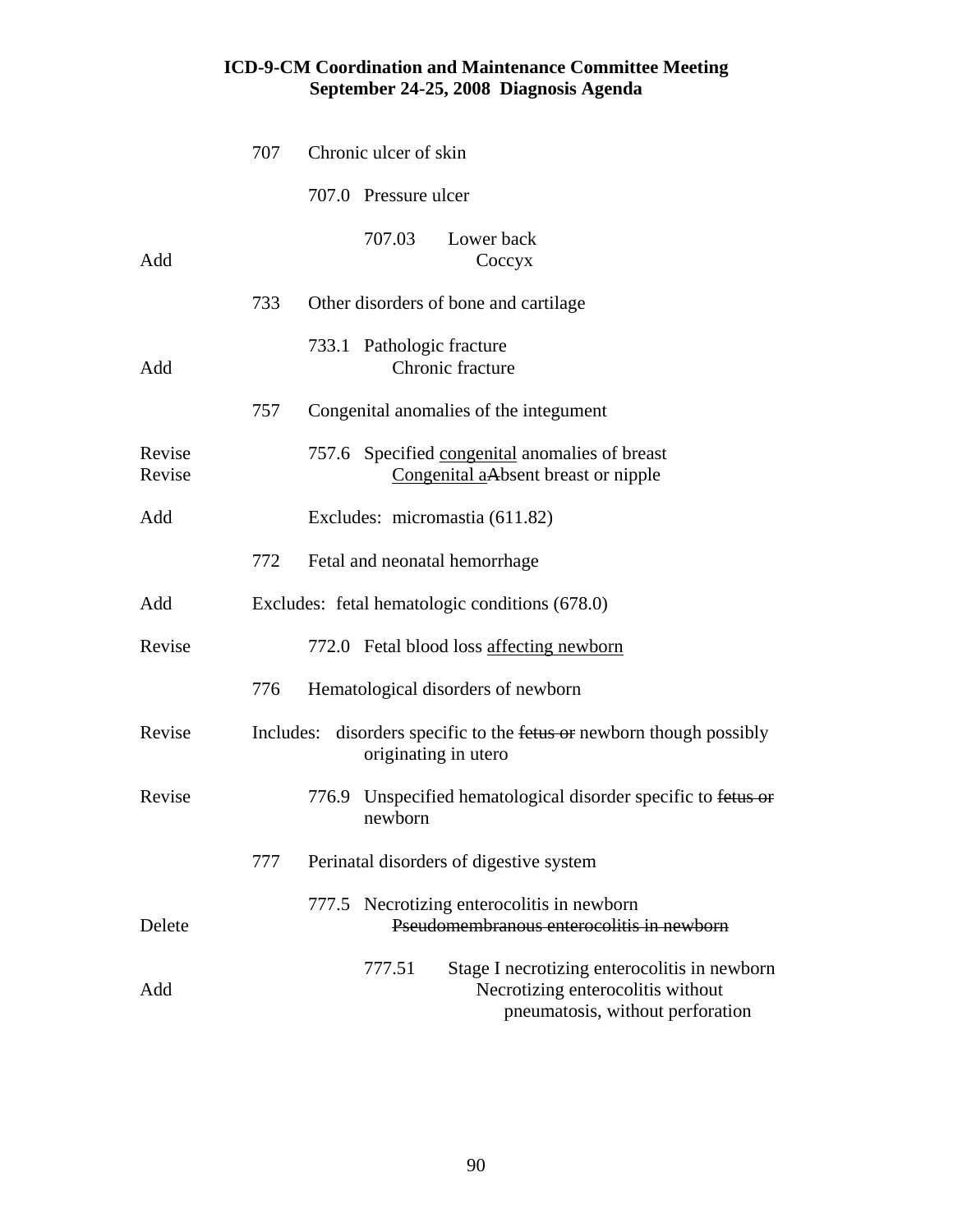| | | |
|---|---|---|
| | 707 | Chronic ulcer of skin |
| | | 707.0 Pressure ulcer |
| | | 707.03 Lower back |
| Add | | Coccyx |
| | 733 | Other disorders of bone and cartilage |
| | | 733.1 Pathologic fracture |
| Add | | Chronic fracture |
| | 757 | Congenital anomalies of the integument |
| Revise | | 757.6 Specified <u>congenital</u> anomalies of breast |
| Revise | | <u>Congenital a</u>~~A~~bsent breast or nipple |
| Add | | Excludes: micromastia (611.82) |
| | 772 | Fetal and neonatal hemorrhage |
| Add | Excludes: fetal hematologic conditions (678.0) | |
| Revise | | 772.0 Fetal blood loss <u>affecting newborn</u> |
| | 776 | Hematological disorders of newborn |
| Revise | Includes: disorders specific to the ~~fetus or~~ newborn though possibly originating in utero | |
| Revise | | 776.9 Unspecified hematological disorder specific to ~~fetus or~~ newborn |
| | 777 | Perinatal disorders of digestive system |
| | | 777.5 Necrotizing enterocolitis in newborn |
| Delete | | ~~Pseudomembranous enterocolitis in newborn~~ |
| | | 777.51 Stage I necrotizing enterocolitis in newborn |
| Add | | Necrotizing enterocolitis without pneumatosis, without perforation |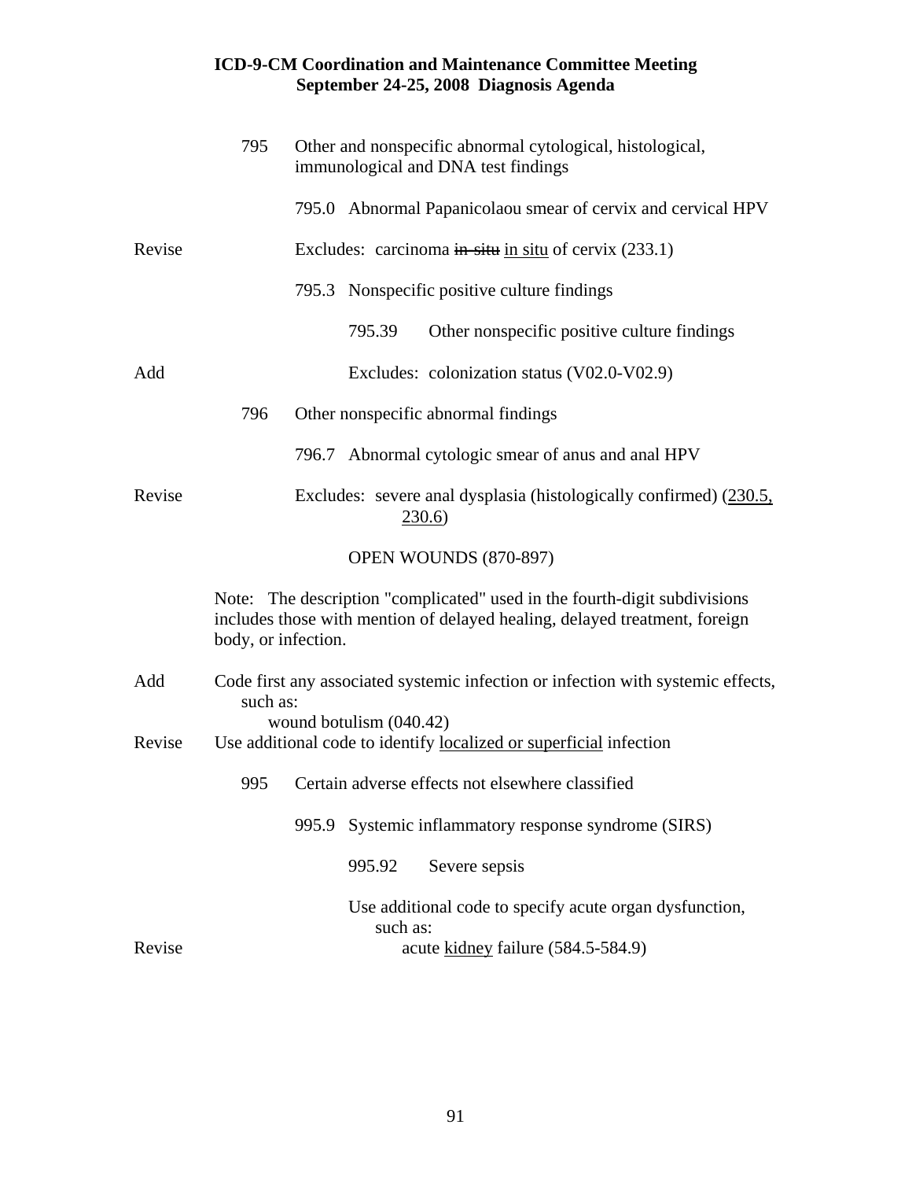| | | |
|---|---|---|
| | 795 | Other and nonspecific abnormal cytological, histological, immunological and DNA test findings |
| | | 795.0 Abnormal Papanicolaou smear of cervix and cervical HPV |
| Revise | | Excludes: carcinoma ~~in-situ~~ <u>in situ</u> of cervix (233.1) |
| | | 795.3 Nonspecific positive culture findings |
| | | 795.39 Other nonspecific positive culture findings |
| Add | | Excludes: colonization status (V02.0-V02.9) |
| | 796 | Other nonspecific abnormal findings |
| | | 796.7 Abnormal cytologic smear of anus and anal HPV |
| Revise | | Excludes: severe anal dysplasia (histologically confirmed) (<u>230.5, 230.6</u>) |

OPEN WOUNDS (870-897)

Note: The description "complicated" used in the fourth-digit subdivisions includes those with mention of delayed healing, delayed treatment, foreign body, or infection.

| | |
|---|---|
| Add | Code first any associated systemic infection or infection with systemic effects, such as: wound botulism (040.42) |
| Revise | Use additional code to identify <u>localized or superficial</u> infection |

| | | |
|---|---|---|
| | 995 | Certain adverse effects not elsewhere classified |
| | | 995.9 Systemic inflammatory response syndrome (SIRS) |
| | | 995.92 Severe sepsis |
| | | Use additional code to specify acute organ dysfunction, such as: |
| Revise | | acute <u>kidney</u> failure (584.5-584.9) |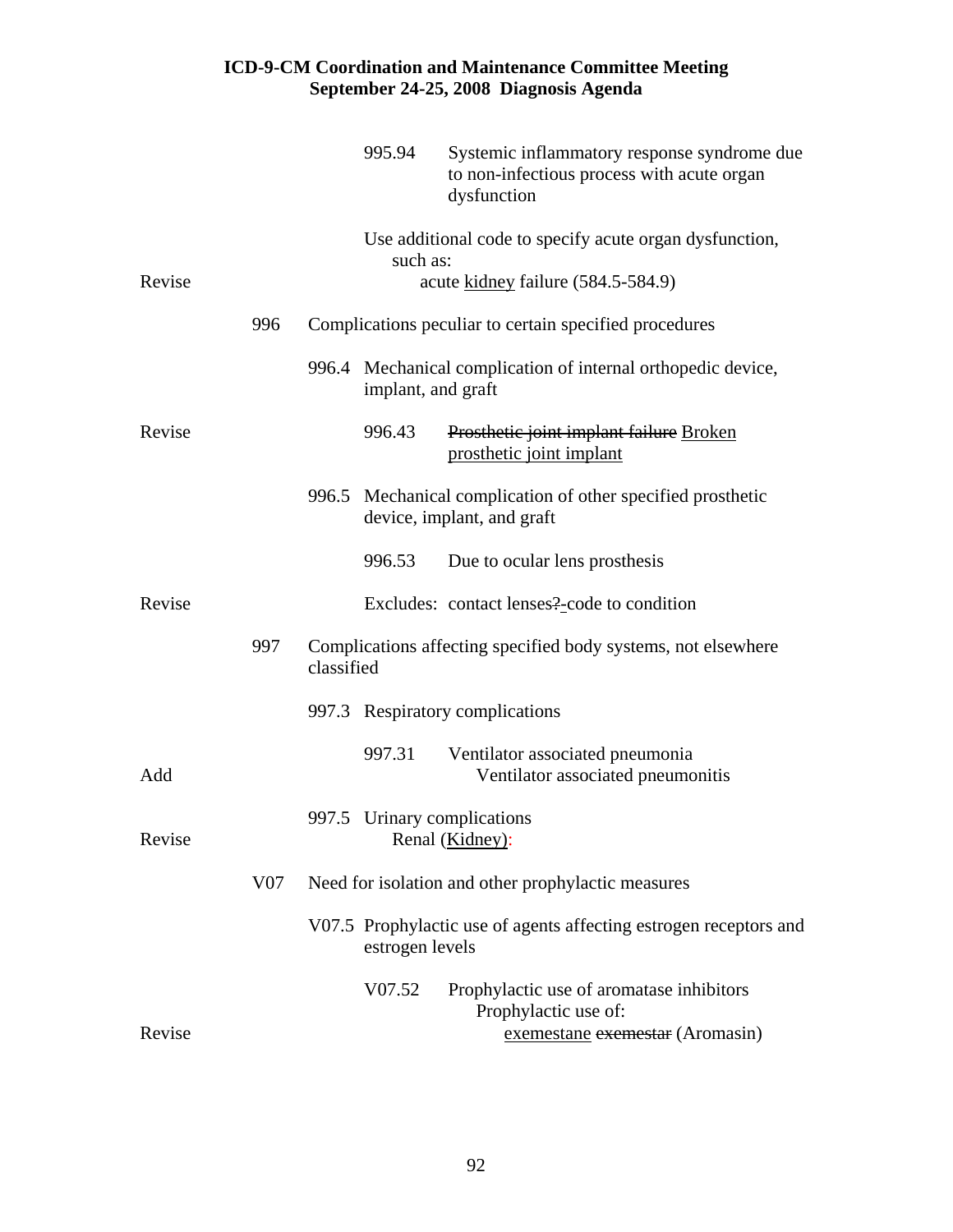| | | | | |
|---|---|---|---|---|
| | | | 995.94 | Systemic inflammatory response syndrome due to non-infectious process with acute organ dysfunction |
| | | | | Use additional code to specify acute organ dysfunction, such as: |
| Revise | | | | acute <u>kidney</u> failure (584.5-584.9) |
| | 996 | Complications peculiar to certain specified procedures | | |
| | | 996.4 | Mechanical complication of internal orthopedic device, implant, and graft | |
| Revise | | | 996.43 | ~~Prosthetic joint implant failure~~ <u>Broken prosthetic joint implant</u> |
| | | 996.5 | Mechanical complication of other specified prosthetic device, implant, and graft | |
| | | | 996.53 | Due to ocular lens prosthesis |
| Revise | | | | Excludes: contact lenses~~?~~<u>-</u>code to condition |
| | 997 | Complications affecting specified body systems, not elsewhere classified | | |
| | | 997.3 | Respiratory complications | |
| | | | 997.31 | Ventilator associated pneumonia |
| Add | | | | Ventilator associated pneumonitis |
| | | 997.5 | Urinary complications | |
| Revise | | | | Renal (<u>Kidney</u>): |
| | V07 | Need for isolation and other prophylactic measures | | |
| | | V07.5 | Prophylactic use of agents affecting estrogen receptors and estrogen levels | |
| | | | V07.52 | Prophylactic use of aromatase inhibitors |
| | | | | Prophylactic use of: |
| Revise | | | | <u>exemestane</u> ~~exemestar~~ (Aromasin) |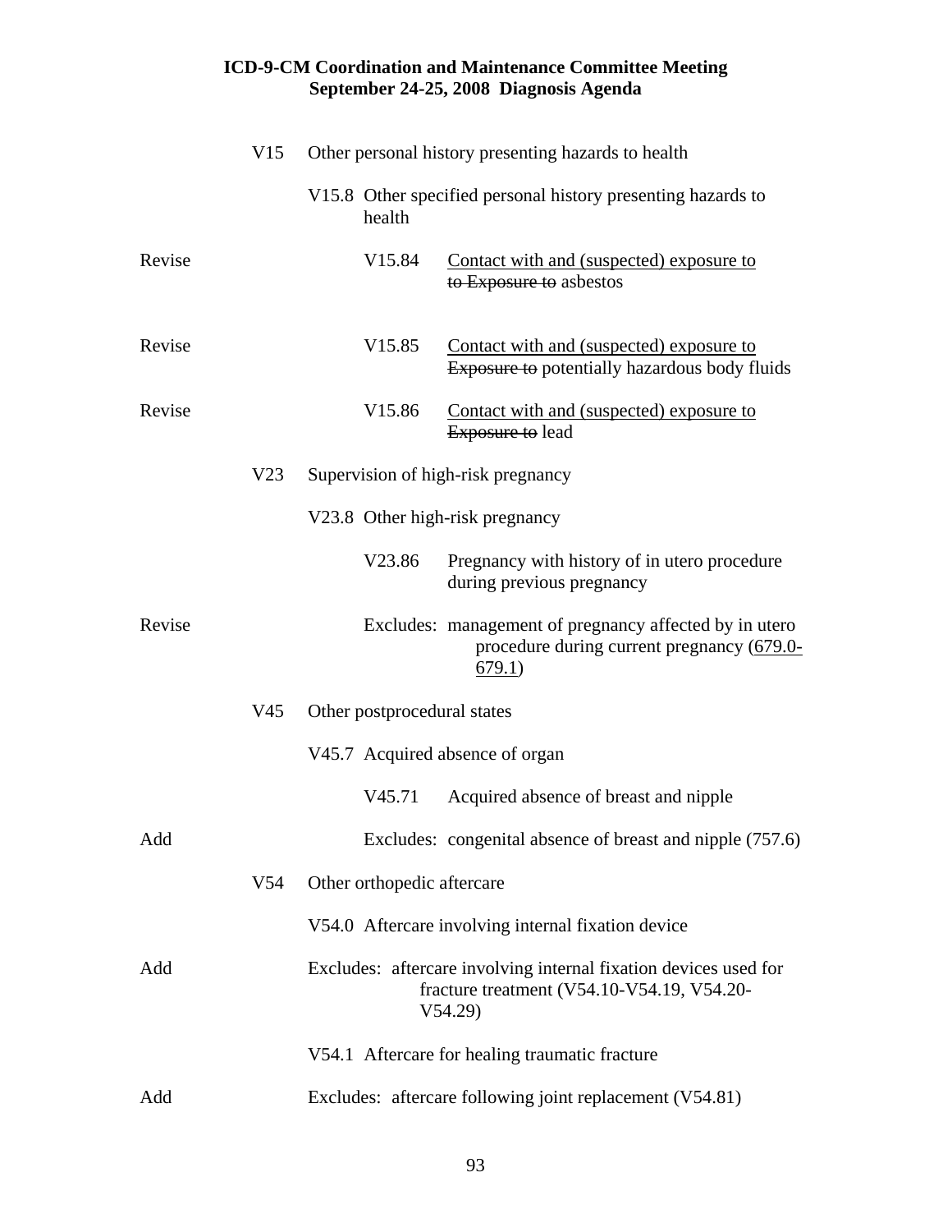| | | | | |
|---|---|---|---|---|
| | V15 | Other personal history presenting hazards to health | | |
| | | V15.8 Other specified personal history presenting hazards to health | | |
| Revise | | | V15.84 | <u>Contact with and (suspected) exposure to</u> ~~to Exposure to~~ asbestos |
| Revise | | | V15.85 | <u>Contact with and (suspected) exposure to</u> ~~Exposure to~~ potentially hazardous body fluids |
| Revise | | | V15.86 | <u>Contact with and (suspected) exposure to</u> ~~Exposure to~~ lead |
| | V23 | Supervision of high-risk pregnancy | | |
| | | V23.8 Other high-risk pregnancy | | |
| | | | V23.86 | Pregnancy with history of in utero procedure during previous pregnancy |
| Revise | | | Excludes: | management of pregnancy affected by in utero procedure during current pregnancy (<u>679.0-679.1</u>) |
| | V45 | Other postprocedural states | | |
| | | V45.7 Acquired absence of organ | | |
| | | | V45.71 | Acquired absence of breast and nipple |
| Add | | | Excludes: | congenital absence of breast and nipple (757.6) |
| | V54 | Other orthopedic aftercare | | |
| | | V54.0 Aftercare involving internal fixation device | | |
| Add | | Excludes: aftercare involving internal fixation devices used for fracture treatment (V54.10-V54.19, V54.20-V54.29) | | |
| | | V54.1 Aftercare for healing traumatic fracture | | |
| Add | | Excludes: aftercare following joint replacement (V54.81) | | |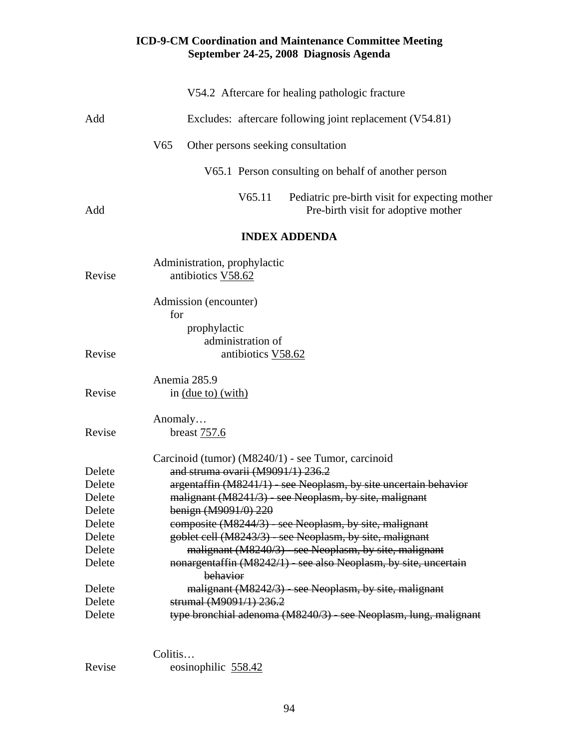V54.2 Aftercare for healing pathologic fracture

Add Excludes: aftercare following joint replacement (V54.81)

V65 Other persons seeking consultation

V65.1 Person consulting on behalf of another person

V65.11 Pediatric pre-birth visit for expecting mother

Add Pre-birth visit for adoptive mother

**INDEX ADDENDA**

Administration, prophylactic

Revise antibiotics <u>V58.62</u>

Admission (encounter)
for
prophylactic
administration of

Revise antibiotics <u>V58.62</u>

Anemia 285.9

Revise in <u>(due to) (with)</u>

Anomaly…

Revise breast <u>757.6</u>

Carcinoid (tumor) (M8240/1) - see Tumor, carcinoid

Delete ~~and struma ovarii (M9091/1) 236.2~~

Delete ~~argentaffin (M8241/1) - see Neoplasm, by site uncertain behavior~~

Delete ~~malignant (M8241/3) - see Neoplasm, by site, malignant~~

Delete ~~benign (M9091/0) 220~~

Delete ~~composite (M8244/3) - see Neoplasm, by site, malignant~~

Delete ~~goblet cell (M8243/3) - see Neoplasm, by site, malignant~~

Delete ~~malignant (M8240/3) - see Neoplasm, by site, malignant~~

Delete ~~nonargentaffin (M8242/1) - see also Neoplasm, by site, uncertain behavior~~

Delete ~~malignant (M8242/3) - see Neoplasm, by site, malignant~~

Delete ~~strumal (M9091/1) 236.2~~

Delete ~~type bronchial adenoma (M8240/3) - see Neoplasm, lung, malignant~~

Colitis…

Revise eosinophilic <u>558.42</u>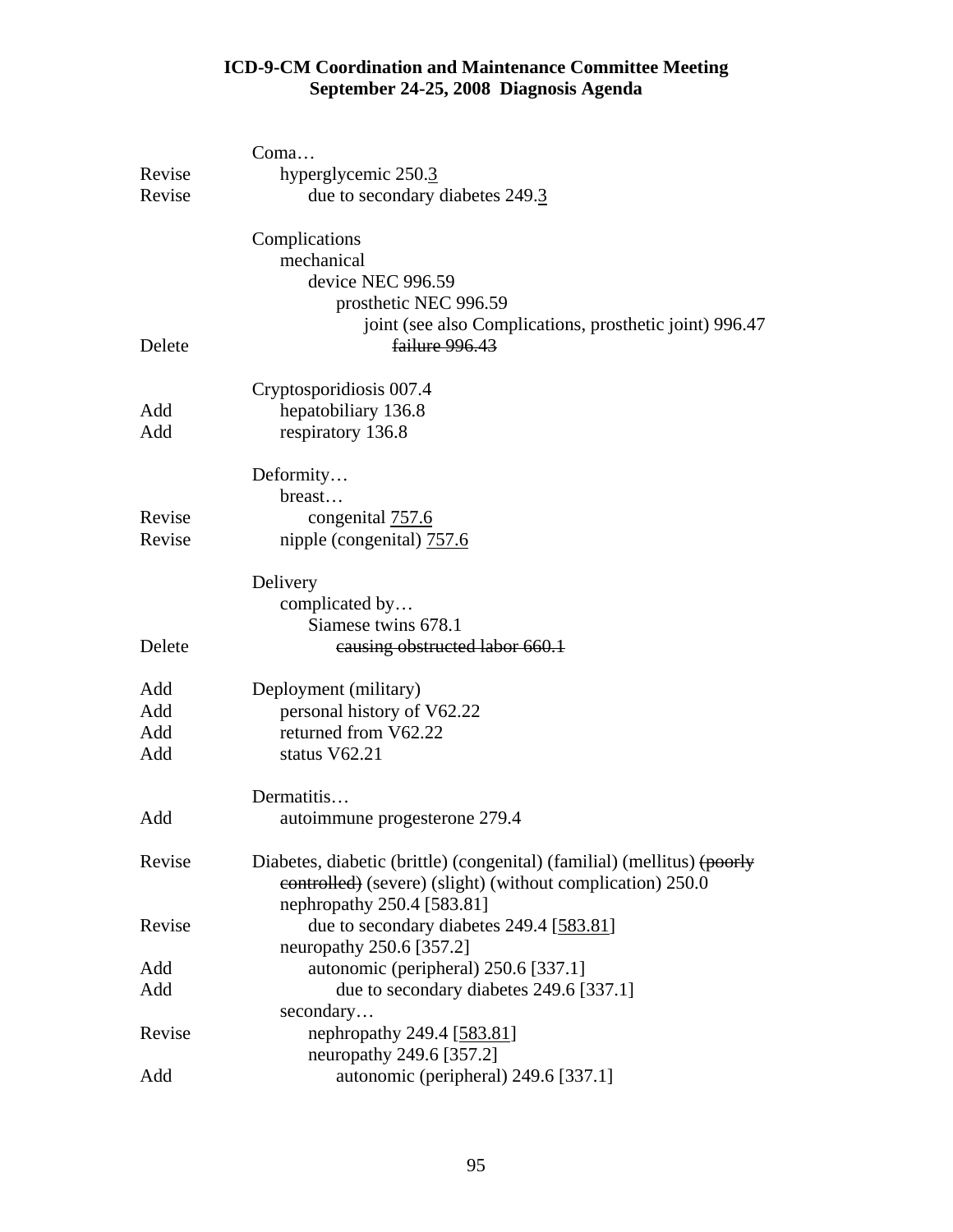| | |
|---|---|
| | Coma… |
| Revise | &nbsp;&nbsp;&nbsp;&nbsp;hyperglycemic 250.<u>3</u> |
| Revise | &nbsp;&nbsp;&nbsp;&nbsp;&nbsp;&nbsp;&nbsp;&nbsp;due to secondary diabetes 249.<u>3</u> |
| | |
| | Complications |
| | &nbsp;&nbsp;&nbsp;&nbsp;mechanical |
| | &nbsp;&nbsp;&nbsp;&nbsp;&nbsp;&nbsp;&nbsp;&nbsp;device NEC 996.59 |
| | &nbsp;&nbsp;&nbsp;&nbsp;&nbsp;&nbsp;&nbsp;&nbsp;&nbsp;&nbsp;&nbsp;&nbsp;prosthetic NEC 996.59 |
| | &nbsp;&nbsp;&nbsp;&nbsp;&nbsp;&nbsp;&nbsp;&nbsp;&nbsp;&nbsp;&nbsp;&nbsp;&nbsp;&nbsp;&nbsp;&nbsp;joint (see also Complications, prosthetic joint) 996.47 |
| Delete | &nbsp;&nbsp;&nbsp;&nbsp;&nbsp;&nbsp;&nbsp;&nbsp;&nbsp;&nbsp;&nbsp;&nbsp;&nbsp;&nbsp;&nbsp;&nbsp;&nbsp;&nbsp;&nbsp;&nbsp;~~failure 996.43~~ |
| | |
| | Cryptosporidiosis 007.4 |
| Add | &nbsp;&nbsp;&nbsp;&nbsp;hepatobiliary 136.8 |
| Add | &nbsp;&nbsp;&nbsp;&nbsp;respiratory 136.8 |
| | |
| | Deformity… |
| | &nbsp;&nbsp;&nbsp;&nbsp;breast… |
| Revise | &nbsp;&nbsp;&nbsp;&nbsp;&nbsp;&nbsp;&nbsp;&nbsp;congenital <u>757.6</u> |
| Revise | &nbsp;&nbsp;&nbsp;&nbsp;nipple (congenital) <u>757.6</u> |
| | |
| | Delivery |
| | &nbsp;&nbsp;&nbsp;&nbsp;complicated by… |
| | &nbsp;&nbsp;&nbsp;&nbsp;&nbsp;&nbsp;&nbsp;&nbsp;Siamese twins 678.1 |
| Delete | &nbsp;&nbsp;&nbsp;&nbsp;&nbsp;&nbsp;&nbsp;&nbsp;&nbsp;&nbsp;&nbsp;&nbsp;~~causing obstructed labor 660.1~~ |
| | |
| Add | Deployment (military) |
| Add | &nbsp;&nbsp;&nbsp;&nbsp;personal history of V62.22 |
| Add | &nbsp;&nbsp;&nbsp;&nbsp;returned from V62.22 |
| Add | &nbsp;&nbsp;&nbsp;&nbsp;status V62.21 |
| | |
| | Dermatitis… |
| Add | &nbsp;&nbsp;&nbsp;&nbsp;autoimmune progesterone 279.4 |
| | |
| Revise | Diabetes, diabetic (brittle) (congenital) (familial) (mellitus) ~~(poorly controlled)~~ (severe) (slight) (without complication) 250.0 |
| | &nbsp;&nbsp;&nbsp;&nbsp;nephropathy 250.4 [583.81] |
| Revise | &nbsp;&nbsp;&nbsp;&nbsp;&nbsp;&nbsp;&nbsp;&nbsp;due to secondary diabetes 249.4 [<u>583.81</u>] |
| | &nbsp;&nbsp;&nbsp;&nbsp;neuropathy 250.6 [357.2] |
| Add | &nbsp;&nbsp;&nbsp;&nbsp;&nbsp;&nbsp;&nbsp;&nbsp;autonomic (peripheral) 250.6 [337.1] |
| Add | &nbsp;&nbsp;&nbsp;&nbsp;&nbsp;&nbsp;&nbsp;&nbsp;&nbsp;&nbsp;&nbsp;&nbsp;due to secondary diabetes 249.6 [337.1] |
| | &nbsp;&nbsp;&nbsp;&nbsp;secondary… |
| Revise | &nbsp;&nbsp;&nbsp;&nbsp;&nbsp;&nbsp;&nbsp;&nbsp;nephropathy 249.4 [<u>583.81</u>] |
| | &nbsp;&nbsp;&nbsp;&nbsp;&nbsp;&nbsp;&nbsp;&nbsp;neuropathy 249.6 [357.2] |
| Add | &nbsp;&nbsp;&nbsp;&nbsp;&nbsp;&nbsp;&nbsp;&nbsp;&nbsp;&nbsp;&nbsp;&nbsp;autonomic (peripheral) 249.6 [337.1] |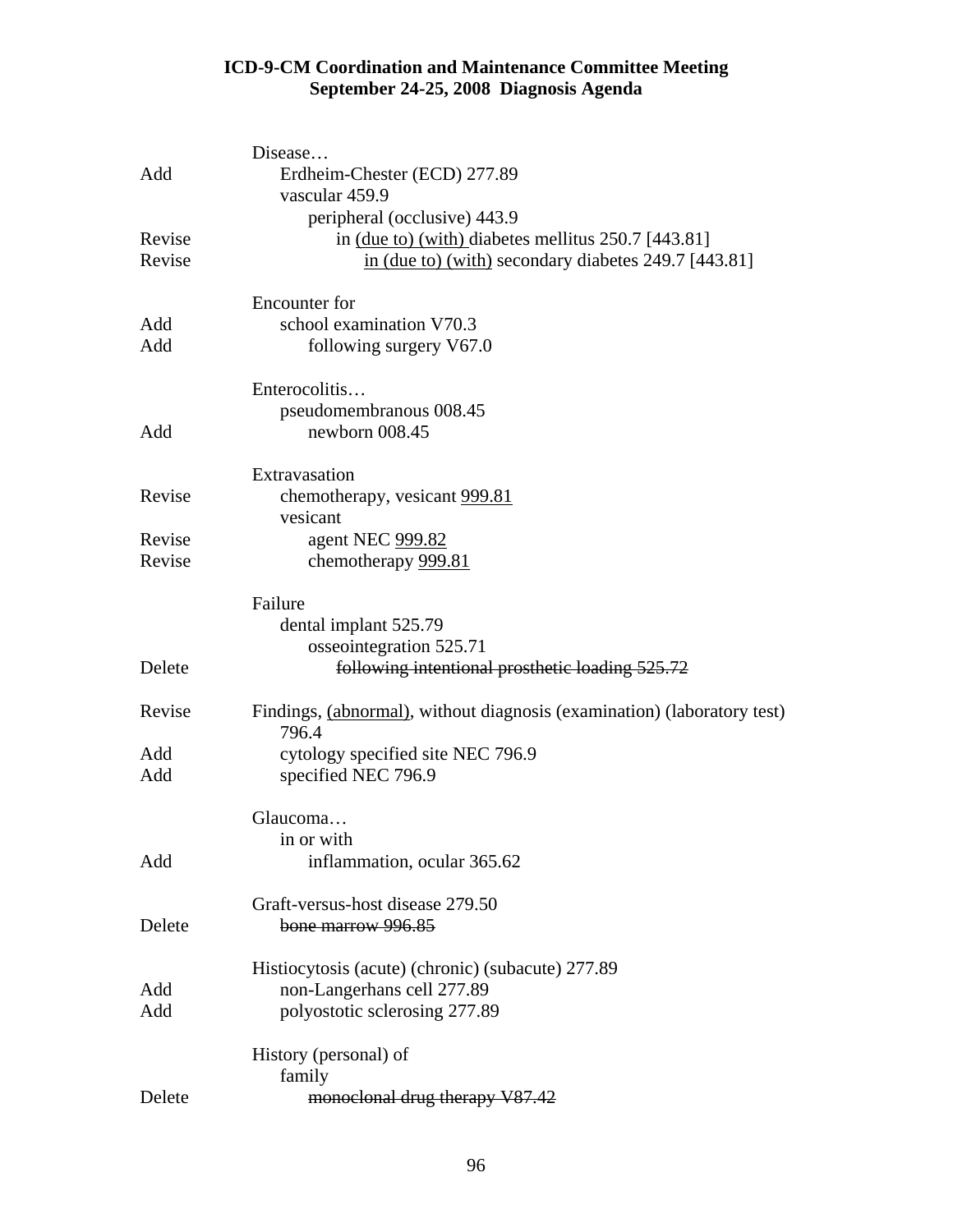**ICD-9-CM Coordination and Maintenance Committee Meeting**
**September 24-25, 2008 Diagnosis Agenda**

| | |
|---|---|
| | Disease… |
| Add | &nbsp;&nbsp;&nbsp;&nbsp;Erdheim-Chester (ECD) 277.89 |
| | &nbsp;&nbsp;&nbsp;&nbsp;vascular 459.9 |
| | &nbsp;&nbsp;&nbsp;&nbsp;&nbsp;&nbsp;&nbsp;&nbsp;peripheral (occlusive) 443.9 |
| Revise | &nbsp;&nbsp;&nbsp;&nbsp;&nbsp;&nbsp;&nbsp;&nbsp;&nbsp;&nbsp;&nbsp;&nbsp;in <u>(due to) (with)</u> diabetes mellitus 250.7 [443.81] |
| Revise | &nbsp;&nbsp;&nbsp;&nbsp;&nbsp;&nbsp;&nbsp;&nbsp;&nbsp;&nbsp;&nbsp;&nbsp;&nbsp;&nbsp;&nbsp;&nbsp;<u>in (due to) (with)</u> secondary diabetes 249.7 [443.81] |
| | |
| | Encounter for |
| Add | &nbsp;&nbsp;&nbsp;&nbsp;school examination V70.3 |
| Add | &nbsp;&nbsp;&nbsp;&nbsp;&nbsp;&nbsp;&nbsp;&nbsp;following surgery V67.0 |
| | |
| | Enterocolitis… |
| | &nbsp;&nbsp;&nbsp;&nbsp;pseudomembranous 008.45 |
| Add | &nbsp;&nbsp;&nbsp;&nbsp;&nbsp;&nbsp;&nbsp;&nbsp;newborn 008.45 |
| | |
| | Extravasation |
| Revise | &nbsp;&nbsp;&nbsp;&nbsp;chemotherapy, vesicant <u>999.81</u> |
| | &nbsp;&nbsp;&nbsp;&nbsp;vesicant |
| Revise | &nbsp;&nbsp;&nbsp;&nbsp;&nbsp;&nbsp;&nbsp;&nbsp;agent NEC <u>999.82</u> |
| Revise | &nbsp;&nbsp;&nbsp;&nbsp;&nbsp;&nbsp;&nbsp;&nbsp;chemotherapy <u>999.81</u> |
| | |
| | Failure |
| | &nbsp;&nbsp;&nbsp;&nbsp;dental implant 525.79 |
| | &nbsp;&nbsp;&nbsp;&nbsp;&nbsp;&nbsp;&nbsp;&nbsp;osseointegration 525.71 |
| Delete | &nbsp;&nbsp;&nbsp;&nbsp;&nbsp;&nbsp;&nbsp;&nbsp;&nbsp;&nbsp;&nbsp;&nbsp;~~following intentional prosthetic loading 525.72~~ |
| | |
| Revise | Findings, <u>(abnormal)</u>, without diagnosis (examination) (laboratory test) 796.4 |
| Add | &nbsp;&nbsp;&nbsp;&nbsp;cytology specified site NEC 796.9 |
| Add | &nbsp;&nbsp;&nbsp;&nbsp;specified NEC 796.9 |
| | |
| | Glaucoma… |
| | &nbsp;&nbsp;&nbsp;&nbsp;in or with |
| Add | &nbsp;&nbsp;&nbsp;&nbsp;&nbsp;&nbsp;&nbsp;&nbsp;inflammation, ocular 365.62 |
| | |
| | Graft-versus-host disease 279.50 |
| Delete | &nbsp;&nbsp;&nbsp;&nbsp;~~bone marrow 996.85~~ |
| | |
| | Histiocytosis (acute) (chronic) (subacute) 277.89 |
| Add | &nbsp;&nbsp;&nbsp;&nbsp;non-Langerhans cell 277.89 |
| Add | &nbsp;&nbsp;&nbsp;&nbsp;polyostotic sclerosing 277.89 |
| | |
| | History (personal) of |
| | &nbsp;&nbsp;&nbsp;&nbsp;family |
| Delete | &nbsp;&nbsp;&nbsp;&nbsp;&nbsp;&nbsp;&nbsp;&nbsp;~~monoclonal drug therapy V87.42~~ |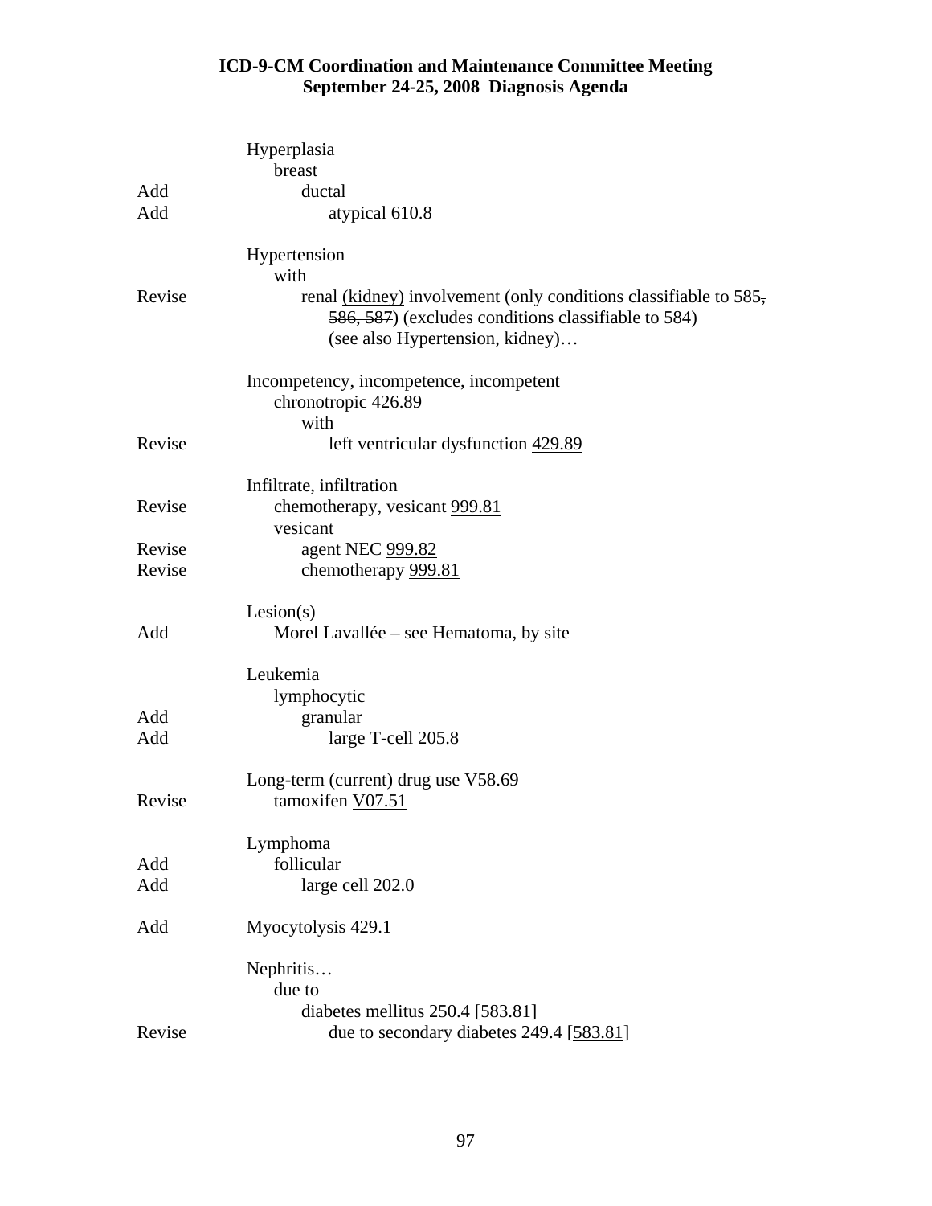| | |
|---|---|
| | Hyperplasia |
| | breast |
| Add | ductal |
| Add | atypical 610.8 |
| | |
| | Hypertension |
| | with |
| Revise | renal <u>(kidney)</u> involvement (only conditions classifiable to 585~~,~~ ~~586, 587~~) (excludes conditions classifiable to 584) (see also Hypertension, kidney)… |
| | |
| | Incompetency, incompetence, incompetent |
| | chronotropic 426.89 |
| | with |
| Revise | left ventricular dysfunction <u>429.89</u> |
| | |
| | Infiltrate, infiltration |
| Revise | chemotherapy, vesicant <u>999.81</u> |
| | vesicant |
| Revise | agent NEC <u>999.82</u> |
| Revise | chemotherapy <u>999.81</u> |
| | |
| | Lesion(s) |
| Add | Morel Lavallée – see Hematoma, by site |
| | |
| | Leukemia |
| | lymphocytic |
| Add | granular |
| Add | large T-cell 205.8 |
| | |
| | Long-term (current) drug use V58.69 |
| Revise | tamoxifen <u>V07.51</u> |
| | |
| | Lymphoma |
| Add | follicular |
| Add | large cell 202.0 |
| | |
| Add | Myocytolysis 429.1 |
| | |
| | Nephritis… |
| | due to |
| | diabetes mellitus 250.4 [583.81] |
| Revise | due to secondary diabetes 249.4 [<u>583.81</u>] |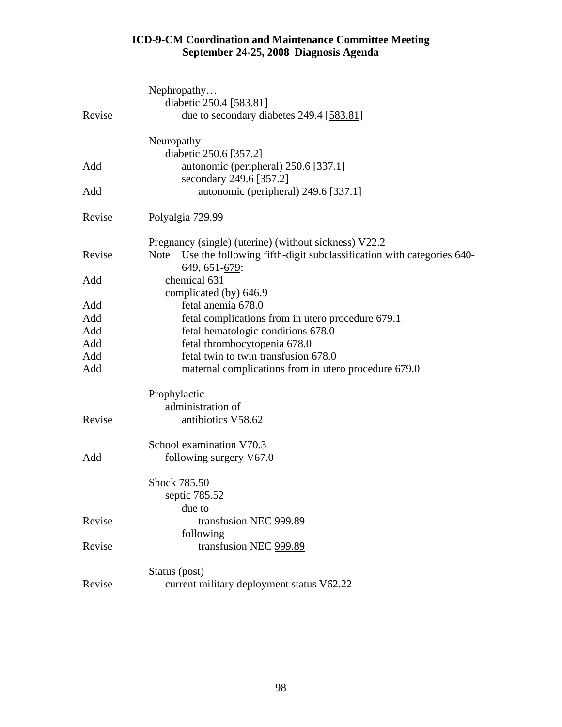| | |
|---|---|
| | Nephropathy… |
| | diabetic 250.4 [583.81] |
| Revise | due to secondary diabetes 249.4 [<u>583.81</u>] |
| | |
| | Neuropathy |
| | diabetic 250.6 [357.2] |
| Add | autonomic (peripheral) 250.6 [337.1] |
| | secondary 249.6 [357.2] |
| Add | autonomic (peripheral) 249.6 [337.1] |
| | |
| Revise | Polyalgia <u>729.99</u> |
| | |
| | Pregnancy (single) (uterine) (without sickness) V22.2 |
| Revise | Note Use the following fifth-digit subclassification with categories 640-649, 651-<u>679</u>: |
| Add | chemical 631 |
| | complicated (by) 646.9 |
| Add | fetal anemia 678.0 |
| Add | fetal complications from in utero procedure 679.1 |
| Add | fetal hematologic conditions 678.0 |
| Add | fetal thrombocytopenia 678.0 |
| Add | fetal twin to twin transfusion 678.0 |
| Add | maternal complications from in utero procedure 679.0 |
| | |
| | Prophylactic |
| | administration of |
| Revise | antibiotics <u>V58.62</u> |
| | |
| | School examination V70.3 |
| Add | following surgery V67.0 |
| | |
| | Shock 785.50 |
| | septic 785.52 |
| | due to |
| Revise | transfusion NEC <u>999.89</u> |
| | following |
| Revise | transfusion NEC <u>999.89</u> |
| | |
| | Status (post) |
| Revise | ~~current~~ military deployment ~~status~~ <u>V62.22</u> |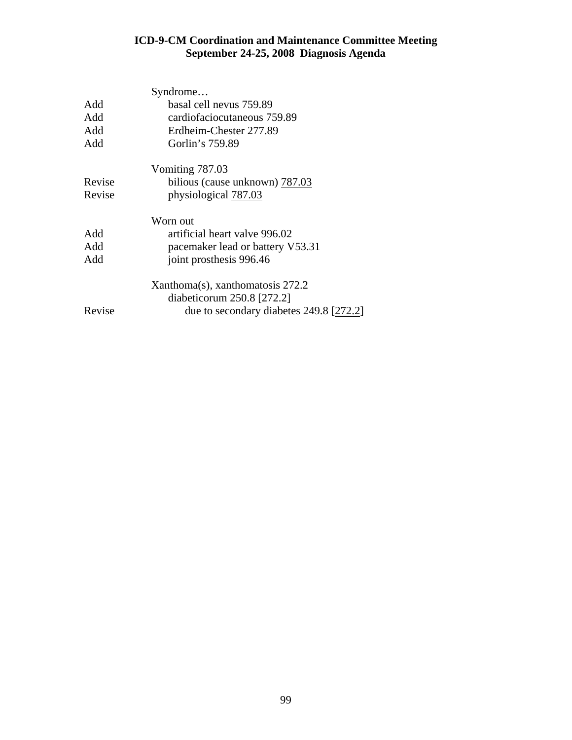| | |
|---|---|
| | Syndrome… |
| Add | basal cell nevus 759.89 |
| Add | cardiofaciocutaneous 759.89 |
| Add | Erdheim-Chester 277.89 |
| Add | Gorlin's 759.89 |
| | |
| | Vomiting 787.03 |
| Revise | bilious (cause unknown) <u>787.03</u> |
| Revise | physiological <u>787.03</u> |
| | |
| | Worn out |
| Add | artificial heart valve 996.02 |
| Add | pacemaker lead or battery V53.31 |
| Add | joint prosthesis 996.46 |
| | |
| | Xanthoma(s), xanthomatosis 272.2 |
| | diabeticorum 250.8 [272.2] |
| Revise | due to secondary diabetes 249.8 [<u>272.2</u>] |